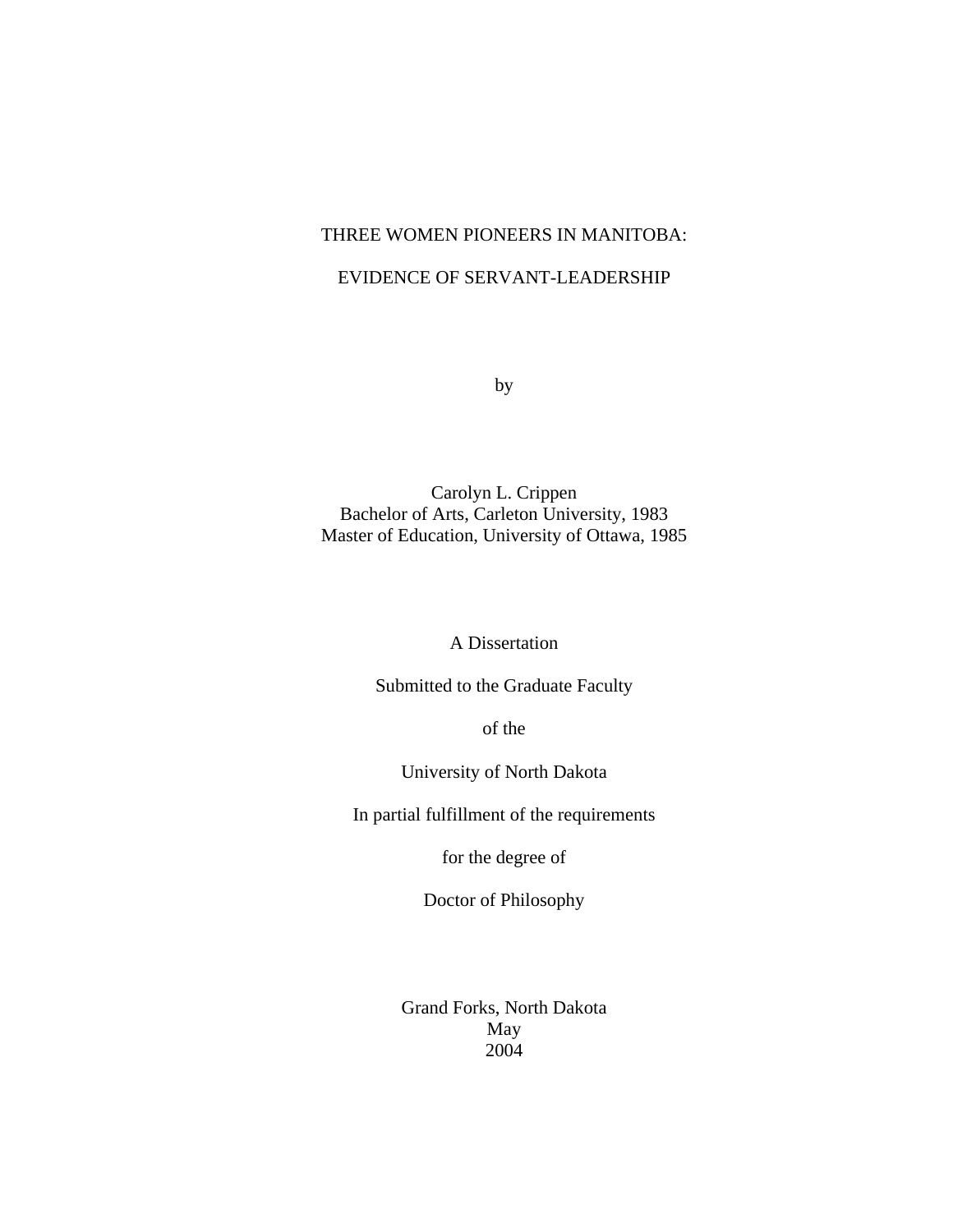# THREE WOMEN PIONEERS IN MANITOBA:

# EVIDENCE OF SERVANT-LEADERSHIP

by

Carolyn L. Crippen
Bachelor of Arts, Carleton University, 1983
Master of Education, University of Ottawa, 1985

A Dissertation

Submitted to the Graduate Faculty

of the

University of North Dakota

In partial fulfillment of the requirements

for the degree of

Doctor of Philosophy

Grand Forks, North Dakota
May
2004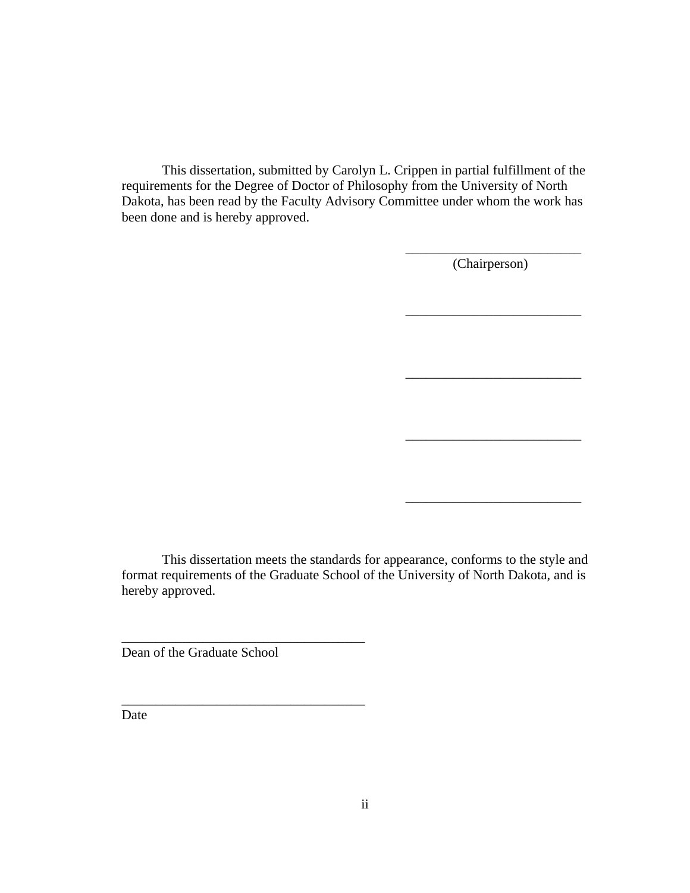This dissertation, submitted by Carolyn L. Crippen in partial fulfillment of the requirements for the Degree of Doctor of Philosophy from the University of North Dakota, has been read by the Faculty Advisory Committee under whom the work has been done and is hereby approved.

\_\_\_\_\_\_\_\_\_\_\_\_\_\_\_\_\_\_\_\_\_\_\_\_\_\_\_
(Chairperson)

\_\_\_\_\_\_\_\_\_\_\_\_\_\_\_\_\_\_\_\_\_\_\_\_\_\_\_

\_\_\_\_\_\_\_\_\_\_\_\_\_\_\_\_\_\_\_\_\_\_\_\_\_\_\_

\_\_\_\_\_\_\_\_\_\_\_\_\_\_\_\_\_\_\_\_\_\_\_\_\_\_\_

\_\_\_\_\_\_\_\_\_\_\_\_\_\_\_\_\_\_\_\_\_\_\_\_\_\_\_

This dissertation meets the standards for appearance, conforms to the style and format requirements of the Graduate School of the University of North Dakota, and is hereby approved.

\_\_\_\_\_\_\_\_\_\_\_\_\_\_\_\_\_\_\_\_\_\_\_\_\_\_\_\_\_\_\_\_\_\_\_\_\_
Dean of the Graduate School

\_\_\_\_\_\_\_\_\_\_\_\_\_\_\_\_\_\_\_\_\_\_\_\_\_\_\_\_\_\_\_\_\_\_\_\_\_
Date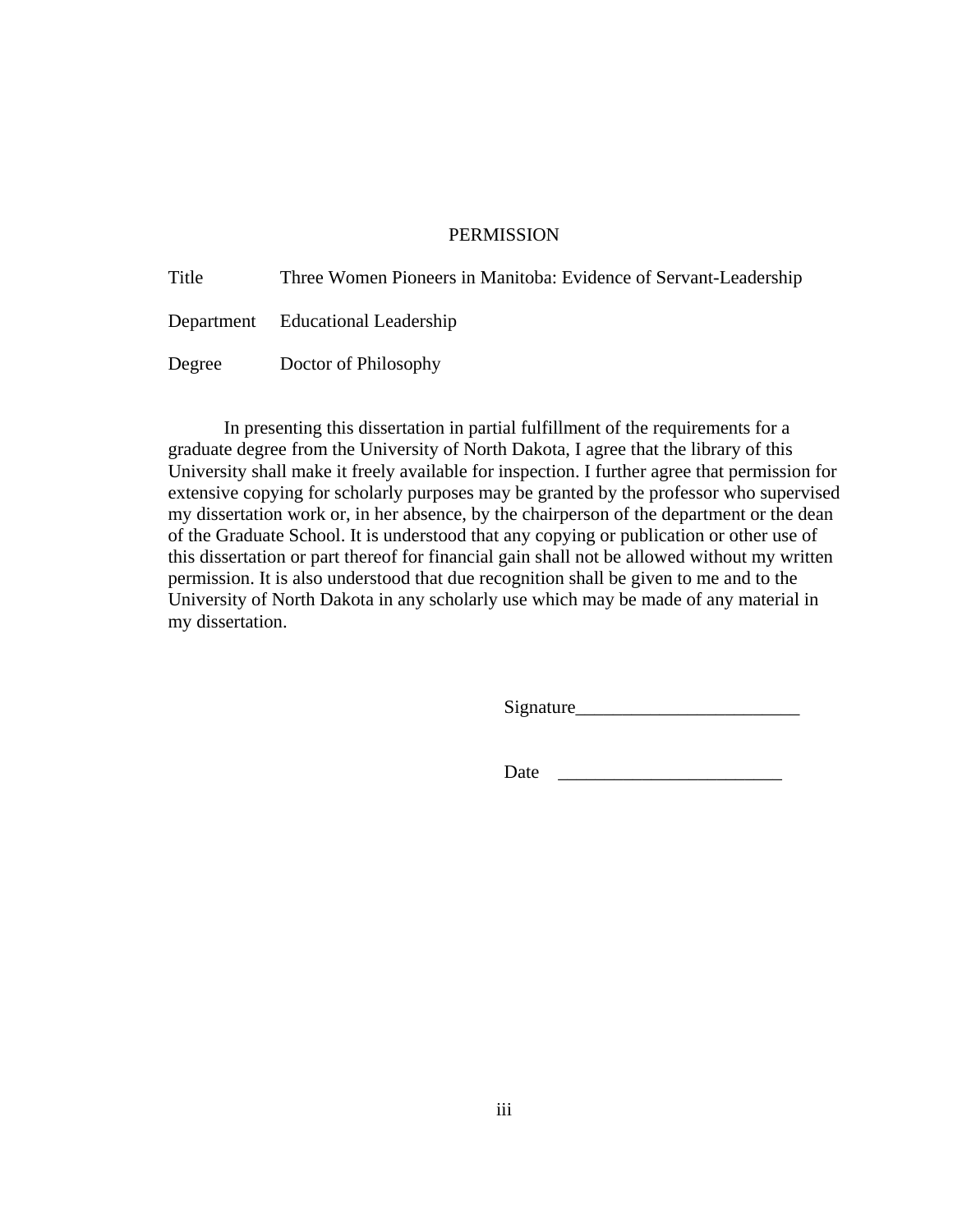# PERMISSION

| | |
|---|---|
| Title | Three Women Pioneers in Manitoba: Evidence of Servant-Leadership |
| Department | Educational Leadership |
| Degree | Doctor of Philosophy |

In presenting this dissertation in partial fulfillment of the requirements for a graduate degree from the University of North Dakota, I agree that the library of this University shall make it freely available for inspection. I further agree that permission for extensive copying for scholarly purposes may be granted by the professor who supervised my dissertation work or, in her absence, by the chairperson of the department or the dean of the Graduate School. It is understood that any copying or publication or other use of this dissertation or part thereof for financial gain shall not be allowed without my written permission. It is also understood that due recognition shall be given to me and to the University of North Dakota in any scholarly use which may be made of any material in my dissertation.

Signature________________________

Date ________________________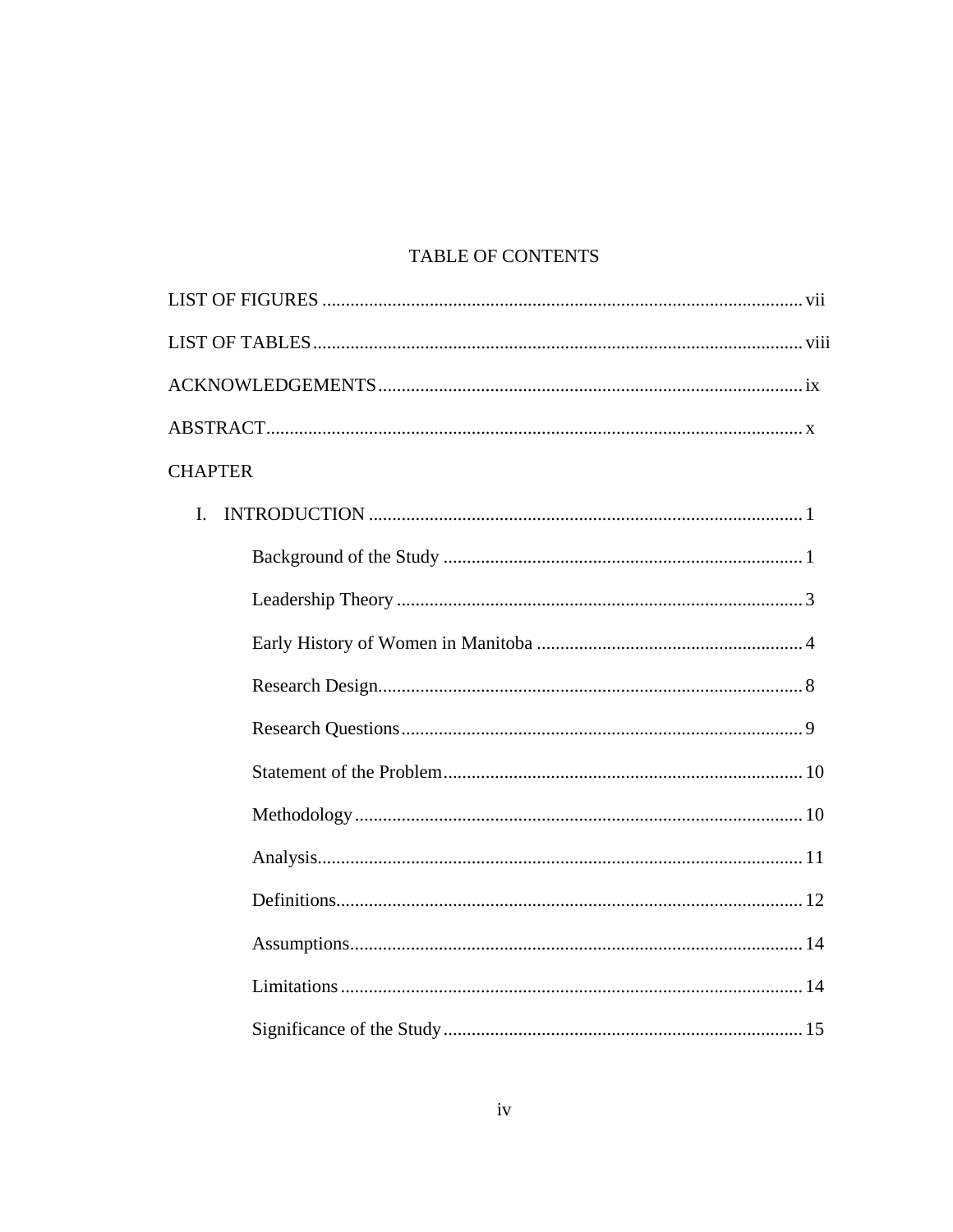# TABLE OF CONTENTS

LIST OF FIGURES .......... vii

LIST OF TABLES .......... viii

ACKNOWLEDGEMENTS .......... ix

ABSTRACT .......... x

CHAPTER

I. INTRODUCTION .......... 1

- Background of the Study .......... 1
- Leadership Theory .......... 3
- Early History of Women in Manitoba .......... 4
- Research Design .......... 8
- Research Questions .......... 9
- Statement of the Problem .......... 10
- Methodology .......... 10
- Analysis .......... 11
- Definitions .......... 12
- Assumptions .......... 14
- Limitations .......... 14
- Significance of the Study .......... 15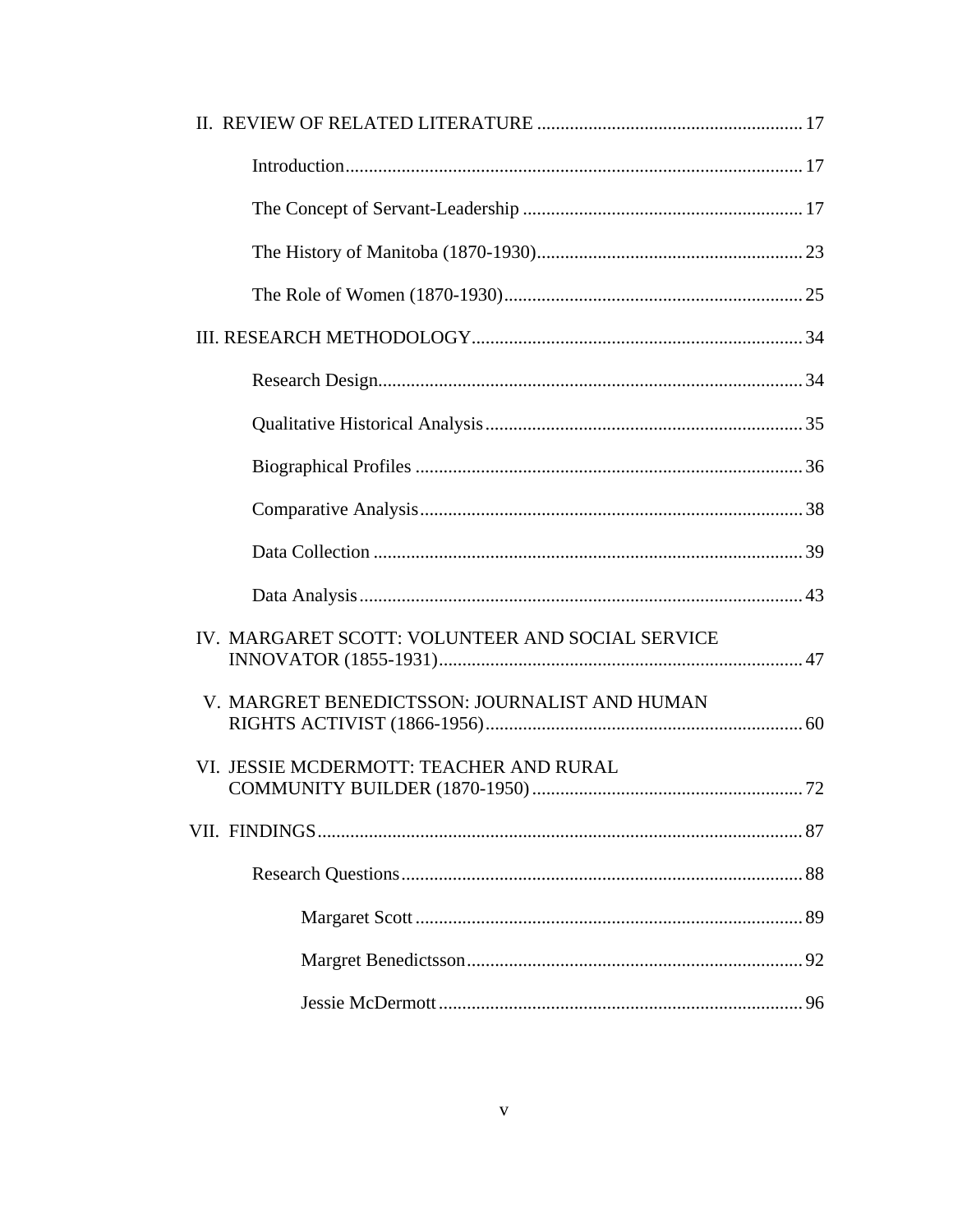II. REVIEW OF RELATED LITERATURE ........................................................ 17

Introduction................................................................................................. 17

The Concept of Servant-Leadership ........................................................... 17

The History of Manitoba (1870-1930)......................................................... 23

The Role of Women (1870-1930)................................................................ 25

III. RESEARCH METHODOLOGY...................................................................... 34

Research Design.......................................................................................... 34

Qualitative Historical Analysis.................................................................... 35

Biographical Profiles ................................................................................... 36

Comparative Analysis.................................................................................. 38

Data Collection ............................................................................................ 39

Data Analysis............................................................................................... 43

IV. MARGARET SCOTT: VOLUNTEER AND SOCIAL SERVICE INNOVATOR (1855-1931)............................................................................. 47

V. MARGRET BENEDICTSSON: JOURNALIST AND HUMAN RIGHTS ACTIVIST (1866-1956)................................................................... 60

VI. JESSIE MCDERMOTT: TEACHER AND RURAL COMMUNITY BUILDER (1870-1950).......................................................... 72

VII. FINDINGS....................................................................................................... 87

Research Questions..................................................................................... 88

Margaret Scott .................................................................................. 89

Margret Benedictsson....................................................................... 92

Jessie McDermott............................................................................. 96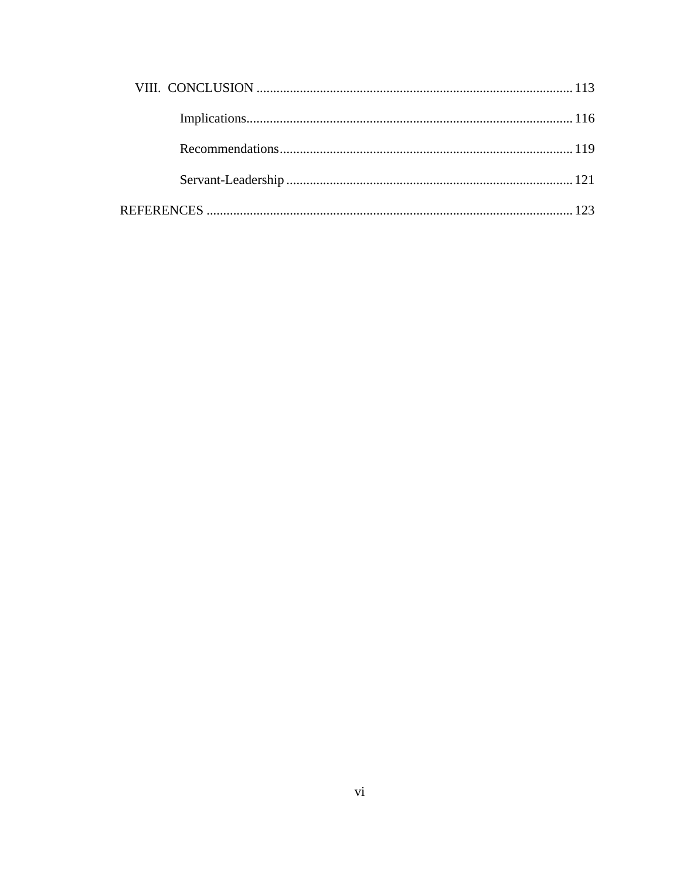VIII. CONCLUSION .............................................................................................. 113

Implications.................................................................................................. 116

Recommendations......................................................................................... 119

Servant-Leadership ....................................................................................... 121

REFERENCES ............................................................................................................. 123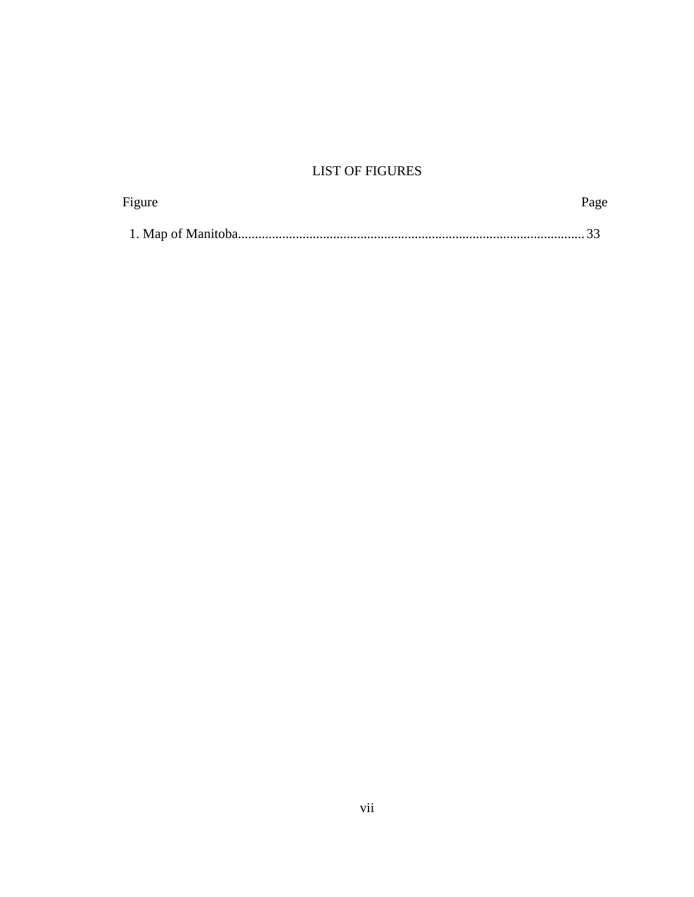# LIST OF FIGURES

| Figure | Page |
|---|---|
| 1. Map of Manitoba | 33 |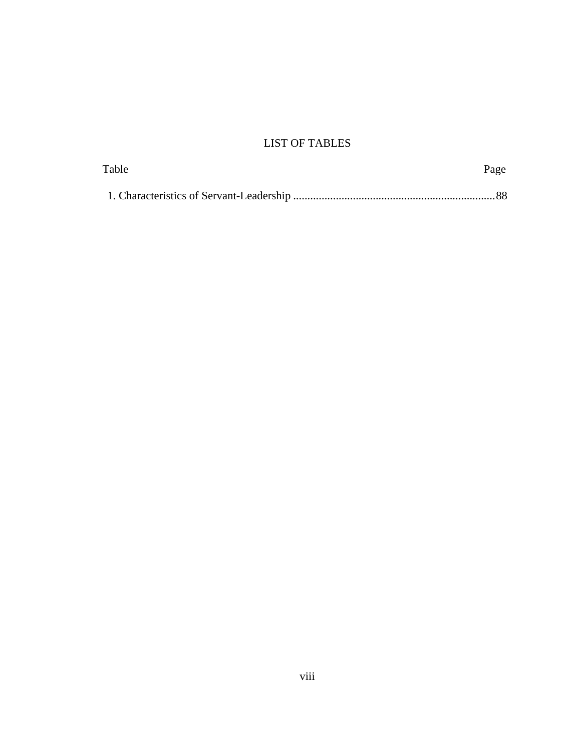# LIST OF TABLES

Table Page

1. Characteristics of Servant-Leadership ......................................................................88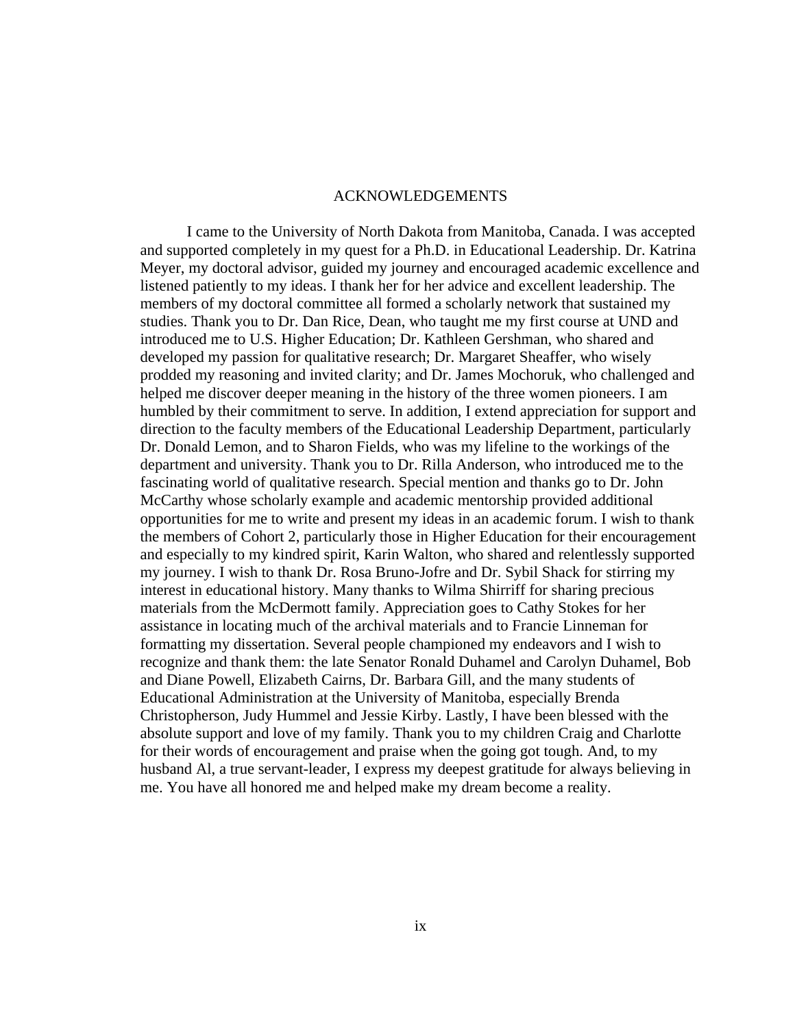# ACKNOWLEDGEMENTS

I came to the University of North Dakota from Manitoba, Canada. I was accepted and supported completely in my quest for a Ph.D. in Educational Leadership. Dr. Katrina Meyer, my doctoral advisor, guided my journey and encouraged academic excellence and listened patiently to my ideas. I thank her for her advice and excellent leadership. The members of my doctoral committee all formed a scholarly network that sustained my studies. Thank you to Dr. Dan Rice, Dean, who taught me my first course at UND and introduced me to U.S. Higher Education; Dr. Kathleen Gershman, who shared and developed my passion for qualitative research; Dr. Margaret Sheaffer, who wisely prodded my reasoning and invited clarity; and Dr. James Mochoruk, who challenged and helped me discover deeper meaning in the history of the three women pioneers. I am humbled by their commitment to serve. In addition, I extend appreciation for support and direction to the faculty members of the Educational Leadership Department, particularly Dr. Donald Lemon, and to Sharon Fields, who was my lifeline to the workings of the department and university. Thank you to Dr. Rilla Anderson, who introduced me to the fascinating world of qualitative research. Special mention and thanks go to Dr. John McCarthy whose scholarly example and academic mentorship provided additional opportunities for me to write and present my ideas in an academic forum. I wish to thank the members of Cohort 2, particularly those in Higher Education for their encouragement and especially to my kindred spirit, Karin Walton, who shared and relentlessly supported my journey. I wish to thank Dr. Rosa Bruno-Jofre and Dr. Sybil Shack for stirring my interest in educational history. Many thanks to Wilma Shirriff for sharing precious materials from the McDermott family. Appreciation goes to Cathy Stokes for her assistance in locating much of the archival materials and to Francie Linneman for formatting my dissertation. Several people championed my endeavors and I wish to recognize and thank them: the late Senator Ronald Duhamel and Carolyn Duhamel, Bob and Diane Powell, Elizabeth Cairns, Dr. Barbara Gill, and the many students of Educational Administration at the University of Manitoba, especially Brenda Christopherson, Judy Hummel and Jessie Kirby. Lastly, I have been blessed with the absolute support and love of my family. Thank you to my children Craig and Charlotte for their words of encouragement and praise when the going got tough. And, to my husband Al, a true servant-leader, I express my deepest gratitude for always believing in me. You have all honored me and helped make my dream become a reality.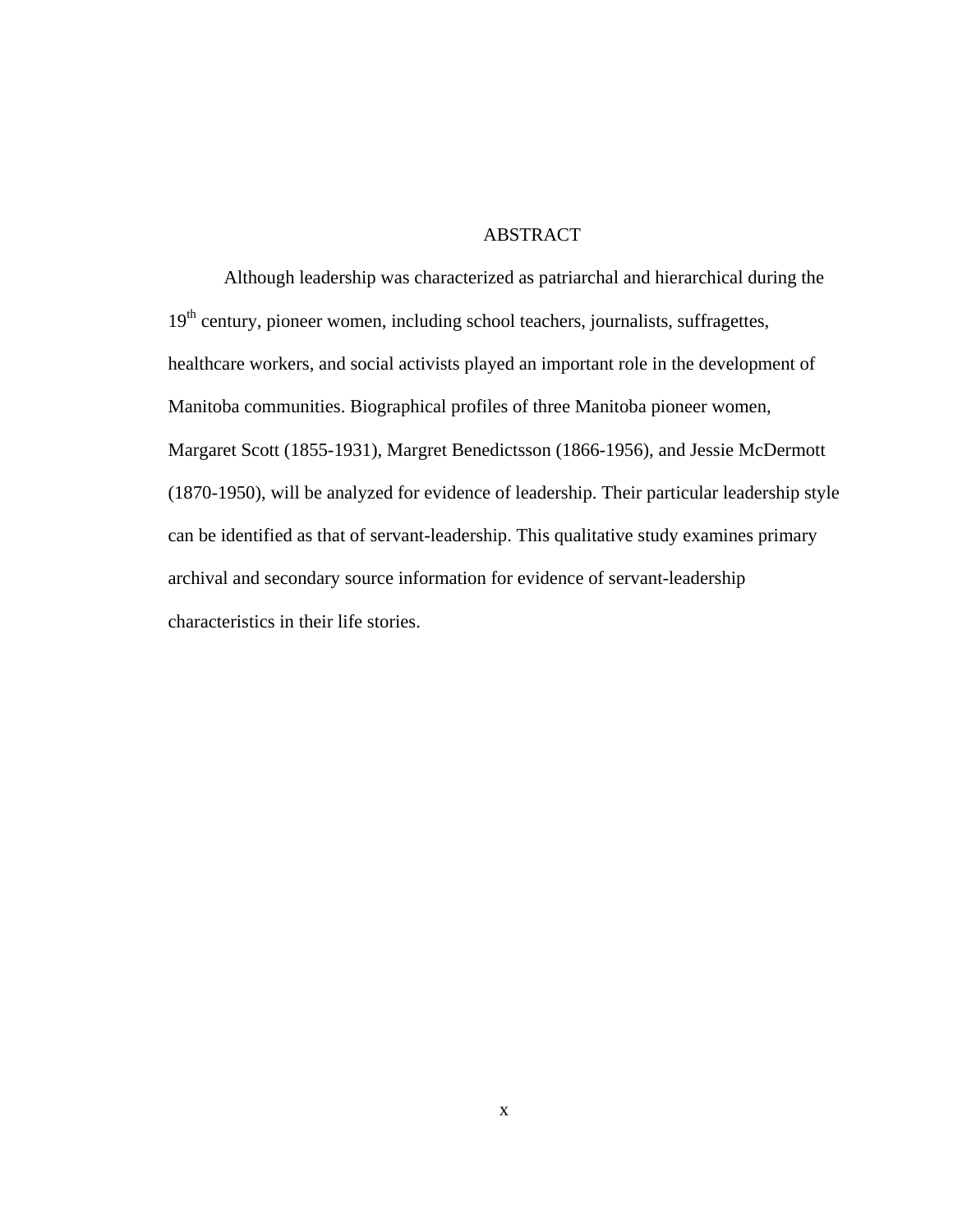# ABSTRACT

Although leadership was characterized as patriarchal and hierarchical during the 19th century, pioneer women, including school teachers, journalists, suffragettes, healthcare workers, and social activists played an important role in the development of Manitoba communities. Biographical profiles of three Manitoba pioneer women, Margaret Scott (1855-1931), Margret Benedictsson (1866-1956), and Jessie McDermott (1870-1950), will be analyzed for evidence of leadership. Their particular leadership style can be identified as that of servant-leadership. This qualitative study examines primary archival and secondary source information for evidence of servant-leadership characteristics in their life stories.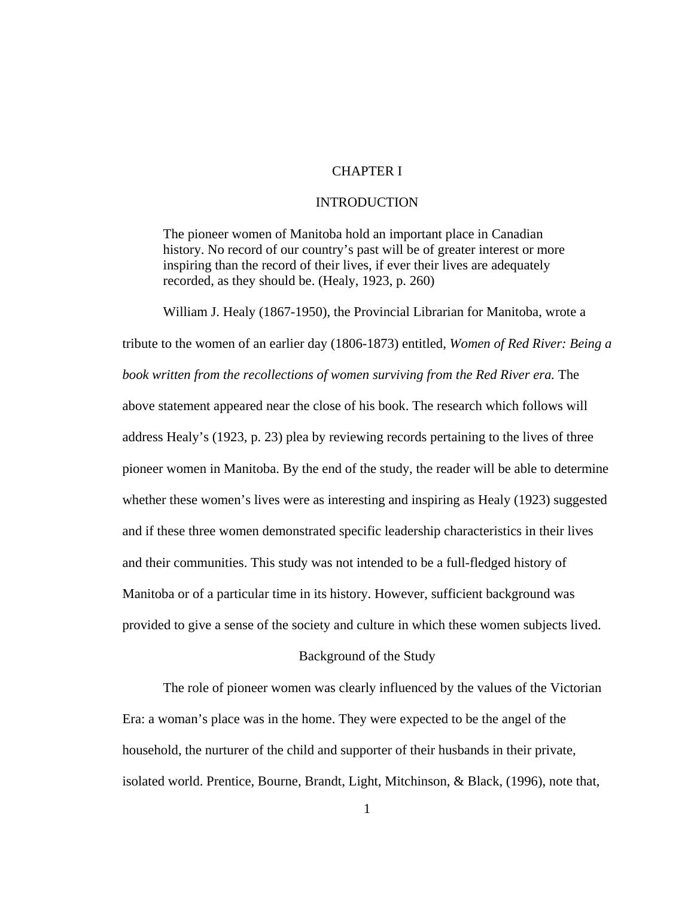# CHAPTER I

# INTRODUCTION

> The pioneer women of Manitoba hold an important place in Canadian history. No record of our country's past will be of greater interest or more inspiring than the record of their lives, if ever their lives are adequately recorded, as they should be. (Healy, 1923, p. 260)

William J. Healy (1867-1950), the Provincial Librarian for Manitoba, wrote a tribute to the women of an earlier day (1806-1873) entitled, *Women of Red River: Being a book written from the recollections of women surviving from the Red River era.* The above statement appeared near the close of his book. The research which follows will address Healy's (1923, p. 23) plea by reviewing records pertaining to the lives of three pioneer women in Manitoba. By the end of the study, the reader will be able to determine whether these women's lives were as interesting and inspiring as Healy (1923) suggested and if these three women demonstrated specific leadership characteristics in their lives and their communities. This study was not intended to be a full-fledged history of Manitoba or of a particular time in its history. However, sufficient background was provided to give a sense of the society and culture in which these women subjects lived.

## Background of the Study

The role of pioneer women was clearly influenced by the values of the Victorian Era: a woman's place was in the home. They were expected to be the angel of the household, the nurturer of the child and supporter of their husbands in their private, isolated world. Prentice, Bourne, Brandt, Light, Mitchinson, & Black, (1996), note that,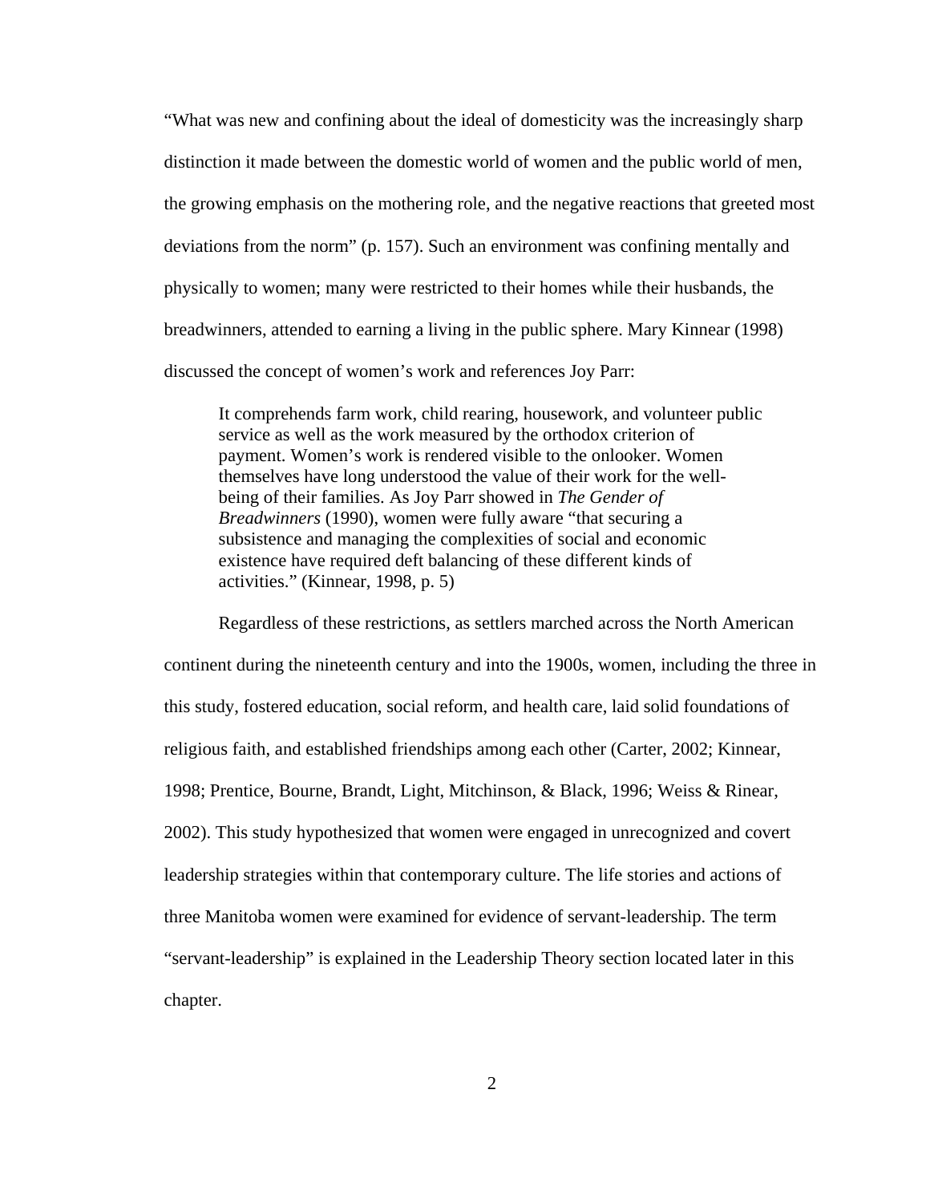"What was new and confining about the ideal of domesticity was the increasingly sharp distinction it made between the domestic world of women and the public world of men, the growing emphasis on the mothering role, and the negative reactions that greeted most deviations from the norm" (p. 157). Such an environment was confining mentally and physically to women; many were restricted to their homes while their husbands, the breadwinners, attended to earning a living in the public sphere. Mary Kinnear (1998) discussed the concept of women's work and references Joy Parr:

> It comprehends farm work, child rearing, housework, and volunteer public service as well as the work measured by the orthodox criterion of payment. Women's work is rendered visible to the onlooker. Women themselves have long understood the value of their work for the well-being of their families. As Joy Parr showed in *The Gender of Breadwinners* (1990), women were fully aware "that securing a subsistence and managing the complexities of social and economic existence have required deft balancing of these different kinds of activities." (Kinnear, 1998, p. 5)

Regardless of these restrictions, as settlers marched across the North American continent during the nineteenth century and into the 1900s, women, including the three in this study, fostered education, social reform, and health care, laid solid foundations of religious faith, and established friendships among each other (Carter, 2002; Kinnear, 1998; Prentice, Bourne, Brandt, Light, Mitchinson, & Black, 1996; Weiss & Rinear, 2002). This study hypothesized that women were engaged in unrecognized and covert leadership strategies within that contemporary culture. The life stories and actions of three Manitoba women were examined for evidence of servant-leadership. The term "servant-leadership" is explained in the Leadership Theory section located later in this chapter.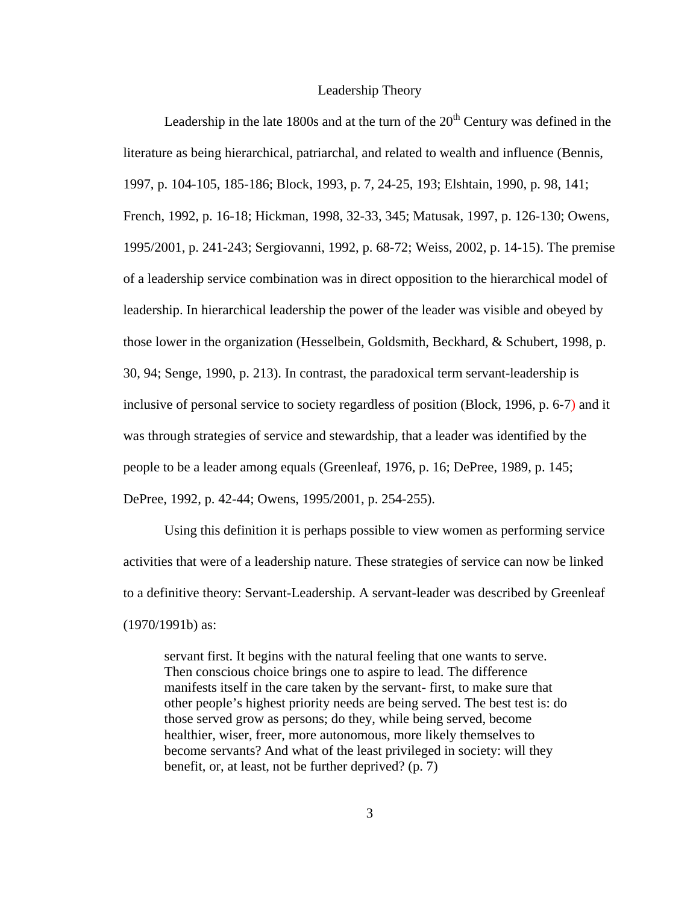## Leadership Theory

Leadership in the late 1800s and at the turn of the 20th Century was defined in the literature as being hierarchical, patriarchal, and related to wealth and influence (Bennis, 1997, p. 104-105, 185-186; Block, 1993, p. 7, 24-25, 193; Elshtain, 1990, p. 98, 141; French, 1992, p. 16-18; Hickman, 1998, 32-33, 345; Matusak, 1997, p. 126-130; Owens, 1995/2001, p. 241-243; Sergiovanni, 1992, p. 68-72; Weiss, 2002, p. 14-15). The premise of a leadership service combination was in direct opposition to the hierarchical model of leadership. In hierarchical leadership the power of the leader was visible and obeyed by those lower in the organization (Hesselbein, Goldsmith, Beckhard, & Schubert, 1998, p. 30, 94; Senge, 1990, p. 213). In contrast, the paradoxical term servant-leadership is inclusive of personal service to society regardless of position (Block, 1996, p. 6-7) and it was through strategies of service and stewardship, that a leader was identified by the people to be a leader among equals (Greenleaf, 1976, p. 16; DePree, 1989, p. 145; DePree, 1992, p. 42-44; Owens, 1995/2001, p. 254-255).

Using this definition it is perhaps possible to view women as performing service activities that were of a leadership nature. These strategies of service can now be linked to a definitive theory: Servant-Leadership. A servant-leader was described by Greenleaf (1970/1991b) as:

> servant first. It begins with the natural feeling that one wants to serve. Then conscious choice brings one to aspire to lead. The difference manifests itself in the care taken by the servant- first, to make sure that other people's highest priority needs are being served. The best test is: do those served grow as persons; do they, while being served, become healthier, wiser, freer, more autonomous, more likely themselves to become servants? And what of the least privileged in society: will they benefit, or, at least, not be further deprived? (p. 7)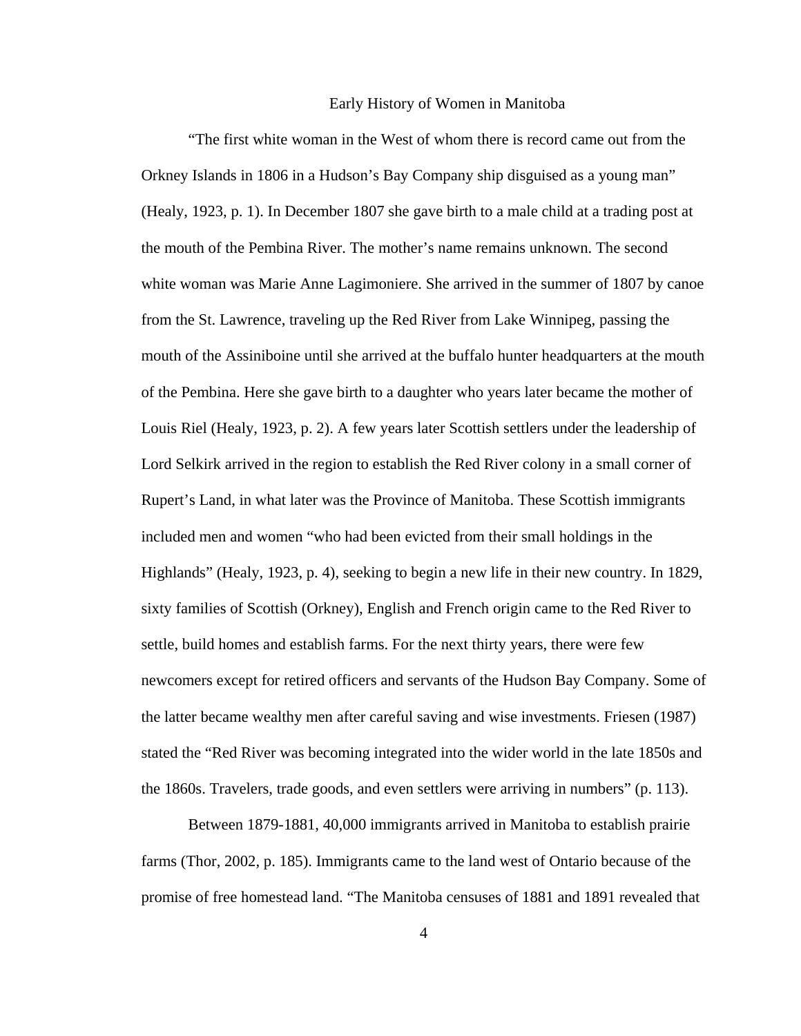## Early History of Women in Manitoba

"The first white woman in the West of whom there is record came out from the Orkney Islands in 1806 in a Hudson's Bay Company ship disguised as a young man" (Healy, 1923, p. 1). In December 1807 she gave birth to a male child at a trading post at the mouth of the Pembina River. The mother's name remains unknown. The second white woman was Marie Anne Lagimoniere. She arrived in the summer of 1807 by canoe from the St. Lawrence, traveling up the Red River from Lake Winnipeg, passing the mouth of the Assiniboine until she arrived at the buffalo hunter headquarters at the mouth of the Pembina. Here she gave birth to a daughter who years later became the mother of Louis Riel (Healy, 1923, p. 2). A few years later Scottish settlers under the leadership of Lord Selkirk arrived in the region to establish the Red River colony in a small corner of Rupert's Land, in what later was the Province of Manitoba. These Scottish immigrants included men and women "who had been evicted from their small holdings in the Highlands" (Healy, 1923, p. 4), seeking to begin a new life in their new country. In 1829, sixty families of Scottish (Orkney), English and French origin came to the Red River to settle, build homes and establish farms. For the next thirty years, there were few newcomers except for retired officers and servants of the Hudson Bay Company. Some of the latter became wealthy men after careful saving and wise investments. Friesen (1987) stated the "Red River was becoming integrated into the wider world in the late 1850s and the 1860s. Travelers, trade goods, and even settlers were arriving in numbers" (p. 113).

Between 1879-1881, 40,000 immigrants arrived in Manitoba to establish prairie farms (Thor, 2002, p. 185). Immigrants came to the land west of Ontario because of the promise of free homestead land. "The Manitoba censuses of 1881 and 1891 revealed that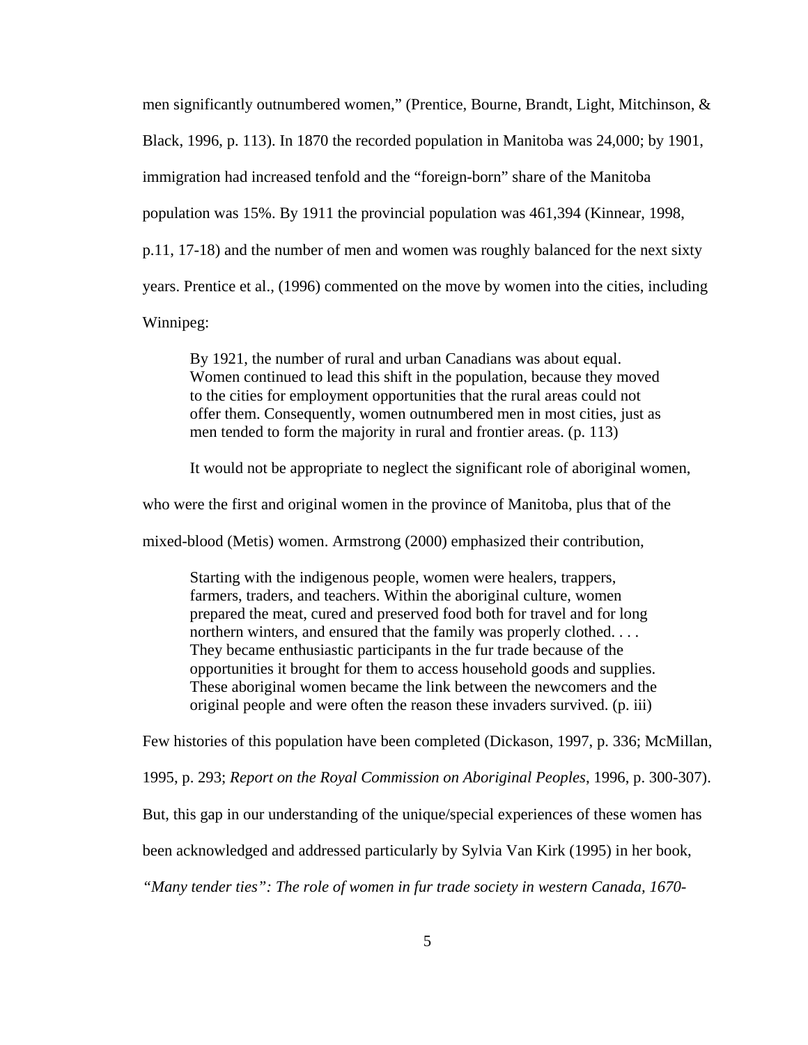men significantly outnumbered women," (Prentice, Bourne, Brandt, Light, Mitchinson, & Black, 1996, p. 113). In 1870 the recorded population in Manitoba was 24,000; by 1901, immigration had increased tenfold and the "foreign-born" share of the Manitoba population was 15%. By 1911 the provincial population was 461,394 (Kinnear, 1998, p.11, 17-18) and the number of men and women was roughly balanced for the next sixty years. Prentice et al., (1996) commented on the move by women into the cities, including Winnipeg:

> By 1921, the number of rural and urban Canadians was about equal. Women continued to lead this shift in the population, because they moved to the cities for employment opportunities that the rural areas could not offer them. Consequently, women outnumbered men in most cities, just as men tended to form the majority in rural and frontier areas. (p. 113)

It would not be appropriate to neglect the significant role of aboriginal women, who were the first and original women in the province of Manitoba, plus that of the mixed-blood (Metis) women. Armstrong (2000) emphasized their contribution,

> Starting with the indigenous people, women were healers, trappers, farmers, traders, and teachers. Within the aboriginal culture, women prepared the meat, cured and preserved food both for travel and for long northern winters, and ensured that the family was properly clothed. . . . They became enthusiastic participants in the fur trade because of the opportunities it brought for them to access household goods and supplies. These aboriginal women became the link between the newcomers and the original people and were often the reason these invaders survived. (p. iii)

Few histories of this population have been completed (Dickason, 1997, p. 336; McMillan, 1995, p. 293; *Report on the Royal Commission on Aboriginal Peoples*, 1996, p. 300-307). But, this gap in our understanding of the unique/special experiences of these women has been acknowledged and addressed particularly by Sylvia Van Kirk (1995) in her book, *"Many tender ties": The role of women in fur trade society in western Canada, 1670-*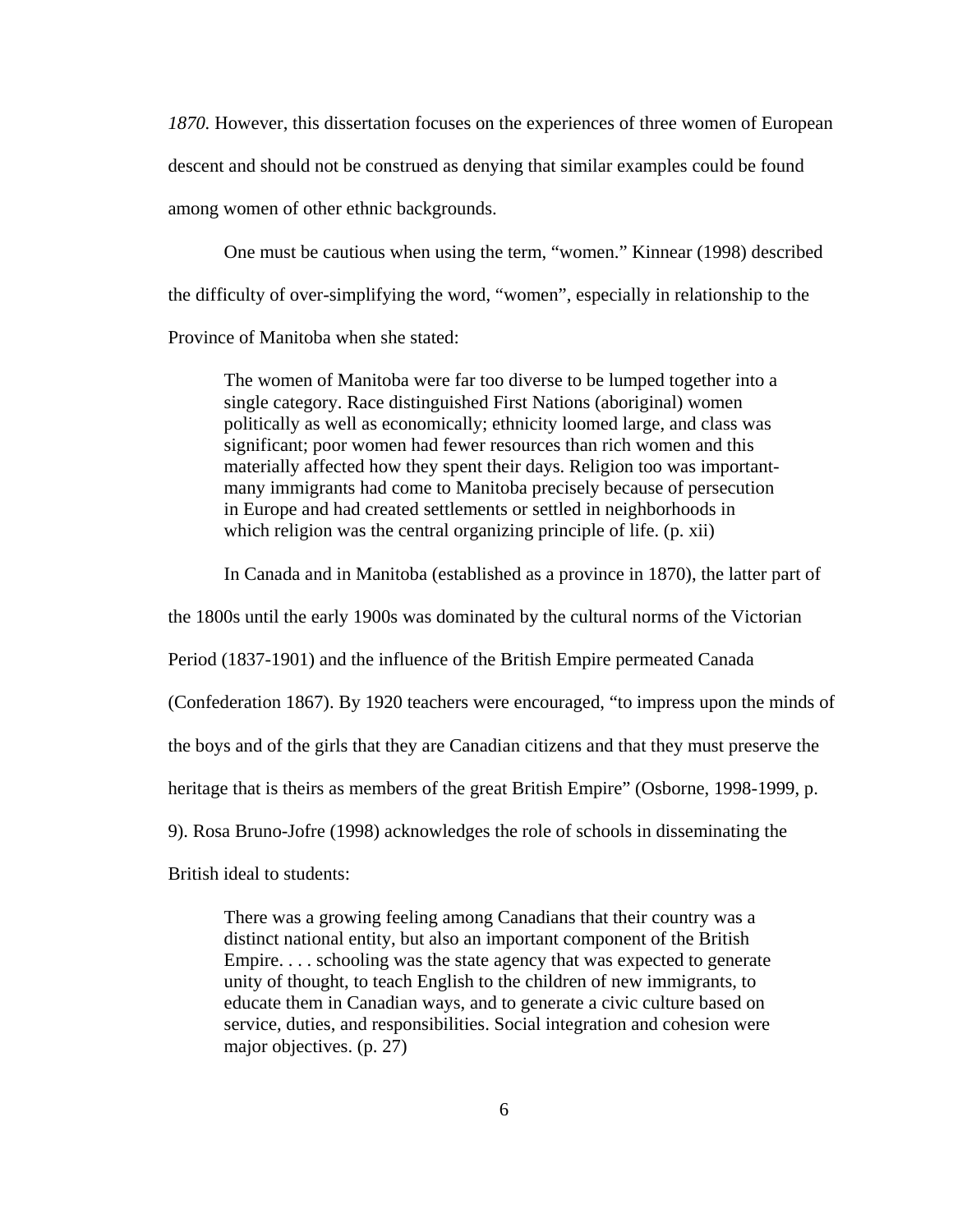*1870.* However, this dissertation focuses on the experiences of three women of European descent and should not be construed as denying that similar examples could be found among women of other ethnic backgrounds.

One must be cautious when using the term, "women." Kinnear (1998) described the difficulty of over-simplifying the word, "women", especially in relationship to the Province of Manitoba when she stated:

> The women of Manitoba were far too diverse to be lumped together into a single category. Race distinguished First Nations (aboriginal) women politically as well as economically; ethnicity loomed large, and class was significant; poor women had fewer resources than rich women and this materially affected how they spent their days. Religion too was important-many immigrants had come to Manitoba precisely because of persecution in Europe and had created settlements or settled in neighborhoods in which religion was the central organizing principle of life. (p. xii)

In Canada and in Manitoba (established as a province in 1870), the latter part of the 1800s until the early 1900s was dominated by the cultural norms of the Victorian Period (1837-1901) and the influence of the British Empire permeated Canada (Confederation 1867). By 1920 teachers were encouraged, "to impress upon the minds of the boys and of the girls that they are Canadian citizens and that they must preserve the heritage that is theirs as members of the great British Empire" (Osborne, 1998-1999, p. 9). Rosa Bruno-Jofre (1998) acknowledges the role of schools in disseminating the British ideal to students:

> There was a growing feeling among Canadians that their country was a distinct national entity, but also an important component of the British Empire. . . . schooling was the state agency that was expected to generate unity of thought, to teach English to the children of new immigrants, to educate them in Canadian ways, and to generate a civic culture based on service, duties, and responsibilities. Social integration and cohesion were major objectives. (p. 27)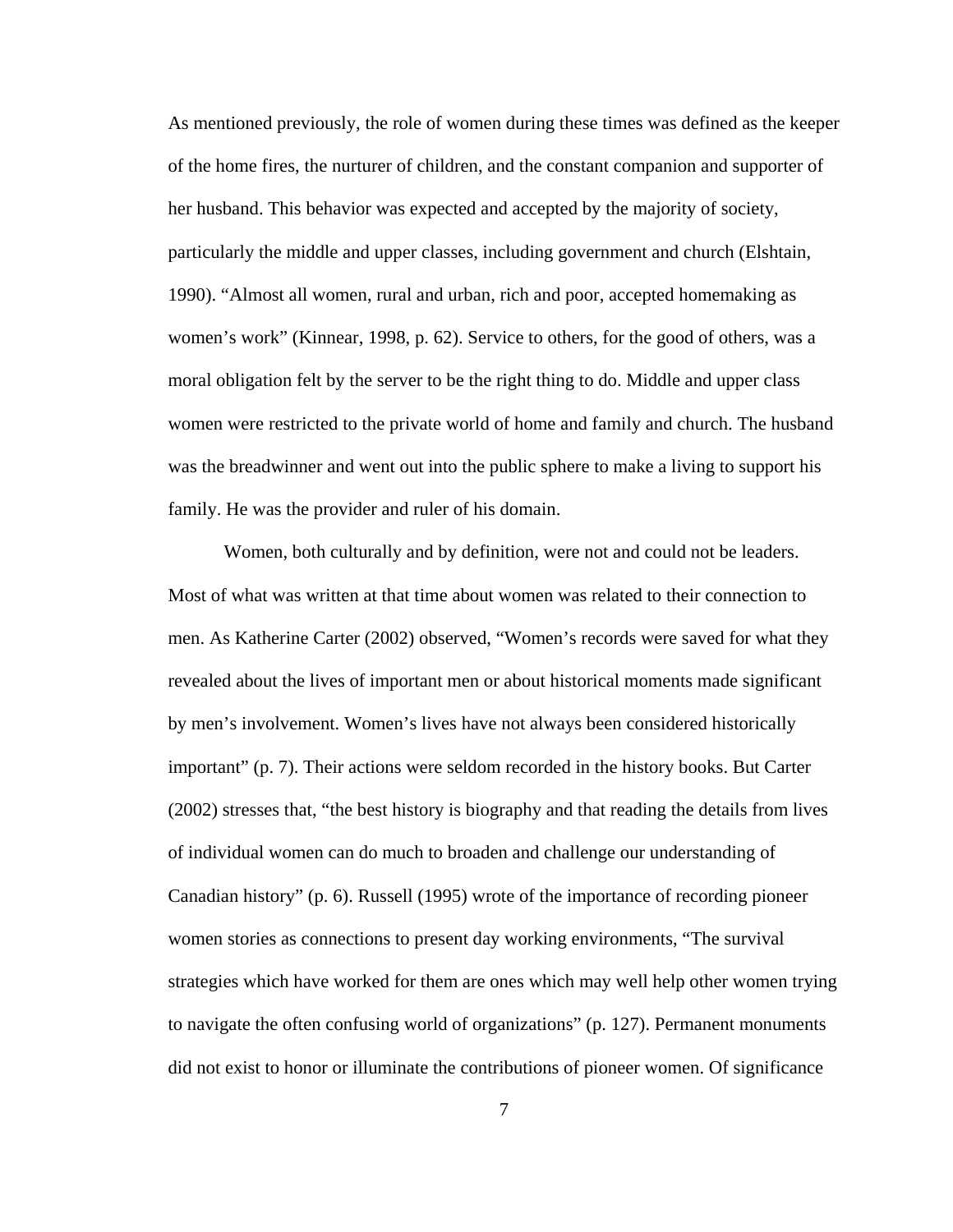As mentioned previously, the role of women during these times was defined as the keeper of the home fires, the nurturer of children, and the constant companion and supporter of her husband. This behavior was expected and accepted by the majority of society, particularly the middle and upper classes, including government and church (Elshtain, 1990). "Almost all women, rural and urban, rich and poor, accepted homemaking as women's work" (Kinnear, 1998, p. 62). Service to others, for the good of others, was a moral obligation felt by the server to be the right thing to do. Middle and upper class women were restricted to the private world of home and family and church. The husband was the breadwinner and went out into the public sphere to make a living to support his family. He was the provider and ruler of his domain.

Women, both culturally and by definition, were not and could not be leaders. Most of what was written at that time about women was related to their connection to men. As Katherine Carter (2002) observed, "Women's records were saved for what they revealed about the lives of important men or about historical moments made significant by men's involvement. Women's lives have not always been considered historically important" (p. 7). Their actions were seldom recorded in the history books. But Carter (2002) stresses that, "the best history is biography and that reading the details from lives of individual women can do much to broaden and challenge our understanding of Canadian history" (p. 6). Russell (1995) wrote of the importance of recording pioneer women stories as connections to present day working environments, "The survival strategies which have worked for them are ones which may well help other women trying to navigate the often confusing world of organizations" (p. 127). Permanent monuments did not exist to honor or illuminate the contributions of pioneer women. Of significance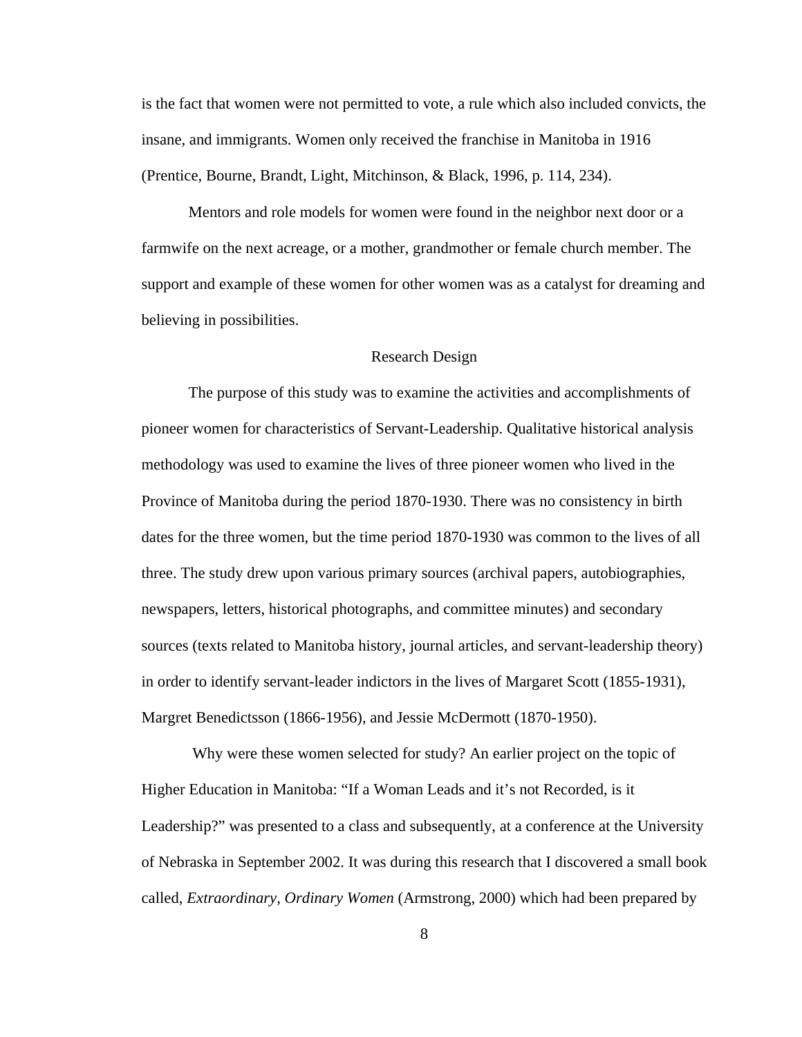is the fact that women were not permitted to vote, a rule which also included convicts, the insane, and immigrants. Women only received the franchise in Manitoba in 1916 (Prentice, Bourne, Brandt, Light, Mitchinson, & Black, 1996, p. 114, 234).

Mentors and role models for women were found in the neighbor next door or a farmwife on the next acreage, or a mother, grandmother or female church member. The support and example of these women for other women was as a catalyst for dreaming and believing in possibilities.

## Research Design

The purpose of this study was to examine the activities and accomplishments of pioneer women for characteristics of Servant-Leadership. Qualitative historical analysis methodology was used to examine the lives of three pioneer women who lived in the Province of Manitoba during the period 1870-1930. There was no consistency in birth dates for the three women, but the time period 1870-1930 was common to the lives of all three. The study drew upon various primary sources (archival papers, autobiographies, newspapers, letters, historical photographs, and committee minutes) and secondary sources (texts related to Manitoba history, journal articles, and servant-leadership theory) in order to identify servant-leader indictors in the lives of Margaret Scott (1855-1931), Margret Benedictsson (1866-1956), and Jessie McDermott (1870-1950).

Why were these women selected for study? An earlier project on the topic of Higher Education in Manitoba: "If a Woman Leads and it's not Recorded, is it Leadership?" was presented to a class and subsequently, at a conference at the University of Nebraska in September 2002. It was during this research that I discovered a small book called, *Extraordinary, Ordinary Women* (Armstrong, 2000) which had been prepared by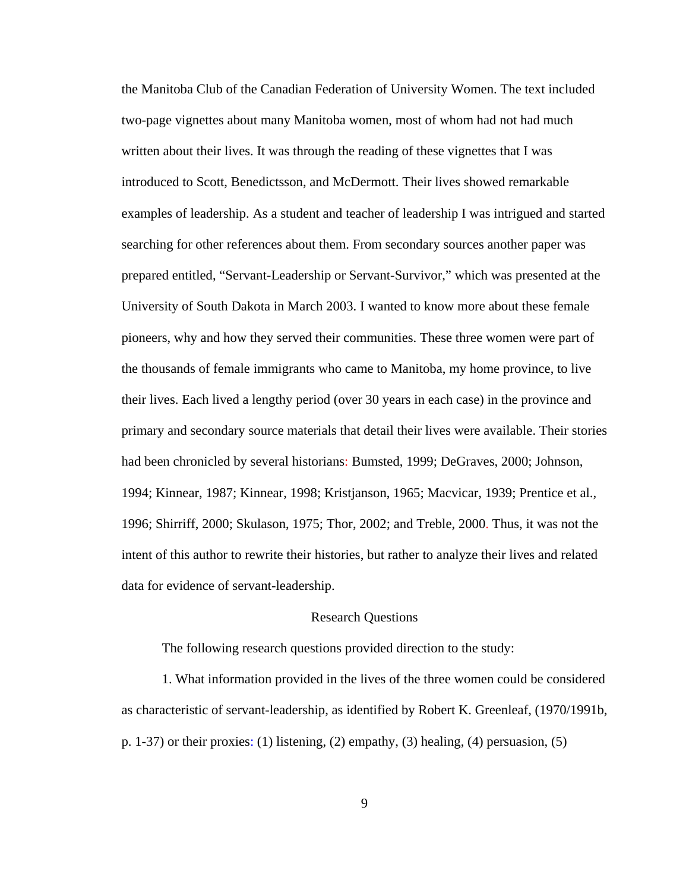the Manitoba Club of the Canadian Federation of University Women. The text included two-page vignettes about many Manitoba women, most of whom had not had much written about their lives. It was through the reading of these vignettes that I was introduced to Scott, Benedictsson, and McDermott. Their lives showed remarkable examples of leadership. As a student and teacher of leadership I was intrigued and started searching for other references about them. From secondary sources another paper was prepared entitled, "Servant-Leadership or Servant-Survivor," which was presented at the University of South Dakota in March 2003. I wanted to know more about these female pioneers, why and how they served their communities. These three women were part of the thousands of female immigrants who came to Manitoba, my home province, to live their lives. Each lived a lengthy period (over 30 years in each case) in the province and primary and secondary source materials that detail their lives were available. Their stories had been chronicled by several historians: Bumsted, 1999; DeGraves, 2000; Johnson, 1994; Kinnear, 1987; Kinnear, 1998; Kristjanson, 1965; Macvicar, 1939; Prentice et al., 1996; Shirriff, 2000; Skulason, 1975; Thor, 2002; and Treble, 2000. Thus, it was not the intent of this author to rewrite their histories, but rather to analyze their lives and related data for evidence of servant-leadership.

## Research Questions

The following research questions provided direction to the study:

1. What information provided in the lives of the three women could be considered as characteristic of servant-leadership, as identified by Robert K. Greenleaf, (1970/1991b, p. 1-37) or their proxies: (1) listening, (2) empathy, (3) healing, (4) persuasion, (5)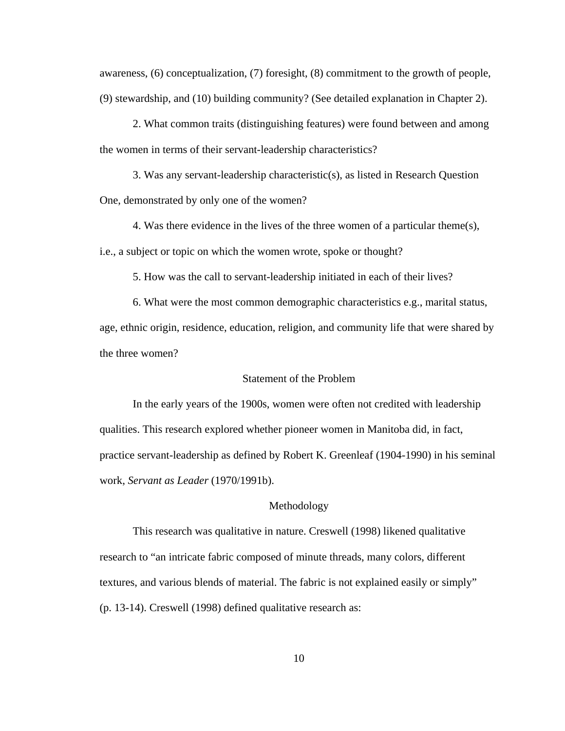awareness, (6) conceptualization, (7) foresight, (8) commitment to the growth of people, (9) stewardship, and (10) building community? (See detailed explanation in Chapter 2).

2. What common traits (distinguishing features) were found between and among the women in terms of their servant-leadership characteristics?

3. Was any servant-leadership characteristic(s), as listed in Research Question One, demonstrated by only one of the women?

4. Was there evidence in the lives of the three women of a particular theme(s), i.e., a subject or topic on which the women wrote, spoke or thought?

5. How was the call to servant-leadership initiated in each of their lives?

6. What were the most common demographic characteristics e.g., marital status, age, ethnic origin, residence, education, religion, and community life that were shared by the three women?

## Statement of the Problem

In the early years of the 1900s, women were often not credited with leadership qualities. This research explored whether pioneer women in Manitoba did, in fact, practice servant-leadership as defined by Robert K. Greenleaf (1904-1990) in his seminal work, *Servant as Leader* (1970/1991b).

## Methodology

This research was qualitative in nature. Creswell (1998) likened qualitative research to "an intricate fabric composed of minute threads, many colors, different textures, and various blends of material. The fabric is not explained easily or simply" (p. 13-14). Creswell (1998) defined qualitative research as: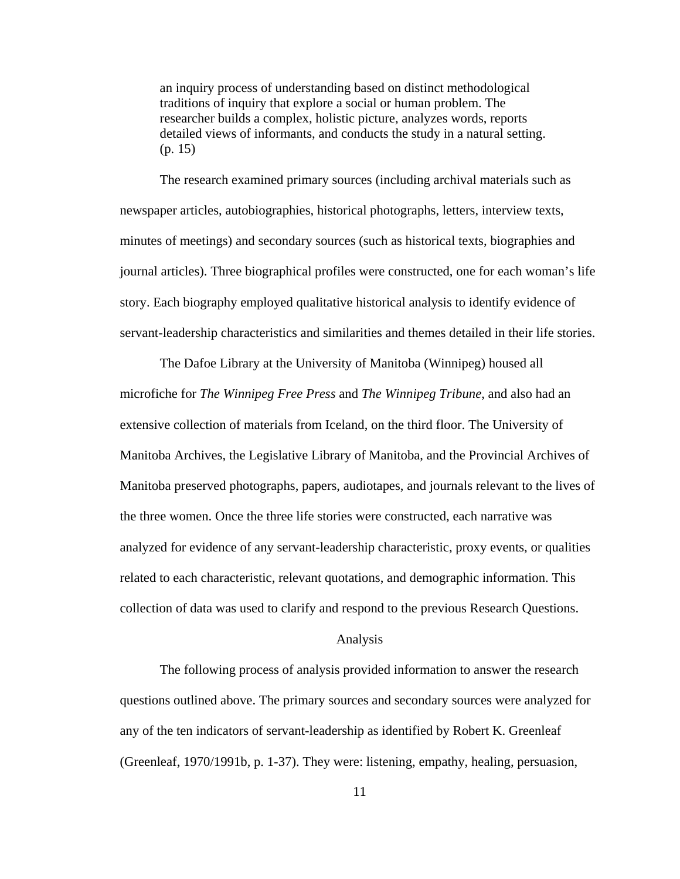> an inquiry process of understanding based on distinct methodological traditions of inquiry that explore a social or human problem. The researcher builds a complex, holistic picture, analyzes words, reports detailed views of informants, and conducts the study in a natural setting. (p. 15)

The research examined primary sources (including archival materials such as newspaper articles, autobiographies, historical photographs, letters, interview texts, minutes of meetings) and secondary sources (such as historical texts, biographies and journal articles). Three biographical profiles were constructed, one for each woman's life story. Each biography employed qualitative historical analysis to identify evidence of servant-leadership characteristics and similarities and themes detailed in their life stories.

The Dafoe Library at the University of Manitoba (Winnipeg) housed all microfiche for *The Winnipeg Free Press* and *The Winnipeg Tribune*, and also had an extensive collection of materials from Iceland, on the third floor. The University of Manitoba Archives, the Legislative Library of Manitoba, and the Provincial Archives of Manitoba preserved photographs, papers, audiotapes, and journals relevant to the lives of the three women. Once the three life stories were constructed, each narrative was analyzed for evidence of any servant-leadership characteristic, proxy events, or qualities related to each characteristic, relevant quotations, and demographic information. This collection of data was used to clarify and respond to the previous Research Questions.

## Analysis

The following process of analysis provided information to answer the research questions outlined above. The primary sources and secondary sources were analyzed for any of the ten indicators of servant-leadership as identified by Robert K. Greenleaf (Greenleaf, 1970/1991b, p. 1-37). They were: listening, empathy, healing, persuasion,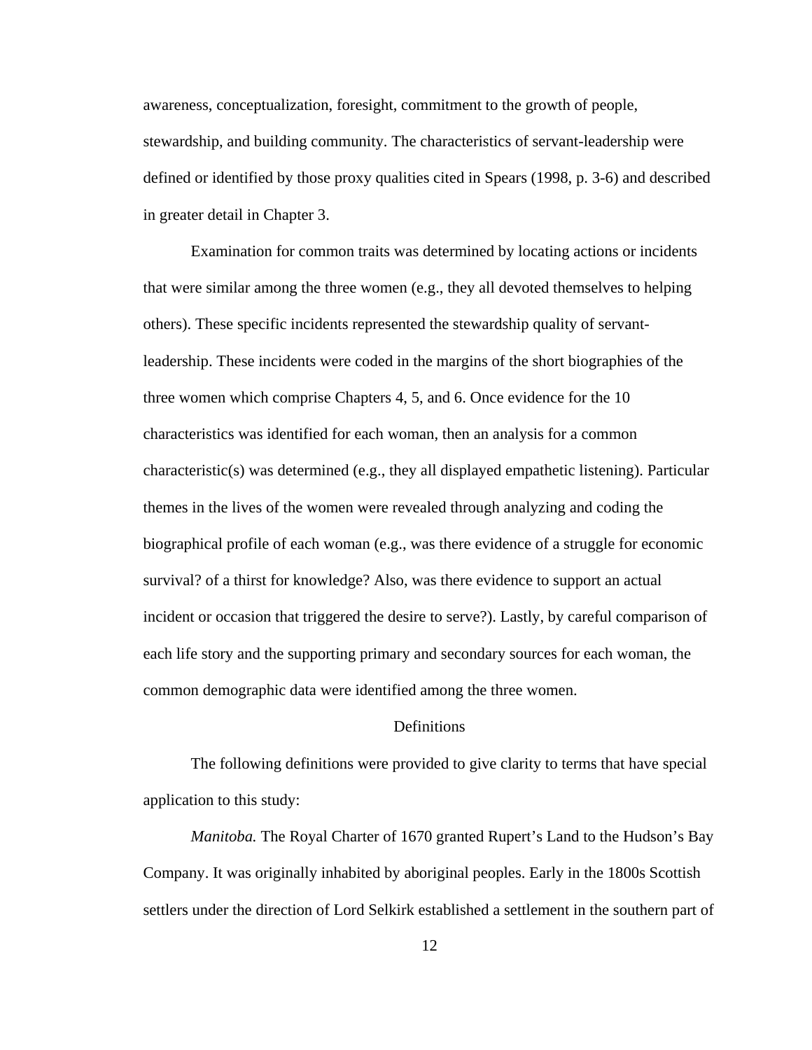awareness, conceptualization, foresight, commitment to the growth of people, stewardship, and building community. The characteristics of servant-leadership were defined or identified by those proxy qualities cited in Spears (1998, p. 3-6) and described in greater detail in Chapter 3.

Examination for common traits was determined by locating actions or incidents that were similar among the three women (e.g., they all devoted themselves to helping others). These specific incidents represented the stewardship quality of servant-leadership. These incidents were coded in the margins of the short biographies of the three women which comprise Chapters 4, 5, and 6. Once evidence for the 10 characteristics was identified for each woman, then an analysis for a common characteristic(s) was determined (e.g., they all displayed empathetic listening). Particular themes in the lives of the women were revealed through analyzing and coding the biographical profile of each woman (e.g., was there evidence of a struggle for economic survival? of a thirst for knowledge? Also, was there evidence to support an actual incident or occasion that triggered the desire to serve?). Lastly, by careful comparison of each life story and the supporting primary and secondary sources for each woman, the common demographic data were identified among the three women.

## Definitions

The following definitions were provided to give clarity to terms that have special application to this study:

*Manitoba.* The Royal Charter of 1670 granted Rupert's Land to the Hudson's Bay Company. It was originally inhabited by aboriginal peoples. Early in the 1800s Scottish settlers under the direction of Lord Selkirk established a settlement in the southern part of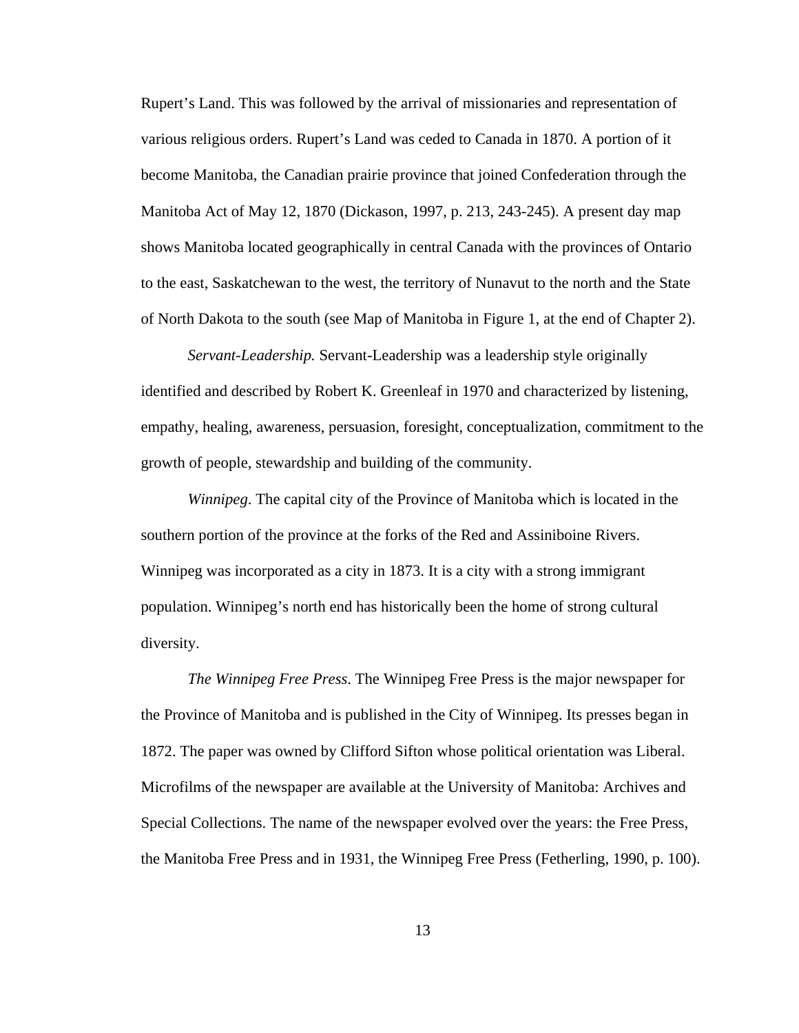Rupert's Land. This was followed by the arrival of missionaries and representation of various religious orders. Rupert's Land was ceded to Canada in 1870. A portion of it become Manitoba, the Canadian prairie province that joined Confederation through the Manitoba Act of May 12, 1870 (Dickason, 1997, p. 213, 243-245). A present day map shows Manitoba located geographically in central Canada with the provinces of Ontario to the east, Saskatchewan to the west, the territory of Nunavut to the north and the State of North Dakota to the south (see Map of Manitoba in Figure 1, at the end of Chapter 2).

*Servant-Leadership.* Servant-Leadership was a leadership style originally identified and described by Robert K. Greenleaf in 1970 and characterized by listening, empathy, healing, awareness, persuasion, foresight, conceptualization, commitment to the growth of people, stewardship and building of the community.

*Winnipeg*. The capital city of the Province of Manitoba which is located in the southern portion of the province at the forks of the Red and Assiniboine Rivers. Winnipeg was incorporated as a city in 1873. It is a city with a strong immigrant population. Winnipeg's north end has historically been the home of strong cultural diversity.

*The Winnipeg Free Press*. The Winnipeg Free Press is the major newspaper for the Province of Manitoba and is published in the City of Winnipeg. Its presses began in 1872. The paper was owned by Clifford Sifton whose political orientation was Liberal. Microfilms of the newspaper are available at the University of Manitoba: Archives and Special Collections. The name of the newspaper evolved over the years: the Free Press, the Manitoba Free Press and in 1931, the Winnipeg Free Press (Fetherling, 1990, p. 100).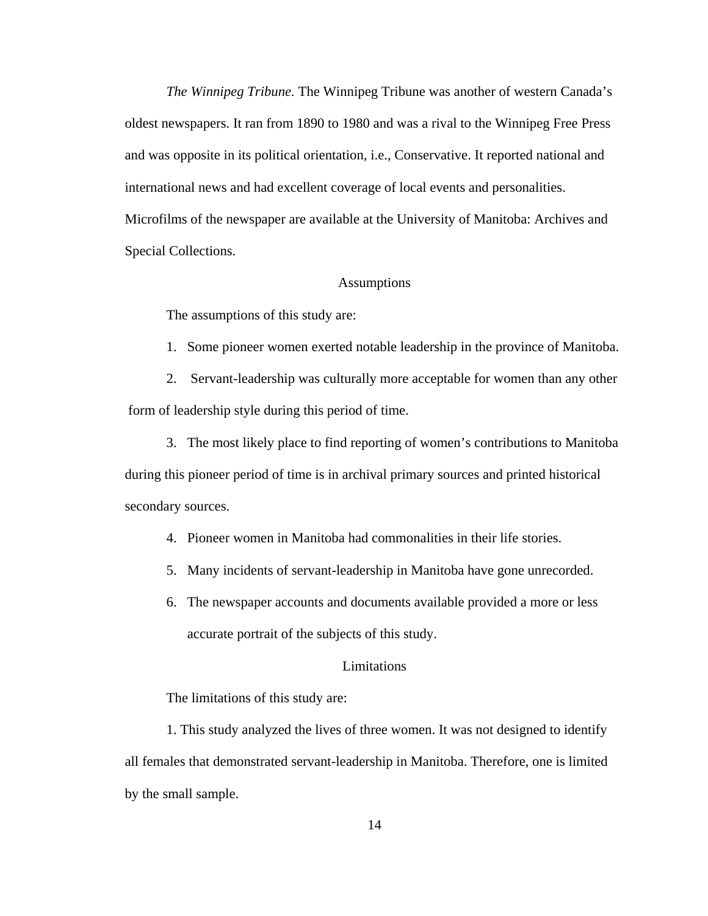*The Winnipeg Tribune*. The Winnipeg Tribune was another of western Canada's oldest newspapers. It ran from 1890 to 1980 and was a rival to the Winnipeg Free Press and was opposite in its political orientation, i.e., Conservative. It reported national and international news and had excellent coverage of local events and personalities. Microfilms of the newspaper are available at the University of Manitoba: Archives and Special Collections.

## Assumptions

The assumptions of this study are:

1. Some pioneer women exerted notable leadership in the province of Manitoba.
2. Servant-leadership was culturally more acceptable for women than any other form of leadership style during this period of time.
3. The most likely place to find reporting of women's contributions to Manitoba during this pioneer period of time is in archival primary sources and printed historical secondary sources.
4. Pioneer women in Manitoba had commonalities in their life stories.
5. Many incidents of servant-leadership in Manitoba have gone unrecorded.
6. The newspaper accounts and documents available provided a more or less accurate portrait of the subjects of this study.

## Limitations

The limitations of this study are:

1. This study analyzed the lives of three women. It was not designed to identify all females that demonstrated servant-leadership in Manitoba. Therefore, one is limited by the small sample.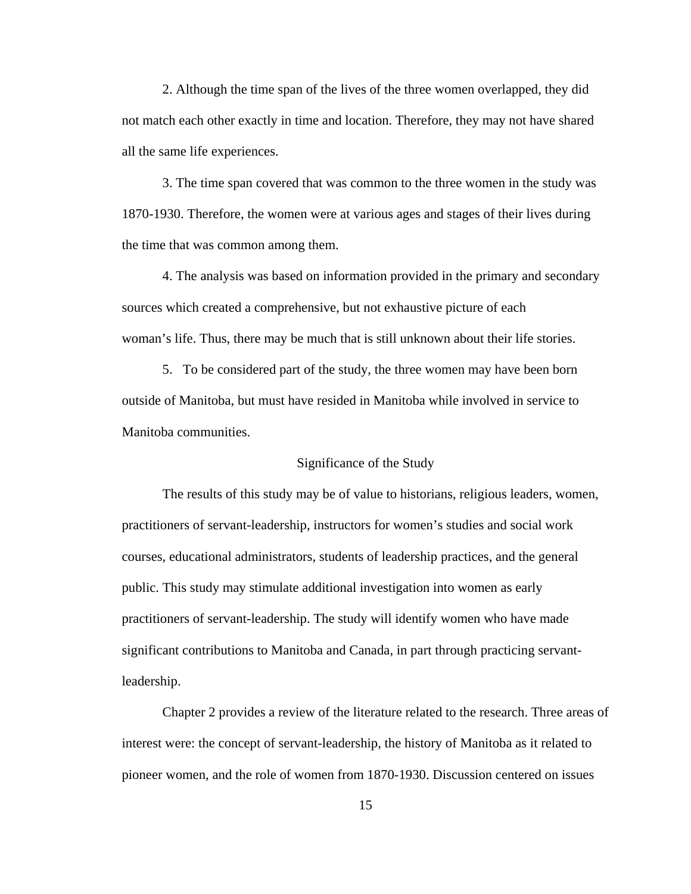2. Although the time span of the lives of the three women overlapped, they did not match each other exactly in time and location. Therefore, they may not have shared all the same life experiences.

3. The time span covered that was common to the three women in the study was 1870-1930. Therefore, the women were at various ages and stages of their lives during the time that was common among them.

4. The analysis was based on information provided in the primary and secondary sources which created a comprehensive, but not exhaustive picture of each woman's life. Thus, there may be much that is still unknown about their life stories.

5. To be considered part of the study, the three women may have been born outside of Manitoba, but must have resided in Manitoba while involved in service to Manitoba communities.

## Significance of the Study

The results of this study may be of value to historians, religious leaders, women, practitioners of servant-leadership, instructors for women's studies and social work courses, educational administrators, students of leadership practices, and the general public. This study may stimulate additional investigation into women as early practitioners of servant-leadership. The study will identify women who have made significant contributions to Manitoba and Canada, in part through practicing servant-leadership.

Chapter 2 provides a review of the literature related to the research. Three areas of interest were: the concept of servant-leadership, the history of Manitoba as it related to pioneer women, and the role of women from 1870-1930. Discussion centered on issues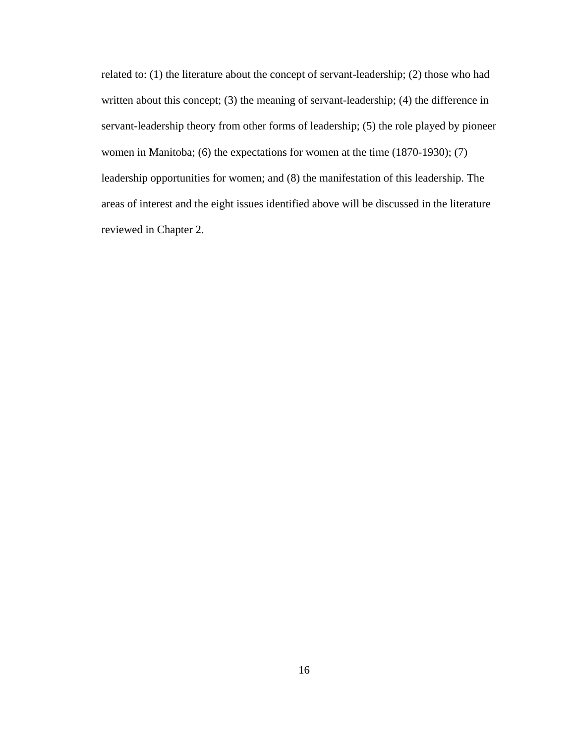related to: (1) the literature about the concept of servant-leadership; (2) those who had written about this concept; (3) the meaning of servant-leadership; (4) the difference in servant-leadership theory from other forms of leadership; (5) the role played by pioneer women in Manitoba; (6) the expectations for women at the time (1870-1930); (7) leadership opportunities for women; and (8) the manifestation of this leadership. The areas of interest and the eight issues identified above will be discussed in the literature reviewed in Chapter 2.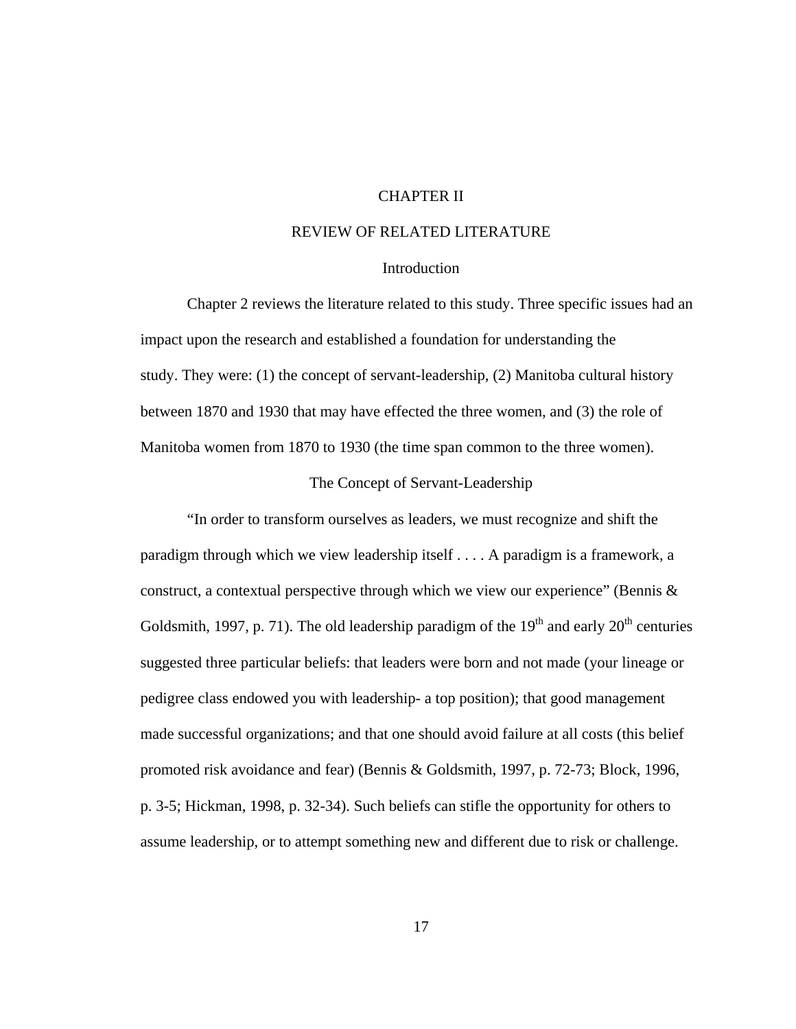# CHAPTER II

# REVIEW OF RELATED LITERATURE

## Introduction

Chapter 2 reviews the literature related to this study. Three specific issues had an impact upon the research and established a foundation for understanding the study. They were: (1) the concept of servant-leadership, (2) Manitoba cultural history between 1870 and 1930 that may have effected the three women, and (3) the role of Manitoba women from 1870 to 1930 (the time span common to the three women).

## The Concept of Servant-Leadership

"In order to transform ourselves as leaders, we must recognize and shift the paradigm through which we view leadership itself . . . . A paradigm is a framework, a construct, a contextual perspective through which we view our experience" (Bennis & Goldsmith, 1997, p. 71). The old leadership paradigm of the 19th and early 20th centuries suggested three particular beliefs: that leaders were born and not made (your lineage or pedigree class endowed you with leadership- a top position); that good management made successful organizations; and that one should avoid failure at all costs (this belief promoted risk avoidance and fear) (Bennis & Goldsmith, 1997, p. 72-73; Block, 1996, p. 3-5; Hickman, 1998, p. 32-34). Such beliefs can stifle the opportunity for others to assume leadership, or to attempt something new and different due to risk or challenge.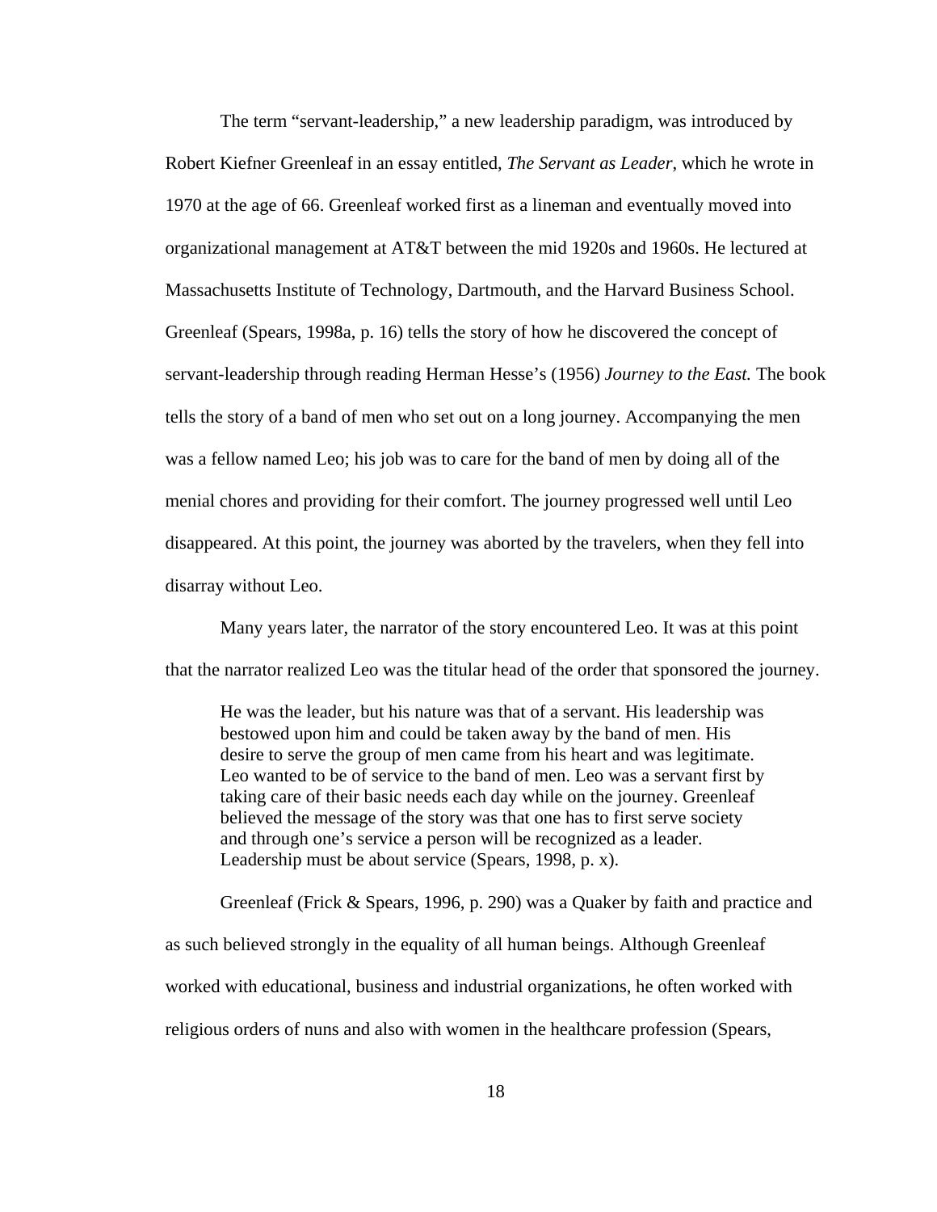The term "servant-leadership," a new leadership paradigm, was introduced by Robert Kiefner Greenleaf in an essay entitled, *The Servant as Leader*, which he wrote in 1970 at the age of 66. Greenleaf worked first as a lineman and eventually moved into organizational management at AT&T between the mid 1920s and 1960s. He lectured at Massachusetts Institute of Technology, Dartmouth, and the Harvard Business School. Greenleaf (Spears, 1998a, p. 16) tells the story of how he discovered the concept of servant-leadership through reading Herman Hesse's (1956) *Journey to the East.* The book tells the story of a band of men who set out on a long journey. Accompanying the men was a fellow named Leo; his job was to care for the band of men by doing all of the menial chores and providing for their comfort. The journey progressed well until Leo disappeared. At this point, the journey was aborted by the travelers, when they fell into disarray without Leo.

Many years later, the narrator of the story encountered Leo. It was at this point that the narrator realized Leo was the titular head of the order that sponsored the journey.

> He was the leader, but his nature was that of a servant. His leadership was bestowed upon him and could be taken away by the band of men. His desire to serve the group of men came from his heart and was legitimate. Leo wanted to be of service to the band of men. Leo was a servant first by taking care of their basic needs each day while on the journey. Greenleaf believed the message of the story was that one has to first serve society and through one's service a person will be recognized as a leader. Leadership must be about service (Spears, 1998, p. x).

Greenleaf (Frick & Spears, 1996, p. 290) was a Quaker by faith and practice and as such believed strongly in the equality of all human beings. Although Greenleaf worked with educational, business and industrial organizations, he often worked with religious orders of nuns and also with women in the healthcare profession (Spears,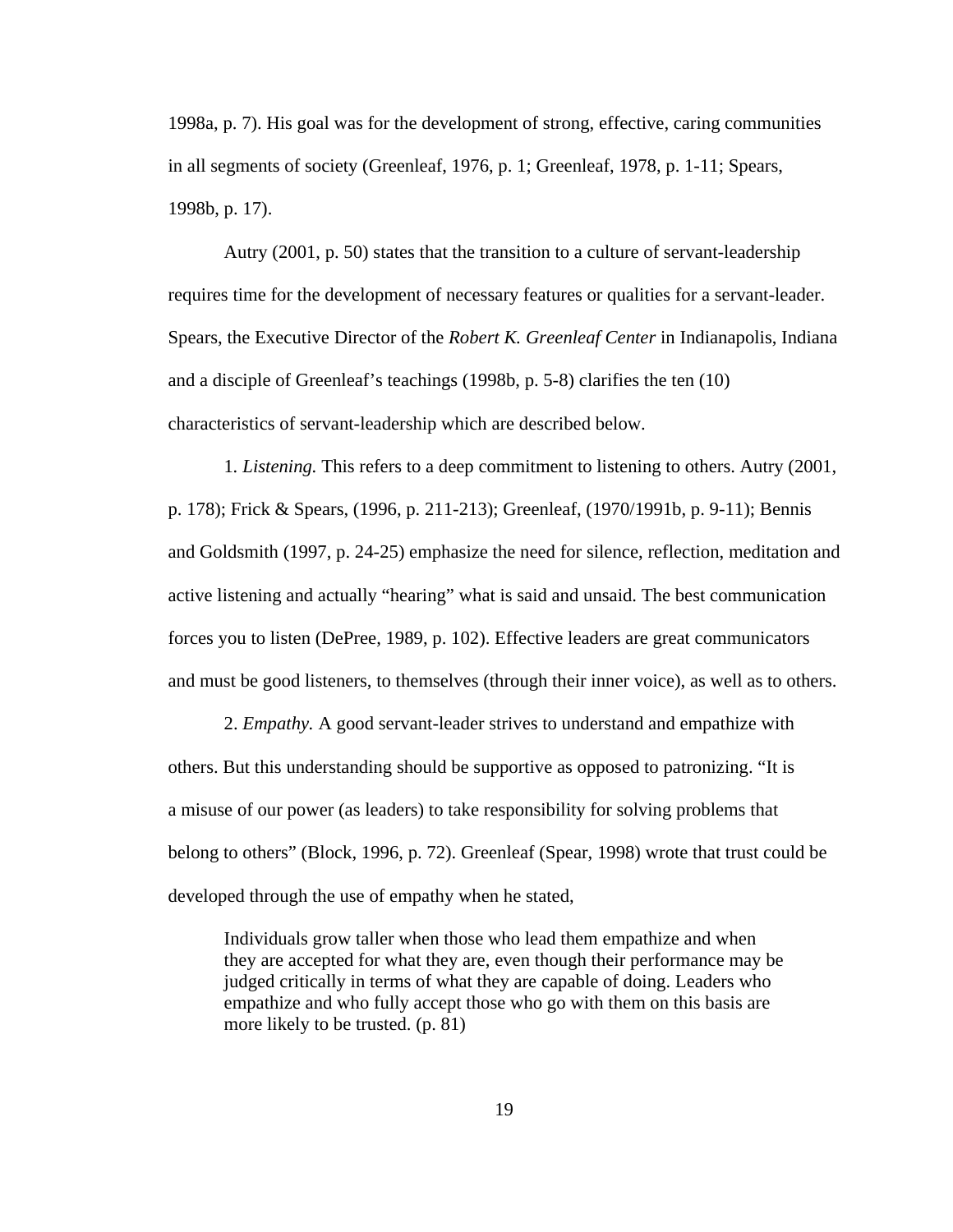1998a, p. 7). His goal was for the development of strong, effective, caring communities in all segments of society (Greenleaf, 1976, p. 1; Greenleaf, 1978, p. 1-11; Spears, 1998b, p. 17).

Autry (2001, p. 50) states that the transition to a culture of servant-leadership requires time for the development of necessary features or qualities for a servant-leader. Spears, the Executive Director of the *Robert K. Greenleaf Center* in Indianapolis, Indiana and a disciple of Greenleaf's teachings (1998b, p. 5-8) clarifies the ten (10) characteristics of servant-leadership which are described below.

1. *Listening.* This refers to a deep commitment to listening to others. Autry (2001, p. 178); Frick & Spears, (1996, p. 211-213); Greenleaf, (1970/1991b, p. 9-11); Bennis and Goldsmith (1997, p. 24-25) emphasize the need for silence, reflection, meditation and active listening and actually "hearing" what is said and unsaid. The best communication forces you to listen (DePree, 1989, p. 102). Effective leaders are great communicators and must be good listeners, to themselves (through their inner voice), as well as to others.

2. *Empathy.* A good servant-leader strives to understand and empathize with others. But this understanding should be supportive as opposed to patronizing. "It is a misuse of our power (as leaders) to take responsibility for solving problems that belong to others" (Block, 1996, p. 72). Greenleaf (Spear, 1998) wrote that trust could be developed through the use of empathy when he stated,

> Individuals grow taller when those who lead them empathize and when they are accepted for what they are, even though their performance may be judged critically in terms of what they are capable of doing. Leaders who empathize and who fully accept those who go with them on this basis are more likely to be trusted. (p. 81)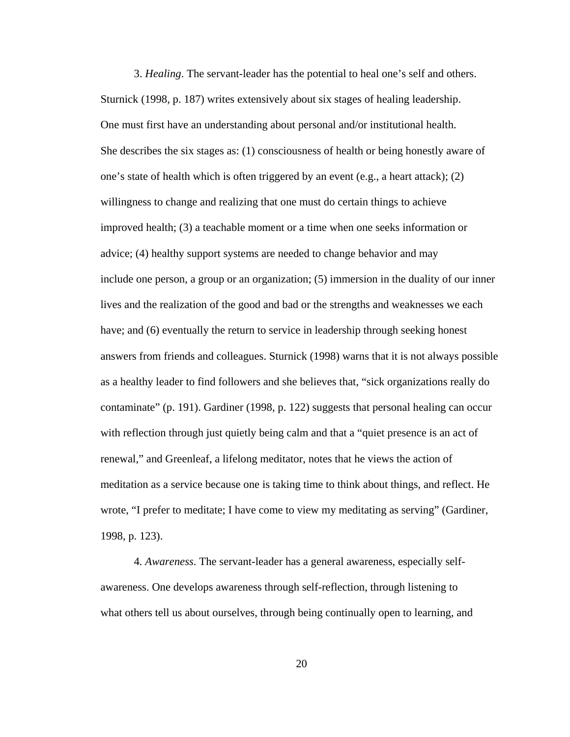3. *Healing*. The servant-leader has the potential to heal one's self and others. Sturnick (1998, p. 187) writes extensively about six stages of healing leadership. One must first have an understanding about personal and/or institutional health. She describes the six stages as: (1) consciousness of health or being honestly aware of one's state of health which is often triggered by an event (e.g., a heart attack); (2) willingness to change and realizing that one must do certain things to achieve improved health; (3) a teachable moment or a time when one seeks information or advice; (4) healthy support systems are needed to change behavior and may include one person, a group or an organization; (5) immersion in the duality of our inner lives and the realization of the good and bad or the strengths and weaknesses we each have; and (6) eventually the return to service in leadership through seeking honest answers from friends and colleagues. Sturnick (1998) warns that it is not always possible as a healthy leader to find followers and she believes that, "sick organizations really do contaminate" (p. 191). Gardiner (1998, p. 122) suggests that personal healing can occur with reflection through just quietly being calm and that a "quiet presence is an act of renewal," and Greenleaf, a lifelong meditator, notes that he views the action of meditation as a service because one is taking time to think about things, and reflect. He wrote, "I prefer to meditate; I have come to view my meditating as serving" (Gardiner, 1998, p. 123).

4. *Awareness*. The servant-leader has a general awareness, especially self-awareness. One develops awareness through self-reflection, through listening to what others tell us about ourselves, through being continually open to learning, and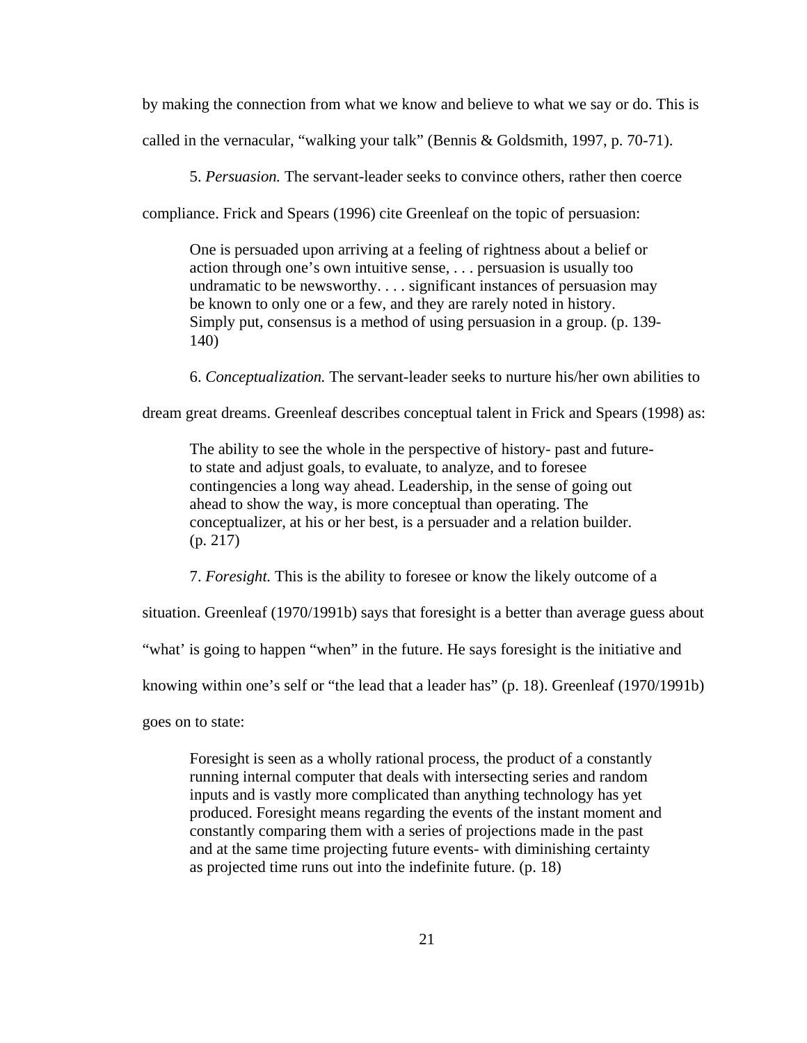by making the connection from what we know and believe to what we say or do. This is called in the vernacular, "walking your talk" (Bennis & Goldsmith, 1997, p. 70-71).

5. *Persuasion.* The servant-leader seeks to convince others, rather then coerce compliance. Frick and Spears (1996) cite Greenleaf on the topic of persuasion:

> One is persuaded upon arriving at a feeling of rightness about a belief or action through one's own intuitive sense, . . . persuasion is usually too undramatic to be newsworthy. . . . significant instances of persuasion may be known to only one or a few, and they are rarely noted in history. Simply put, consensus is a method of using persuasion in a group. (p. 139-140)

6. *Conceptualization.* The servant-leader seeks to nurture his/her own abilities to dream great dreams. Greenleaf describes conceptual talent in Frick and Spears (1998) as:

> The ability to see the whole in the perspective of history- past and future- to state and adjust goals, to evaluate, to analyze, and to foresee contingencies a long way ahead. Leadership, in the sense of going out ahead to show the way, is more conceptual than operating. The conceptualizer, at his or her best, is a persuader and a relation builder. (p. 217)

7. *Foresight.* This is the ability to foresee or know the likely outcome of a situation. Greenleaf (1970/1991b) says that foresight is a better than average guess about "what' is going to happen "when" in the future. He says foresight is the initiative and knowing within one's self or "the lead that a leader has" (p. 18). Greenleaf (1970/1991b) goes on to state:

> Foresight is seen as a wholly rational process, the product of a constantly running internal computer that deals with intersecting series and random inputs and is vastly more complicated than anything technology has yet produced. Foresight means regarding the events of the instant moment and constantly comparing them with a series of projections made in the past and at the same time projecting future events- with diminishing certainty as projected time runs out into the indefinite future. (p. 18)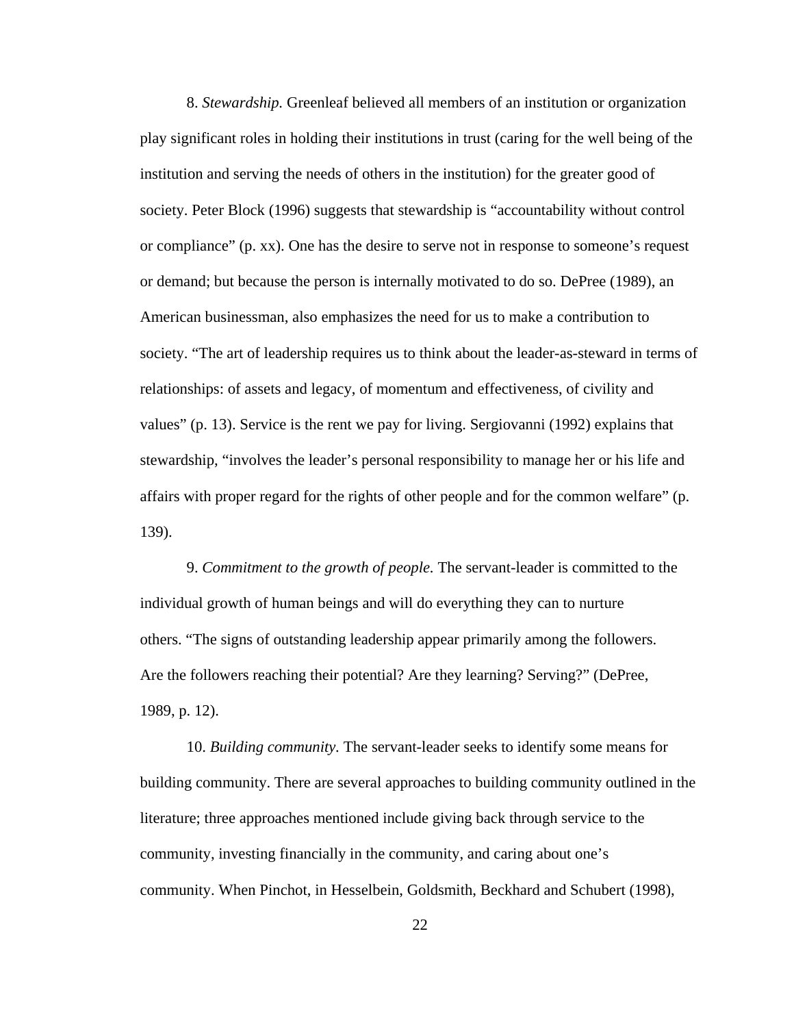8. *Stewardship.* Greenleaf believed all members of an institution or organization play significant roles in holding their institutions in trust (caring for the well being of the institution and serving the needs of others in the institution) for the greater good of society. Peter Block (1996) suggests that stewardship is “accountability without control or compliance” (p. xx). One has the desire to serve not in response to someone’s request or demand; but because the person is internally motivated to do so. DePree (1989), an American businessman, also emphasizes the need for us to make a contribution to society. “The art of leadership requires us to think about the leader-as-steward in terms of relationships: of assets and legacy, of momentum and effectiveness, of civility and values” (p. 13). Service is the rent we pay for living. Sergiovanni (1992) explains that stewardship, “involves the leader’s personal responsibility to manage her or his life and affairs with proper regard for the rights of other people and for the common welfare” (p. 139).

9. *Commitment to the growth of people.* The servant-leader is committed to the individual growth of human beings and will do everything they can to nurture others. “The signs of outstanding leadership appear primarily among the followers. Are the followers reaching their potential? Are they learning? Serving?” (DePree, 1989, p. 12).

10. *Building community.* The servant-leader seeks to identify some means for building community. There are several approaches to building community outlined in the literature; three approaches mentioned include giving back through service to the community, investing financially in the community, and caring about one’s community. When Pinchot, in Hesselbein, Goldsmith, Beckhard and Schubert (1998),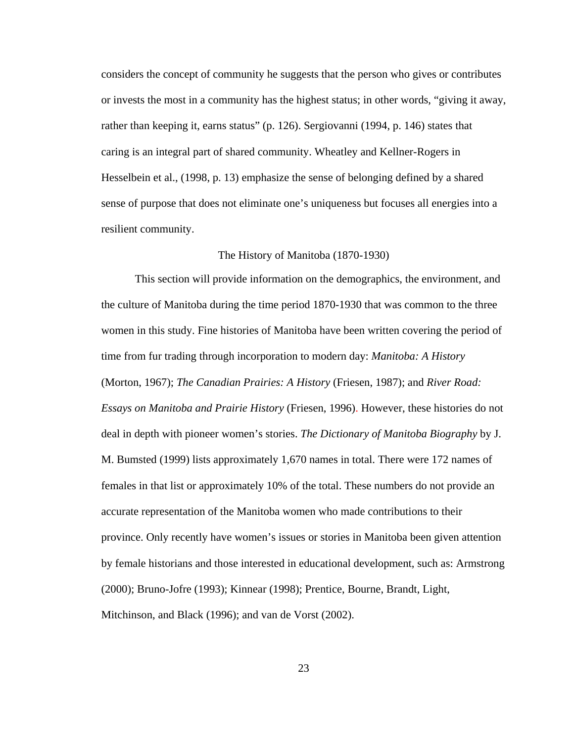considers the concept of community he suggests that the person who gives or contributes or invests the most in a community has the highest status; in other words, "giving it away, rather than keeping it, earns status" (p. 126). Sergiovanni (1994, p. 146) states that caring is an integral part of shared community. Wheatley and Kellner-Rogers in Hesselbein et al., (1998, p. 13) emphasize the sense of belonging defined by a shared sense of purpose that does not eliminate one's uniqueness but focuses all energies into a resilient community.

## The History of Manitoba (1870-1930)

This section will provide information on the demographics, the environment, and the culture of Manitoba during the time period 1870-1930 that was common to the three women in this study. Fine histories of Manitoba have been written covering the period of time from fur trading through incorporation to modern day: *Manitoba: A History* (Morton, 1967); *The Canadian Prairies: A History* (Friesen, 1987); and *River Road: Essays on Manitoba and Prairie History* (Friesen, 1996). However, these histories do not deal in depth with pioneer women's stories. *The Dictionary of Manitoba Biography* by J. M. Bumsted (1999) lists approximately 1,670 names in total. There were 172 names of females in that list or approximately 10% of the total. These numbers do not provide an accurate representation of the Manitoba women who made contributions to their province. Only recently have women's issues or stories in Manitoba been given attention by female historians and those interested in educational development, such as: Armstrong (2000); Bruno-Jofre (1993); Kinnear (1998); Prentice, Bourne, Brandt, Light, Mitchinson, and Black (1996); and van de Vorst (2002).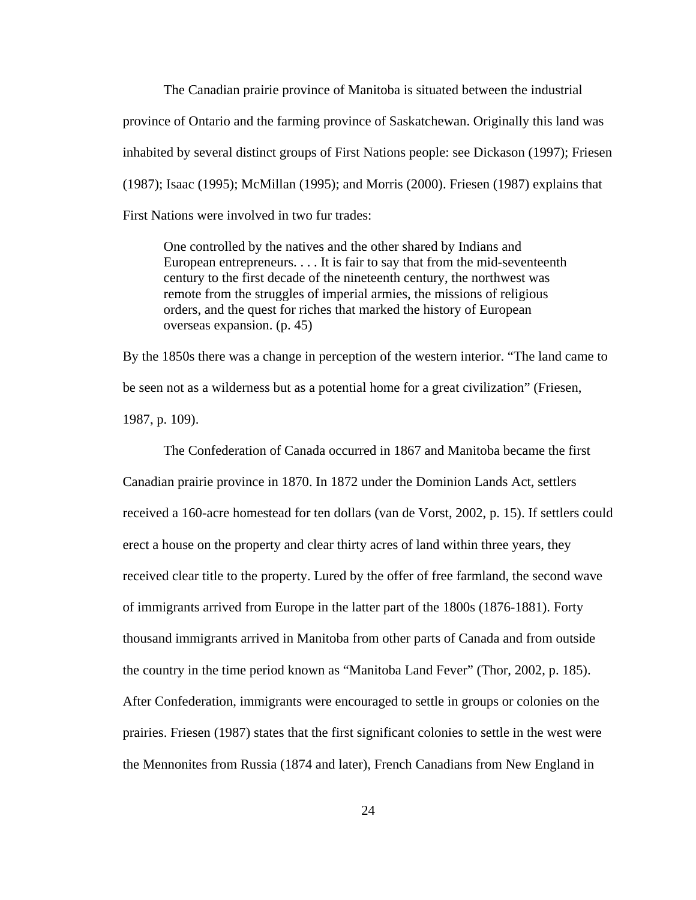The Canadian prairie province of Manitoba is situated between the industrial province of Ontario and the farming province of Saskatchewan. Originally this land was inhabited by several distinct groups of First Nations people: see Dickason (1997); Friesen (1987); Isaac (1995); McMillan (1995); and Morris (2000). Friesen (1987) explains that First Nations were involved in two fur trades:

> One controlled by the natives and the other shared by Indians and European entrepreneurs. . . . It is fair to say that from the mid-seventeenth century to the first decade of the nineteenth century, the northwest was remote from the struggles of imperial armies, the missions of religious orders, and the quest for riches that marked the history of European overseas expansion. (p. 45)

By the 1850s there was a change in perception of the western interior. "The land came to be seen not as a wilderness but as a potential home for a great civilization" (Friesen, 1987, p. 109).

The Confederation of Canada occurred in 1867 and Manitoba became the first Canadian prairie province in 1870. In 1872 under the Dominion Lands Act, settlers received a 160-acre homestead for ten dollars (van de Vorst, 2002, p. 15). If settlers could erect a house on the property and clear thirty acres of land within three years, they received clear title to the property. Lured by the offer of free farmland, the second wave of immigrants arrived from Europe in the latter part of the 1800s (1876-1881). Forty thousand immigrants arrived in Manitoba from other parts of Canada and from outside the country in the time period known as "Manitoba Land Fever" (Thor, 2002, p. 185). After Confederation, immigrants were encouraged to settle in groups or colonies on the prairies. Friesen (1987) states that the first significant colonies to settle in the west were the Mennonites from Russia (1874 and later), French Canadians from New England in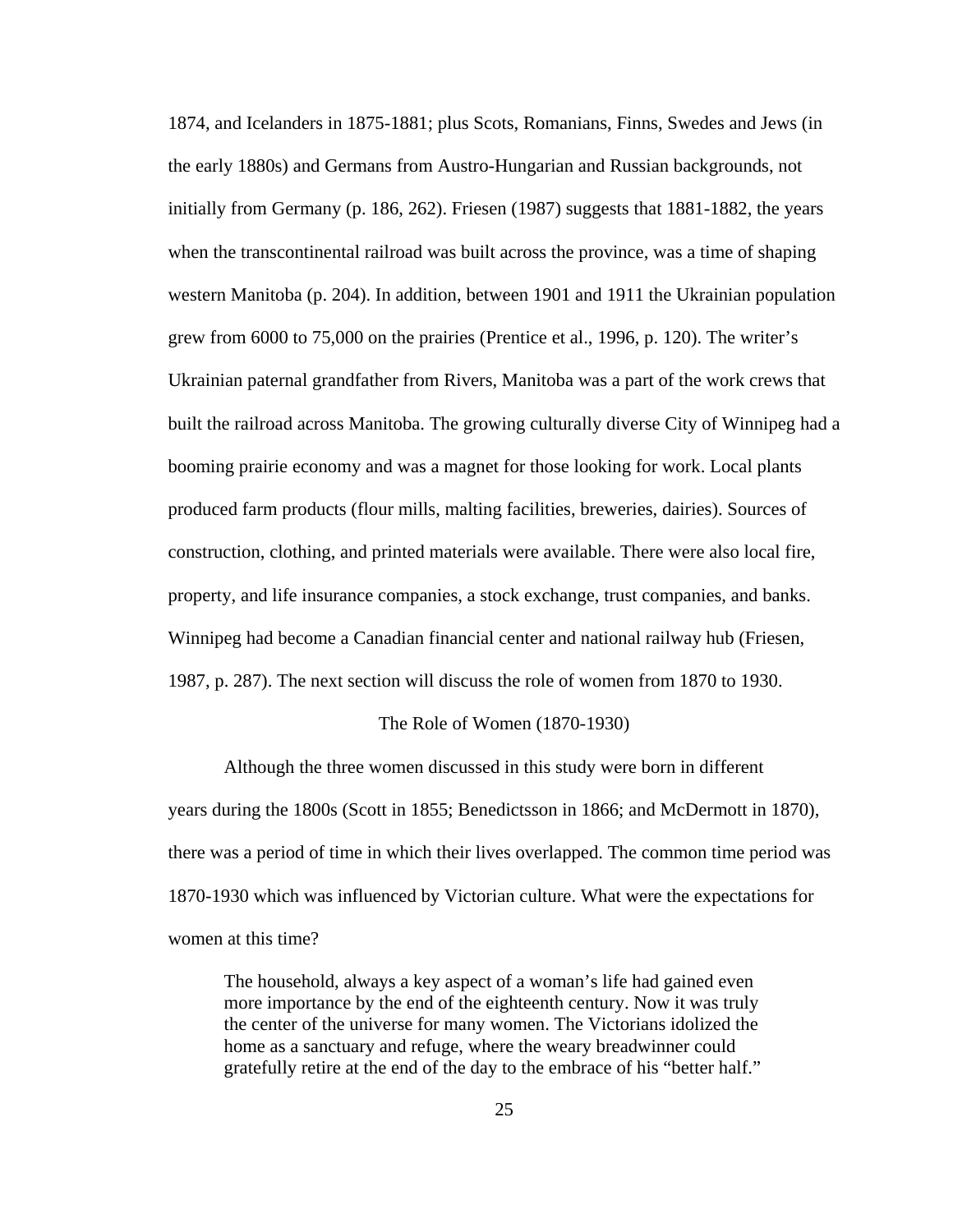1874, and Icelanders in 1875-1881; plus Scots, Romanians, Finns, Swedes and Jews (in the early 1880s) and Germans from Austro-Hungarian and Russian backgrounds, not initially from Germany (p. 186, 262). Friesen (1987) suggests that 1881-1882, the years when the transcontinental railroad was built across the province, was a time of shaping western Manitoba (p. 204). In addition, between 1901 and 1911 the Ukrainian population grew from 6000 to 75,000 on the prairies (Prentice et al., 1996, p. 120). The writer's Ukrainian paternal grandfather from Rivers, Manitoba was a part of the work crews that built the railroad across Manitoba. The growing culturally diverse City of Winnipeg had a booming prairie economy and was a magnet for those looking for work. Local plants produced farm products (flour mills, malting facilities, breweries, dairies). Sources of construction, clothing, and printed materials were available. There were also local fire, property, and life insurance companies, a stock exchange, trust companies, and banks. Winnipeg had become a Canadian financial center and national railway hub (Friesen, 1987, p. 287). The next section will discuss the role of women from 1870 to 1930.

## The Role of Women (1870-1930)

Although the three women discussed in this study were born in different years during the 1800s (Scott in 1855; Benedictsson in 1866; and McDermott in 1870), there was a period of time in which their lives overlapped. The common time period was 1870-1930 which was influenced by Victorian culture. What were the expectations for women at this time?

> The household, always a key aspect of a woman's life had gained even more importance by the end of the eighteenth century. Now it was truly the center of the universe for many women. The Victorians idolized the home as a sanctuary and refuge, where the weary breadwinner could gratefully retire at the end of the day to the embrace of his "better half."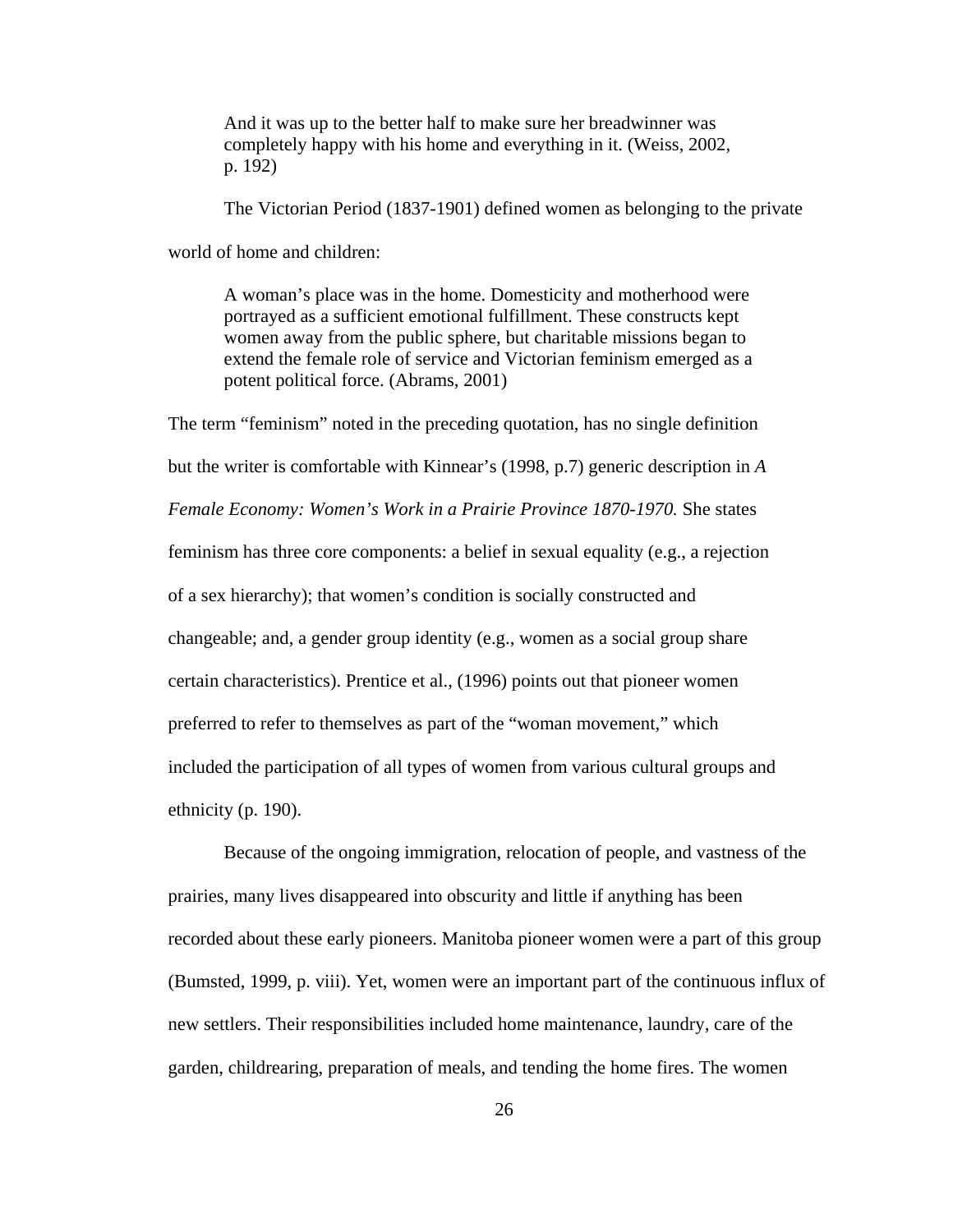> And it was up to the better half to make sure her breadwinner was completely happy with his home and everything in it. (Weiss, 2002, p. 192)

The Victorian Period (1837-1901) defined women as belonging to the private world of home and children:

> A woman's place was in the home. Domesticity and motherhood were portrayed as a sufficient emotional fulfillment. These constructs kept women away from the public sphere, but charitable missions began to extend the female role of service and Victorian feminism emerged as a potent political force. (Abrams, 2001)

The term "feminism" noted in the preceding quotation, has no single definition but the writer is comfortable with Kinnear's (1998, p.7) generic description in *A Female Economy: Women's Work in a Prairie Province 1870-1970.* She states feminism has three core components: a belief in sexual equality (e.g., a rejection of a sex hierarchy); that women's condition is socially constructed and changeable; and, a gender group identity (e.g., women as a social group share certain characteristics). Prentice et al., (1996) points out that pioneer women preferred to refer to themselves as part of the "woman movement," which included the participation of all types of women from various cultural groups and ethnicity (p. 190).

Because of the ongoing immigration, relocation of people, and vastness of the prairies, many lives disappeared into obscurity and little if anything has been recorded about these early pioneers. Manitoba pioneer women were a part of this group (Bumsted, 1999, p. viii). Yet, women were an important part of the continuous influx of new settlers. Their responsibilities included home maintenance, laundry, care of the garden, childrearing, preparation of meals, and tending the home fires. The women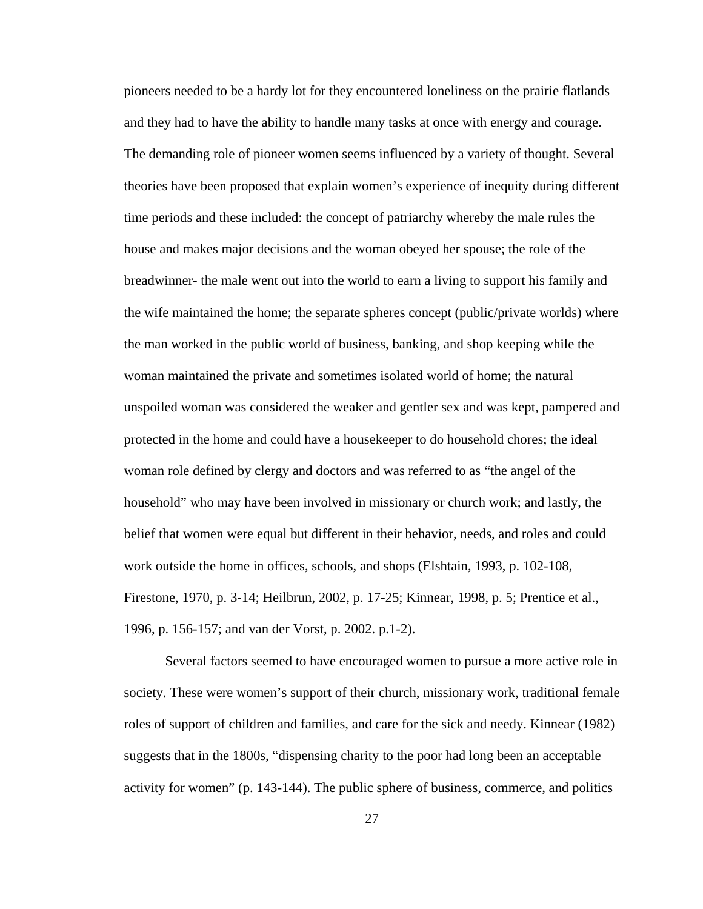pioneers needed to be a hardy lot for they encountered loneliness on the prairie flatlands and they had to have the ability to handle many tasks at once with energy and courage. The demanding role of pioneer women seems influenced by a variety of thought. Several theories have been proposed that explain women's experience of inequity during different time periods and these included: the concept of patriarchy whereby the male rules the house and makes major decisions and the woman obeyed her spouse; the role of the breadwinner- the male went out into the world to earn a living to support his family and the wife maintained the home; the separate spheres concept (public/private worlds) where the man worked in the public world of business, banking, and shop keeping while the woman maintained the private and sometimes isolated world of home; the natural unspoiled woman was considered the weaker and gentler sex and was kept, pampered and protected in the home and could have a housekeeper to do household chores; the ideal woman role defined by clergy and doctors and was referred to as "the angel of the household" who may have been involved in missionary or church work; and lastly, the belief that women were equal but different in their behavior, needs, and roles and could work outside the home in offices, schools, and shops (Elshtain, 1993, p. 102-108, Firestone, 1970, p. 3-14; Heilbrun, 2002, p. 17-25; Kinnear, 1998, p. 5; Prentice et al., 1996, p. 156-157; and van der Vorst, p. 2002. p.1-2).

Several factors seemed to have encouraged women to pursue a more active role in society. These were women's support of their church, missionary work, traditional female roles of support of children and families, and care for the sick and needy. Kinnear (1982) suggests that in the 1800s, "dispensing charity to the poor had long been an acceptable activity for women" (p. 143-144). The public sphere of business, commerce, and politics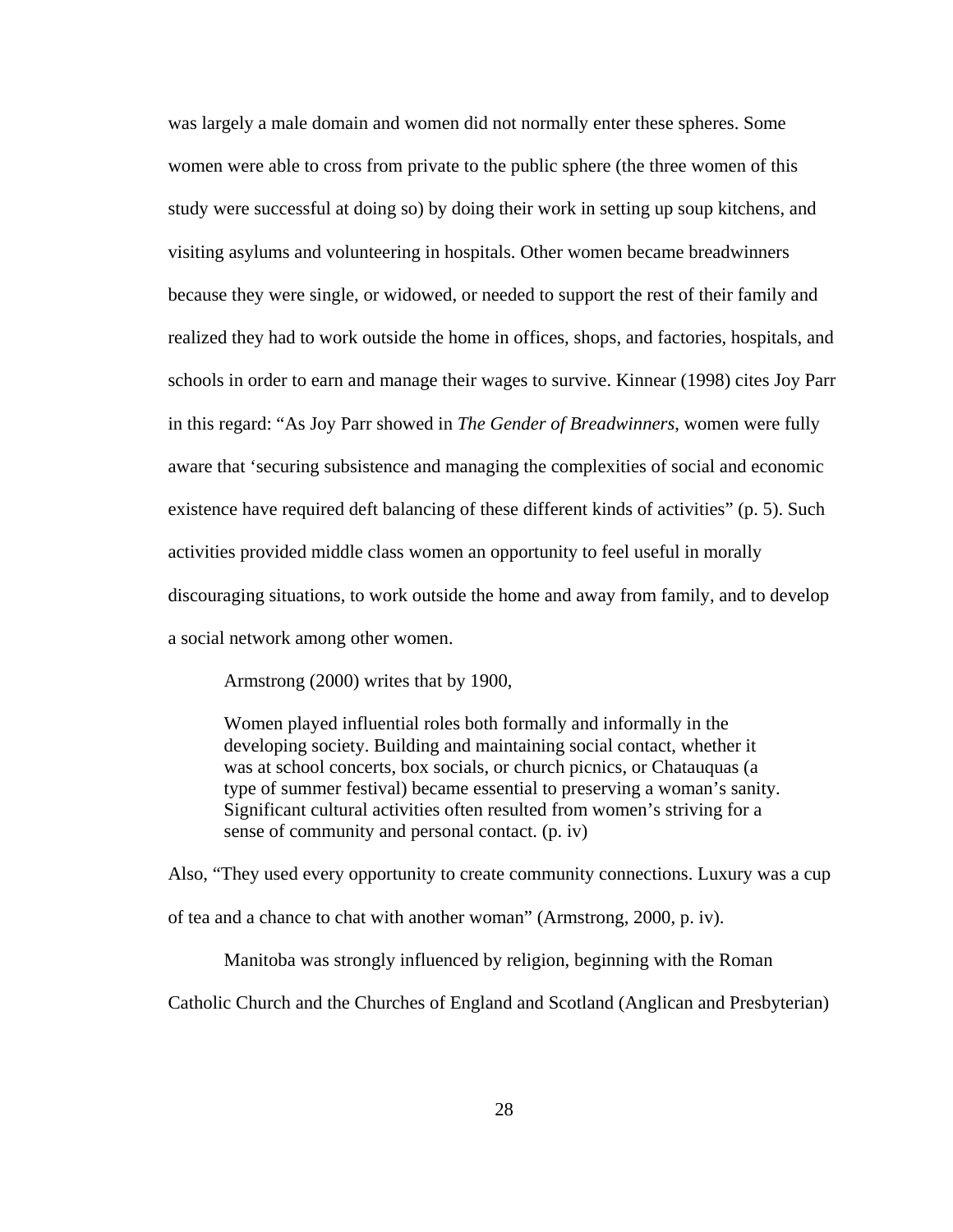was largely a male domain and women did not normally enter these spheres. Some women were able to cross from private to the public sphere (the three women of this study were successful at doing so) by doing their work in setting up soup kitchens, and visiting asylums and volunteering in hospitals. Other women became breadwinners because they were single, or widowed, or needed to support the rest of their family and realized they had to work outside the home in offices, shops, and factories, hospitals, and schools in order to earn and manage their wages to survive. Kinnear (1998) cites Joy Parr in this regard: "As Joy Parr showed in *The Gender of Breadwinners*, women were fully aware that 'securing subsistence and managing the complexities of social and economic existence have required deft balancing of these different kinds of activities" (p. 5). Such activities provided middle class women an opportunity to feel useful in morally discouraging situations, to work outside the home and away from family, and to develop a social network among other women.

Armstrong (2000) writes that by 1900,

> Women played influential roles both formally and informally in the developing society. Building and maintaining social contact, whether it was at school concerts, box socials, or church picnics, or Chatauquas (a type of summer festival) became essential to preserving a woman's sanity. Significant cultural activities often resulted from women's striving for a sense of community and personal contact. (p. iv)

Also, "They used every opportunity to create community connections. Luxury was a cup of tea and a chance to chat with another woman" (Armstrong, 2000, p. iv).

Manitoba was strongly influenced by religion, beginning with the Roman Catholic Church and the Churches of England and Scotland (Anglican and Presbyterian)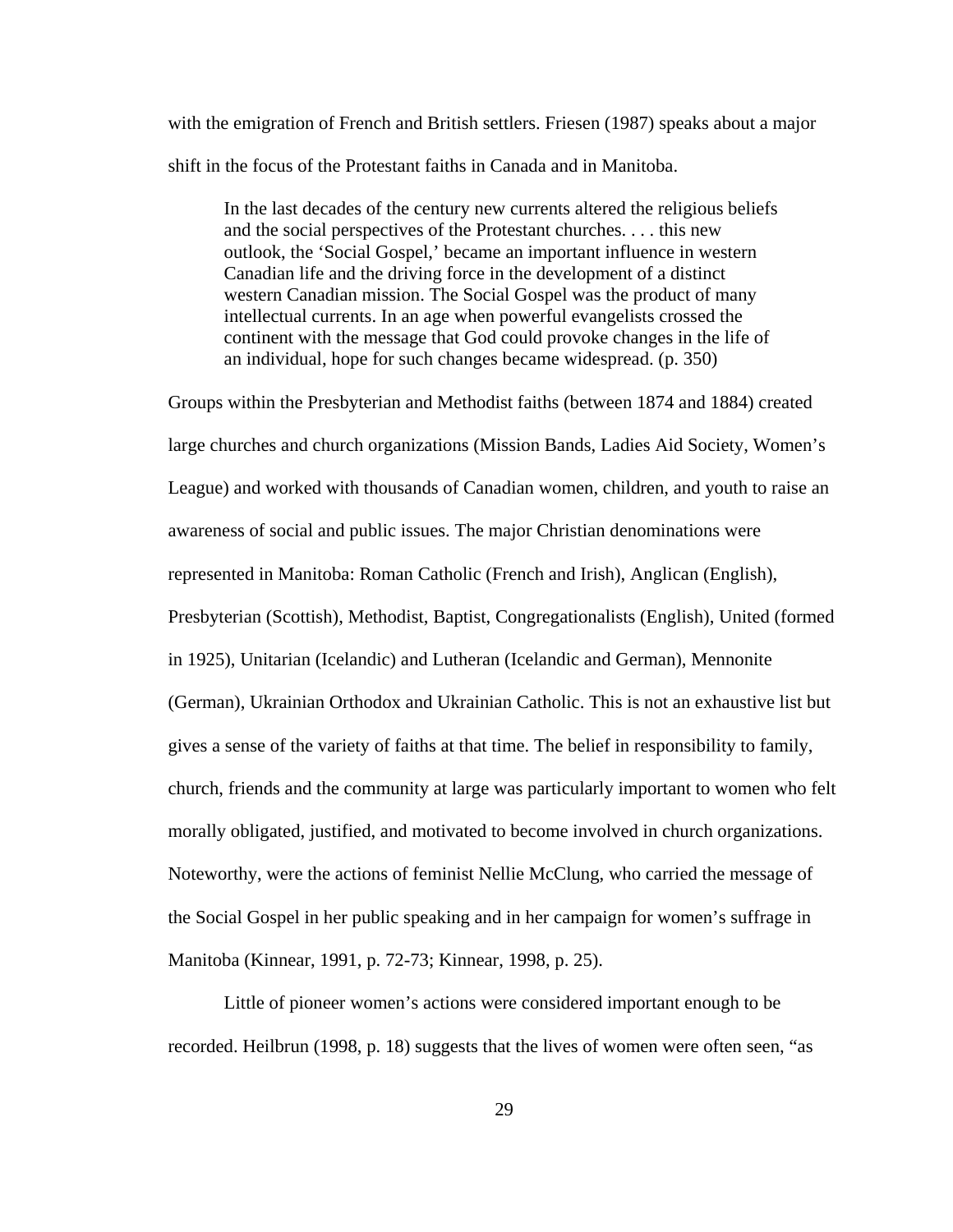with the emigration of French and British settlers. Friesen (1987) speaks about a major shift in the focus of the Protestant faiths in Canada and in Manitoba.

> In the last decades of the century new currents altered the religious beliefs and the social perspectives of the Protestant churches. . . . this new outlook, the 'Social Gospel,' became an important influence in western Canadian life and the driving force in the development of a distinct western Canadian mission. The Social Gospel was the product of many intellectual currents. In an age when powerful evangelists crossed the continent with the message that God could provoke changes in the life of an individual, hope for such changes became widespread. (p. 350)

Groups within the Presbyterian and Methodist faiths (between 1874 and 1884) created large churches and church organizations (Mission Bands, Ladies Aid Society, Women's League) and worked with thousands of Canadian women, children, and youth to raise an awareness of social and public issues. The major Christian denominations were represented in Manitoba: Roman Catholic (French and Irish), Anglican (English), Presbyterian (Scottish), Methodist, Baptist, Congregationalists (English), United (formed in 1925), Unitarian (Icelandic) and Lutheran (Icelandic and German), Mennonite (German), Ukrainian Orthodox and Ukrainian Catholic. This is not an exhaustive list but gives a sense of the variety of faiths at that time. The belief in responsibility to family, church, friends and the community at large was particularly important to women who felt morally obligated, justified, and motivated to become involved in church organizations. Noteworthy, were the actions of feminist Nellie McClung, who carried the message of the Social Gospel in her public speaking and in her campaign for women's suffrage in Manitoba (Kinnear, 1991, p. 72-73; Kinnear, 1998, p. 25).

Little of pioneer women's actions were considered important enough to be recorded. Heilbrun (1998, p. 18) suggests that the lives of women were often seen, "as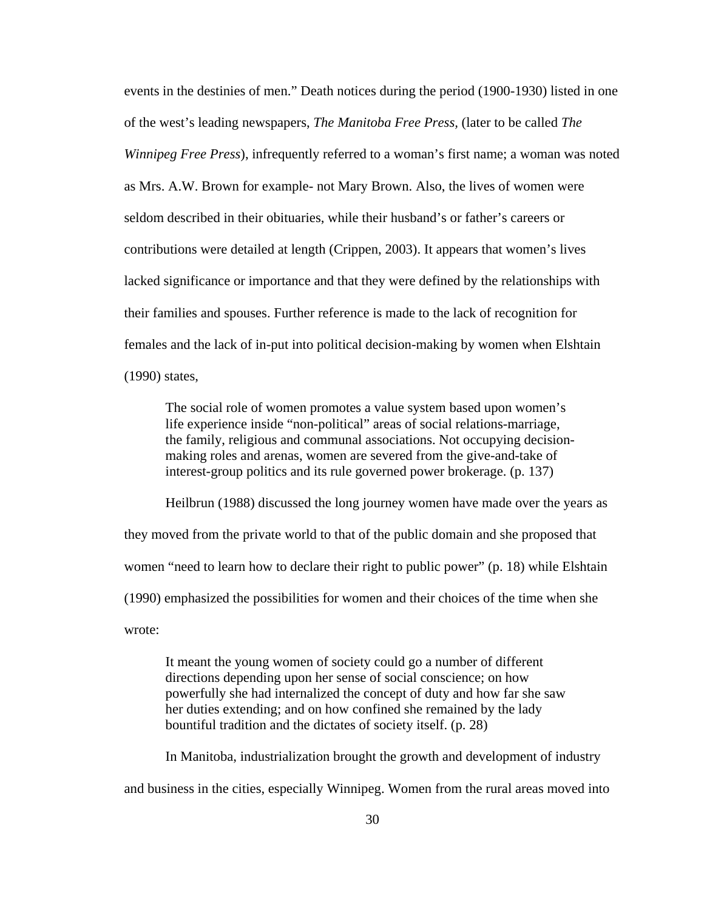events in the destinies of men." Death notices during the period (1900-1930) listed in one of the west's leading newspapers, *The Manitoba Free Press*, (later to be called *The Winnipeg Free Press*), infrequently referred to a woman's first name; a woman was noted as Mrs. A.W. Brown for example- not Mary Brown. Also, the lives of women were seldom described in their obituaries, while their husband's or father's careers or contributions were detailed at length (Crippen, 2003). It appears that women's lives lacked significance or importance and that they were defined by the relationships with their families and spouses. Further reference is made to the lack of recognition for females and the lack of in-put into political decision-making by women when Elshtain (1990) states,

> The social role of women promotes a value system based upon women's life experience inside "non-political" areas of social relations-marriage, the family, religious and communal associations. Not occupying decision-making roles and arenas, women are severed from the give-and-take of interest-group politics and its rule governed power brokerage. (p. 137)

Heilbrun (1988) discussed the long journey women have made over the years as they moved from the private world to that of the public domain and she proposed that women "need to learn how to declare their right to public power" (p. 18) while Elshtain (1990) emphasized the possibilities for women and their choices of the time when she wrote:

> It meant the young women of society could go a number of different directions depending upon her sense of social conscience; on how powerfully she had internalized the concept of duty and how far she saw her duties extending; and on how confined she remained by the lady bountiful tradition and the dictates of society itself. (p. 28)

In Manitoba, industrialization brought the growth and development of industry and business in the cities, especially Winnipeg. Women from the rural areas moved into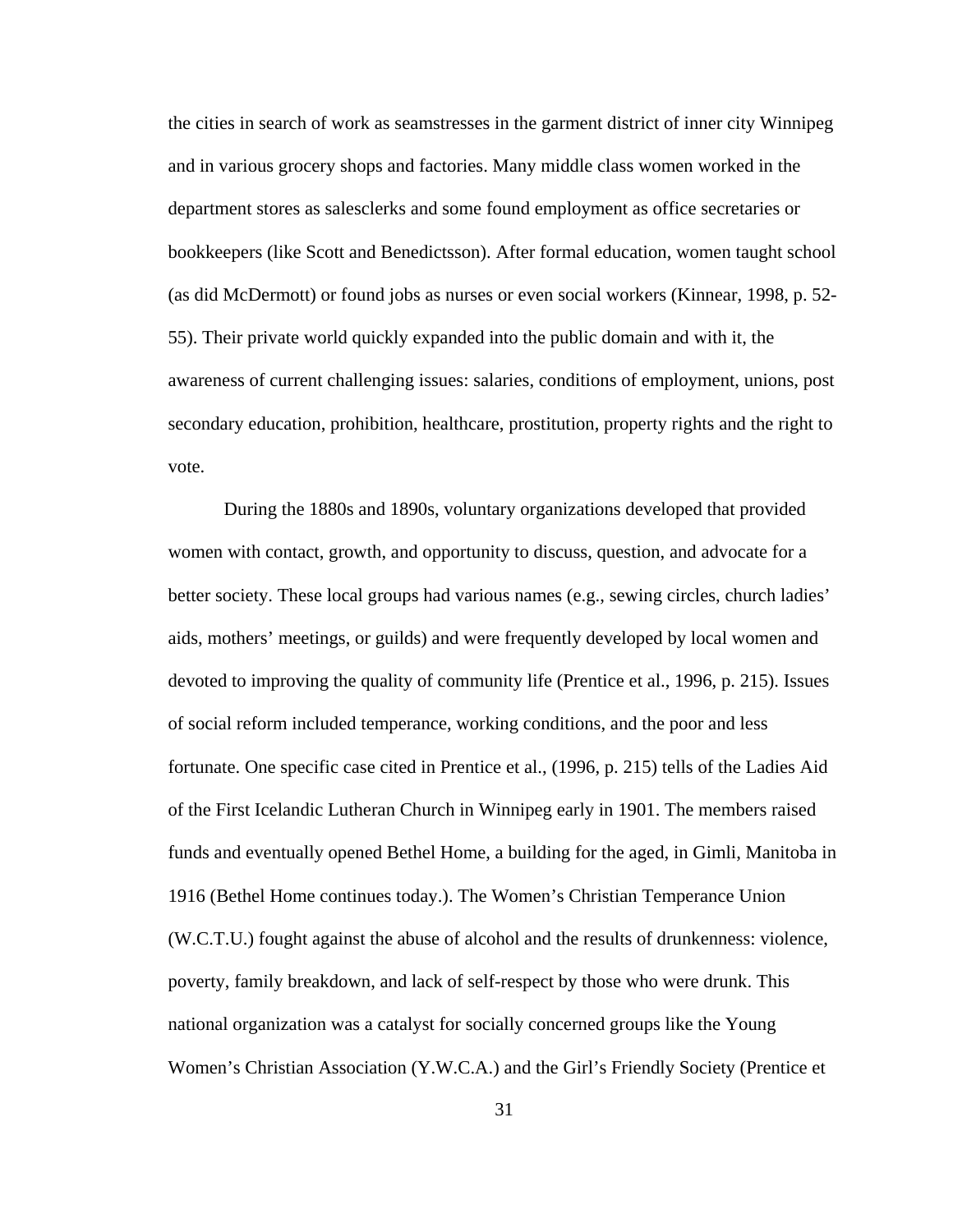the cities in search of work as seamstresses in the garment district of inner city Winnipeg and in various grocery shops and factories. Many middle class women worked in the department stores as salesclerks and some found employment as office secretaries or bookkeepers (like Scott and Benedictsson). After formal education, women taught school (as did McDermott) or found jobs as nurses or even social workers (Kinnear, 1998, p. 52-55). Their private world quickly expanded into the public domain and with it, the awareness of current challenging issues: salaries, conditions of employment, unions, post secondary education, prohibition, healthcare, prostitution, property rights and the right to vote.

During the 1880s and 1890s, voluntary organizations developed that provided women with contact, growth, and opportunity to discuss, question, and advocate for a better society. These local groups had various names (e.g., sewing circles, church ladies' aids, mothers' meetings, or guilds) and were frequently developed by local women and devoted to improving the quality of community life (Prentice et al., 1996, p. 215). Issues of social reform included temperance, working conditions, and the poor and less fortunate. One specific case cited in Prentice et al., (1996, p. 215) tells of the Ladies Aid of the First Icelandic Lutheran Church in Winnipeg early in 1901. The members raised funds and eventually opened Bethel Home, a building for the aged, in Gimli, Manitoba in 1916 (Bethel Home continues today.). The Women's Christian Temperance Union (W.C.T.U.) fought against the abuse of alcohol and the results of drunkenness: violence, poverty, family breakdown, and lack of self-respect by those who were drunk. This national organization was a catalyst for socially concerned groups like the Young Women's Christian Association (Y.W.C.A.) and the Girl's Friendly Society (Prentice et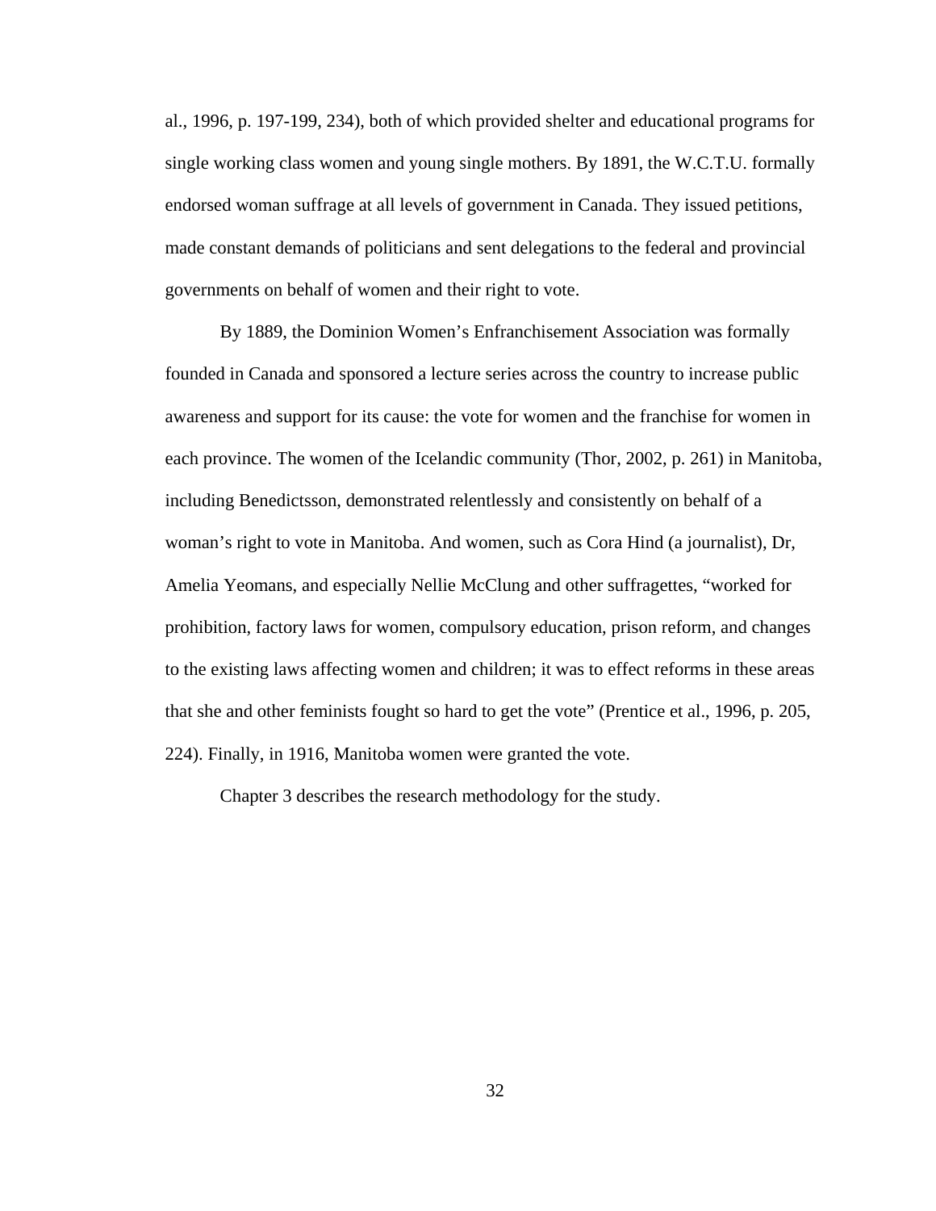al., 1996, p. 197-199, 234), both of which provided shelter and educational programs for single working class women and young single mothers. By 1891, the W.C.T.U. formally endorsed woman suffrage at all levels of government in Canada. They issued petitions, made constant demands of politicians and sent delegations to the federal and provincial governments on behalf of women and their right to vote.

By 1889, the Dominion Women's Enfranchisement Association was formally founded in Canada and sponsored a lecture series across the country to increase public awareness and support for its cause: the vote for women and the franchise for women in each province. The women of the Icelandic community (Thor, 2002, p. 261) in Manitoba, including Benedictsson, demonstrated relentlessly and consistently on behalf of a woman's right to vote in Manitoba. And women, such as Cora Hind (a journalist), Dr, Amelia Yeomans, and especially Nellie McClung and other suffragettes, "worked for prohibition, factory laws for women, compulsory education, prison reform, and changes to the existing laws affecting women and children; it was to effect reforms in these areas that she and other feminists fought so hard to get the vote" (Prentice et al., 1996, p. 205, 224). Finally, in 1916, Manitoba women were granted the vote.

Chapter 3 describes the research methodology for the study.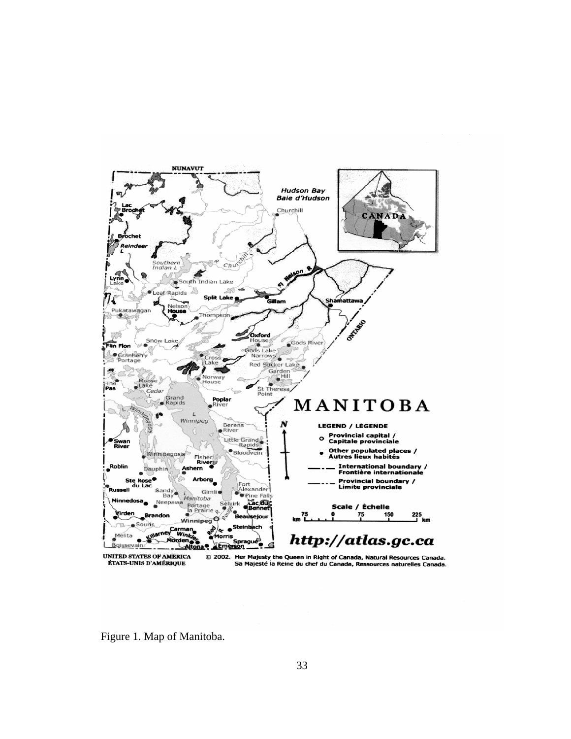Figure 1. Map of Manitoba.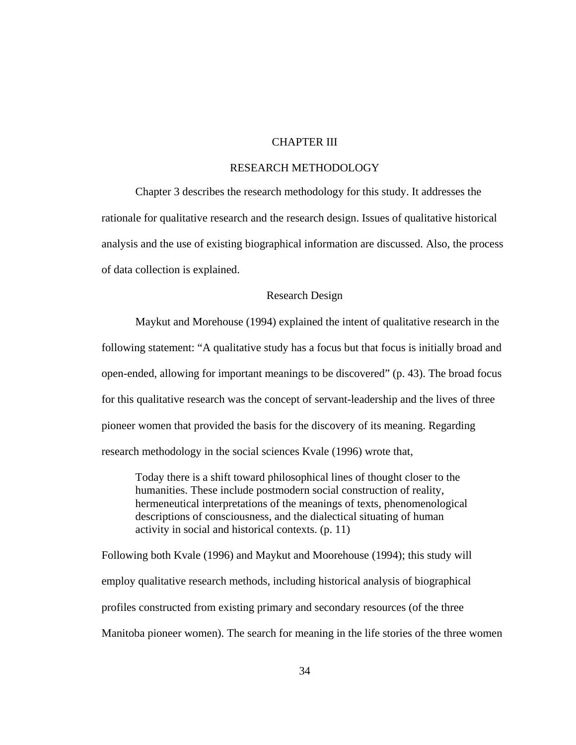# CHAPTER III

# RESEARCH METHODOLOGY

Chapter 3 describes the research methodology for this study. It addresses the rationale for qualitative research and the research design. Issues of qualitative historical analysis and the use of existing biographical information are discussed. Also, the process of data collection is explained.

## Research Design

Maykut and Morehouse (1994) explained the intent of qualitative research in the following statement: “A qualitative study has a focus but that focus is initially broad and open-ended, allowing for important meanings to be discovered” (p. 43). The broad focus for this qualitative research was the concept of servant-leadership and the lives of three pioneer women that provided the basis for the discovery of its meaning. Regarding research methodology in the social sciences Kvale (1996) wrote that,

> Today there is a shift toward philosophical lines of thought closer to the humanities. These include postmodern social construction of reality, hermeneutical interpretations of the meanings of texts, phenomenological descriptions of consciousness, and the dialectical situating of human activity in social and historical contexts. (p. 11)

Following both Kvale (1996) and Maykut and Moorehouse (1994); this study will employ qualitative research methods, including historical analysis of biographical profiles constructed from existing primary and secondary resources (of the three Manitoba pioneer women). The search for meaning in the life stories of the three women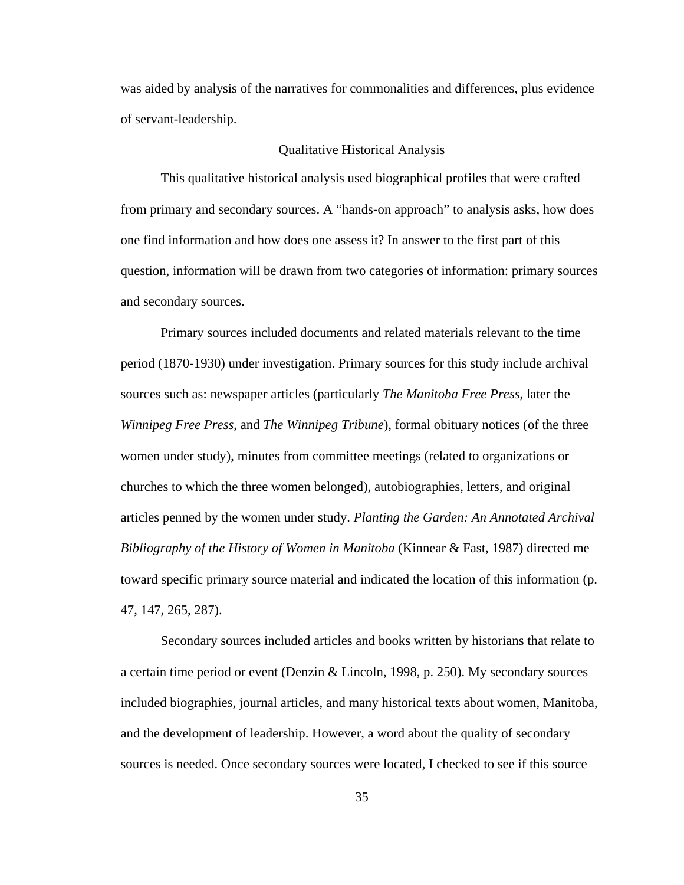was aided by analysis of the narratives for commonalities and differences, plus evidence of servant-leadership.

## Qualitative Historical Analysis

This qualitative historical analysis used biographical profiles that were crafted from primary and secondary sources. A "hands-on approach" to analysis asks, how does one find information and how does one assess it? In answer to the first part of this question, information will be drawn from two categories of information: primary sources and secondary sources.

Primary sources included documents and related materials relevant to the time period (1870-1930) under investigation. Primary sources for this study include archival sources such as: newspaper articles (particularly *The Manitoba Free Press*, later the *Winnipeg Free Press*, and *The Winnipeg Tribune*), formal obituary notices (of the three women under study), minutes from committee meetings (related to organizations or churches to which the three women belonged), autobiographies, letters, and original articles penned by the women under study. *Planting the Garden: An Annotated Archival Bibliography of the History of Women in Manitoba* (Kinnear & Fast, 1987) directed me toward specific primary source material and indicated the location of this information (p. 47, 147, 265, 287).

Secondary sources included articles and books written by historians that relate to a certain time period or event (Denzin & Lincoln, 1998, p. 250). My secondary sources included biographies, journal articles, and many historical texts about women, Manitoba, and the development of leadership. However, a word about the quality of secondary sources is needed. Once secondary sources were located, I checked to see if this source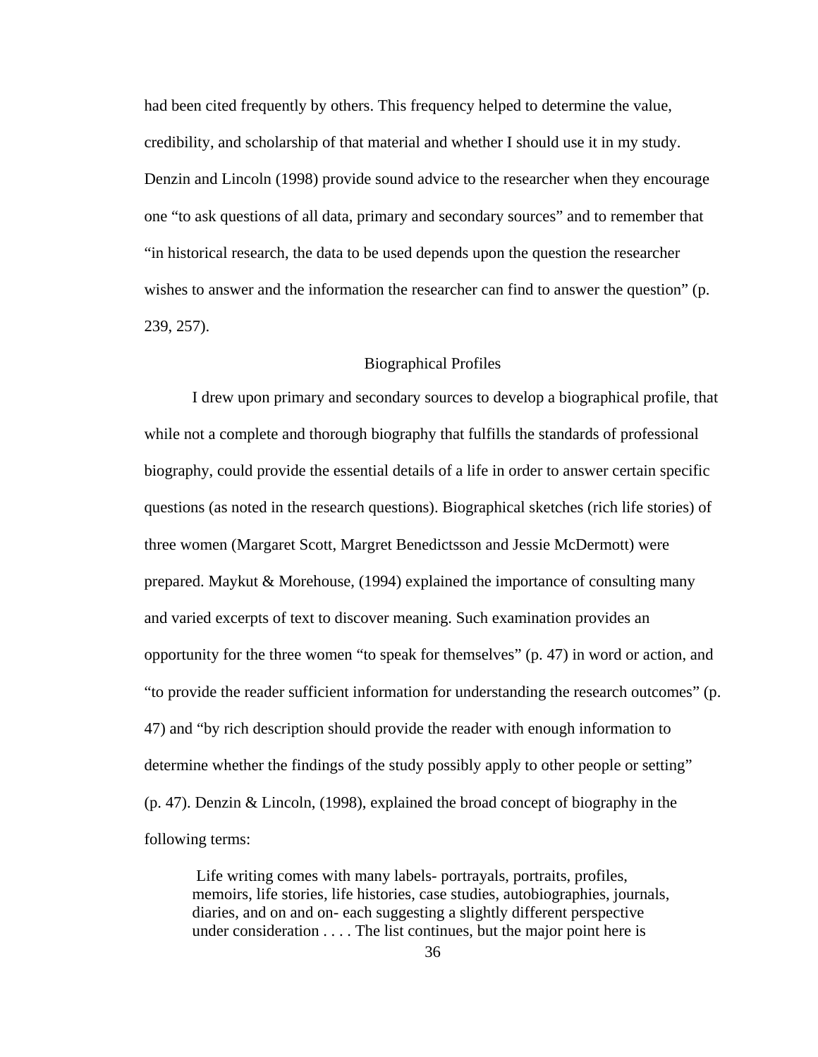had been cited frequently by others. This frequency helped to determine the value, credibility, and scholarship of that material and whether I should use it in my study. Denzin and Lincoln (1998) provide sound advice to the researcher when they encourage one "to ask questions of all data, primary and secondary sources" and to remember that "in historical research, the data to be used depends upon the question the researcher wishes to answer and the information the researcher can find to answer the question" (p. 239, 257).

## Biographical Profiles

I drew upon primary and secondary sources to develop a biographical profile, that while not a complete and thorough biography that fulfills the standards of professional biography, could provide the essential details of a life in order to answer certain specific questions (as noted in the research questions). Biographical sketches (rich life stories) of three women (Margaret Scott, Margret Benedictsson and Jessie McDermott) were prepared. Maykut & Morehouse, (1994) explained the importance of consulting many and varied excerpts of text to discover meaning. Such examination provides an opportunity for the three women "to speak for themselves" (p. 47) in word or action, and "to provide the reader sufficient information for understanding the research outcomes" (p. 47) and "by rich description should provide the reader with enough information to determine whether the findings of the study possibly apply to other people or setting" (p. 47). Denzin & Lincoln, (1998), explained the broad concept of biography in the following terms:

> Life writing comes with many labels- portrayals, portraits, profiles, memoirs, life stories, life histories, case studies, autobiographies, journals, diaries, and on and on- each suggesting a slightly different perspective under consideration . . . . The list continues, but the major point here is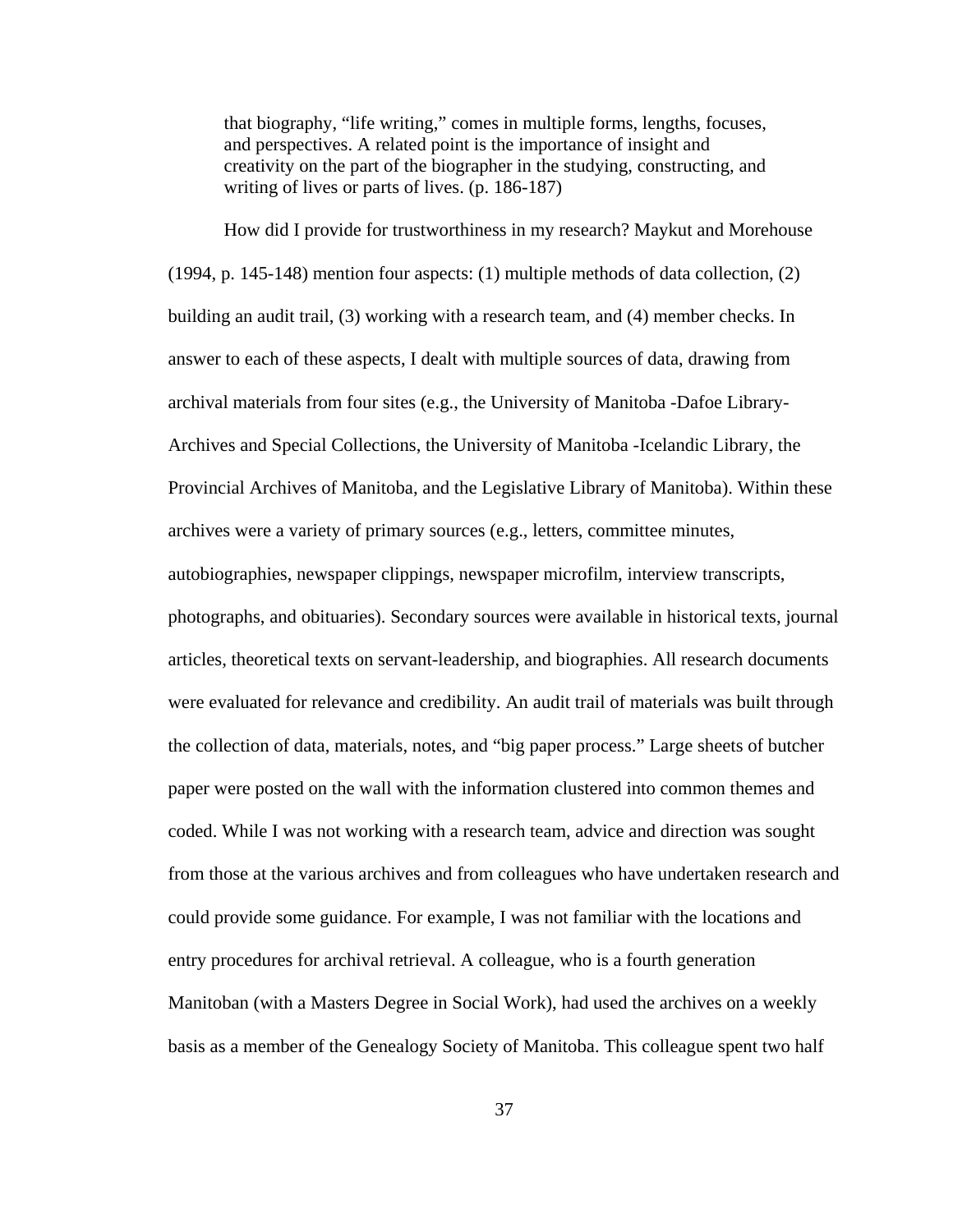> that biography, "life writing," comes in multiple forms, lengths, focuses, and perspectives. A related point is the importance of insight and creativity on the part of the biographer in the studying, constructing, and writing of lives or parts of lives. (p. 186-187)

How did I provide for trustworthiness in my research? Maykut and Morehouse (1994, p. 145-148) mention four aspects: (1) multiple methods of data collection, (2) building an audit trail, (3) working with a research team, and (4) member checks. In answer to each of these aspects, I dealt with multiple sources of data, drawing from archival materials from four sites (e.g., the University of Manitoba -Dafoe Library-Archives and Special Collections, the University of Manitoba -Icelandic Library, the Provincial Archives of Manitoba, and the Legislative Library of Manitoba). Within these archives were a variety of primary sources (e.g., letters, committee minutes, autobiographies, newspaper clippings, newspaper microfilm, interview transcripts, photographs, and obituaries). Secondary sources were available in historical texts, journal articles, theoretical texts on servant-leadership, and biographies. All research documents were evaluated for relevance and credibility. An audit trail of materials was built through the collection of data, materials, notes, and "big paper process." Large sheets of butcher paper were posted on the wall with the information clustered into common themes and coded. While I was not working with a research team, advice and direction was sought from those at the various archives and from colleagues who have undertaken research and could provide some guidance. For example, I was not familiar with the locations and entry procedures for archival retrieval. A colleague, who is a fourth generation Manitoban (with a Masters Degree in Social Work), had used the archives on a weekly basis as a member of the Genealogy Society of Manitoba. This colleague spent two half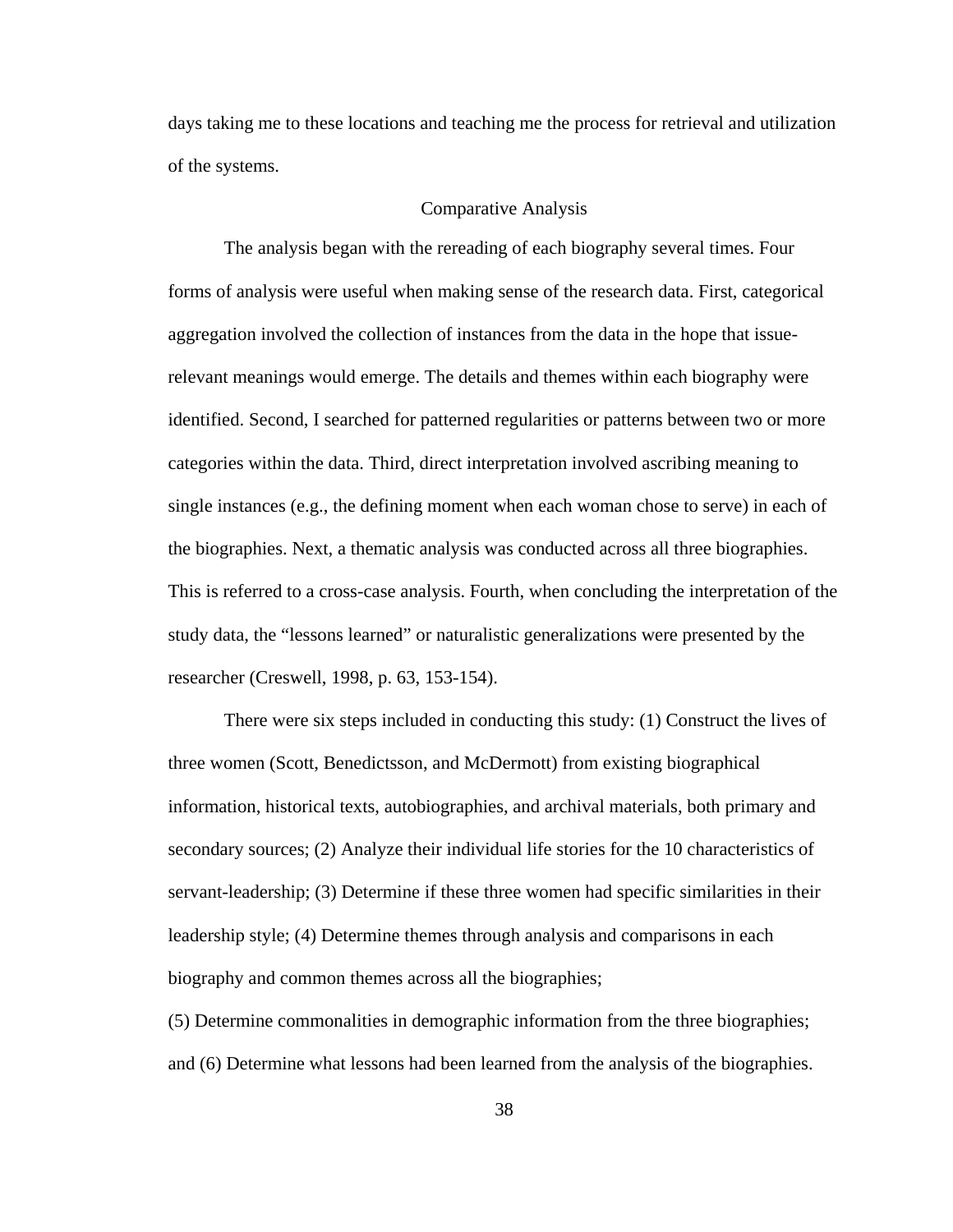days taking me to these locations and teaching me the process for retrieval and utilization of the systems.

## Comparative Analysis

The analysis began with the rereading of each biography several times. Four forms of analysis were useful when making sense of the research data. First, categorical aggregation involved the collection of instances from the data in the hope that issue-relevant meanings would emerge. The details and themes within each biography were identified. Second, I searched for patterned regularities or patterns between two or more categories within the data. Third, direct interpretation involved ascribing meaning to single instances (e.g., the defining moment when each woman chose to serve) in each of the biographies. Next, a thematic analysis was conducted across all three biographies. This is referred to a cross-case analysis. Fourth, when concluding the interpretation of the study data, the "lessons learned" or naturalistic generalizations were presented by the researcher (Creswell, 1998, p. 63, 153-154).

There were six steps included in conducting this study: (1) Construct the lives of three women (Scott, Benedictsson, and McDermott) from existing biographical information, historical texts, autobiographies, and archival materials, both primary and secondary sources; (2) Analyze their individual life stories for the 10 characteristics of servant-leadership; (3) Determine if these three women had specific similarities in their leadership style; (4) Determine themes through analysis and comparisons in each biography and common themes across all the biographies;
(5) Determine commonalities in demographic information from the three biographies; and (6) Determine what lessons had been learned from the analysis of the biographies.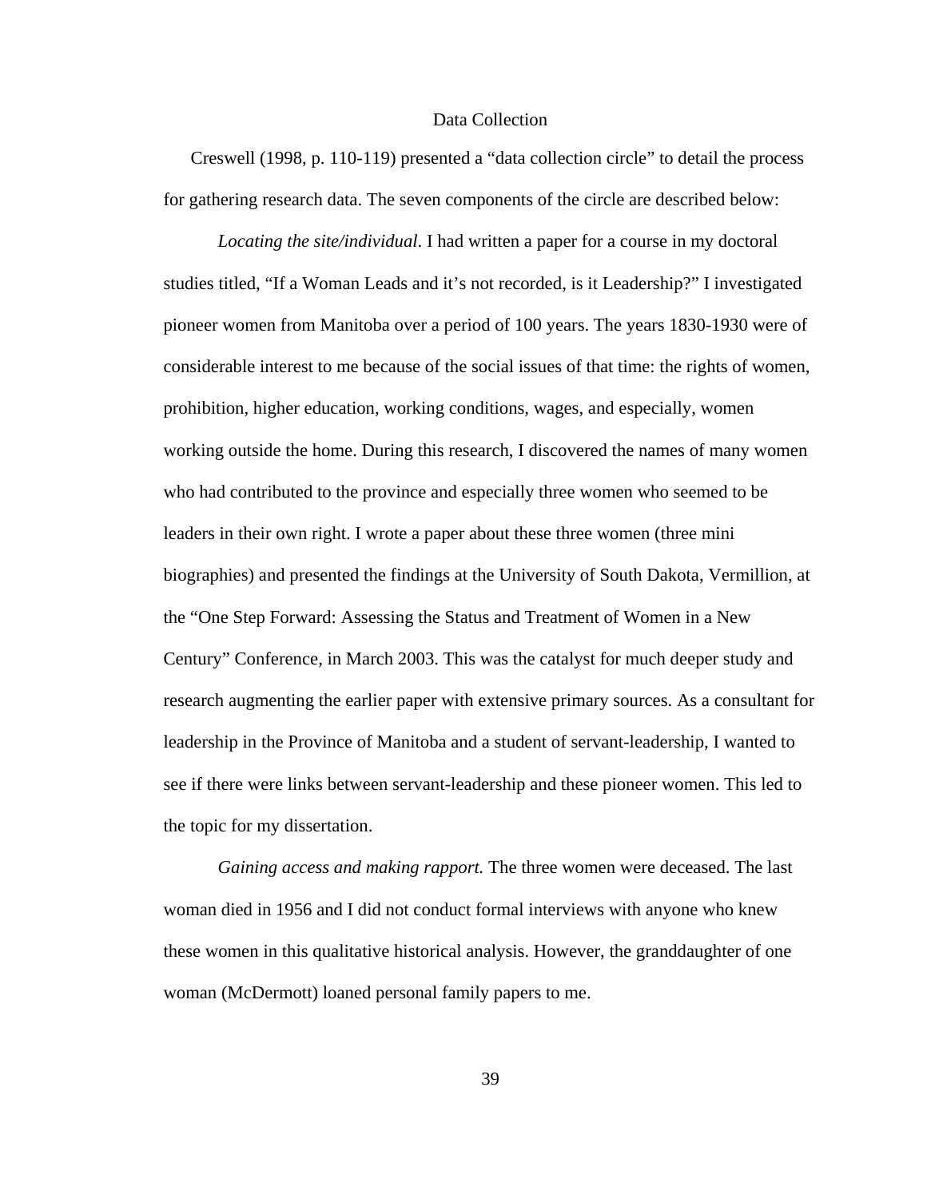## Data Collection

Creswell (1998, p. 110-119) presented a "data collection circle" to detail the process for gathering research data. The seven components of the circle are described below:

*Locating the site/individual*. I had written a paper for a course in my doctoral studies titled, "If a Woman Leads and it's not recorded, is it Leadership?" I investigated pioneer women from Manitoba over a period of 100 years. The years 1830-1930 were of considerable interest to me because of the social issues of that time: the rights of women, prohibition, higher education, working conditions, wages, and especially, women working outside the home. During this research, I discovered the names of many women who had contributed to the province and especially three women who seemed to be leaders in their own right. I wrote a paper about these three women (three mini biographies) and presented the findings at the University of South Dakota, Vermillion, at the "One Step Forward: Assessing the Status and Treatment of Women in a New Century" Conference, in March 2003. This was the catalyst for much deeper study and research augmenting the earlier paper with extensive primary sources. As a consultant for leadership in the Province of Manitoba and a student of servant-leadership, I wanted to see if there were links between servant-leadership and these pioneer women. This led to the topic for my dissertation.

*Gaining access and making rapport.* The three women were deceased. The last woman died in 1956 and I did not conduct formal interviews with anyone who knew these women in this qualitative historical analysis. However, the granddaughter of one woman (McDermott) loaned personal family papers to me.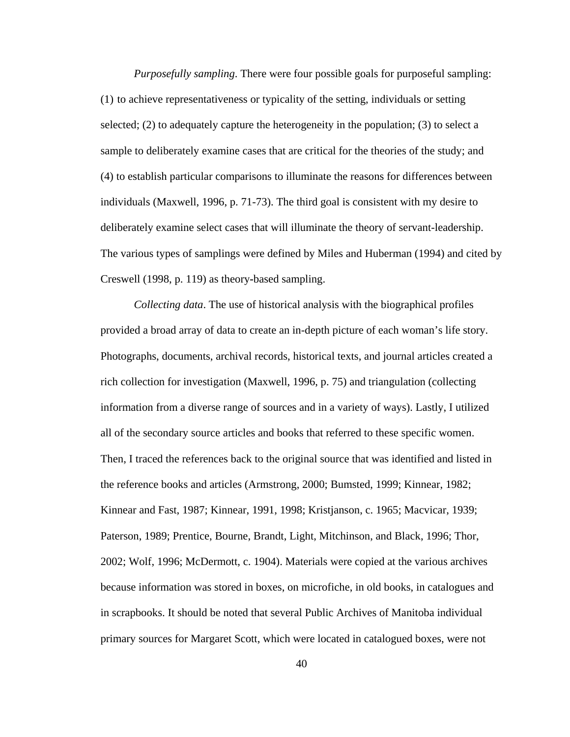*Purposefully sampling*. There were four possible goals for purposeful sampling: (1) to achieve representativeness or typicality of the setting, individuals or setting selected; (2) to adequately capture the heterogeneity in the population; (3) to select a sample to deliberately examine cases that are critical for the theories of the study; and (4) to establish particular comparisons to illuminate the reasons for differences between individuals (Maxwell, 1996, p. 71-73). The third goal is consistent with my desire to deliberately examine select cases that will illuminate the theory of servant-leadership. The various types of samplings were defined by Miles and Huberman (1994) and cited by Creswell (1998, p. 119) as theory-based sampling.

*Collecting data*. The use of historical analysis with the biographical profiles provided a broad array of data to create an in-depth picture of each woman's life story. Photographs, documents, archival records, historical texts, and journal articles created a rich collection for investigation (Maxwell, 1996, p. 75) and triangulation (collecting information from a diverse range of sources and in a variety of ways). Lastly, I utilized all of the secondary source articles and books that referred to these specific women. Then, I traced the references back to the original source that was identified and listed in the reference books and articles (Armstrong, 2000; Bumsted, 1999; Kinnear, 1982; Kinnear and Fast, 1987; Kinnear, 1991, 1998; Kristjanson, c. 1965; Macvicar, 1939; Paterson, 1989; Prentice, Bourne, Brandt, Light, Mitchinson, and Black, 1996; Thor, 2002; Wolf, 1996; McDermott, c. 1904). Materials were copied at the various archives because information was stored in boxes, on microfiche, in old books, in catalogues and in scrapbooks. It should be noted that several Public Archives of Manitoba individual primary sources for Margaret Scott, which were located in catalogued boxes, were not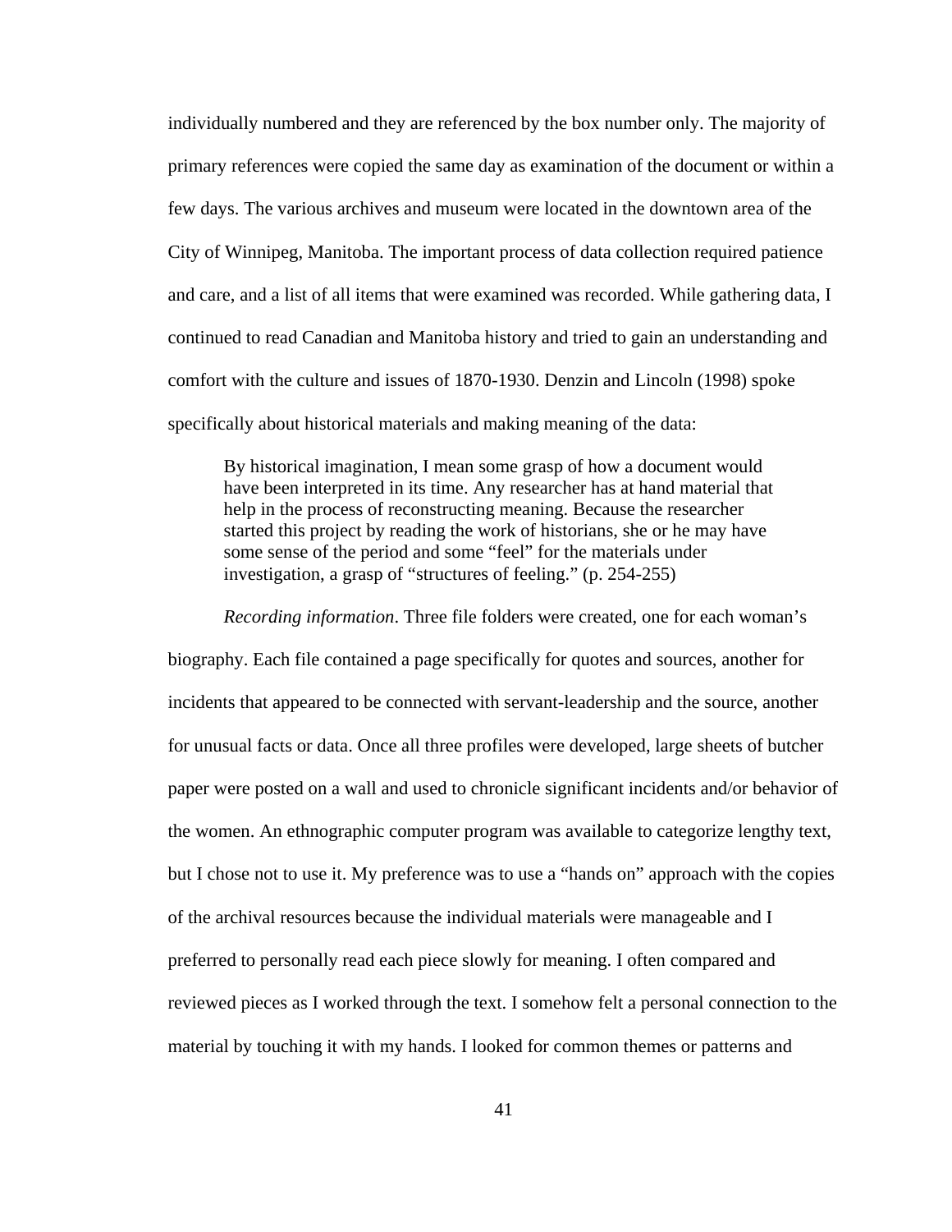individually numbered and they are referenced by the box number only. The majority of primary references were copied the same day as examination of the document or within a few days. The various archives and museum were located in the downtown area of the City of Winnipeg, Manitoba. The important process of data collection required patience and care, and a list of all items that were examined was recorded. While gathering data, I continued to read Canadian and Manitoba history and tried to gain an understanding and comfort with the culture and issues of 1870-1930. Denzin and Lincoln (1998) spoke specifically about historical materials and making meaning of the data:

> By historical imagination, I mean some grasp of how a document would have been interpreted in its time. Any researcher has at hand material that help in the process of reconstructing meaning. Because the researcher started this project by reading the work of historians, she or he may have some sense of the period and some "feel" for the materials under investigation, a grasp of "structures of feeling." (p. 254-255)

*Recording information*. Three file folders were created, one for each woman's biography. Each file contained a page specifically for quotes and sources, another for incidents that appeared to be connected with servant-leadership and the source, another for unusual facts or data. Once all three profiles were developed, large sheets of butcher paper were posted on a wall and used to chronicle significant incidents and/or behavior of the women. An ethnographic computer program was available to categorize lengthy text, but I chose not to use it. My preference was to use a "hands on" approach with the copies of the archival resources because the individual materials were manageable and I preferred to personally read each piece slowly for meaning. I often compared and reviewed pieces as I worked through the text. I somehow felt a personal connection to the material by touching it with my hands. I looked for common themes or patterns and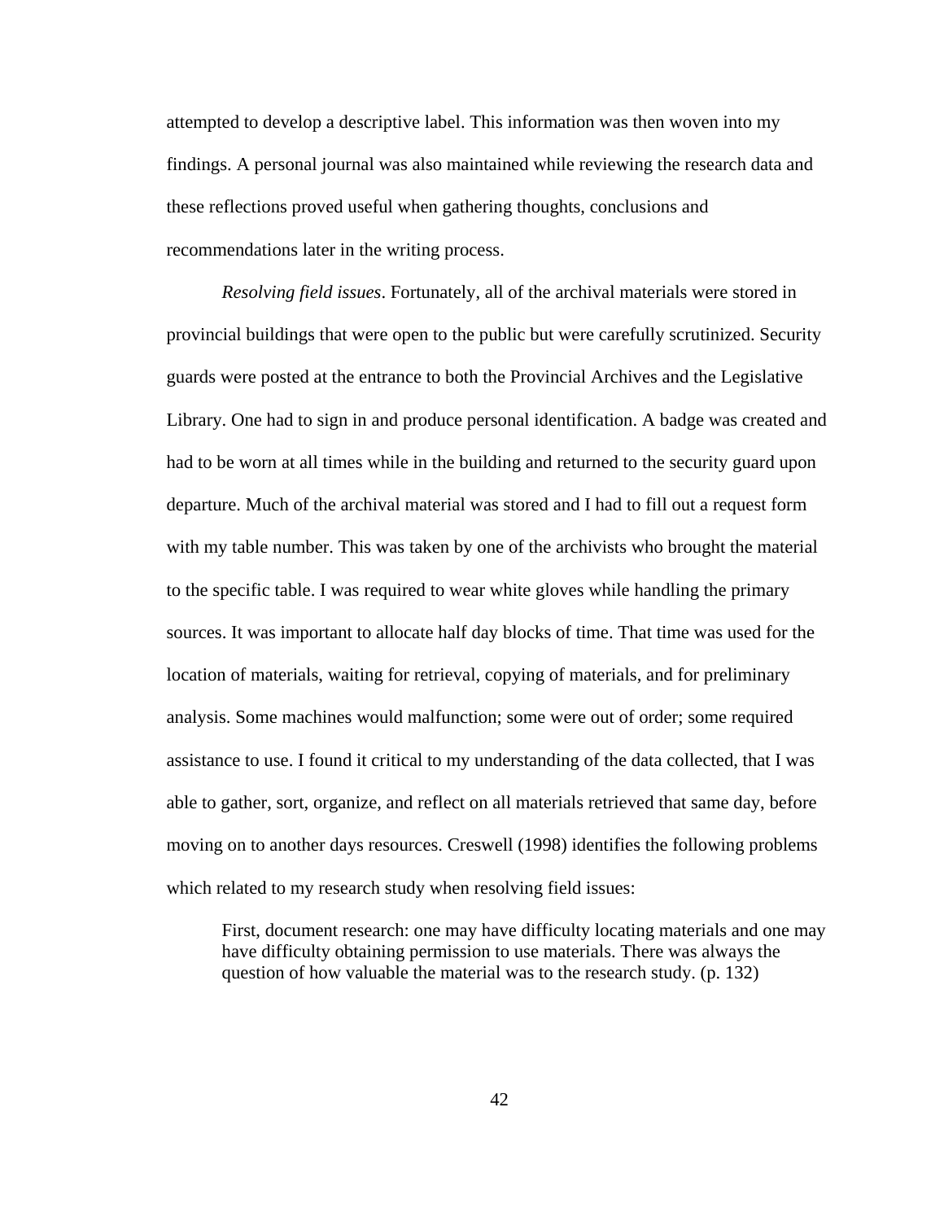attempted to develop a descriptive label. This information was then woven into my findings. A personal journal was also maintained while reviewing the research data and these reflections proved useful when gathering thoughts, conclusions and recommendations later in the writing process.

*Resolving field issues*. Fortunately, all of the archival materials were stored in provincial buildings that were open to the public but were carefully scrutinized. Security guards were posted at the entrance to both the Provincial Archives and the Legislative Library. One had to sign in and produce personal identification. A badge was created and had to be worn at all times while in the building and returned to the security guard upon departure. Much of the archival material was stored and I had to fill out a request form with my table number. This was taken by one of the archivists who brought the material to the specific table. I was required to wear white gloves while handling the primary sources. It was important to allocate half day blocks of time. That time was used for the location of materials, waiting for retrieval, copying of materials, and for preliminary analysis. Some machines would malfunction; some were out of order; some required assistance to use. I found it critical to my understanding of the data collected, that I was able to gather, sort, organize, and reflect on all materials retrieved that same day, before moving on to another days resources. Creswell (1998) identifies the following problems which related to my research study when resolving field issues:

> First, document research: one may have difficulty locating materials and one may have difficulty obtaining permission to use materials. There was always the question of how valuable the material was to the research study. (p. 132)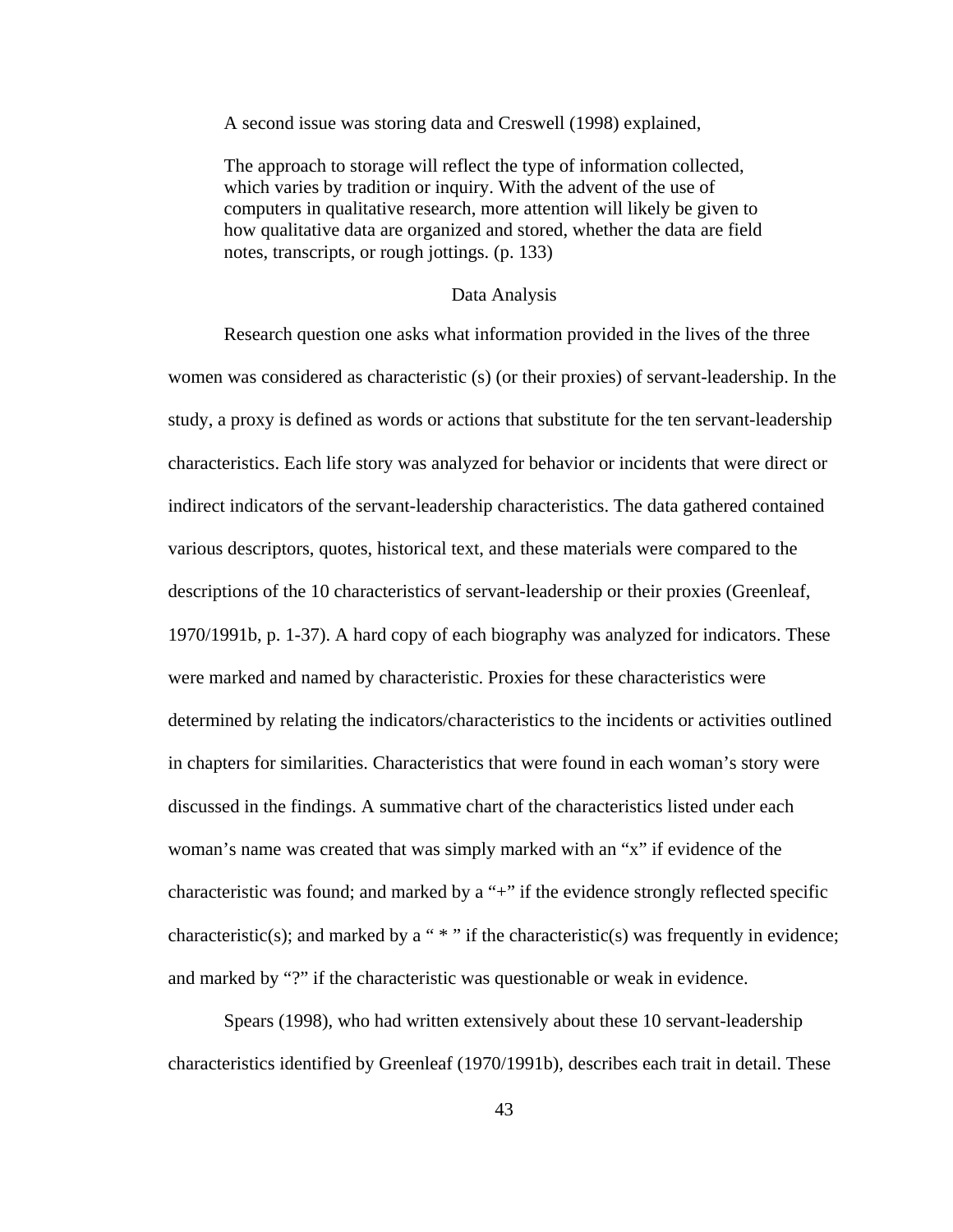A second issue was storing data and Creswell (1998) explained,

> The approach to storage will reflect the type of information collected, which varies by tradition or inquiry. With the advent of the use of computers in qualitative research, more attention will likely be given to how qualitative data are organized and stored, whether the data are field notes, transcripts, or rough jottings. (p. 133)

## Data Analysis

Research question one asks what information provided in the lives of the three women was considered as characteristic (s) (or their proxies) of servant-leadership. In the study, a proxy is defined as words or actions that substitute for the ten servant-leadership characteristics. Each life story was analyzed for behavior or incidents that were direct or indirect indicators of the servant-leadership characteristics. The data gathered contained various descriptors, quotes, historical text, and these materials were compared to the descriptions of the 10 characteristics of servant-leadership or their proxies (Greenleaf, 1970/1991b, p. 1-37). A hard copy of each biography was analyzed for indicators. These were marked and named by characteristic. Proxies for these characteristics were determined by relating the indicators/characteristics to the incidents or activities outlined in chapters for similarities. Characteristics that were found in each woman's story were discussed in the findings. A summative chart of the characteristics listed under each woman's name was created that was simply marked with an "x" if evidence of the characteristic was found; and marked by a "+" if the evidence strongly reflected specific characteristic(s); and marked by a " * " if the characteristic(s) was frequently in evidence; and marked by "?" if the characteristic was questionable or weak in evidence.

Spears (1998), who had written extensively about these 10 servant-leadership characteristics identified by Greenleaf (1970/1991b), describes each trait in detail. These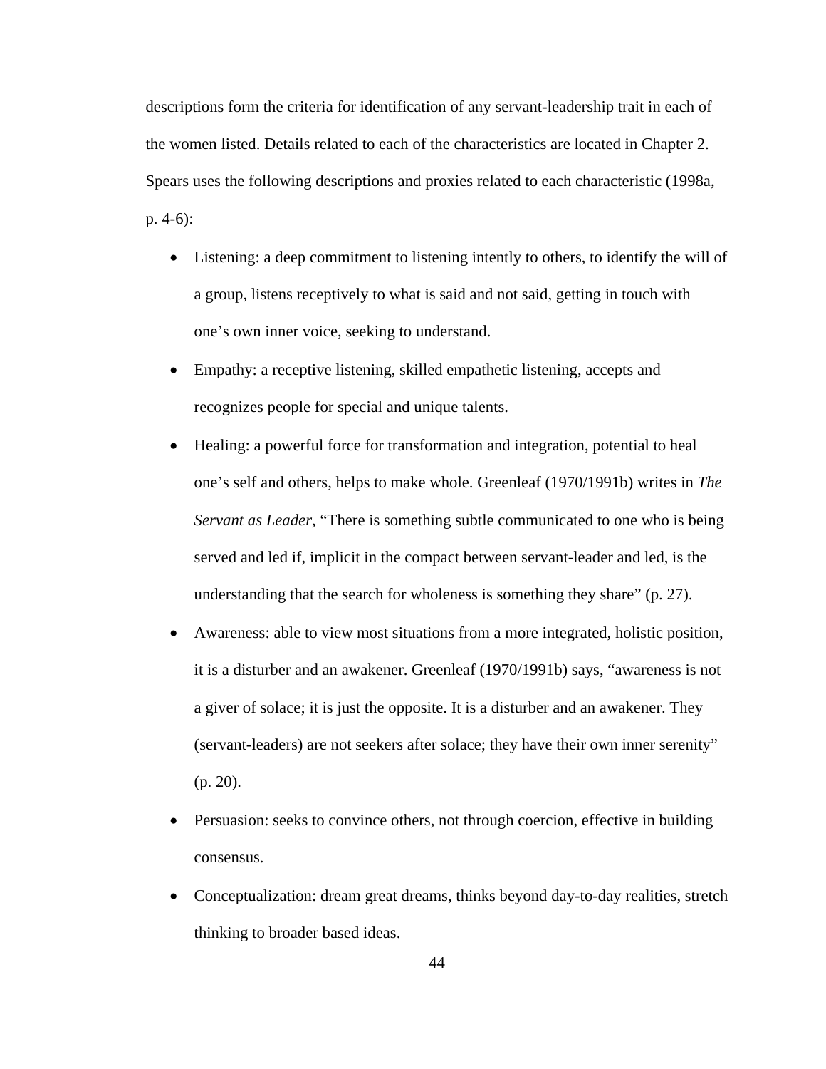descriptions form the criteria for identification of any servant-leadership trait in each of the women listed. Details related to each of the characteristics are located in Chapter 2. Spears uses the following descriptions and proxies related to each characteristic (1998a, p. 4-6):

- Listening: a deep commitment to listening intently to others, to identify the will of a group, listens receptively to what is said and not said, getting in touch with one's own inner voice, seeking to understand.
- Empathy: a receptive listening, skilled empathetic listening, accepts and recognizes people for special and unique talents.
- Healing: a powerful force for transformation and integration, potential to heal one's self and others, helps to make whole. Greenleaf (1970/1991b) writes in *The Servant as Leader*, "There is something subtle communicated to one who is being served and led if, implicit in the compact between servant-leader and led, is the understanding that the search for wholeness is something they share" (p. 27).
- Awareness: able to view most situations from a more integrated, holistic position, it is a disturber and an awakener. Greenleaf (1970/1991b) says, "awareness is not a giver of solace; it is just the opposite. It is a disturber and an awakener. They (servant-leaders) are not seekers after solace; they have their own inner serenity" (p. 20).
- Persuasion: seeks to convince others, not through coercion, effective in building consensus.
- Conceptualization: dream great dreams, thinks beyond day-to-day realities, stretch thinking to broader based ideas.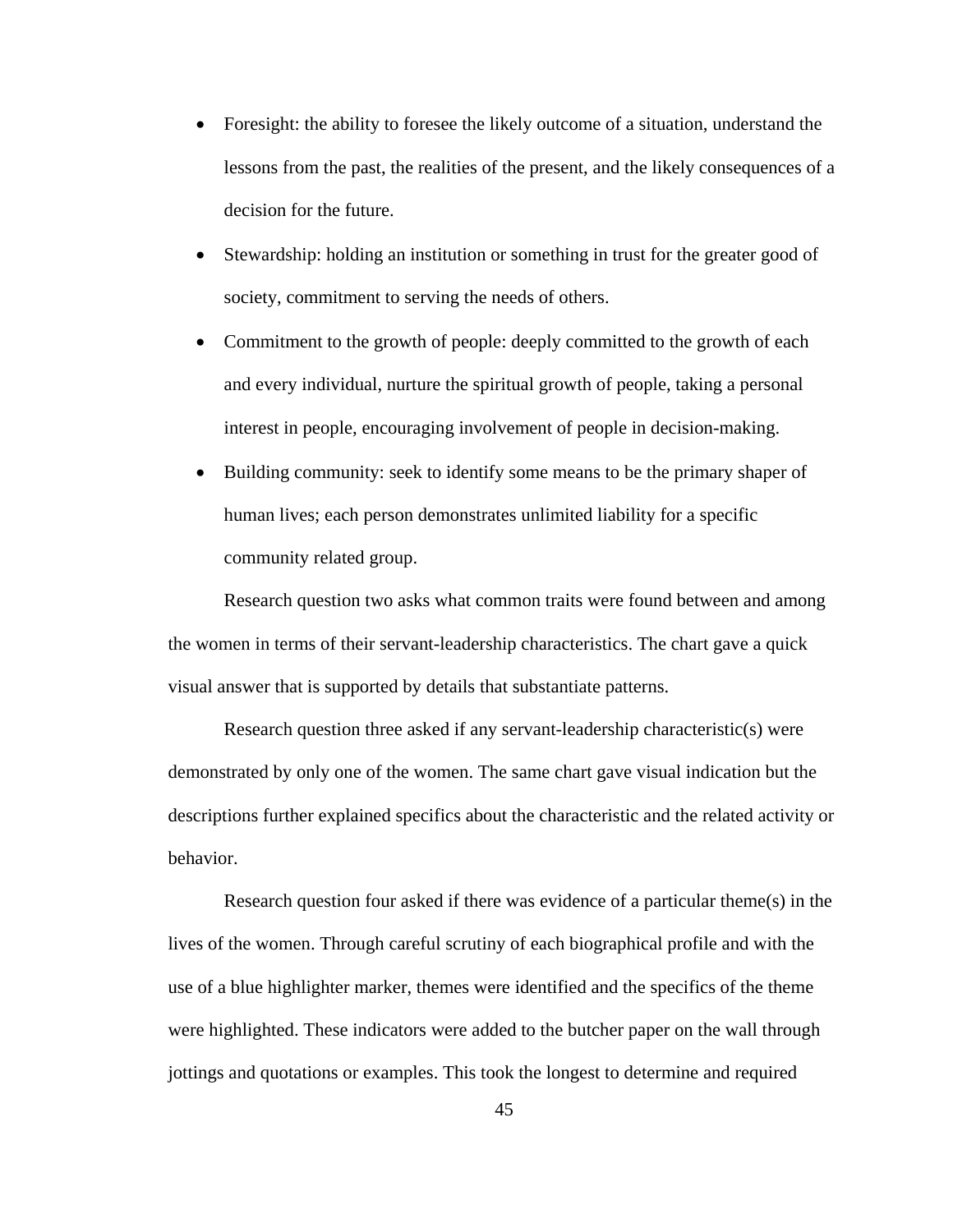- Foresight: the ability to foresee the likely outcome of a situation, understand the lessons from the past, the realities of the present, and the likely consequences of a decision for the future.
- Stewardship: holding an institution or something in trust for the greater good of society, commitment to serving the needs of others.
- Commitment to the growth of people: deeply committed to the growth of each and every individual, nurture the spiritual growth of people, taking a personal interest in people, encouraging involvement of people in decision-making.
- Building community: seek to identify some means to be the primary shaper of human lives; each person demonstrates unlimited liability for a specific community related group.

Research question two asks what common traits were found between and among the women in terms of their servant-leadership characteristics. The chart gave a quick visual answer that is supported by details that substantiate patterns.

Research question three asked if any servant-leadership characteristic(s) were demonstrated by only one of the women. The same chart gave visual indication but the descriptions further explained specifics about the characteristic and the related activity or behavior.

Research question four asked if there was evidence of a particular theme(s) in the lives of the women. Through careful scrutiny of each biographical profile and with the use of a blue highlighter marker, themes were identified and the specifics of the theme were highlighted. These indicators were added to the butcher paper on the wall through jottings and quotations or examples. This took the longest to determine and required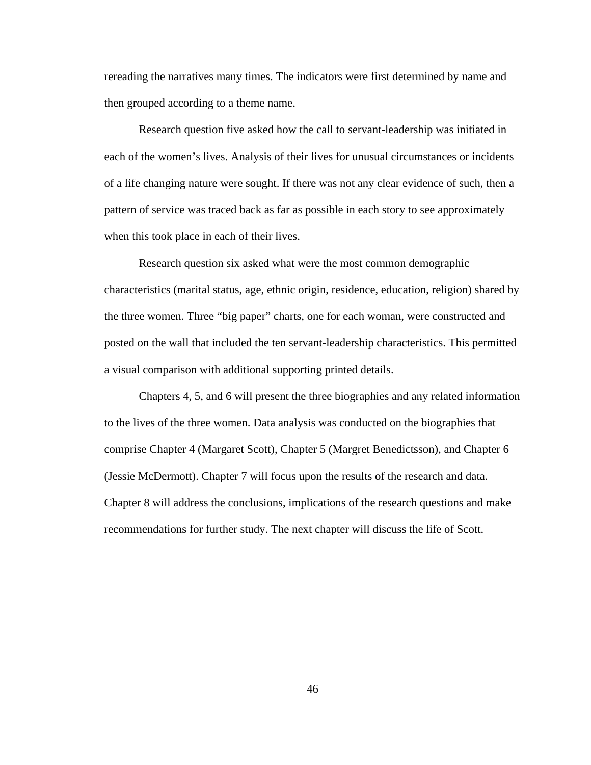rereading the narratives many times. The indicators were first determined by name and then grouped according to a theme name.

Research question five asked how the call to servant-leadership was initiated in each of the women's lives. Analysis of their lives for unusual circumstances or incidents of a life changing nature were sought. If there was not any clear evidence of such, then a pattern of service was traced back as far as possible in each story to see approximately when this took place in each of their lives.

Research question six asked what were the most common demographic characteristics (marital status, age, ethnic origin, residence, education, religion) shared by the three women. Three "big paper" charts, one for each woman, were constructed and posted on the wall that included the ten servant-leadership characteristics. This permitted a visual comparison with additional supporting printed details.

Chapters 4, 5, and 6 will present the three biographies and any related information to the lives of the three women. Data analysis was conducted on the biographies that comprise Chapter 4 (Margaret Scott), Chapter 5 (Margret Benedictsson), and Chapter 6 (Jessie McDermott). Chapter 7 will focus upon the results of the research and data. Chapter 8 will address the conclusions, implications of the research questions and make recommendations for further study. The next chapter will discuss the life of Scott.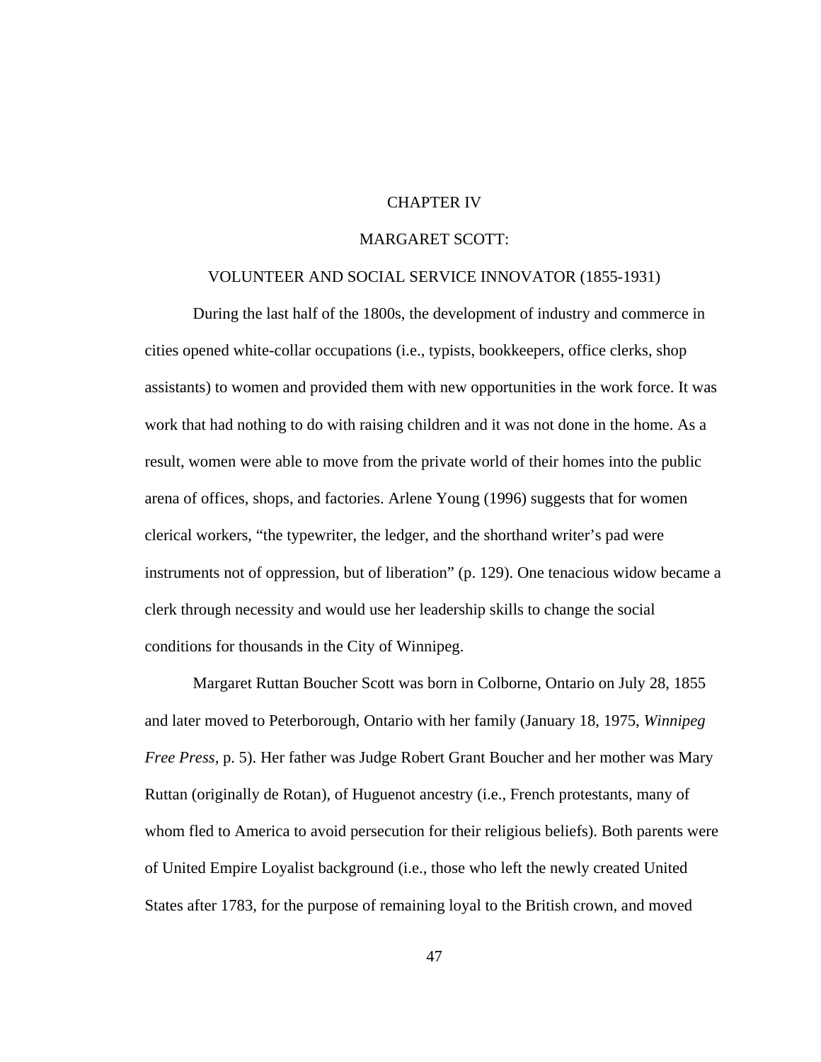# CHAPTER IV

## MARGARET SCOTT:

## VOLUNTEER AND SOCIAL SERVICE INNOVATOR (1855-1931)

During the last half of the 1800s, the development of industry and commerce in cities opened white-collar occupations (i.e., typists, bookkeepers, office clerks, shop assistants) to women and provided them with new opportunities in the work force. It was work that had nothing to do with raising children and it was not done in the home. As a result, women were able to move from the private world of their homes into the public arena of offices, shops, and factories. Arlene Young (1996) suggests that for women clerical workers, "the typewriter, the ledger, and the shorthand writer's pad were instruments not of oppression, but of liberation" (p. 129). One tenacious widow became a clerk through necessity and would use her leadership skills to change the social conditions for thousands in the City of Winnipeg.

Margaret Ruttan Boucher Scott was born in Colborne, Ontario on July 28, 1855 and later moved to Peterborough, Ontario with her family (January 18, 1975, *Winnipeg Free Press*, p. 5). Her father was Judge Robert Grant Boucher and her mother was Mary Ruttan (originally de Rotan), of Huguenot ancestry (i.e., French protestants, many of whom fled to America to avoid persecution for their religious beliefs). Both parents were of United Empire Loyalist background (i.e., those who left the newly created United States after 1783, for the purpose of remaining loyal to the British crown, and moved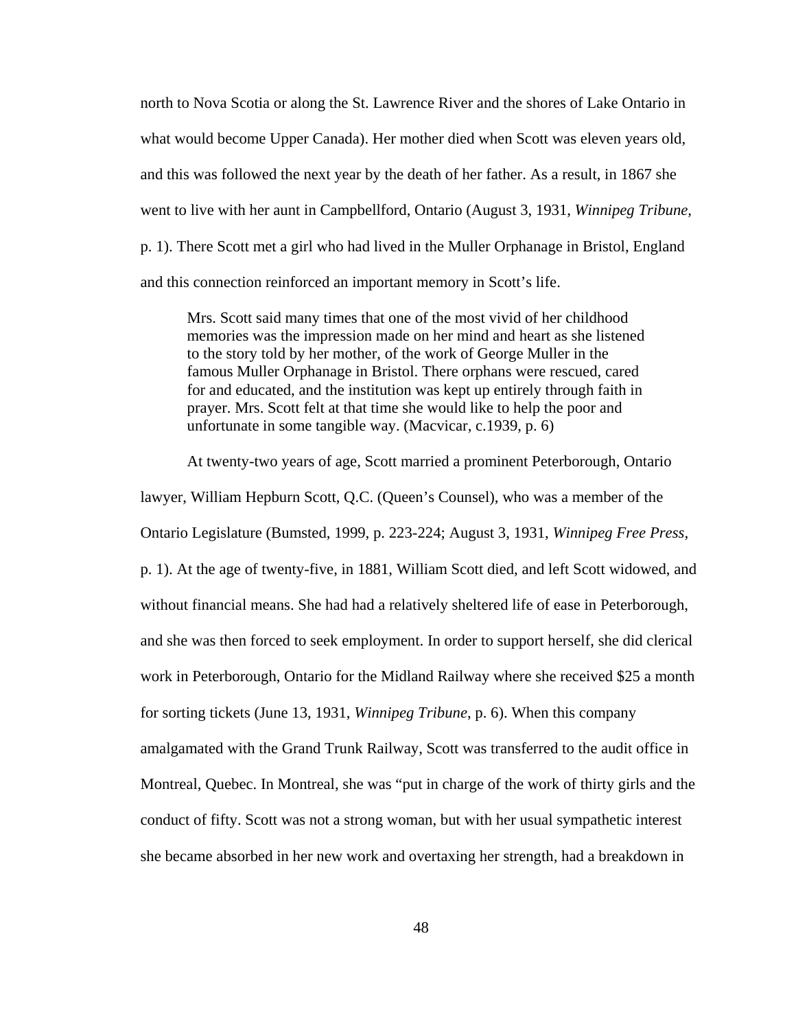north to Nova Scotia or along the St. Lawrence River and the shores of Lake Ontario in what would become Upper Canada). Her mother died when Scott was eleven years old, and this was followed the next year by the death of her father. As a result, in 1867 she went to live with her aunt in Campbellford, Ontario (August 3, 1931, *Winnipeg Tribune,* p. 1). There Scott met a girl who had lived in the Muller Orphanage in Bristol, England and this connection reinforced an important memory in Scott's life.

> Mrs. Scott said many times that one of the most vivid of her childhood memories was the impression made on her mind and heart as she listened to the story told by her mother, of the work of George Muller in the famous Muller Orphanage in Bristol. There orphans were rescued, cared for and educated, and the institution was kept up entirely through faith in prayer. Mrs. Scott felt at that time she would like to help the poor and unfortunate in some tangible way. (Macvicar, c.1939, p. 6)

At twenty-two years of age, Scott married a prominent Peterborough, Ontario lawyer, William Hepburn Scott, Q.C. (Queen's Counsel), who was a member of the Ontario Legislature (Bumsted, 1999, p. 223-224; August 3, 1931, *Winnipeg Free Press,* p. 1). At the age of twenty-five, in 1881, William Scott died, and left Scott widowed, and without financial means. She had had a relatively sheltered life of ease in Peterborough, and she was then forced to seek employment. In order to support herself, she did clerical work in Peterborough, Ontario for the Midland Railway where she received $25 a month for sorting tickets (June 13, 1931, *Winnipeg Tribune*, p. 6). When this company amalgamated with the Grand Trunk Railway, Scott was transferred to the audit office in Montreal, Quebec. In Montreal, she was "put in charge of the work of thirty girls and the conduct of fifty. Scott was not a strong woman, but with her usual sympathetic interest she became absorbed in her new work and overtaxing her strength, had a breakdown in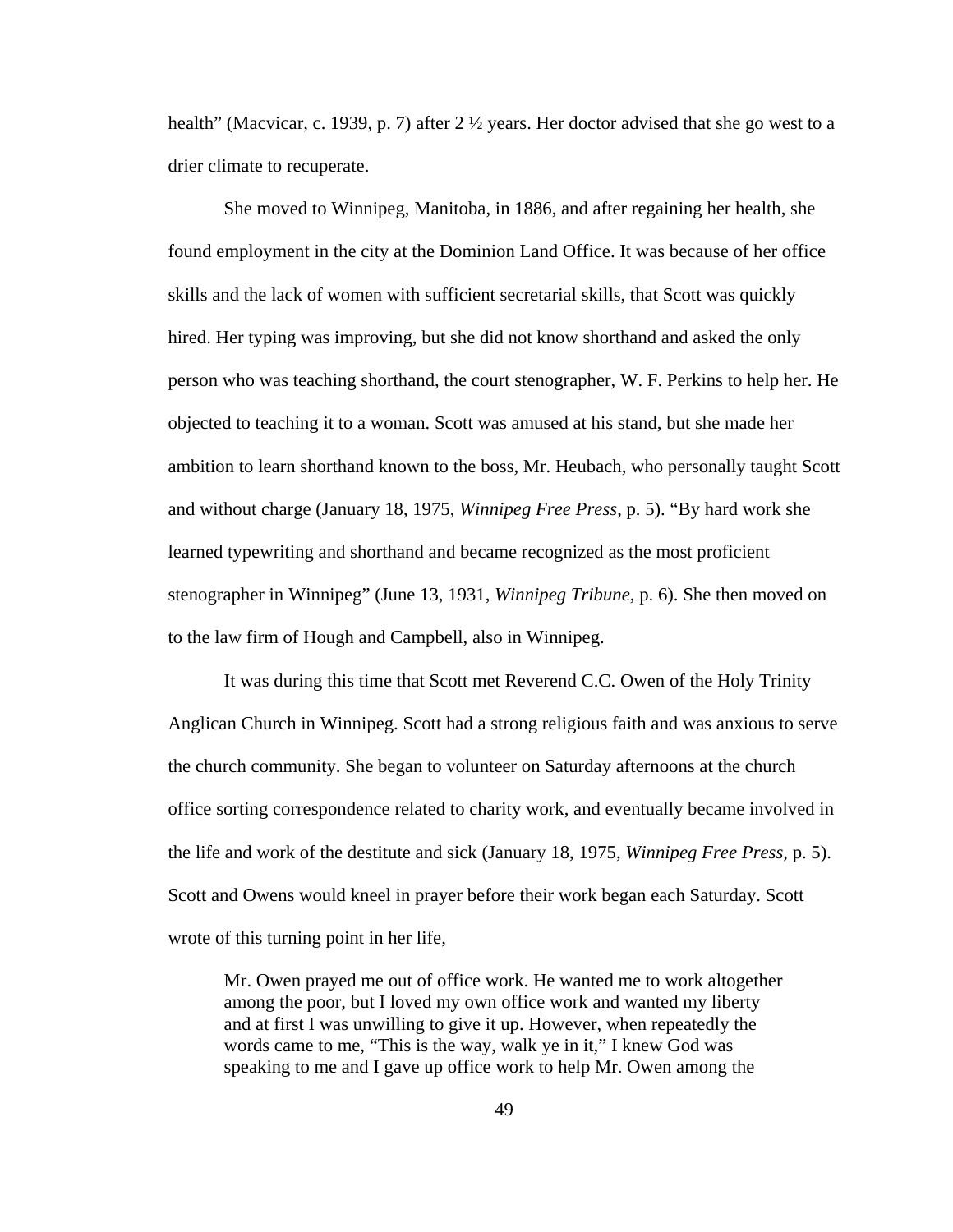health" (Macvicar, c. 1939, p. 7) after 2 ½ years. Her doctor advised that she go west to a drier climate to recuperate.

She moved to Winnipeg, Manitoba, in 1886, and after regaining her health, she found employment in the city at the Dominion Land Office. It was because of her office skills and the lack of women with sufficient secretarial skills, that Scott was quickly hired. Her typing was improving, but she did not know shorthand and asked the only person who was teaching shorthand, the court stenographer, W. F. Perkins to help her. He objected to teaching it to a woman. Scott was amused at his stand, but she made her ambition to learn shorthand known to the boss, Mr. Heubach, who personally taught Scott and without charge (January 18, 1975, *Winnipeg Free Press*, p. 5). "By hard work she learned typewriting and shorthand and became recognized as the most proficient stenographer in Winnipeg" (June 13, 1931, *Winnipeg Tribune*, p. 6). She then moved on to the law firm of Hough and Campbell, also in Winnipeg.

It was during this time that Scott met Reverend C.C. Owen of the Holy Trinity Anglican Church in Winnipeg. Scott had a strong religious faith and was anxious to serve the church community. She began to volunteer on Saturday afternoons at the church office sorting correspondence related to charity work, and eventually became involved in the life and work of the destitute and sick (January 18, 1975, *Winnipeg Free Press*, p. 5). Scott and Owens would kneel in prayer before their work began each Saturday. Scott wrote of this turning point in her life,

> Mr. Owen prayed me out of office work. He wanted me to work altogether among the poor, but I loved my own office work and wanted my liberty and at first I was unwilling to give it up. However, when repeatedly the words came to me, "This is the way, walk ye in it," I knew God was speaking to me and I gave up office work to help Mr. Owen among the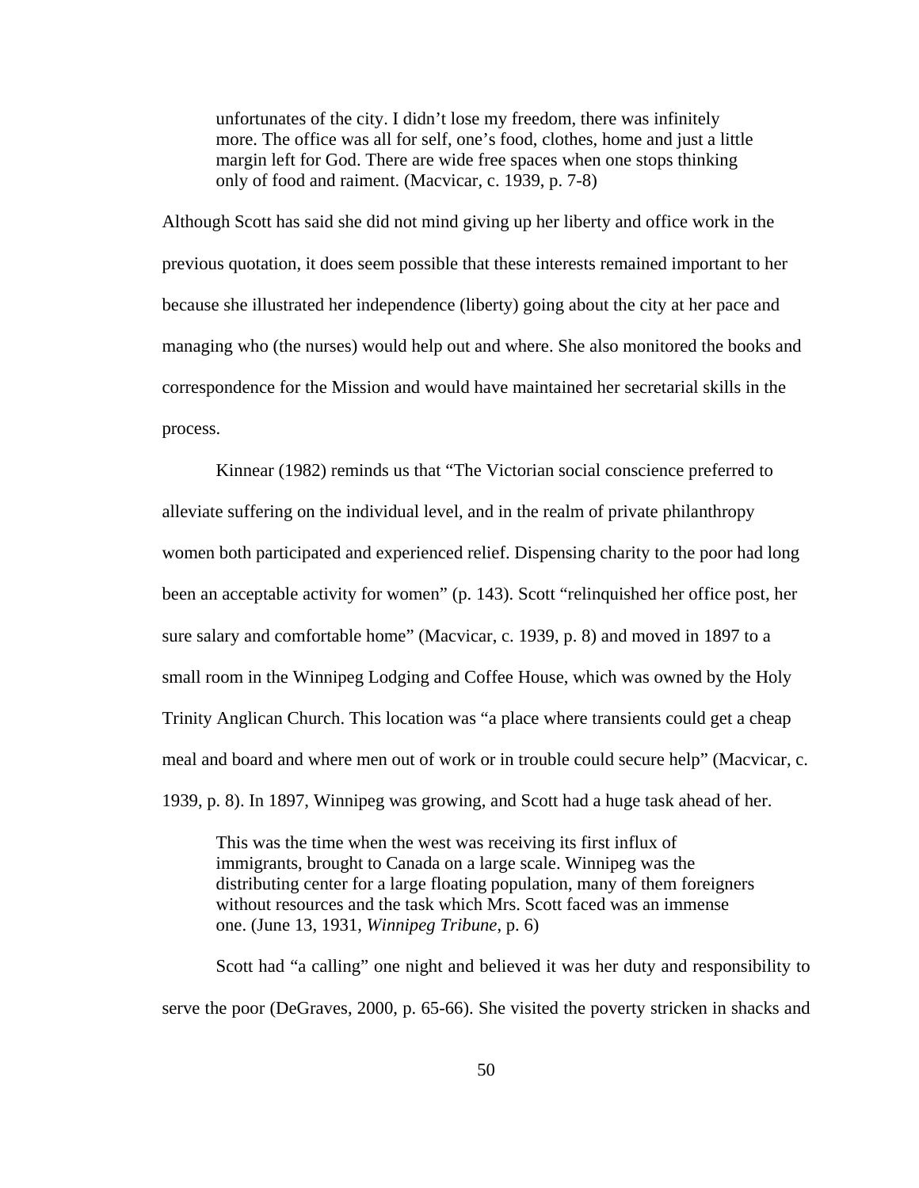> unfortunates of the city. I didn't lose my freedom, there was infinitely more. The office was all for self, one's food, clothes, home and just a little margin left for God. There are wide free spaces when one stops thinking only of food and raiment. (Macvicar, c. 1939, p. 7-8)

Although Scott has said she did not mind giving up her liberty and office work in the previous quotation, it does seem possible that these interests remained important to her because she illustrated her independence (liberty) going about the city at her pace and managing who (the nurses) would help out and where. She also monitored the books and correspondence for the Mission and would have maintained her secretarial skills in the process.

Kinnear (1982) reminds us that "The Victorian social conscience preferred to alleviate suffering on the individual level, and in the realm of private philanthropy women both participated and experienced relief. Dispensing charity to the poor had long been an acceptable activity for women" (p. 143). Scott "relinquished her office post, her sure salary and comfortable home" (Macvicar, c. 1939, p. 8) and moved in 1897 to a small room in the Winnipeg Lodging and Coffee House, which was owned by the Holy Trinity Anglican Church. This location was "a place where transients could get a cheap meal and board and where men out of work or in trouble could secure help" (Macvicar, c. 1939, p. 8). In 1897, Winnipeg was growing, and Scott had a huge task ahead of her.

> This was the time when the west was receiving its first influx of immigrants, brought to Canada on a large scale. Winnipeg was the distributing center for a large floating population, many of them foreigners without resources and the task which Mrs. Scott faced was an immense one. (June 13, 1931, *Winnipeg Tribune*, p. 6)

Scott had "a calling" one night and believed it was her duty and responsibility to serve the poor (DeGraves, 2000, p. 65-66). She visited the poverty stricken in shacks and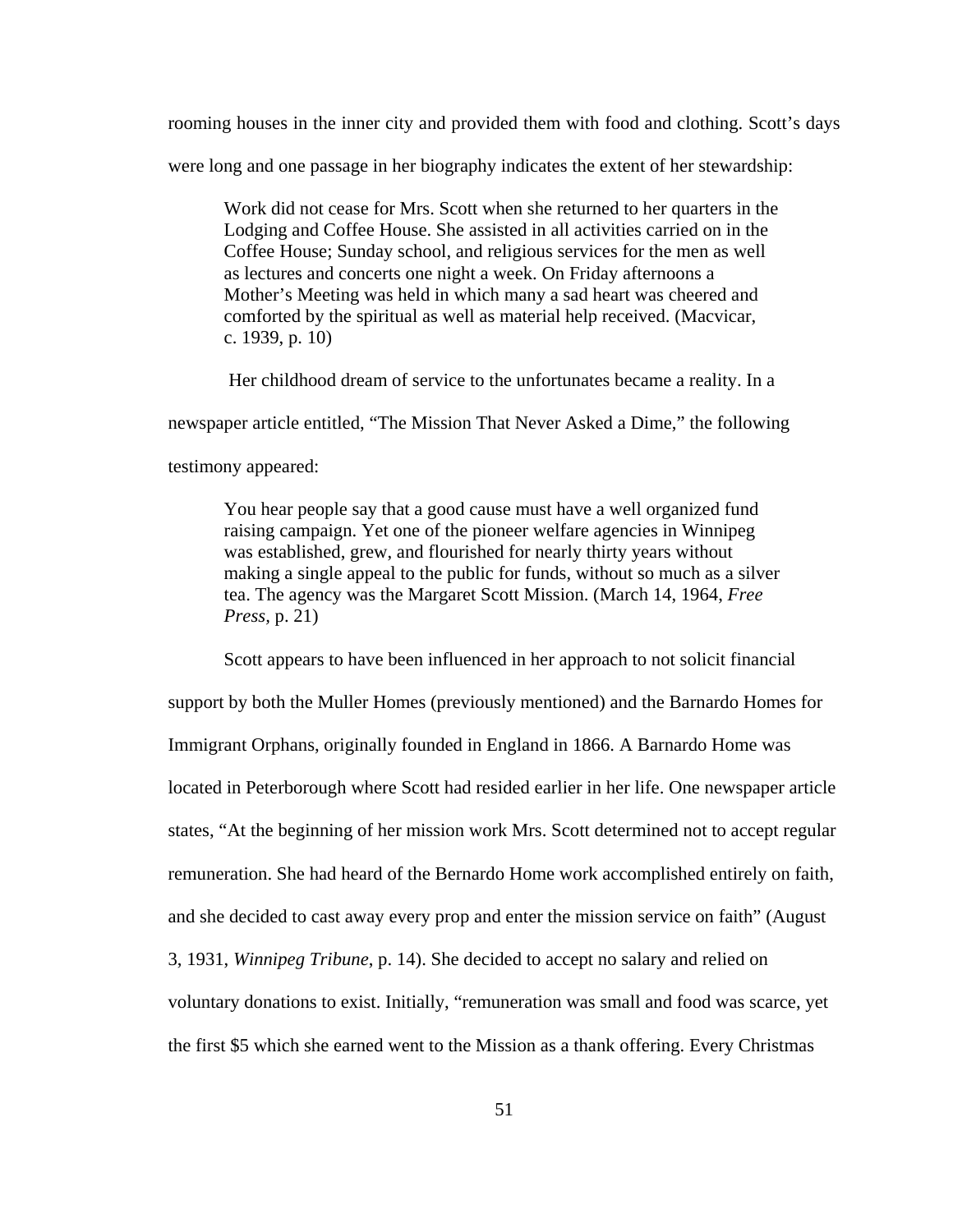rooming houses in the inner city and provided them with food and clothing. Scott's days were long and one passage in her biography indicates the extent of her stewardship:

> Work did not cease for Mrs. Scott when she returned to her quarters in the Lodging and Coffee House. She assisted in all activities carried on in the Coffee House; Sunday school, and religious services for the men as well as lectures and concerts one night a week. On Friday afternoons a Mother's Meeting was held in which many a sad heart was cheered and comforted by the spiritual as well as material help received. (Macvicar, c. 1939, p. 10)

Her childhood dream of service to the unfortunates became a reality. In a newspaper article entitled, "The Mission That Never Asked a Dime," the following testimony appeared:

> You hear people say that a good cause must have a well organized fund raising campaign. Yet one of the pioneer welfare agencies in Winnipeg was established, grew, and flourished for nearly thirty years without making a single appeal to the public for funds, without so much as a silver tea. The agency was the Margaret Scott Mission. (March 14, 1964, *Free Press,* p. 21)

Scott appears to have been influenced in her approach to not solicit financial support by both the Muller Homes (previously mentioned) and the Barnardo Homes for Immigrant Orphans, originally founded in England in 1866. A Barnardo Home was located in Peterborough where Scott had resided earlier in her life. One newspaper article states, "At the beginning of her mission work Mrs. Scott determined not to accept regular remuneration. She had heard of the Bernardo Home work accomplished entirely on faith, and she decided to cast away every prop and enter the mission service on faith" (August 3, 1931, *Winnipeg Tribune*, p. 14). She decided to accept no salary and relied on voluntary donations to exist. Initially, "remuneration was small and food was scarce, yet the first $5 which she earned went to the Mission as a thank offering. Every Christmas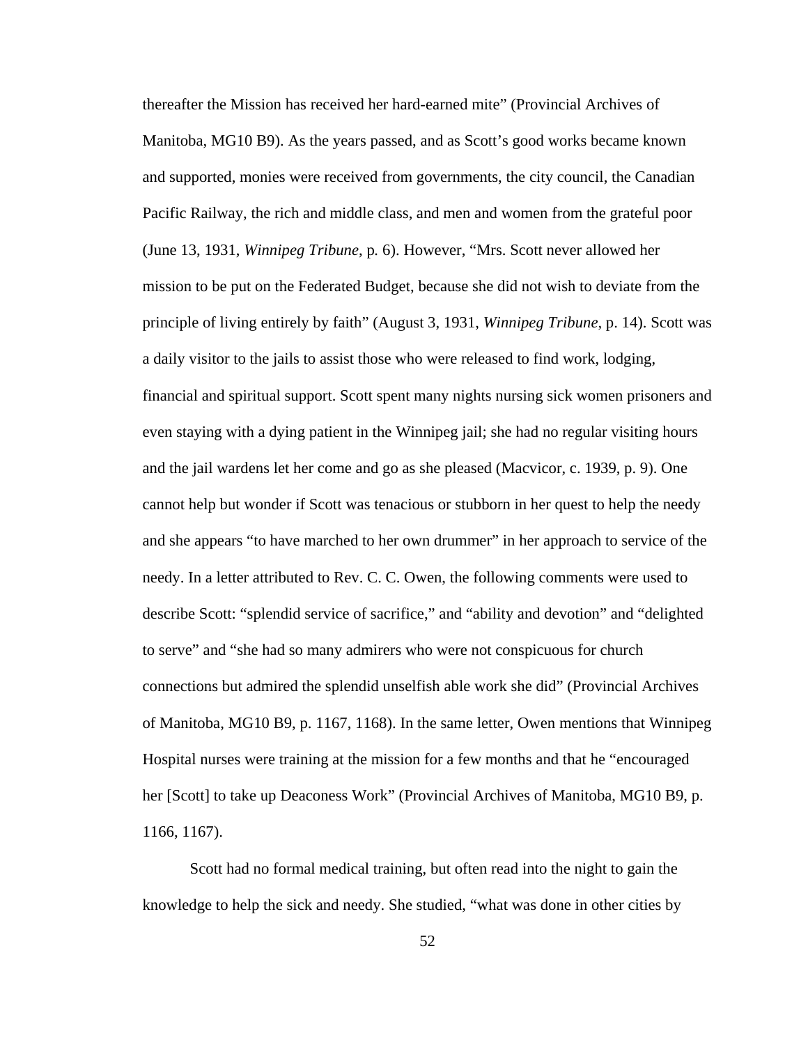thereafter the Mission has received her hard-earned mite" (Provincial Archives of Manitoba, MG10 B9). As the years passed, and as Scott's good works became known and supported, monies were received from governments, the city council, the Canadian Pacific Railway, the rich and middle class, and men and women from the grateful poor (June 13, 1931, *Winnipeg Tribune*, p. 6). However, "Mrs. Scott never allowed her mission to be put on the Federated Budget, because she did not wish to deviate from the principle of living entirely by faith" (August 3, 1931, *Winnipeg Tribune*, p. 14). Scott was a daily visitor to the jails to assist those who were released to find work, lodging, financial and spiritual support. Scott spent many nights nursing sick women prisoners and even staying with a dying patient in the Winnipeg jail; she had no regular visiting hours and the jail wardens let her come and go as she pleased (Macvicor, c. 1939, p. 9). One cannot help but wonder if Scott was tenacious or stubborn in her quest to help the needy and she appears "to have marched to her own drummer" in her approach to service of the needy. In a letter attributed to Rev. C. C. Owen, the following comments were used to describe Scott: "splendid service of sacrifice," and "ability and devotion" and "delighted to serve" and "she had so many admirers who were not conspicuous for church connections but admired the splendid unselfish able work she did" (Provincial Archives of Manitoba, MG10 B9, p. 1167, 1168). In the same letter, Owen mentions that Winnipeg Hospital nurses were training at the mission for a few months and that he "encouraged her [Scott] to take up Deaconess Work" (Provincial Archives of Manitoba, MG10 B9, p. 1166, 1167).

Scott had no formal medical training, but often read into the night to gain the knowledge to help the sick and needy. She studied, "what was done in other cities by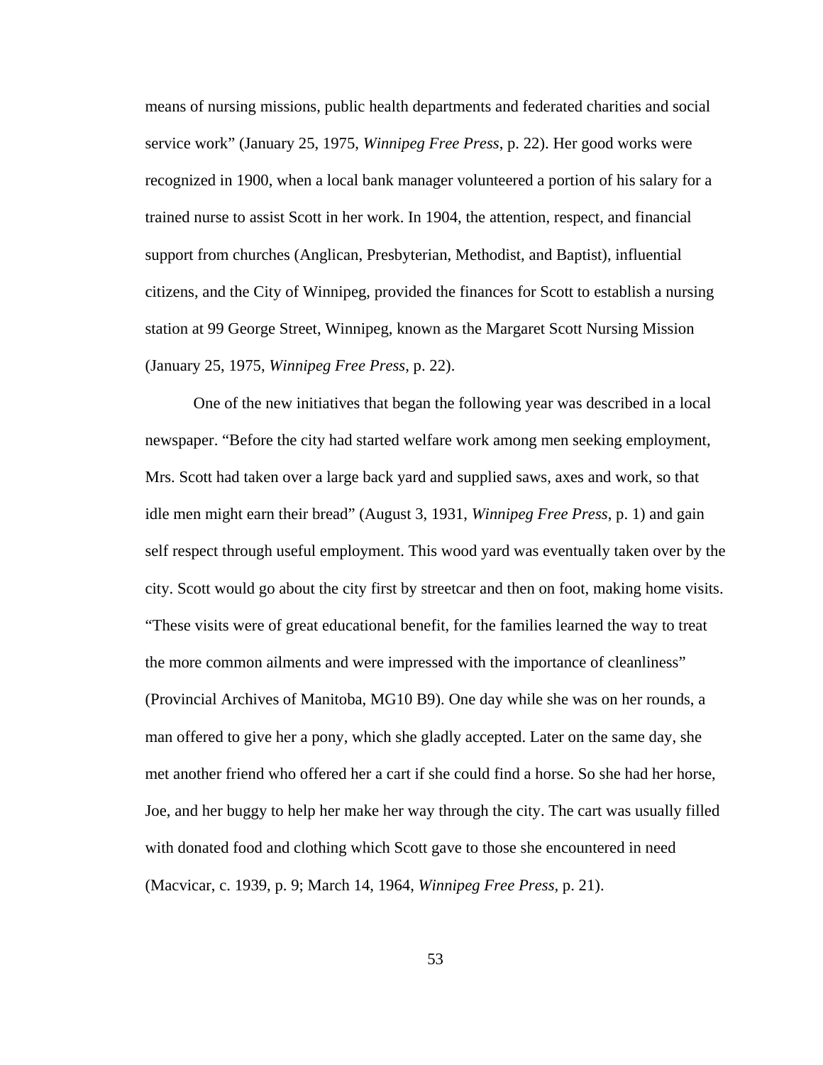means of nursing missions, public health departments and federated charities and social service work" (January 25, 1975, *Winnipeg Free Press*, p. 22). Her good works were recognized in 1900, when a local bank manager volunteered a portion of his salary for a trained nurse to assist Scott in her work. In 1904, the attention, respect, and financial support from churches (Anglican, Presbyterian, Methodist, and Baptist), influential citizens, and the City of Winnipeg, provided the finances for Scott to establish a nursing station at 99 George Street, Winnipeg, known as the Margaret Scott Nursing Mission (January 25, 1975, *Winnipeg Free Press*, p. 22).

One of the new initiatives that began the following year was described in a local newspaper. "Before the city had started welfare work among men seeking employment, Mrs. Scott had taken over a large back yard and supplied saws, axes and work, so that idle men might earn their bread" (August 3, 1931, *Winnipeg Free Press*, p. 1) and gain self respect through useful employment. This wood yard was eventually taken over by the city. Scott would go about the city first by streetcar and then on foot, making home visits. "These visits were of great educational benefit, for the families learned the way to treat the more common ailments and were impressed with the importance of cleanliness" (Provincial Archives of Manitoba, MG10 B9). One day while she was on her rounds, a man offered to give her a pony, which she gladly accepted. Later on the same day, she met another friend who offered her a cart if she could find a horse. So she had her horse, Joe, and her buggy to help her make her way through the city. The cart was usually filled with donated food and clothing which Scott gave to those she encountered in need (Macvicar, c. 1939, p. 9; March 14, 1964, *Winnipeg Free Press*, p. 21).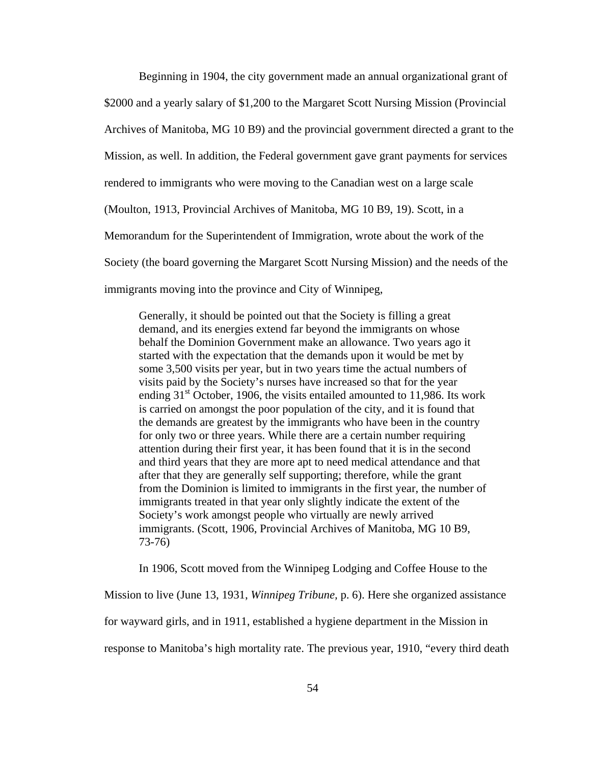Beginning in 1904, the city government made an annual organizational grant of $2000 and a yearly salary of $1,200 to the Margaret Scott Nursing Mission (Provincial Archives of Manitoba, MG 10 B9) and the provincial government directed a grant to the Mission, as well. In addition, the Federal government gave grant payments for services rendered to immigrants who were moving to the Canadian west on a large scale (Moulton, 1913, Provincial Archives of Manitoba, MG 10 B9, 19). Scott, in a Memorandum for the Superintendent of Immigration, wrote about the work of the Society (the board governing the Margaret Scott Nursing Mission) and the needs of the immigrants moving into the province and City of Winnipeg,

> Generally, it should be pointed out that the Society is filling a great demand, and its energies extend far beyond the immigrants on whose behalf the Dominion Government make an allowance. Two years ago it started with the expectation that the demands upon it would be met by some 3,500 visits per year, but in two years time the actual numbers of visits paid by the Society's nurses have increased so that for the year ending 31st October, 1906, the visits entailed amounted to 11,986. Its work is carried on amongst the poor population of the city, and it is found that the demands are greatest by the immigrants who have been in the country for only two or three years. While there are a certain number requiring attention during their first year, it has been found that it is in the second and third years that they are more apt to need medical attendance and that after that they are generally self supporting; therefore, while the grant from the Dominion is limited to immigrants in the first year, the number of immigrants treated in that year only slightly indicate the extent of the Society's work amongst people who virtually are newly arrived immigrants. (Scott, 1906, Provincial Archives of Manitoba, MG 10 B9, 73-76)

In 1906, Scott moved from the Winnipeg Lodging and Coffee House to the Mission to live (June 13, 1931, *Winnipeg Tribune*, p. 6). Here she organized assistance for wayward girls, and in 1911, established a hygiene department in the Mission in response to Manitoba's high mortality rate. The previous year, 1910, "every third death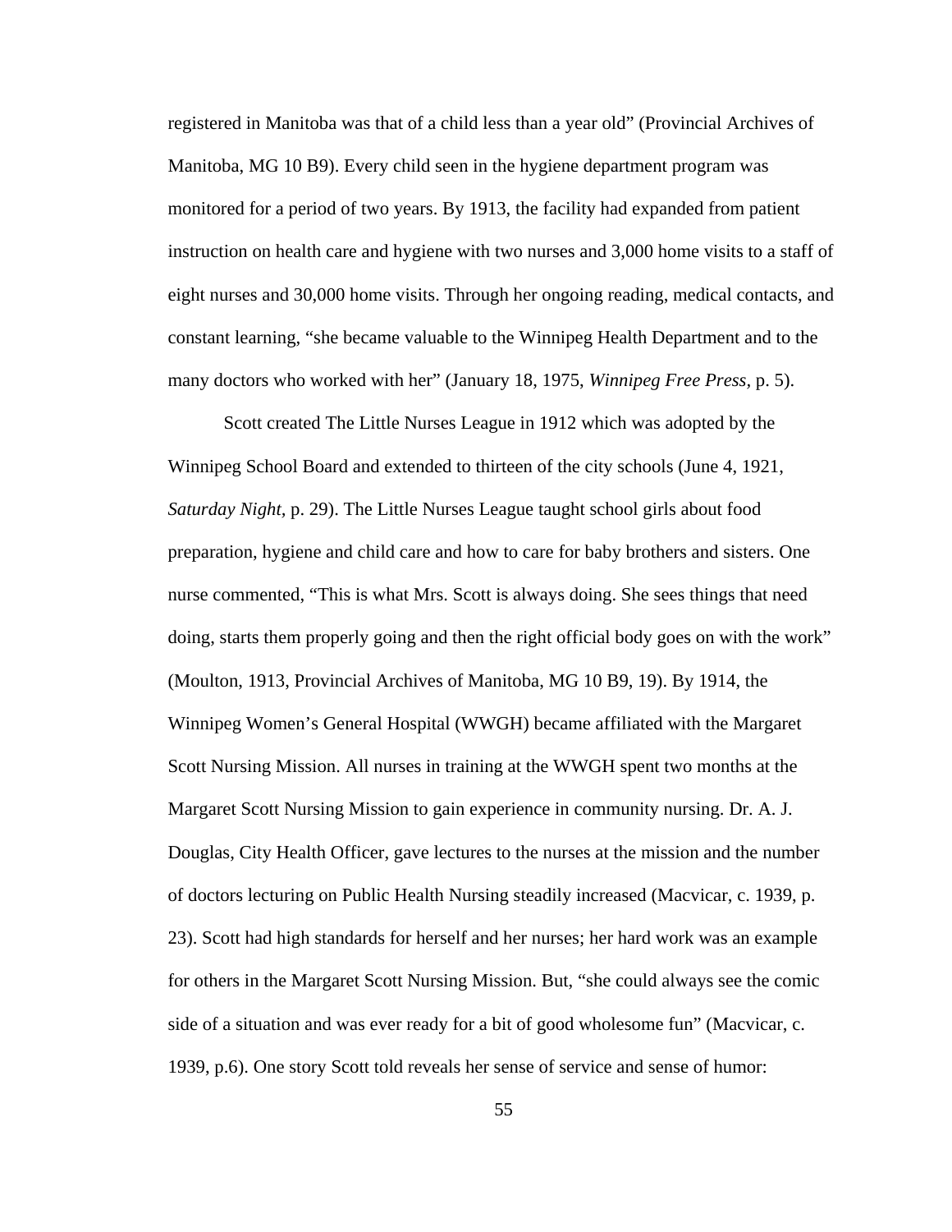registered in Manitoba was that of a child less than a year old" (Provincial Archives of Manitoba, MG 10 B9). Every child seen in the hygiene department program was monitored for a period of two years. By 1913, the facility had expanded from patient instruction on health care and hygiene with two nurses and 3,000 home visits to a staff of eight nurses and 30,000 home visits. Through her ongoing reading, medical contacts, and constant learning, "she became valuable to the Winnipeg Health Department and to the many doctors who worked with her" (January 18, 1975, *Winnipeg Free Press*, p. 5).

Scott created The Little Nurses League in 1912 which was adopted by the Winnipeg School Board and extended to thirteen of the city schools (June 4, 1921, *Saturday Night,* p. 29). The Little Nurses League taught school girls about food preparation, hygiene and child care and how to care for baby brothers and sisters. One nurse commented, "This is what Mrs. Scott is always doing. She sees things that need doing, starts them properly going and then the right official body goes on with the work" (Moulton, 1913, Provincial Archives of Manitoba, MG 10 B9, 19). By 1914, the Winnipeg Women's General Hospital (WWGH) became affiliated with the Margaret Scott Nursing Mission. All nurses in training at the WWGH spent two months at the Margaret Scott Nursing Mission to gain experience in community nursing. Dr. A. J. Douglas, City Health Officer, gave lectures to the nurses at the mission and the number of doctors lecturing on Public Health Nursing steadily increased (Macvicar, c. 1939, p. 23). Scott had high standards for herself and her nurses; her hard work was an example for others in the Margaret Scott Nursing Mission. But, "she could always see the comic side of a situation and was ever ready for a bit of good wholesome fun" (Macvicar, c. 1939, p.6). One story Scott told reveals her sense of service and sense of humor: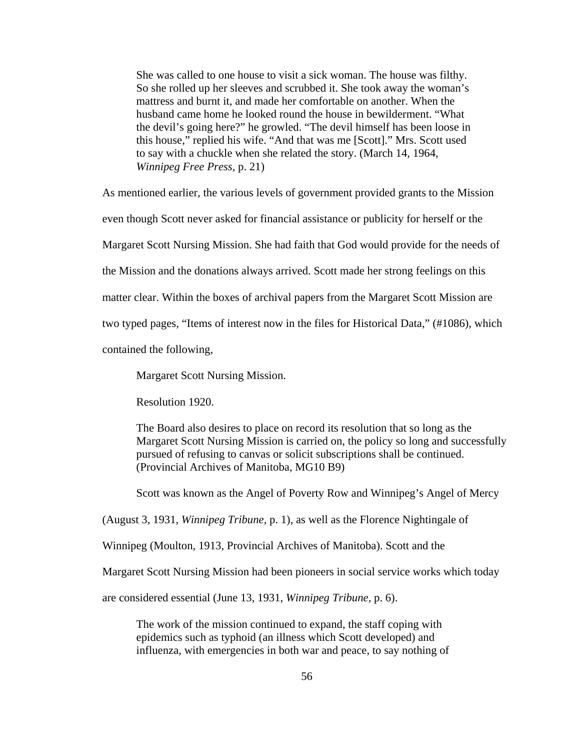> She was called to one house to visit a sick woman. The house was filthy. So she rolled up her sleeves and scrubbed it. She took away the woman's mattress and burnt it, and made her comfortable on another. When the husband came home he looked round the house in bewilderment. "What the devil's going here?" he growled. "The devil himself has been loose in this house," replied his wife. "And that was me [Scott]." Mrs. Scott used to say with a chuckle when she related the story. (March 14, 1964, *Winnipeg Free Press*, p. 21)

As mentioned earlier, the various levels of government provided grants to the Mission even though Scott never asked for financial assistance or publicity for herself or the Margaret Scott Nursing Mission. She had faith that God would provide for the needs of the Mission and the donations always arrived. Scott made her strong feelings on this matter clear. Within the boxes of archival papers from the Margaret Scott Mission are two typed pages, "Items of interest now in the files for Historical Data," (#1086), which contained the following,

> Margaret Scott Nursing Mission.
>
> Resolution 1920.
>
> The Board also desires to place on record its resolution that so long as the Margaret Scott Nursing Mission is carried on, the policy so long and successfully pursued of refusing to canvas or solicit subscriptions shall be continued. (Provincial Archives of Manitoba, MG10 B9)

Scott was known as the Angel of Poverty Row and Winnipeg's Angel of Mercy (August 3, 1931, *Winnipeg Tribune*, p. 1), as well as the Florence Nightingale of Winnipeg (Moulton, 1913, Provincial Archives of Manitoba). Scott and the Margaret Scott Nursing Mission had been pioneers in social service works which today are considered essential (June 13, 1931, *Winnipeg Tribune*, p. 6).

> The work of the mission continued to expand, the staff coping with epidemics such as typhoid (an illness which Scott developed) and influenza, with emergencies in both war and peace, to say nothing of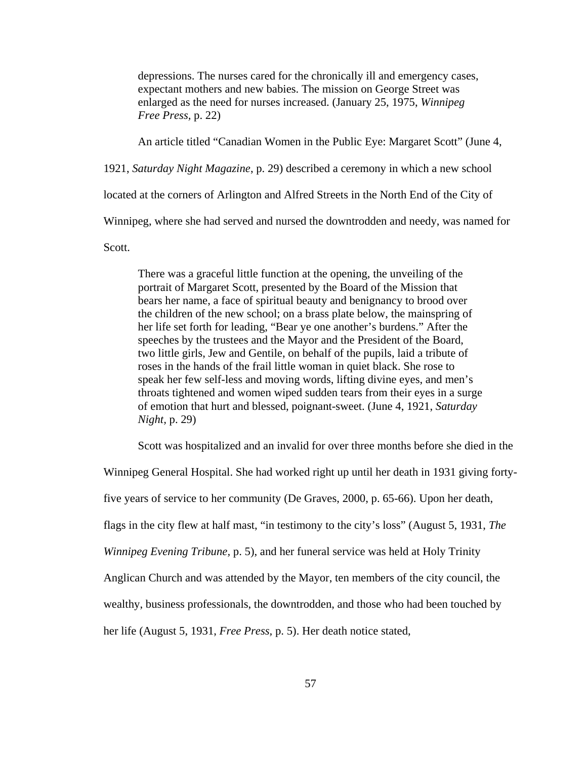> depressions. The nurses cared for the chronically ill and emergency cases, expectant mothers and new babies. The mission on George Street was enlarged as the need for nurses increased. (January 25, 1975, *Winnipeg Free Press*, p. 22)

An article titled "Canadian Women in the Public Eye: Margaret Scott" (June 4, 1921, *Saturday Night Magazine*, p. 29) described a ceremony in which a new school located at the corners of Arlington and Alfred Streets in the North End of the City of Winnipeg, where she had served and nursed the downtrodden and needy, was named for Scott.

> There was a graceful little function at the opening, the unveiling of the portrait of Margaret Scott, presented by the Board of the Mission that bears her name, a face of spiritual beauty and benignancy to brood over the children of the new school; on a brass plate below, the mainspring of her life set forth for leading, "Bear ye one another's burdens." After the speeches by the trustees and the Mayor and the President of the Board, two little girls, Jew and Gentile, on behalf of the pupils, laid a tribute of roses in the hands of the frail little woman in quiet black. She rose to speak her few self-less and moving words, lifting divine eyes, and men's throats tightened and women wiped sudden tears from their eyes in a surge of emotion that hurt and blessed, poignant-sweet. (June 4, 1921, *Saturday Night*, p. 29)

Scott was hospitalized and an invalid for over three months before she died in the Winnipeg General Hospital. She had worked right up until her death in 1931 giving forty-five years of service to her community (De Graves, 2000, p. 65-66). Upon her death, flags in the city flew at half mast, "in testimony to the city's loss" (August 5, 1931, *The Winnipeg Evening Tribune*, p. 5), and her funeral service was held at Holy Trinity Anglican Church and was attended by the Mayor, ten members of the city council, the wealthy, business professionals, the downtrodden, and those who had been touched by her life (August 5, 1931, *Free Press*, p. 5). Her death notice stated,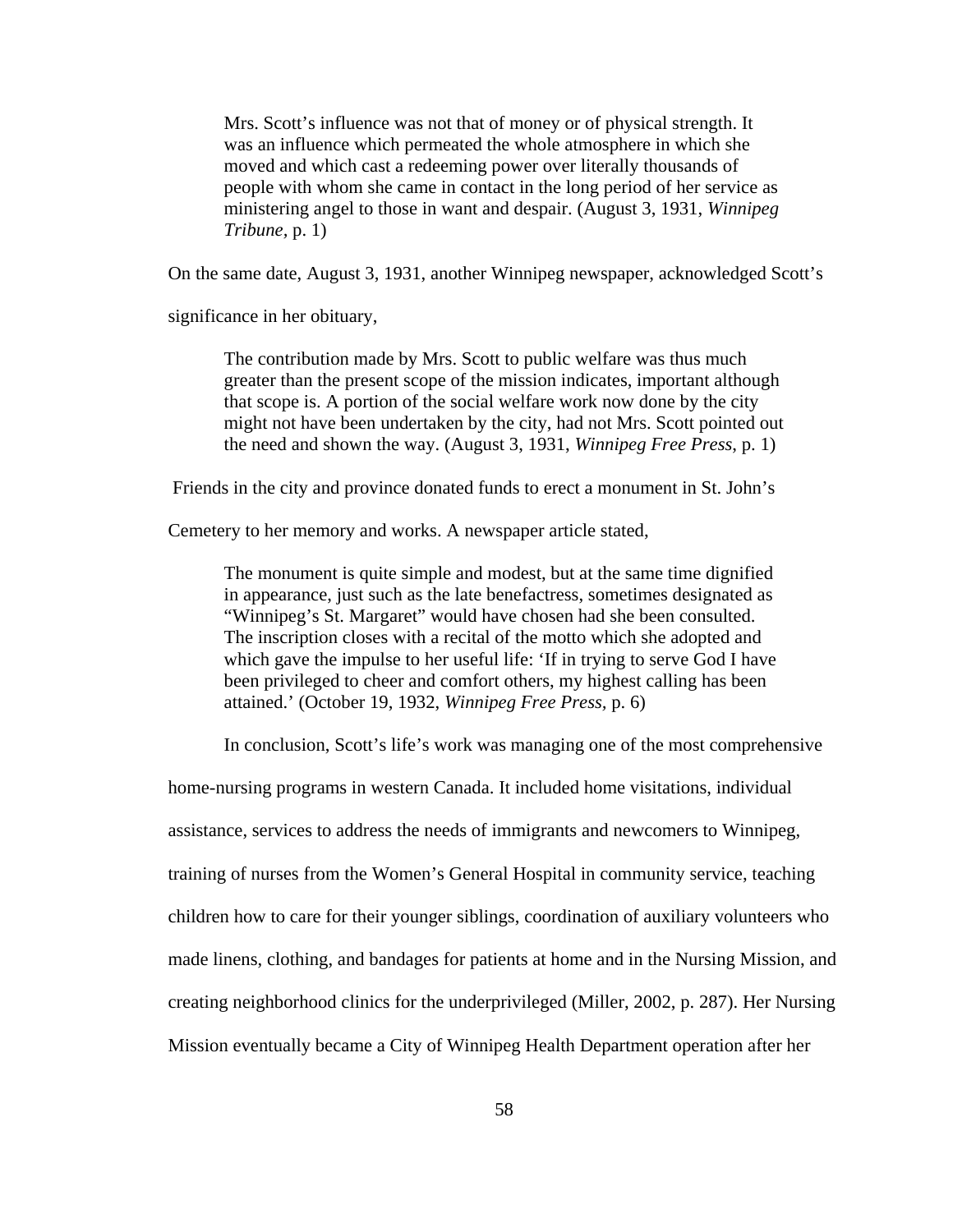> Mrs. Scott's influence was not that of money or of physical strength. It was an influence which permeated the whole atmosphere in which she moved and which cast a redeeming power over literally thousands of people with whom she came in contact in the long period of her service as ministering angel to those in want and despair. (August 3, 1931, *Winnipeg Tribune*, p. 1)

On the same date, August 3, 1931, another Winnipeg newspaper, acknowledged Scott's significance in her obituary,

> The contribution made by Mrs. Scott to public welfare was thus much greater than the present scope of the mission indicates, important although that scope is. A portion of the social welfare work now done by the city might not have been undertaken by the city, had not Mrs. Scott pointed out the need and shown the way. (August 3, 1931, *Winnipeg Free Press*, p. 1)

Friends in the city and province donated funds to erect a monument in St. John's Cemetery to her memory and works. A newspaper article stated,

> The monument is quite simple and modest, but at the same time dignified in appearance, just such as the late benefactress, sometimes designated as "Winnipeg's St. Margaret" would have chosen had she been consulted. The inscription closes with a recital of the motto which she adopted and which gave the impulse to her useful life: 'If in trying to serve God I have been privileged to cheer and comfort others, my highest calling has been attained.' (October 19, 1932, *Winnipeg Free Press*, p. 6)

In conclusion, Scott's life's work was managing one of the most comprehensive home-nursing programs in western Canada. It included home visitations, individual assistance, services to address the needs of immigrants and newcomers to Winnipeg, training of nurses from the Women's General Hospital in community service, teaching children how to care for their younger siblings, coordination of auxiliary volunteers who made linens, clothing, and bandages for patients at home and in the Nursing Mission, and creating neighborhood clinics for the underprivileged (Miller, 2002, p. 287). Her Nursing Mission eventually became a City of Winnipeg Health Department operation after her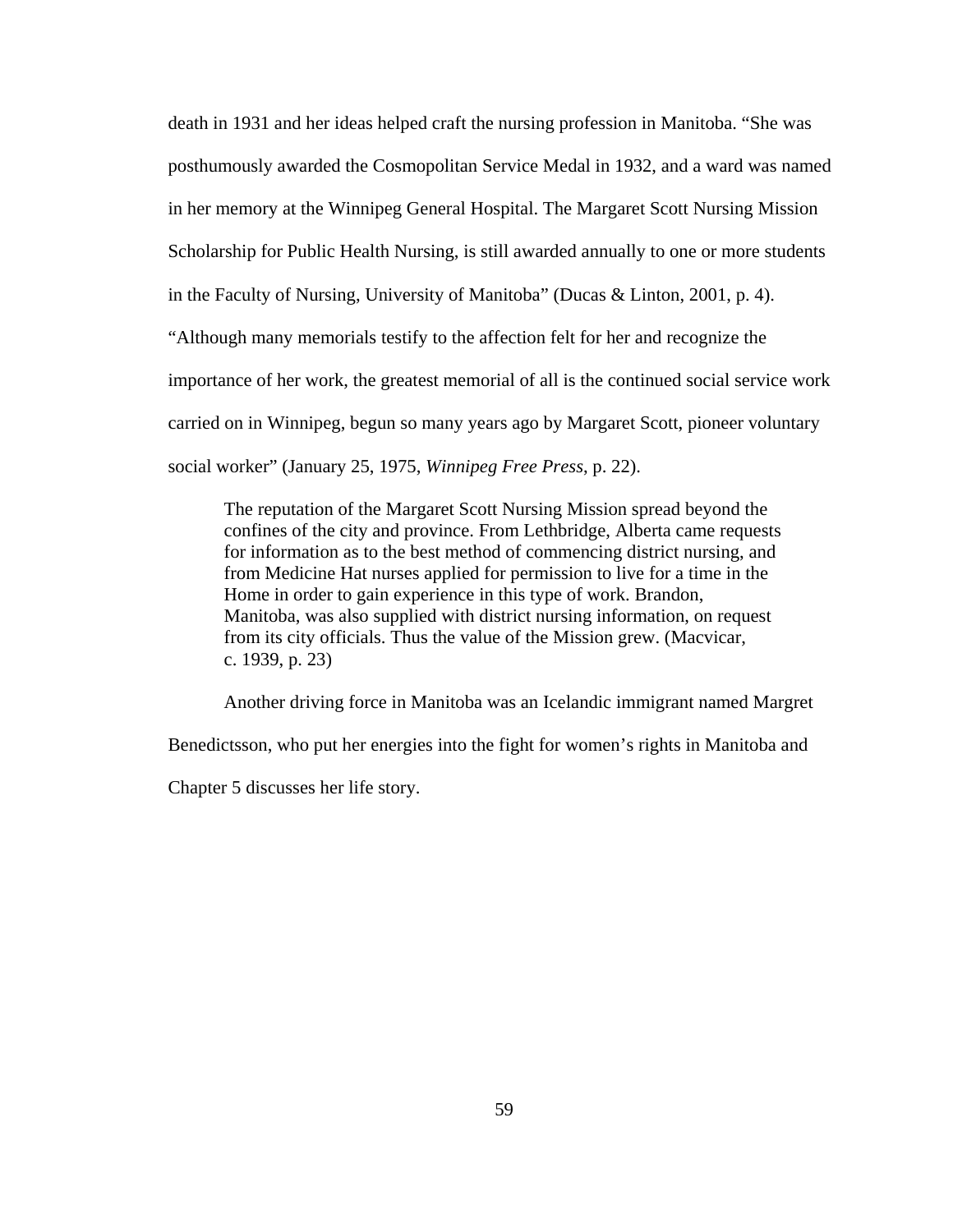death in 1931 and her ideas helped craft the nursing profession in Manitoba. “She was posthumously awarded the Cosmopolitan Service Medal in 1932, and a ward was named in her memory at the Winnipeg General Hospital. The Margaret Scott Nursing Mission Scholarship for Public Health Nursing, is still awarded annually to one or more students in the Faculty of Nursing, University of Manitoba” (Ducas & Linton, 2001, p. 4). “Although many memorials testify to the affection felt for her and recognize the importance of her work, the greatest memorial of all is the continued social service work carried on in Winnipeg, begun so many years ago by Margaret Scott, pioneer voluntary social worker” (January 25, 1975, *Winnipeg Free Press*, p. 22).

> The reputation of the Margaret Scott Nursing Mission spread beyond the confines of the city and province. From Lethbridge, Alberta came requests for information as to the best method of commencing district nursing, and from Medicine Hat nurses applied for permission to live for a time in the Home in order to gain experience in this type of work. Brandon, Manitoba, was also supplied with district nursing information, on request from its city officials. Thus the value of the Mission grew. (Macvicar, c. 1939, p. 23)

Another driving force in Manitoba was an Icelandic immigrant named Margret Benedictsson, who put her energies into the fight for women’s rights in Manitoba and Chapter 5 discusses her life story.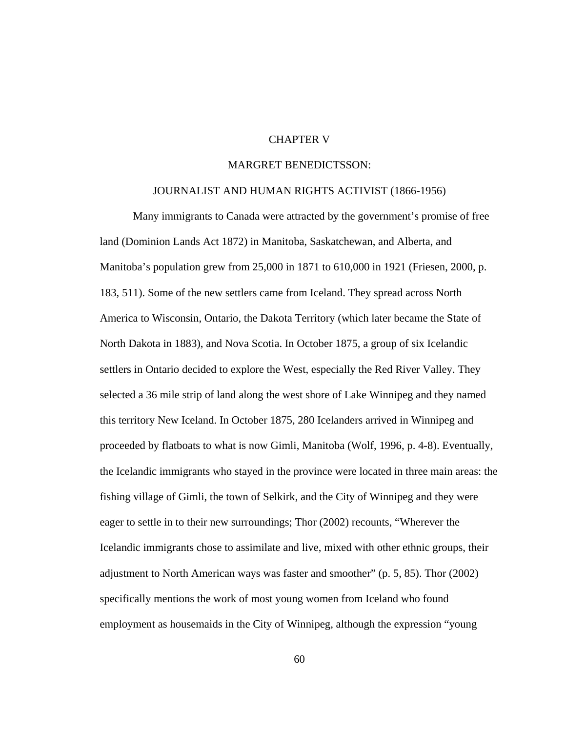# CHAPTER V

## MARGRET BENEDICTSSON:

## JOURNALIST AND HUMAN RIGHTS ACTIVIST (1866-1956)

Many immigrants to Canada were attracted by the government's promise of free land (Dominion Lands Act 1872) in Manitoba, Saskatchewan, and Alberta, and Manitoba's population grew from 25,000 in 1871 to 610,000 in 1921 (Friesen, 2000, p. 183, 511). Some of the new settlers came from Iceland. They spread across North America to Wisconsin, Ontario, the Dakota Territory (which later became the State of North Dakota in 1883), and Nova Scotia. In October 1875, a group of six Icelandic settlers in Ontario decided to explore the West, especially the Red River Valley. They selected a 36 mile strip of land along the west shore of Lake Winnipeg and they named this territory New Iceland. In October 1875, 280 Icelanders arrived in Winnipeg and proceeded by flatboats to what is now Gimli, Manitoba (Wolf, 1996, p. 4-8). Eventually, the Icelandic immigrants who stayed in the province were located in three main areas: the fishing village of Gimli, the town of Selkirk, and the City of Winnipeg and they were eager to settle in to their new surroundings; Thor (2002) recounts, "Wherever the Icelandic immigrants chose to assimilate and live, mixed with other ethnic groups, their adjustment to North American ways was faster and smoother" (p. 5, 85). Thor (2002) specifically mentions the work of most young women from Iceland who found employment as housemaids in the City of Winnipeg, although the expression "young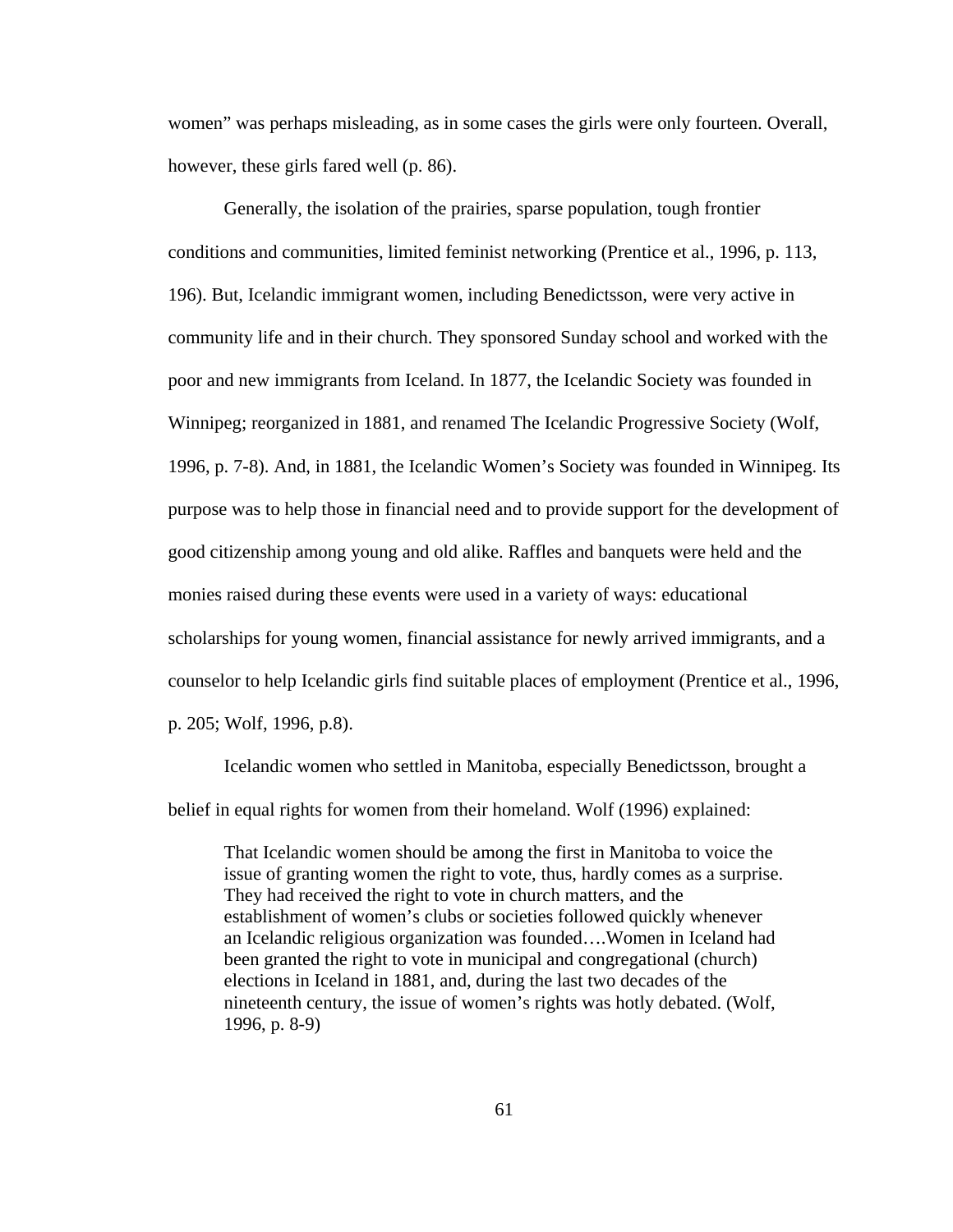women" was perhaps misleading, as in some cases the girls were only fourteen. Overall, however, these girls fared well (p. 86).

Generally, the isolation of the prairies, sparse population, tough frontier conditions and communities, limited feminist networking (Prentice et al., 1996, p. 113, 196). But, Icelandic immigrant women, including Benedictsson, were very active in community life and in their church. They sponsored Sunday school and worked with the poor and new immigrants from Iceland. In 1877, the Icelandic Society was founded in Winnipeg; reorganized in 1881, and renamed The Icelandic Progressive Society (Wolf, 1996, p. 7-8). And, in 1881, the Icelandic Women's Society was founded in Winnipeg. Its purpose was to help those in financial need and to provide support for the development of good citizenship among young and old alike. Raffles and banquets were held and the monies raised during these events were used in a variety of ways: educational scholarships for young women, financial assistance for newly arrived immigrants, and a counselor to help Icelandic girls find suitable places of employment (Prentice et al., 1996, p. 205; Wolf, 1996, p.8).

Icelandic women who settled in Manitoba, especially Benedictsson, brought a belief in equal rights for women from their homeland. Wolf (1996) explained:

> That Icelandic women should be among the first in Manitoba to voice the issue of granting women the right to vote, thus, hardly comes as a surprise. They had received the right to vote in church matters, and the establishment of women's clubs or societies followed quickly whenever an Icelandic religious organization was founded….Women in Iceland had been granted the right to vote in municipal and congregational (church) elections in Iceland in 1881, and, during the last two decades of the nineteenth century, the issue of women's rights was hotly debated. (Wolf, 1996, p. 8-9)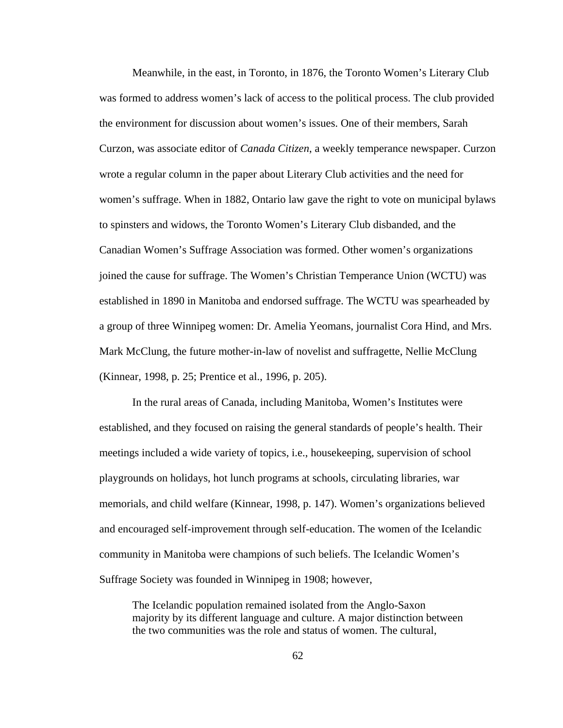Meanwhile, in the east, in Toronto, in 1876, the Toronto Women's Literary Club was formed to address women's lack of access to the political process. The club provided the environment for discussion about women's issues. One of their members, Sarah Curzon, was associate editor of *Canada Citizen*, a weekly temperance newspaper. Curzon wrote a regular column in the paper about Literary Club activities and the need for women's suffrage. When in 1882, Ontario law gave the right to vote on municipal bylaws to spinsters and widows, the Toronto Women's Literary Club disbanded, and the Canadian Women's Suffrage Association was formed. Other women's organizations joined the cause for suffrage. The Women's Christian Temperance Union (WCTU) was established in 1890 in Manitoba and endorsed suffrage. The WCTU was spearheaded by a group of three Winnipeg women: Dr. Amelia Yeomans, journalist Cora Hind, and Mrs. Mark McClung, the future mother-in-law of novelist and suffragette, Nellie McClung (Kinnear, 1998, p. 25; Prentice et al., 1996, p. 205).

In the rural areas of Canada, including Manitoba, Women's Institutes were established, and they focused on raising the general standards of people's health. Their meetings included a wide variety of topics, i.e., housekeeping, supervision of school playgrounds on holidays, hot lunch programs at schools, circulating libraries, war memorials, and child welfare (Kinnear, 1998, p. 147). Women's organizations believed and encouraged self-improvement through self-education. The women of the Icelandic community in Manitoba were champions of such beliefs. The Icelandic Women's Suffrage Society was founded in Winnipeg in 1908; however,

> The Icelandic population remained isolated from the Anglo-Saxon majority by its different language and culture. A major distinction between the two communities was the role and status of women. The cultural,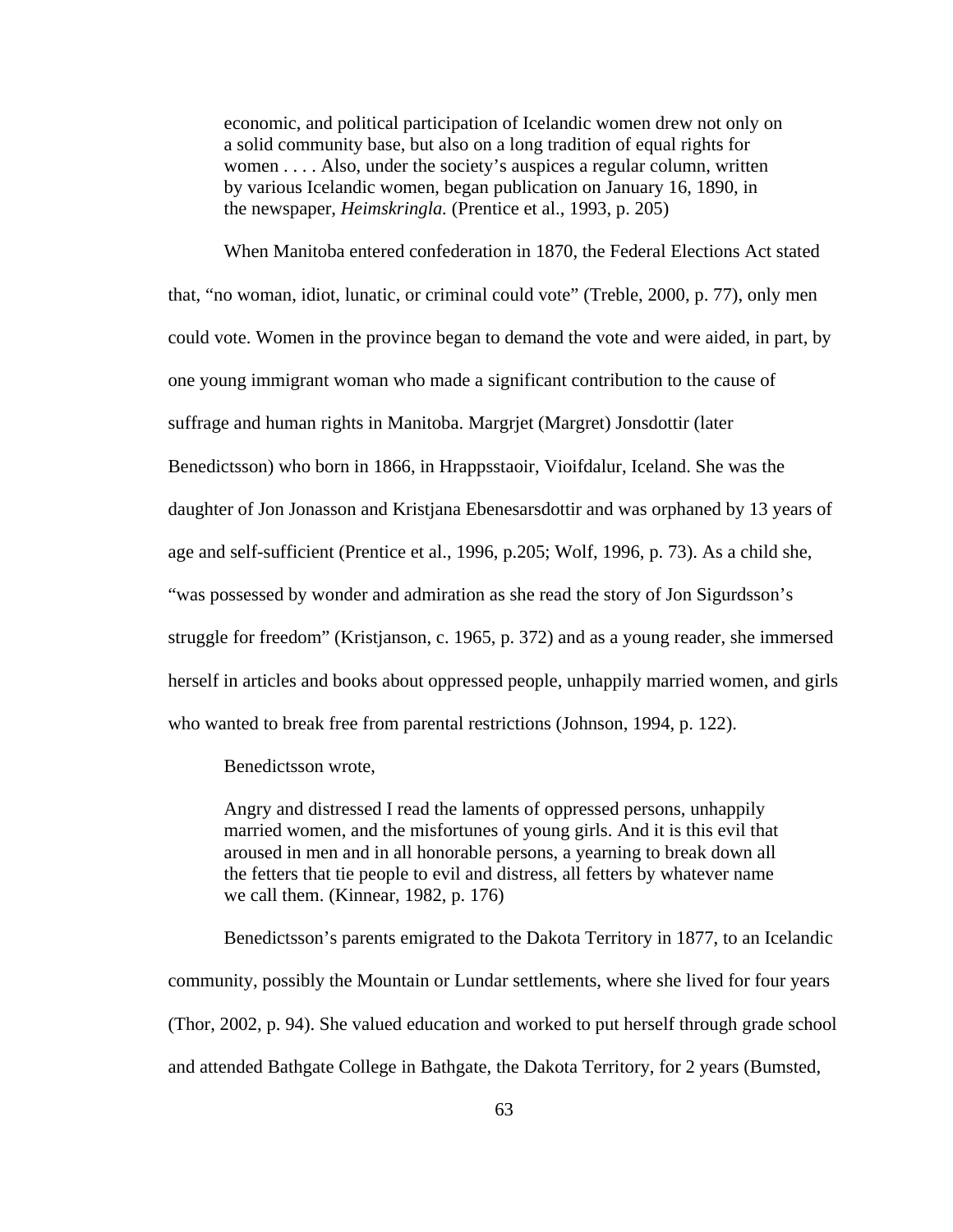> economic, and political participation of Icelandic women drew not only on a solid community base, but also on a long tradition of equal rights for women . . . . Also, under the society's auspices a regular column, written by various Icelandic women, began publication on January 16, 1890, in the newspaper, *Heimskringla.* (Prentice et al., 1993, p. 205)

When Manitoba entered confederation in 1870, the Federal Elections Act stated that, "no woman, idiot, lunatic, or criminal could vote" (Treble, 2000, p. 77), only men could vote. Women in the province began to demand the vote and were aided, in part, by one young immigrant woman who made a significant contribution to the cause of suffrage and human rights in Manitoba. Margrjet (Margret) Jonsdottir (later Benedictsson) who born in 1866, in Hrappsstaoir, Vioifdalur, Iceland. She was the daughter of Jon Jonasson and Kristjana Ebenesarsdottir and was orphaned by 13 years of age and self-sufficient (Prentice et al., 1996, p.205; Wolf, 1996, p. 73). As a child she, "was possessed by wonder and admiration as she read the story of Jon Sigurdsson's struggle for freedom" (Kristjanson, c. 1965, p. 372) and as a young reader, she immersed herself in articles and books about oppressed people, unhappily married women, and girls who wanted to break free from parental restrictions (Johnson, 1994, p. 122).

Benedictsson wrote,

> Angry and distressed I read the laments of oppressed persons, unhappily married women, and the misfortunes of young girls. And it is this evil that aroused in men and in all honorable persons, a yearning to break down all the fetters that tie people to evil and distress, all fetters by whatever name we call them. (Kinnear, 1982, p. 176)

Benedictsson's parents emigrated to the Dakota Territory in 1877, to an Icelandic community, possibly the Mountain or Lundar settlements, where she lived for four years (Thor, 2002, p. 94). She valued education and worked to put herself through grade school and attended Bathgate College in Bathgate, the Dakota Territory, for 2 years (Bumsted,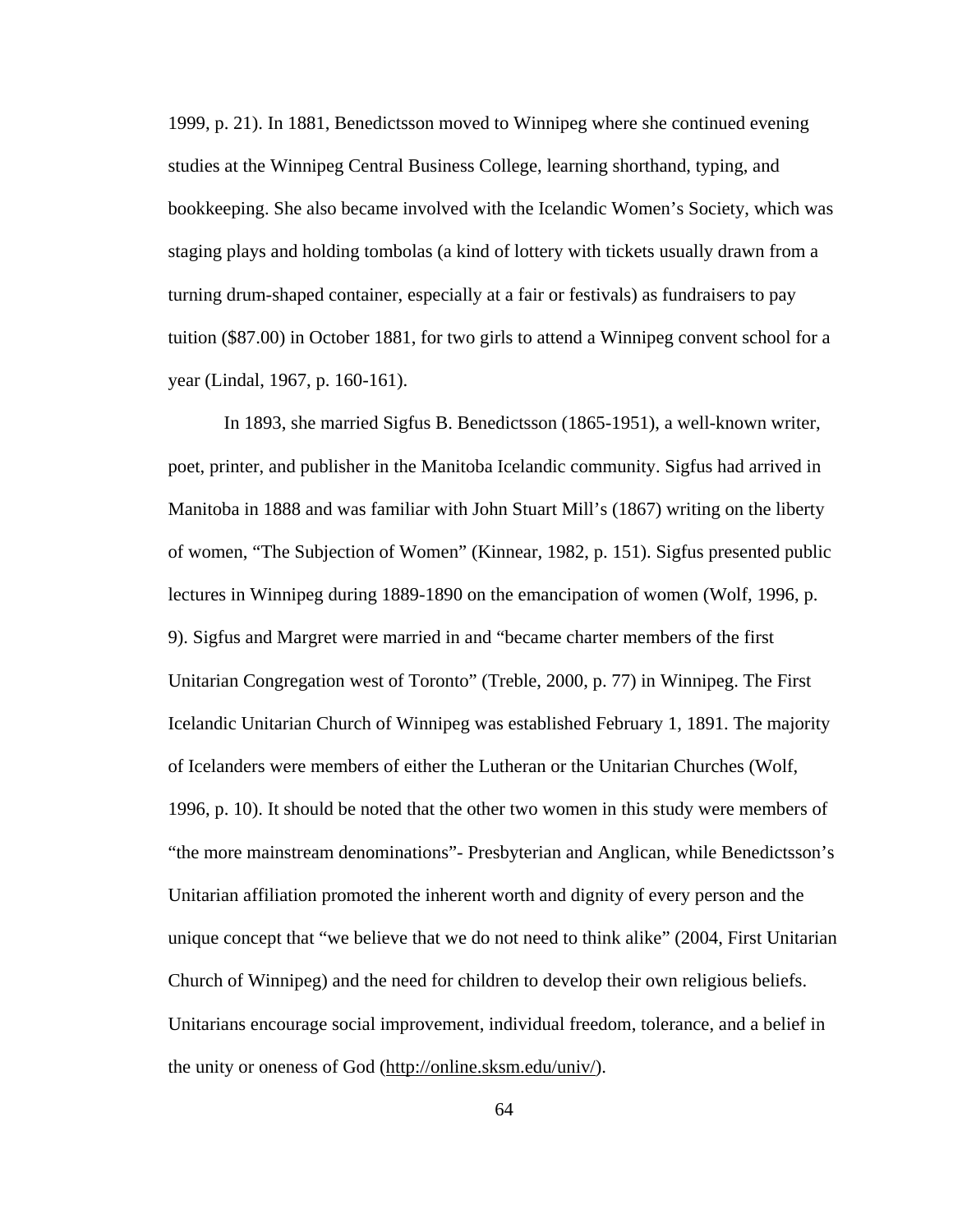1999, p. 21). In 1881, Benedictsson moved to Winnipeg where she continued evening studies at the Winnipeg Central Business College, learning shorthand, typing, and bookkeeping. She also became involved with the Icelandic Women's Society, which was staging plays and holding tombolas (a kind of lottery with tickets usually drawn from a turning drum-shaped container, especially at a fair or festivals) as fundraisers to pay tuition ($87.00) in October 1881, for two girls to attend a Winnipeg convent school for a year (Lindal, 1967, p. 160-161).

In 1893, she married Sigfus B. Benedictsson (1865-1951), a well-known writer, poet, printer, and publisher in the Manitoba Icelandic community. Sigfus had arrived in Manitoba in 1888 and was familiar with John Stuart Mill's (1867) writing on the liberty of women, "The Subjection of Women" (Kinnear, 1982, p. 151). Sigfus presented public lectures in Winnipeg during 1889-1890 on the emancipation of women (Wolf, 1996, p. 9). Sigfus and Margret were married in and "became charter members of the first Unitarian Congregation west of Toronto" (Treble, 2000, p. 77) in Winnipeg. The First Icelandic Unitarian Church of Winnipeg was established February 1, 1891. The majority of Icelanders were members of either the Lutheran or the Unitarian Churches (Wolf, 1996, p. 10). It should be noted that the other two women in this study were members of "the more mainstream denominations"- Presbyterian and Anglican, while Benedictsson's Unitarian affiliation promoted the inherent worth and dignity of every person and the unique concept that "we believe that we do not need to think alike" (2004, First Unitarian Church of Winnipeg) and the need for children to develop their own religious beliefs. Unitarians encourage social improvement, individual freedom, tolerance, and a belief in the unity or oneness of God (http://online.sksm.edu/univ/).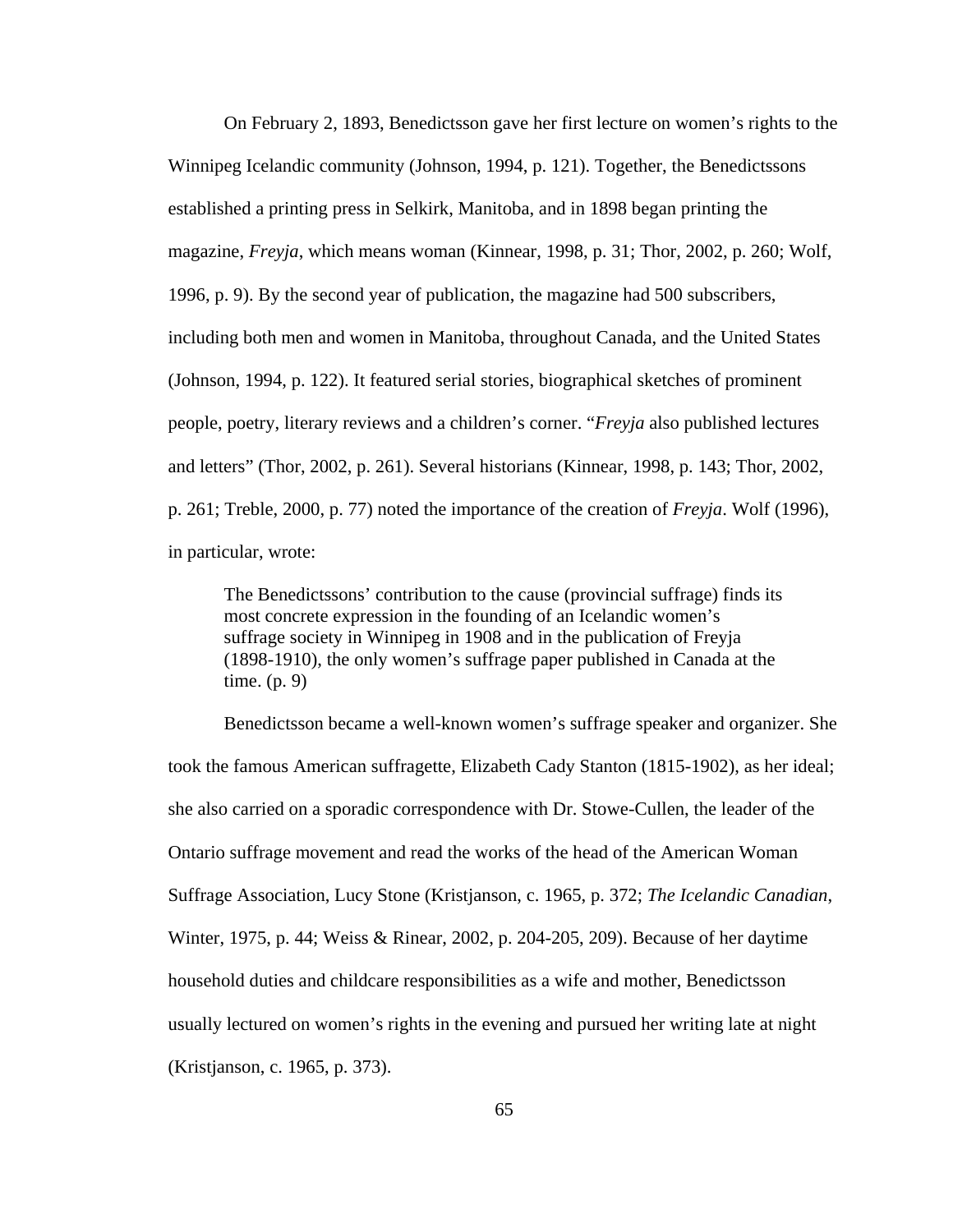On February 2, 1893, Benedictsson gave her first lecture on women's rights to the Winnipeg Icelandic community (Johnson, 1994, p. 121). Together, the Benedictssons established a printing press in Selkirk, Manitoba, and in 1898 began printing the magazine, *Freyja*, which means woman (Kinnear, 1998, p. 31; Thor, 2002, p. 260; Wolf, 1996, p. 9). By the second year of publication, the magazine had 500 subscribers, including both men and women in Manitoba, throughout Canada, and the United States (Johnson, 1994, p. 122). It featured serial stories, biographical sketches of prominent people, poetry, literary reviews and a children's corner. "*Freyja* also published lectures and letters" (Thor, 2002, p. 261). Several historians (Kinnear, 1998, p. 143; Thor, 2002, p. 261; Treble, 2000, p. 77) noted the importance of the creation of *Freyja*. Wolf (1996), in particular, wrote:

> The Benedictssons' contribution to the cause (provincial suffrage) finds its most concrete expression in the founding of an Icelandic women's suffrage society in Winnipeg in 1908 and in the publication of Freyja (1898-1910), the only women's suffrage paper published in Canada at the time. (p. 9)

Benedictsson became a well-known women's suffrage speaker and organizer. She took the famous American suffragette, Elizabeth Cady Stanton (1815-1902), as her ideal; she also carried on a sporadic correspondence with Dr. Stowe-Cullen, the leader of the Ontario suffrage movement and read the works of the head of the American Woman Suffrage Association, Lucy Stone (Kristjanson, c. 1965, p. 372; *The Icelandic Canadian*, Winter, 1975, p. 44; Weiss & Rinear, 2002, p. 204-205, 209). Because of her daytime household duties and childcare responsibilities as a wife and mother, Benedictsson usually lectured on women's rights in the evening and pursued her writing late at night (Kristjanson, c. 1965, p. 373).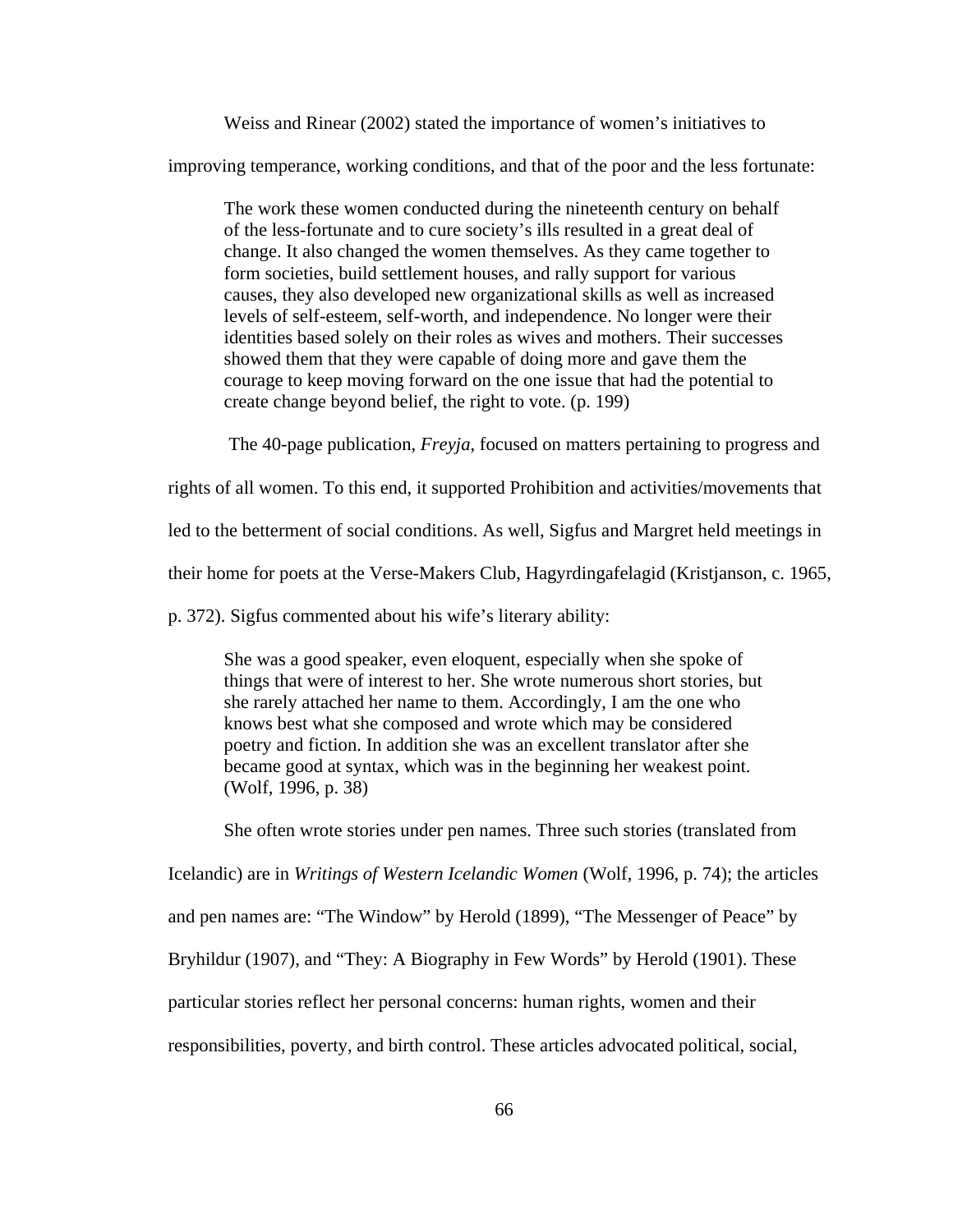Weiss and Rinear (2002) stated the importance of women's initiatives to improving temperance, working conditions, and that of the poor and the less fortunate:

> The work these women conducted during the nineteenth century on behalf of the less-fortunate and to cure society's ills resulted in a great deal of change. It also changed the women themselves. As they came together to form societies, build settlement houses, and rally support for various causes, they also developed new organizational skills as well as increased levels of self-esteem, self-worth, and independence. No longer were their identities based solely on their roles as wives and mothers. Their successes showed them that they were capable of doing more and gave them the courage to keep moving forward on the one issue that had the potential to create change beyond belief, the right to vote. (p. 199)

The 40-page publication, *Freyja*, focused on matters pertaining to progress and rights of all women. To this end, it supported Prohibition and activities/movements that led to the betterment of social conditions. As well, Sigfus and Margret held meetings in their home for poets at the Verse-Makers Club, Hagyrdingafelagid (Kristjanson, c. 1965, p. 372). Sigfus commented about his wife's literary ability:

> She was a good speaker, even eloquent, especially when she spoke of things that were of interest to her. She wrote numerous short stories, but she rarely attached her name to them. Accordingly, I am the one who knows best what she composed and wrote which may be considered poetry and fiction. In addition she was an excellent translator after she became good at syntax, which was in the beginning her weakest point. (Wolf, 1996, p. 38)

She often wrote stories under pen names. Three such stories (translated from Icelandic) are in *Writings of Western Icelandic Women* (Wolf, 1996, p. 74); the articles and pen names are: "The Window" by Herold (1899), "The Messenger of Peace" by Bryhildur (1907), and "They: A Biography in Few Words" by Herold (1901). These particular stories reflect her personal concerns: human rights, women and their responsibilities, poverty, and birth control. These articles advocated political, social,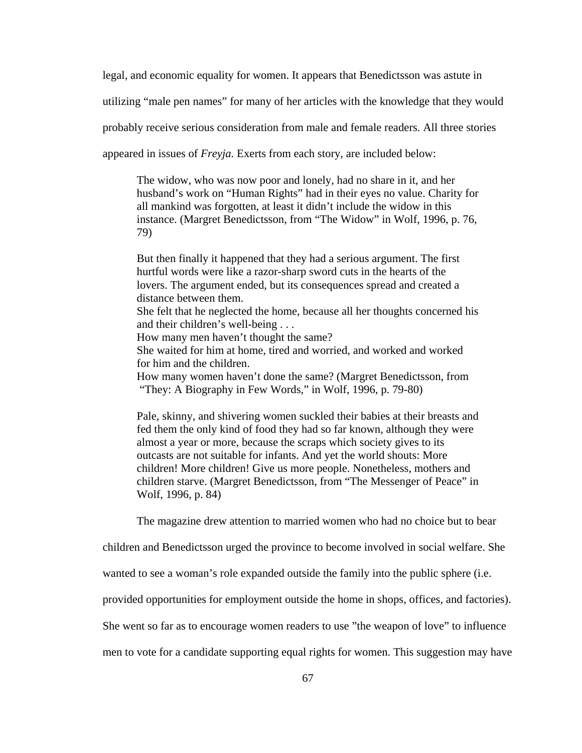legal, and economic equality for women. It appears that Benedictsson was astute in utilizing "male pen names" for many of her articles with the knowledge that they would probably receive serious consideration from male and female readers. All three stories appeared in issues of *Freyja.* Exerts from each story, are included below:

> The widow, who was now poor and lonely, had no share in it, and her husband's work on "Human Rights" had in their eyes no value. Charity for all mankind was forgotten, at least it didn't include the widow in this instance. (Margret Benedictsson, from "The Widow" in Wolf, 1996, p. 76, 79)

> But then finally it happened that they had a serious argument. The first hurtful words were like a razor-sharp sword cuts in the hearts of the lovers. The argument ended, but its consequences spread and created a distance between them.
> She felt that he neglected the home, because all her thoughts concerned his and their children's well-being . . .
> How many men haven't thought the same?
> She waited for him at home, tired and worried, and worked and worked for him and the children.
> How many women haven't done the same? (Margret Benedictsson, from "They: A Biography in Few Words," in Wolf, 1996, p. 79-80)

> Pale, skinny, and shivering women suckled their babies at their breasts and fed them the only kind of food they had so far known, although they were almost a year or more, because the scraps which society gives to its outcasts are not suitable for infants. And yet the world shouts: More children! More children! Give us more people. Nonetheless, mothers and children starve. (Margret Benedictsson, from "The Messenger of Peace" in Wolf, 1996, p. 84)

The magazine drew attention to married women who had no choice but to bear children and Benedictsson urged the province to become involved in social welfare. She wanted to see a woman's role expanded outside the family into the public sphere (i.e. provided opportunities for employment outside the home in shops, offices, and factories). She went so far as to encourage women readers to use "the weapon of love" to influence men to vote for a candidate supporting equal rights for women. This suggestion may have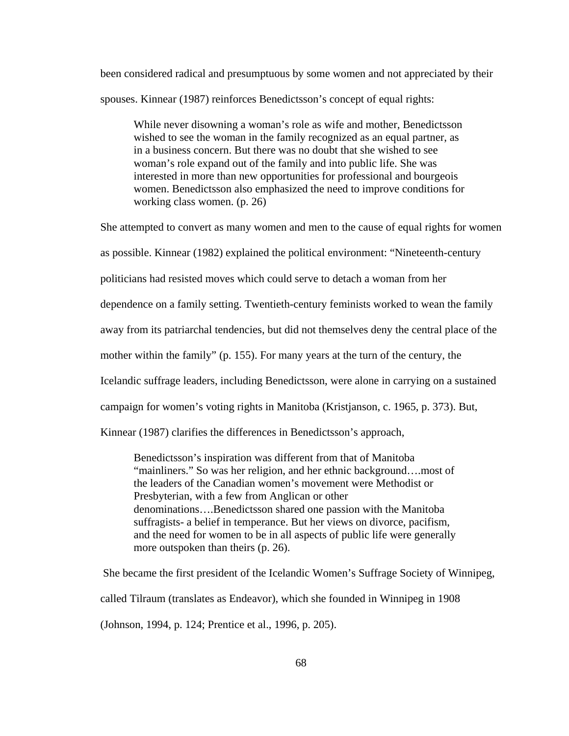been considered radical and presumptuous by some women and not appreciated by their spouses. Kinnear (1987) reinforces Benedictsson's concept of equal rights:

> While never disowning a woman's role as wife and mother, Benedictsson wished to see the woman in the family recognized as an equal partner, as in a business concern. But there was no doubt that she wished to see woman's role expand out of the family and into public life. She was interested in more than new opportunities for professional and bourgeois women. Benedictsson also emphasized the need to improve conditions for working class women. (p. 26)

She attempted to convert as many women and men to the cause of equal rights for women as possible. Kinnear (1982) explained the political environment: "Nineteenth-century politicians had resisted moves which could serve to detach a woman from her dependence on a family setting. Twentieth-century feminists worked to wean the family away from its patriarchal tendencies, but did not themselves deny the central place of the mother within the family" (p. 155). For many years at the turn of the century, the Icelandic suffrage leaders, including Benedictsson, were alone in carrying on a sustained campaign for women's voting rights in Manitoba (Kristjanson, c. 1965, p. 373). But, Kinnear (1987) clarifies the differences in Benedictsson's approach,

> Benedictsson's inspiration was different from that of Manitoba "mainliners." So was her religion, and her ethnic background….most of the leaders of the Canadian women's movement were Methodist or Presbyterian, with a few from Anglican or other denominations….Benedictsson shared one passion with the Manitoba suffragists- a belief in temperance. But her views on divorce, pacifism, and the need for women to be in all aspects of public life were generally more outspoken than theirs (p. 26).

She became the first president of the Icelandic Women's Suffrage Society of Winnipeg, called Tilraum (translates as Endeavor), which she founded in Winnipeg in 1908 (Johnson, 1994, p. 124; Prentice et al., 1996, p. 205).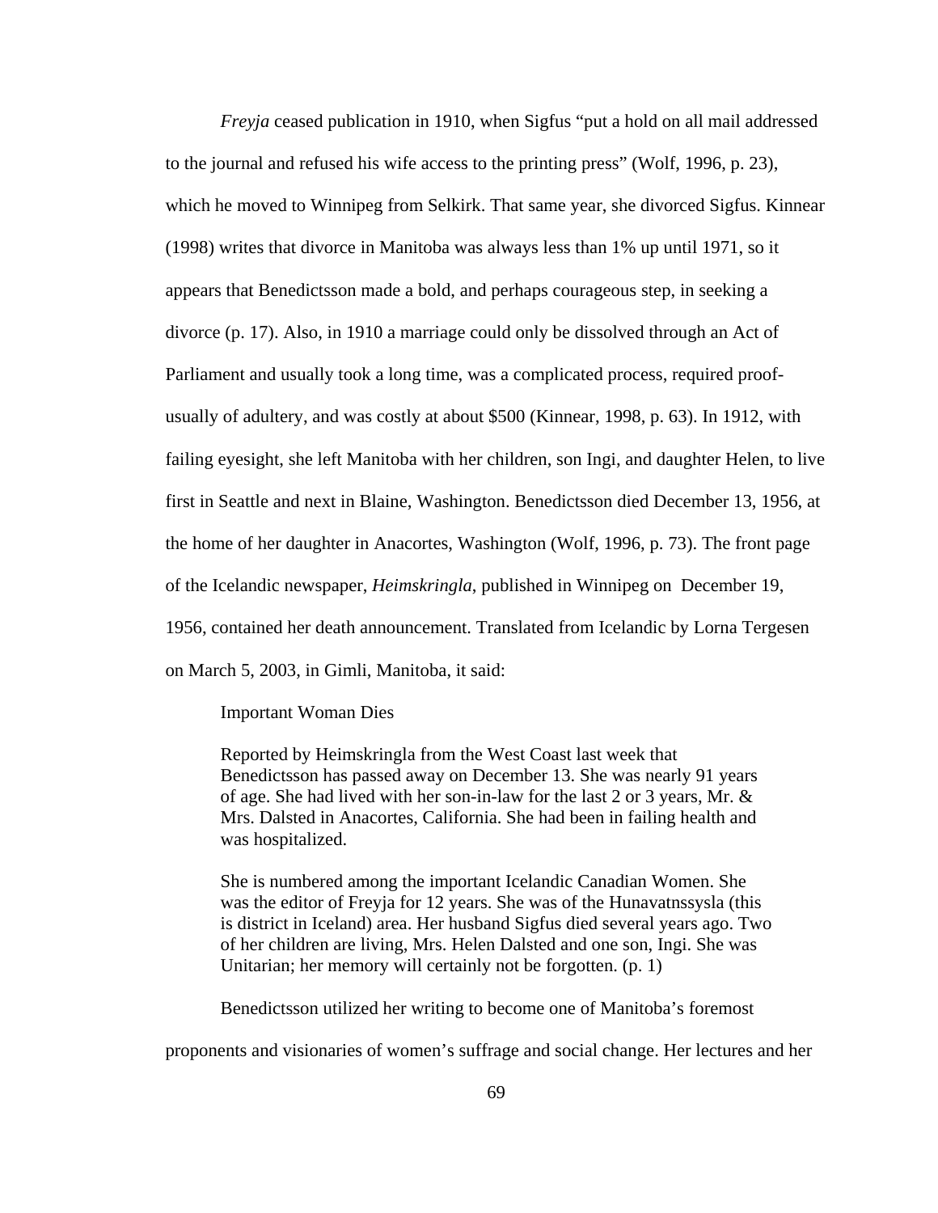*Freyja* ceased publication in 1910, when Sigfus "put a hold on all mail addressed to the journal and refused his wife access to the printing press" (Wolf, 1996, p. 23), which he moved to Winnipeg from Selkirk. That same year, she divorced Sigfus. Kinnear (1998) writes that divorce in Manitoba was always less than 1% up until 1971, so it appears that Benedictsson made a bold, and perhaps courageous step, in seeking a divorce (p. 17). Also, in 1910 a marriage could only be dissolved through an Act of Parliament and usually took a long time, was a complicated process, required proof-usually of adultery, and was costly at about $500 (Kinnear, 1998, p. 63). In 1912, with failing eyesight, she left Manitoba with her children, son Ingi, and daughter Helen, to live first in Seattle and next in Blaine, Washington. Benedictsson died December 13, 1956, at the home of her daughter in Anacortes, Washington (Wolf, 1996, p. 73). The front page of the Icelandic newspaper, *Heimskringla*, published in Winnipeg on December 19, 1956, contained her death announcement. Translated from Icelandic by Lorna Tergesen on March 5, 2003, in Gimli, Manitoba, it said:

> Important Woman Dies
>
> Reported by Heimskringla from the West Coast last week that Benedictsson has passed away on December 13. She was nearly 91 years of age. She had lived with her son-in-law for the last 2 or 3 years, Mr. & Mrs. Dalsted in Anacortes, California. She had been in failing health and was hospitalized.
>
> She is numbered among the important Icelandic Canadian Women. She was the editor of Freyja for 12 years. She was of the Hunavatnssysla (this is district in Iceland) area. Her husband Sigfus died several years ago. Two of her children are living, Mrs. Helen Dalsted and one son, Ingi. She was Unitarian; her memory will certainly not be forgotten. (p. 1)

Benedictsson utilized her writing to become one of Manitoba's foremost proponents and visionaries of women's suffrage and social change. Her lectures and her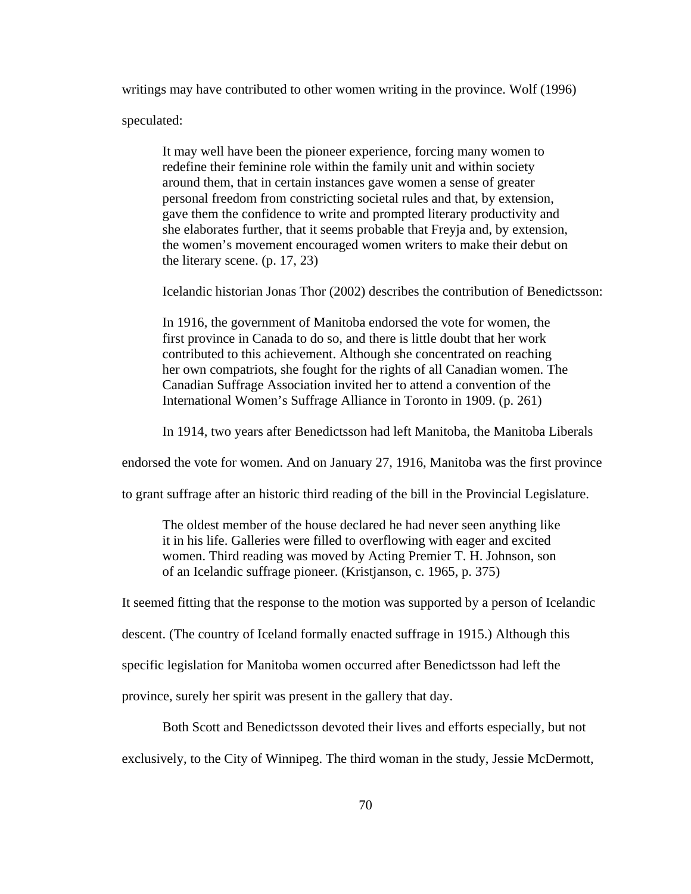writings may have contributed to other women writing in the province. Wolf (1996) speculated:

> It may well have been the pioneer experience, forcing many women to redefine their feminine role within the family unit and within society around them, that in certain instances gave women a sense of greater personal freedom from constricting societal rules and that, by extension, gave them the confidence to write and prompted literary productivity and she elaborates further, that it seems probable that Freyja and, by extension, the women's movement encouraged women writers to make their debut on the literary scene. (p. 17, 23)

Icelandic historian Jonas Thor (2002) describes the contribution of Benedictsson:

> In 1916, the government of Manitoba endorsed the vote for women, the first province in Canada to do so, and there is little doubt that her work contributed to this achievement. Although she concentrated on reaching her own compatriots, she fought for the rights of all Canadian women. The Canadian Suffrage Association invited her to attend a convention of the International Women's Suffrage Alliance in Toronto in 1909. (p. 261)

In 1914, two years after Benedictsson had left Manitoba, the Manitoba Liberals endorsed the vote for women. And on January 27, 1916, Manitoba was the first province to grant suffrage after an historic third reading of the bill in the Provincial Legislature.

> The oldest member of the house declared he had never seen anything like it in his life. Galleries were filled to overflowing with eager and excited women. Third reading was moved by Acting Premier T. H. Johnson, son of an Icelandic suffrage pioneer. (Kristjanson, c. 1965, p. 375)

It seemed fitting that the response to the motion was supported by a person of Icelandic descent. (The country of Iceland formally enacted suffrage in 1915.) Although this specific legislation for Manitoba women occurred after Benedictsson had left the province, surely her spirit was present in the gallery that day.

Both Scott and Benedictsson devoted their lives and efforts especially, but not exclusively, to the City of Winnipeg. The third woman in the study, Jessie McDermott,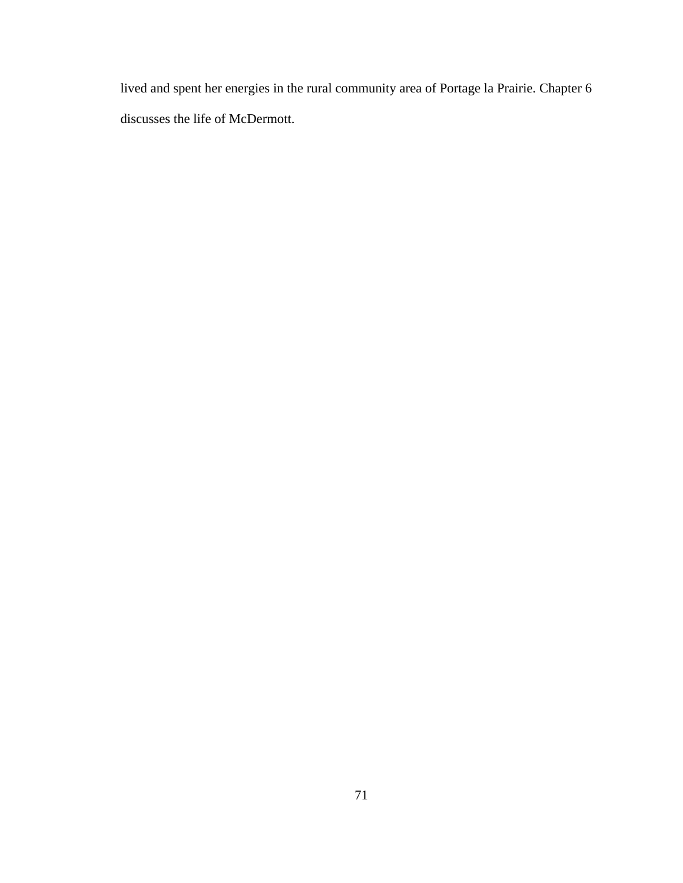lived and spent her energies in the rural community area of Portage la Prairie. Chapter 6 discusses the life of McDermott.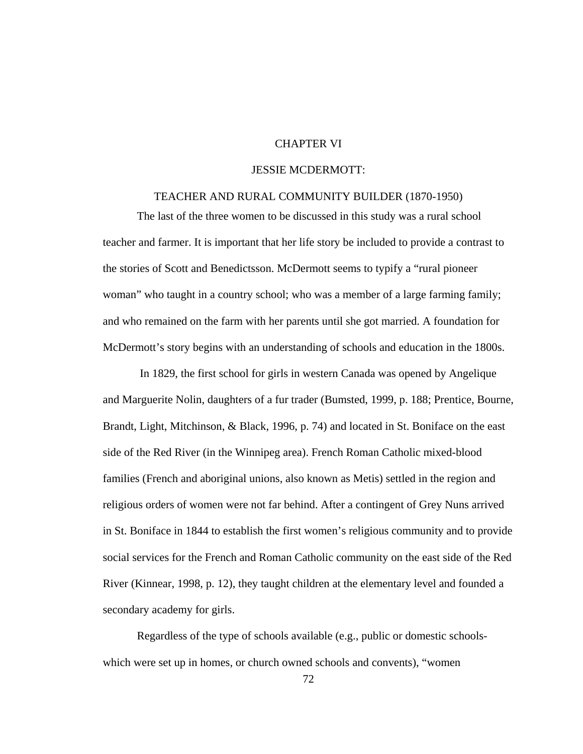# CHAPTER VI

## JESSIE MCDERMOTT:

## TEACHER AND RURAL COMMUNITY BUILDER (1870-1950)

The last of the three women to be discussed in this study was a rural school teacher and farmer. It is important that her life story be included to provide a contrast to the stories of Scott and Benedictsson. McDermott seems to typify a "rural pioneer woman" who taught in a country school; who was a member of a large farming family; and who remained on the farm with her parents until she got married. A foundation for McDermott's story begins with an understanding of schools and education in the 1800s.

In 1829, the first school for girls in western Canada was opened by Angelique and Marguerite Nolin, daughters of a fur trader (Bumsted, 1999, p. 188; Prentice, Bourne, Brandt, Light, Mitchinson, & Black, 1996, p. 74) and located in St. Boniface on the east side of the Red River (in the Winnipeg area). French Roman Catholic mixed-blood families (French and aboriginal unions, also known as Metis) settled in the region and religious orders of women were not far behind. After a contingent of Grey Nuns arrived in St. Boniface in 1844 to establish the first women's religious community and to provide social services for the French and Roman Catholic community on the east side of the Red River (Kinnear, 1998, p. 12), they taught children at the elementary level and founded a secondary academy for girls.

Regardless of the type of schools available (e.g., public or domestic schools-which were set up in homes, or church owned schools and convents), "women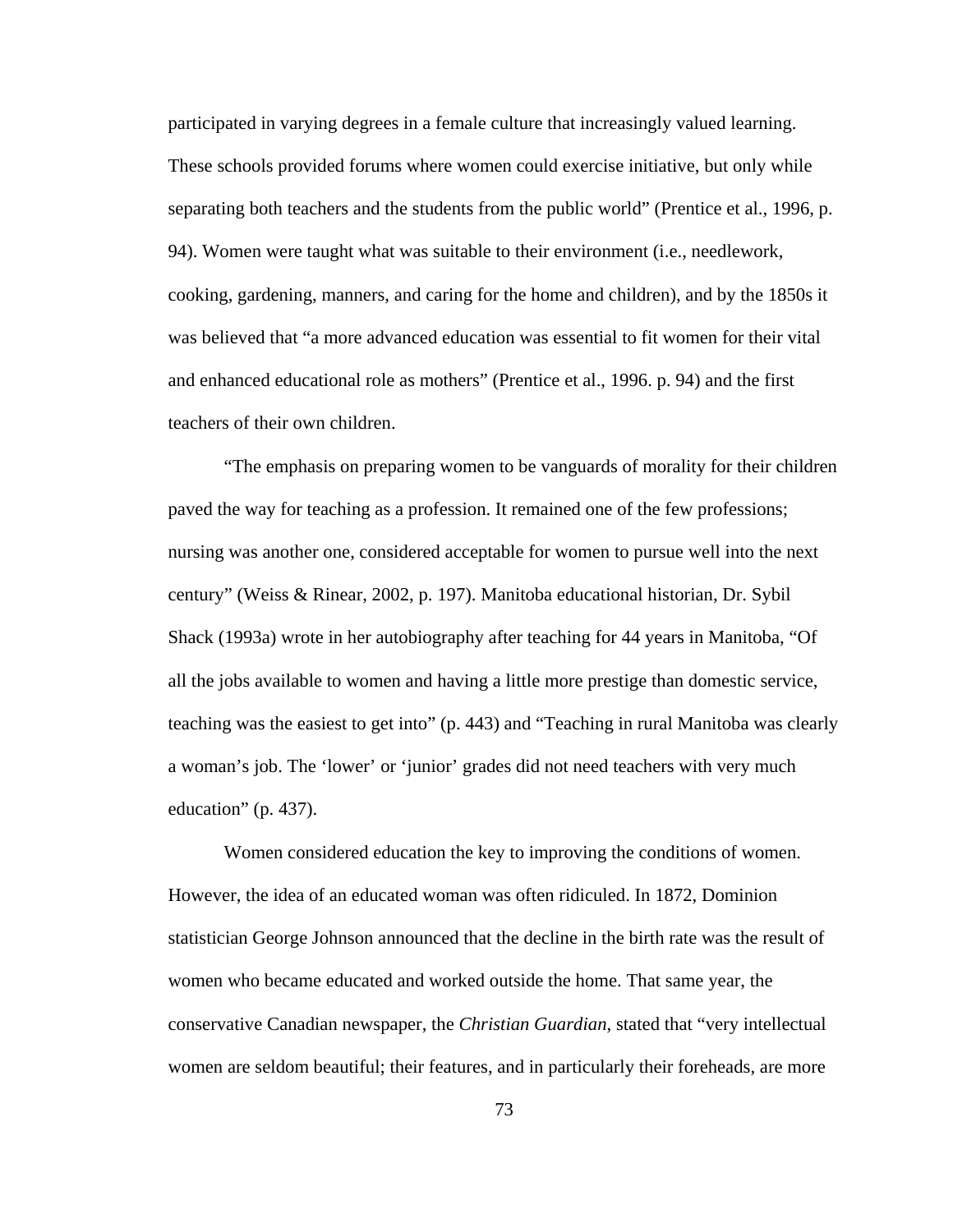participated in varying degrees in a female culture that increasingly valued learning. These schools provided forums where women could exercise initiative, but only while separating both teachers and the students from the public world" (Prentice et al., 1996, p. 94). Women were taught what was suitable to their environment (i.e., needlework, cooking, gardening, manners, and caring for the home and children), and by the 1850s it was believed that "a more advanced education was essential to fit women for their vital and enhanced educational role as mothers" (Prentice et al., 1996. p. 94) and the first teachers of their own children.

"The emphasis on preparing women to be vanguards of morality for their children paved the way for teaching as a profession. It remained one of the few professions; nursing was another one, considered acceptable for women to pursue well into the next century" (Weiss & Rinear, 2002, p. 197). Manitoba educational historian, Dr. Sybil Shack (1993a) wrote in her autobiography after teaching for 44 years in Manitoba, "Of all the jobs available to women and having a little more prestige than domestic service, teaching was the easiest to get into" (p. 443) and "Teaching in rural Manitoba was clearly a woman's job. The 'lower' or 'junior' grades did not need teachers with very much education" (p. 437).

Women considered education the key to improving the conditions of women. However, the idea of an educated woman was often ridiculed. In 1872, Dominion statistician George Johnson announced that the decline in the birth rate was the result of women who became educated and worked outside the home. That same year, the conservative Canadian newspaper, the *Christian Guardian*, stated that "very intellectual women are seldom beautiful; their features, and in particularly their foreheads, are more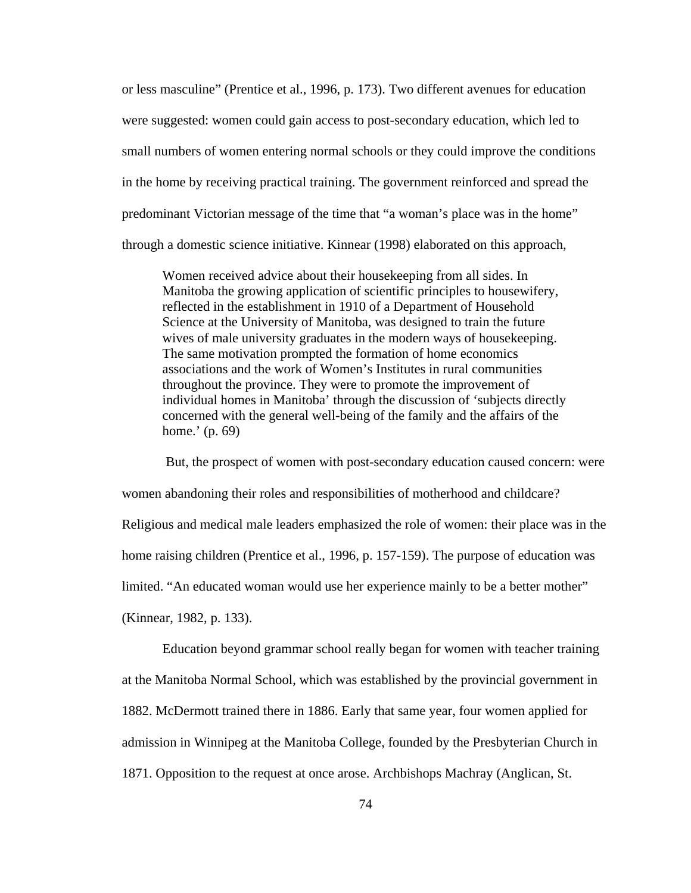or less masculine" (Prentice et al., 1996, p. 173). Two different avenues for education were suggested: women could gain access to post-secondary education, which led to small numbers of women entering normal schools or they could improve the conditions in the home by receiving practical training. The government reinforced and spread the predominant Victorian message of the time that "a woman's place was in the home" through a domestic science initiative. Kinnear (1998) elaborated on this approach,

> Women received advice about their housekeeping from all sides. In Manitoba the growing application of scientific principles to housewifery, reflected in the establishment in 1910 of a Department of Household Science at the University of Manitoba, was designed to train the future wives of male university graduates in the modern ways of housekeeping. The same motivation prompted the formation of home economics associations and the work of Women's Institutes in rural communities throughout the province. They were to promote the improvement of individual homes in Manitoba' through the discussion of 'subjects directly concerned with the general well-being of the family and the affairs of the home.' (p. 69)

But, the prospect of women with post-secondary education caused concern: were women abandoning their roles and responsibilities of motherhood and childcare? Religious and medical male leaders emphasized the role of women: their place was in the home raising children (Prentice et al., 1996, p. 157-159). The purpose of education was limited. "An educated woman would use her experience mainly to be a better mother" (Kinnear, 1982, p. 133).

Education beyond grammar school really began for women with teacher training at the Manitoba Normal School, which was established by the provincial government in 1882. McDermott trained there in 1886. Early that same year, four women applied for admission in Winnipeg at the Manitoba College, founded by the Presbyterian Church in 1871. Opposition to the request at once arose. Archbishops Machray (Anglican, St.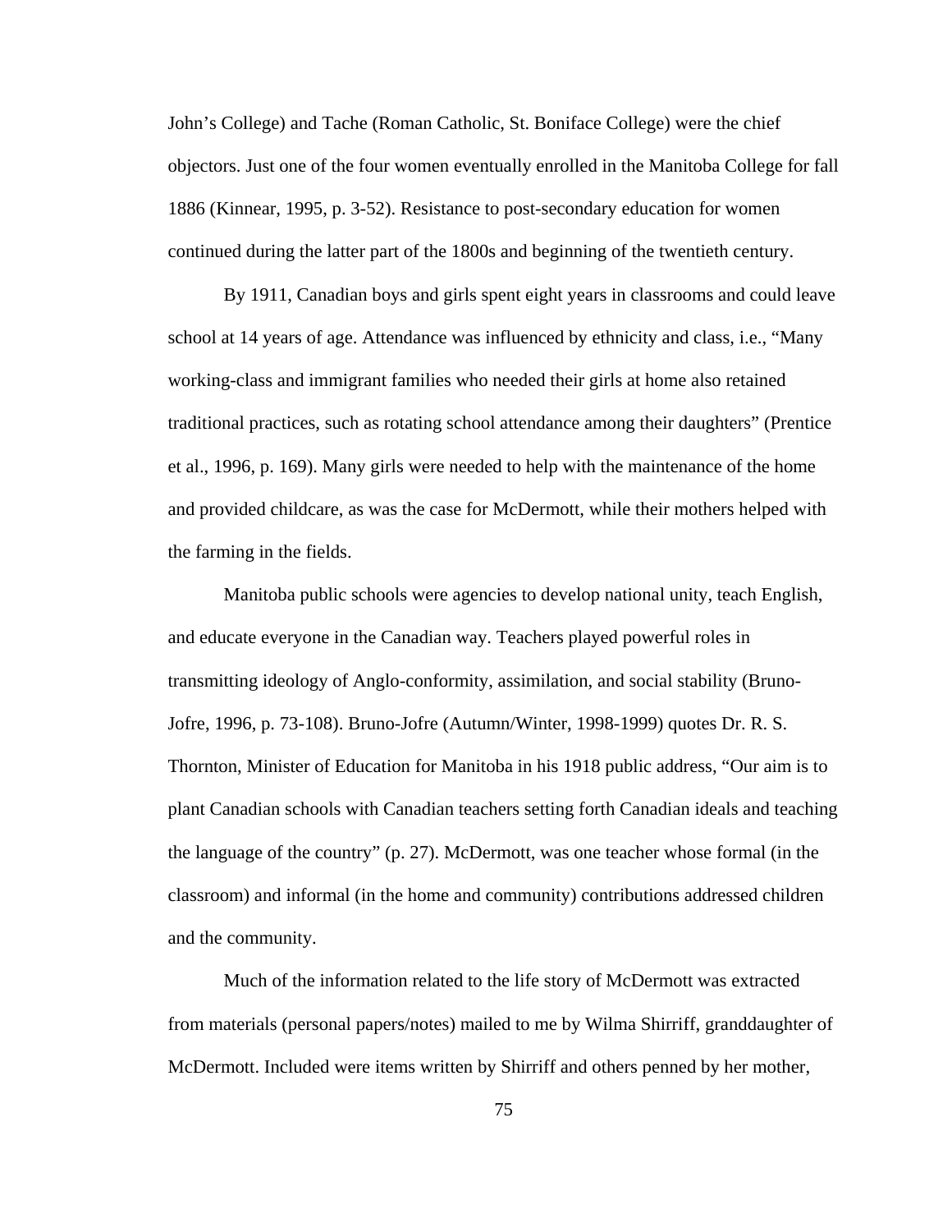John's College) and Tache (Roman Catholic, St. Boniface College) were the chief objectors. Just one of the four women eventually enrolled in the Manitoba College for fall 1886 (Kinnear, 1995, p. 3-52). Resistance to post-secondary education for women continued during the latter part of the 1800s and beginning of the twentieth century.

By 1911, Canadian boys and girls spent eight years in classrooms and could leave school at 14 years of age. Attendance was influenced by ethnicity and class, i.e., "Many working-class and immigrant families who needed their girls at home also retained traditional practices, such as rotating school attendance among their daughters" (Prentice et al., 1996, p. 169). Many girls were needed to help with the maintenance of the home and provided childcare, as was the case for McDermott, while their mothers helped with the farming in the fields.

Manitoba public schools were agencies to develop national unity, teach English, and educate everyone in the Canadian way. Teachers played powerful roles in transmitting ideology of Anglo-conformity, assimilation, and social stability (Bruno-Jofre, 1996, p. 73-108). Bruno-Jofre (Autumn/Winter, 1998-1999) quotes Dr. R. S. Thornton, Minister of Education for Manitoba in his 1918 public address, "Our aim is to plant Canadian schools with Canadian teachers setting forth Canadian ideals and teaching the language of the country" (p. 27). McDermott, was one teacher whose formal (in the classroom) and informal (in the home and community) contributions addressed children and the community.

Much of the information related to the life story of McDermott was extracted from materials (personal papers/notes) mailed to me by Wilma Shirriff, granddaughter of McDermott. Included were items written by Shirriff and others penned by her mother,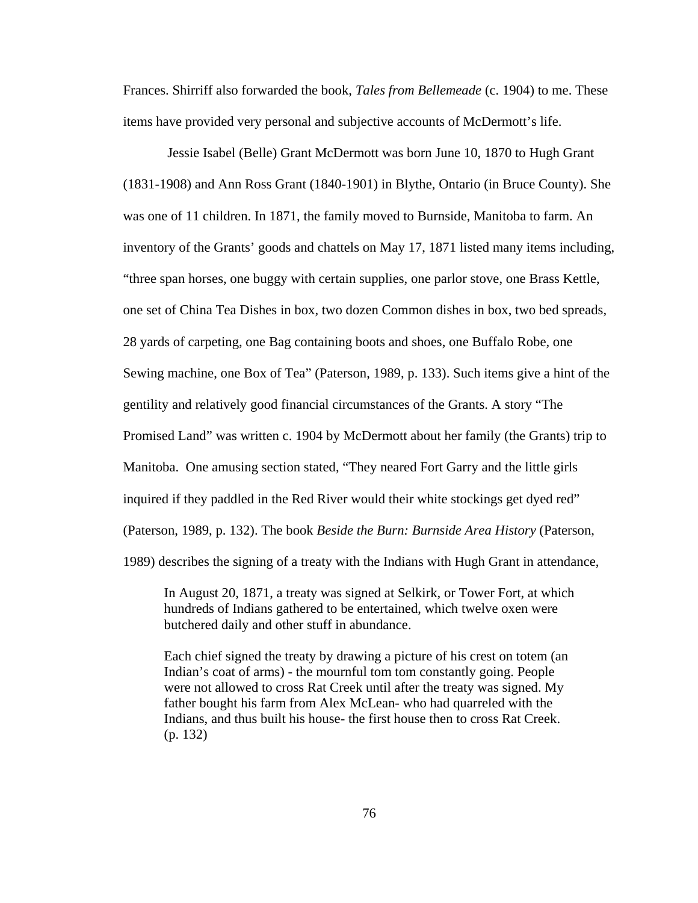Frances. Shirriff also forwarded the book, *Tales from Bellemeade* (c. 1904) to me. These items have provided very personal and subjective accounts of McDermott's life.

Jessie Isabel (Belle) Grant McDermott was born June 10, 1870 to Hugh Grant (1831-1908) and Ann Ross Grant (1840-1901) in Blythe, Ontario (in Bruce County). She was one of 11 children. In 1871, the family moved to Burnside, Manitoba to farm. An inventory of the Grants' goods and chattels on May 17, 1871 listed many items including, "three span horses, one buggy with certain supplies, one parlor stove, one Brass Kettle, one set of China Tea Dishes in box, two dozen Common dishes in box, two bed spreads, 28 yards of carpeting, one Bag containing boots and shoes, one Buffalo Robe, one Sewing machine, one Box of Tea" (Paterson, 1989, p. 133). Such items give a hint of the gentility and relatively good financial circumstances of the Grants. A story "The Promised Land" was written c. 1904 by McDermott about her family (the Grants) trip to Manitoba. One amusing section stated, "They neared Fort Garry and the little girls inquired if they paddled in the Red River would their white stockings get dyed red" (Paterson, 1989, p. 132). The book *Beside the Burn: Burnside Area History* (Paterson, 1989) describes the signing of a treaty with the Indians with Hugh Grant in attendance,

> In August 20, 1871, a treaty was signed at Selkirk, or Tower Fort, at which hundreds of Indians gathered to be entertained, which twelve oxen were butchered daily and other stuff in abundance.
>
> Each chief signed the treaty by drawing a picture of his crest on totem (an Indian's coat of arms) - the mournful tom tom constantly going. People were not allowed to cross Rat Creek until after the treaty was signed. My father bought his farm from Alex McLean- who had quarreled with the Indians, and thus built his house- the first house then to cross Rat Creek. (p. 132)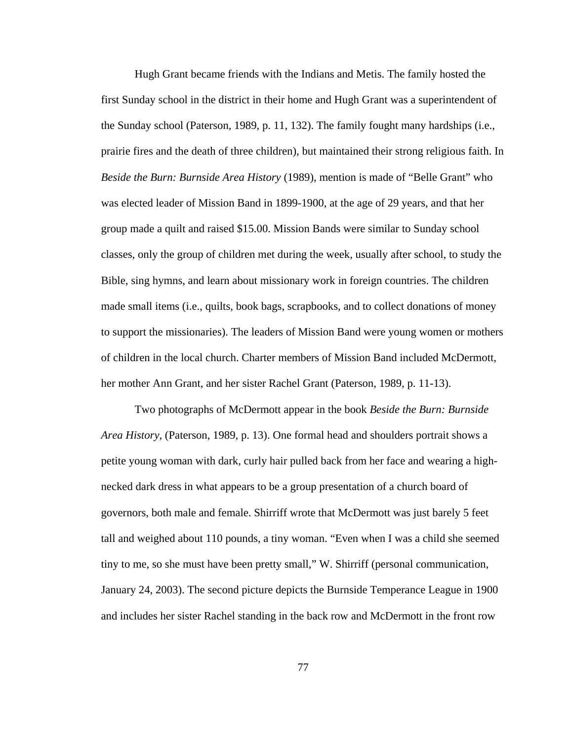Hugh Grant became friends with the Indians and Metis. The family hosted the first Sunday school in the district in their home and Hugh Grant was a superintendent of the Sunday school (Paterson, 1989, p. 11, 132). The family fought many hardships (i.e., prairie fires and the death of three children), but maintained their strong religious faith. In *Beside the Burn: Burnside Area History* (1989), mention is made of "Belle Grant" who was elected leader of Mission Band in 1899-1900, at the age of 29 years, and that her group made a quilt and raised $15.00. Mission Bands were similar to Sunday school classes, only the group of children met during the week, usually after school, to study the Bible, sing hymns, and learn about missionary work in foreign countries. The children made small items (i.e., quilts, book bags, scrapbooks, and to collect donations of money to support the missionaries). The leaders of Mission Band were young women or mothers of children in the local church. Charter members of Mission Band included McDermott, her mother Ann Grant, and her sister Rachel Grant (Paterson, 1989, p. 11-13).

Two photographs of McDermott appear in the book *Beside the Burn: Burnside Area History*, (Paterson, 1989, p. 13). One formal head and shoulders portrait shows a petite young woman with dark, curly hair pulled back from her face and wearing a high-necked dark dress in what appears to be a group presentation of a church board of governors, both male and female. Shirriff wrote that McDermott was just barely 5 feet tall and weighed about 110 pounds, a tiny woman. "Even when I was a child she seemed tiny to me, so she must have been pretty small," W. Shirriff (personal communication, January 24, 2003). The second picture depicts the Burnside Temperance League in 1900 and includes her sister Rachel standing in the back row and McDermott in the front row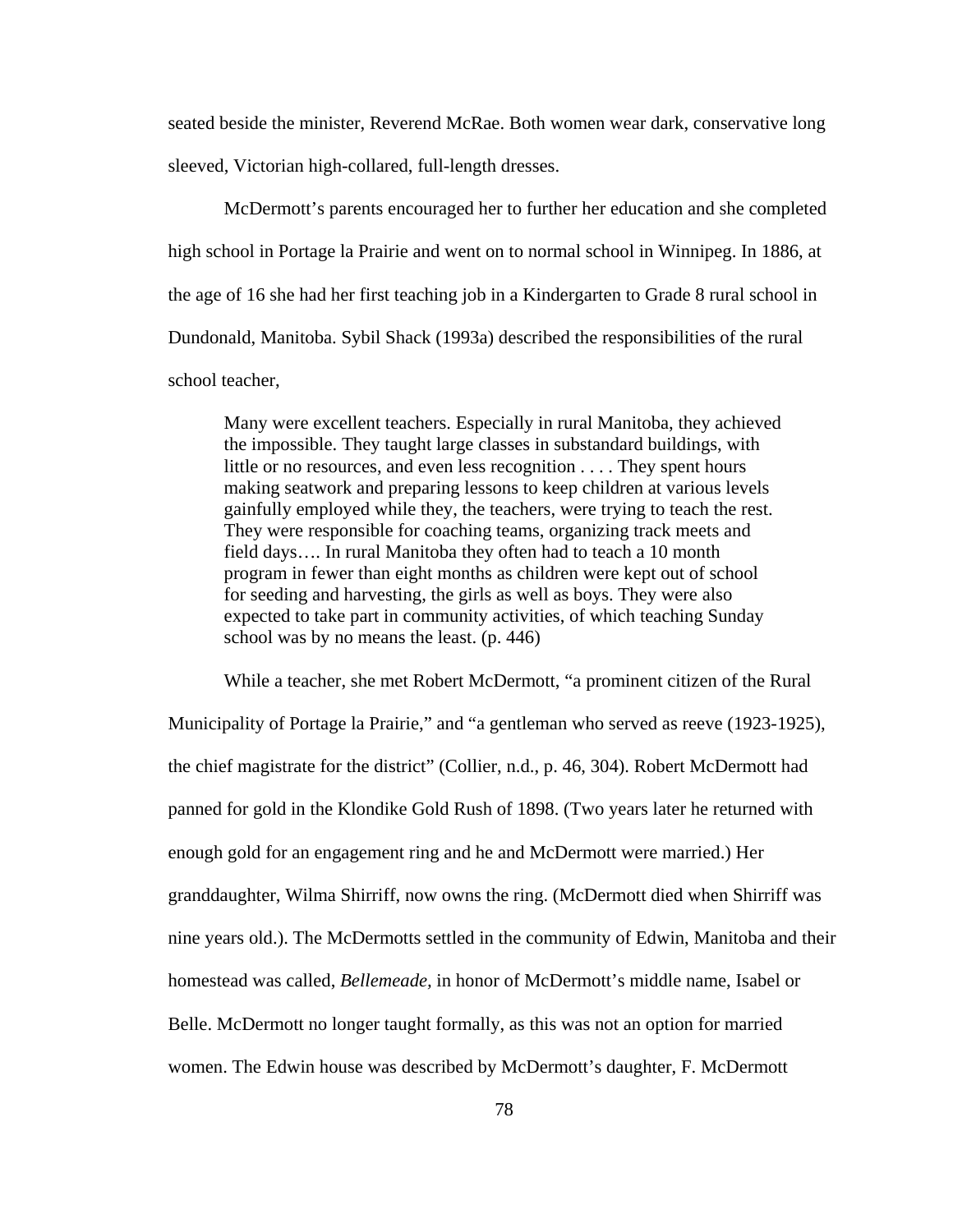seated beside the minister, Reverend McRae. Both women wear dark, conservative long sleeved, Victorian high-collared, full-length dresses.

McDermott's parents encouraged her to further her education and she completed high school in Portage la Prairie and went on to normal school in Winnipeg. In 1886, at the age of 16 she had her first teaching job in a Kindergarten to Grade 8 rural school in Dundonald, Manitoba. Sybil Shack (1993a) described the responsibilities of the rural school teacher,

> Many were excellent teachers. Especially in rural Manitoba, they achieved the impossible. They taught large classes in substandard buildings, with little or no resources, and even less recognition . . . . They spent hours making seatwork and preparing lessons to keep children at various levels gainfully employed while they, the teachers, were trying to teach the rest. They were responsible for coaching teams, organizing track meets and field days…. In rural Manitoba they often had to teach a 10 month program in fewer than eight months as children were kept out of school for seeding and harvesting, the girls as well as boys. They were also expected to take part in community activities, of which teaching Sunday school was by no means the least. (p. 446)

While a teacher, she met Robert McDermott, "a prominent citizen of the Rural Municipality of Portage la Prairie," and "a gentleman who served as reeve (1923-1925), the chief magistrate for the district" (Collier, n.d., p. 46, 304). Robert McDermott had panned for gold in the Klondike Gold Rush of 1898. (Two years later he returned with enough gold for an engagement ring and he and McDermott were married.) Her granddaughter, Wilma Shirriff, now owns the ring. (McDermott died when Shirriff was nine years old.). The McDermotts settled in the community of Edwin, Manitoba and their homestead was called, *Bellemeade*, in honor of McDermott's middle name, Isabel or Belle. McDermott no longer taught formally, as this was not an option for married women. The Edwin house was described by McDermott's daughter, F. McDermott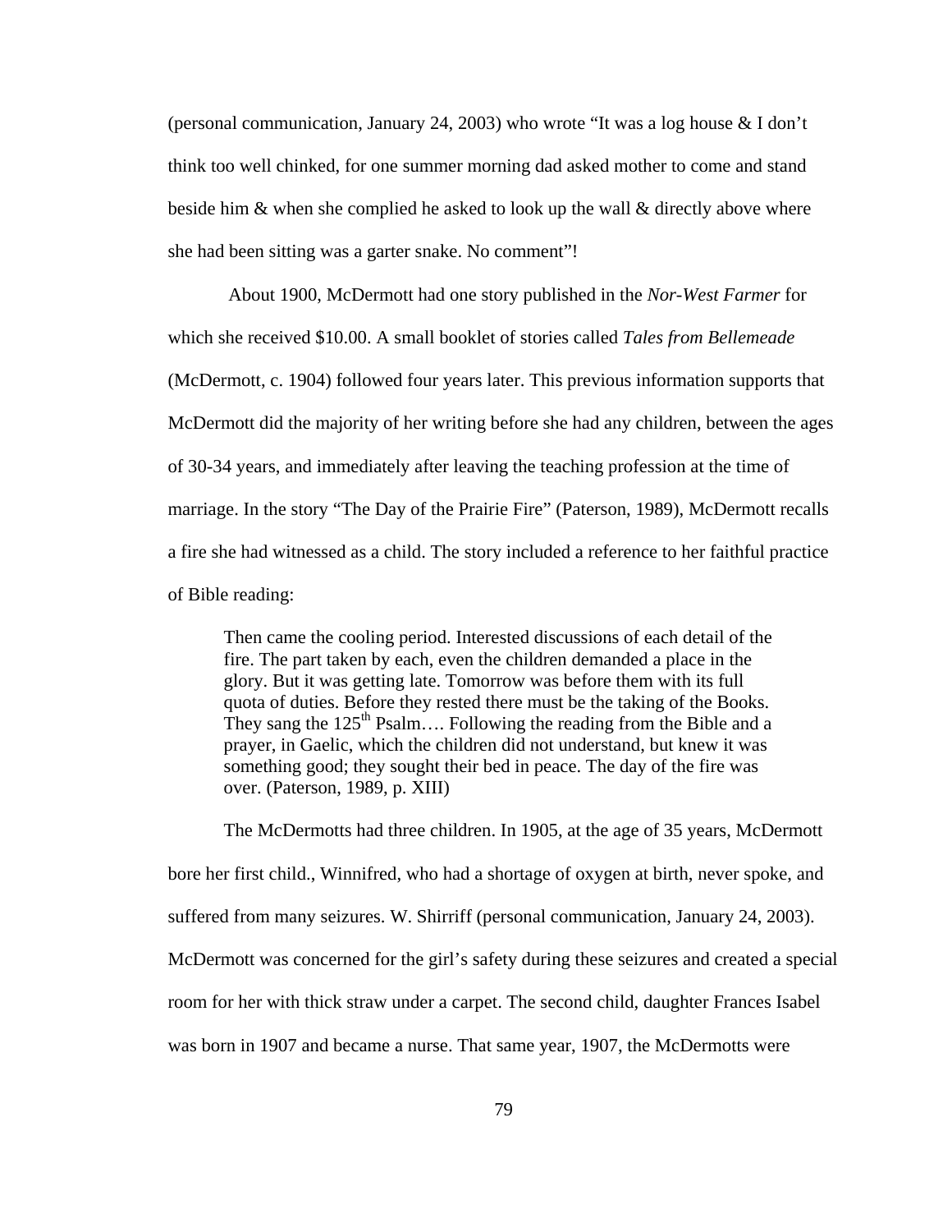(personal communication, January 24, 2003) who wrote "It was a log house & I don't think too well chinked, for one summer morning dad asked mother to come and stand beside him & when she complied he asked to look up the wall & directly above where she had been sitting was a garter snake. No comment"!

About 1900, McDermott had one story published in the *Nor-West Farmer* for which she received $10.00. A small booklet of stories called *Tales from Bellemeade* (McDermott, c. 1904) followed four years later. This previous information supports that McDermott did the majority of her writing before she had any children, between the ages of 30-34 years, and immediately after leaving the teaching profession at the time of marriage. In the story "The Day of the Prairie Fire" (Paterson, 1989), McDermott recalls a fire she had witnessed as a child. The story included a reference to her faithful practice of Bible reading:

> Then came the cooling period. Interested discussions of each detail of the fire. The part taken by each, even the children demanded a place in the glory. But it was getting late. Tomorrow was before them with its full quota of duties. Before they rested there must be the taking of the Books. They sang the 125th Psalm…. Following the reading from the Bible and a prayer, in Gaelic, which the children did not understand, but knew it was something good; they sought their bed in peace. The day of the fire was over. (Paterson, 1989, p. XIII)

The McDermotts had three children. In 1905, at the age of 35 years, McDermott bore her first child., Winnifred, who had a shortage of oxygen at birth, never spoke, and suffered from many seizures. W. Shirriff (personal communication, January 24, 2003). McDermott was concerned for the girl's safety during these seizures and created a special room for her with thick straw under a carpet. The second child, daughter Frances Isabel was born in 1907 and became a nurse. That same year, 1907, the McDermotts were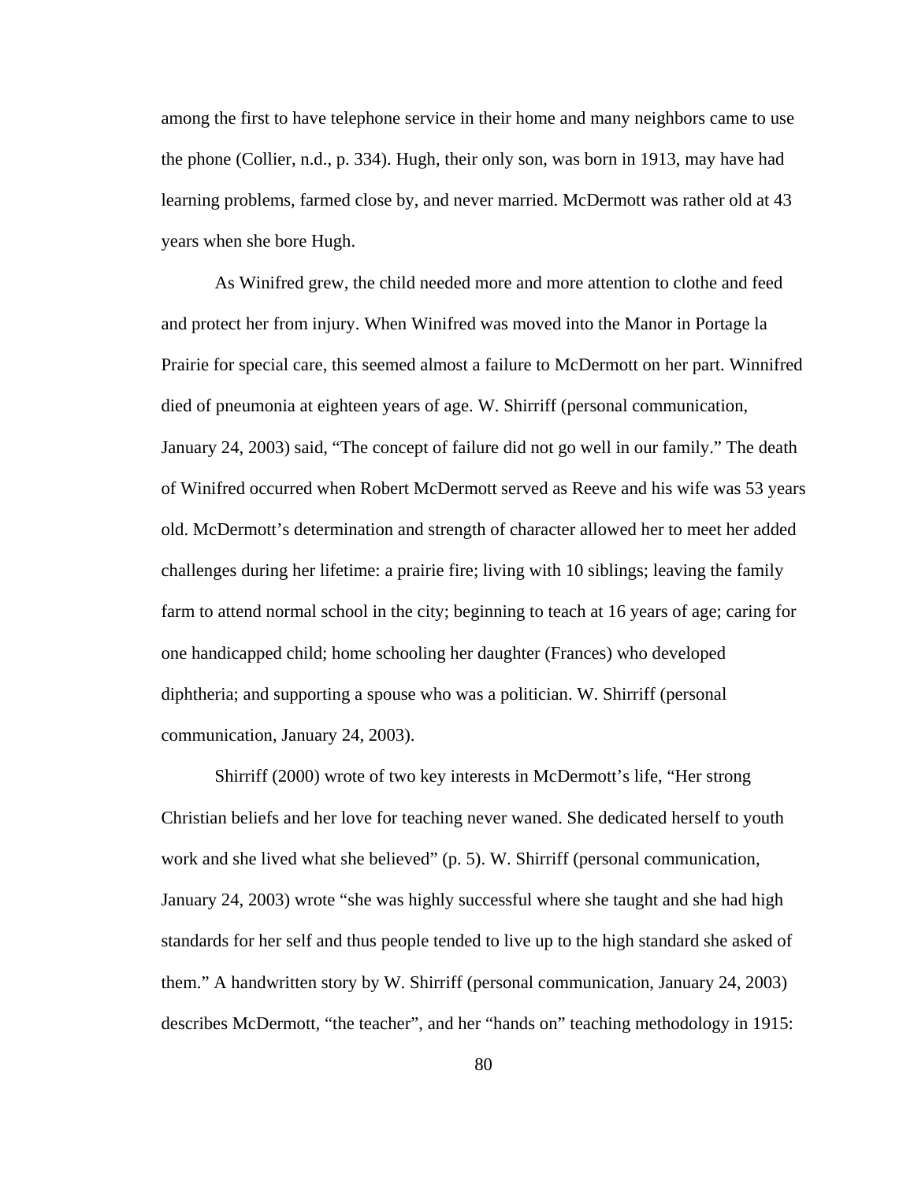among the first to have telephone service in their home and many neighbors came to use the phone (Collier, n.d., p. 334). Hugh, their only son, was born in 1913, may have had learning problems, farmed close by, and never married. McDermott was rather old at 43 years when she bore Hugh.

As Winifred grew, the child needed more and more attention to clothe and feed and protect her from injury. When Winifred was moved into the Manor in Portage la Prairie for special care, this seemed almost a failure to McDermott on her part. Winnifred died of pneumonia at eighteen years of age. W. Shirriff (personal communication, January 24, 2003) said, “The concept of failure did not go well in our family.” The death of Winifred occurred when Robert McDermott served as Reeve and his wife was 53 years old. McDermott’s determination and strength of character allowed her to meet her added challenges during her lifetime: a prairie fire; living with 10 siblings; leaving the family farm to attend normal school in the city; beginning to teach at 16 years of age; caring for one handicapped child; home schooling her daughter (Frances) who developed diphtheria; and supporting a spouse who was a politician. W. Shirriff (personal communication, January 24, 2003).

Shirriff (2000) wrote of two key interests in McDermott’s life, “Her strong Christian beliefs and her love for teaching never waned. She dedicated herself to youth work and she lived what she believed” (p. 5). W. Shirriff (personal communication, January 24, 2003) wrote “she was highly successful where she taught and she had high standards for her self and thus people tended to live up to the high standard she asked of them.” A handwritten story by W. Shirriff (personal communication, January 24, 2003) describes McDermott, “the teacher”, and her “hands on” teaching methodology in 1915: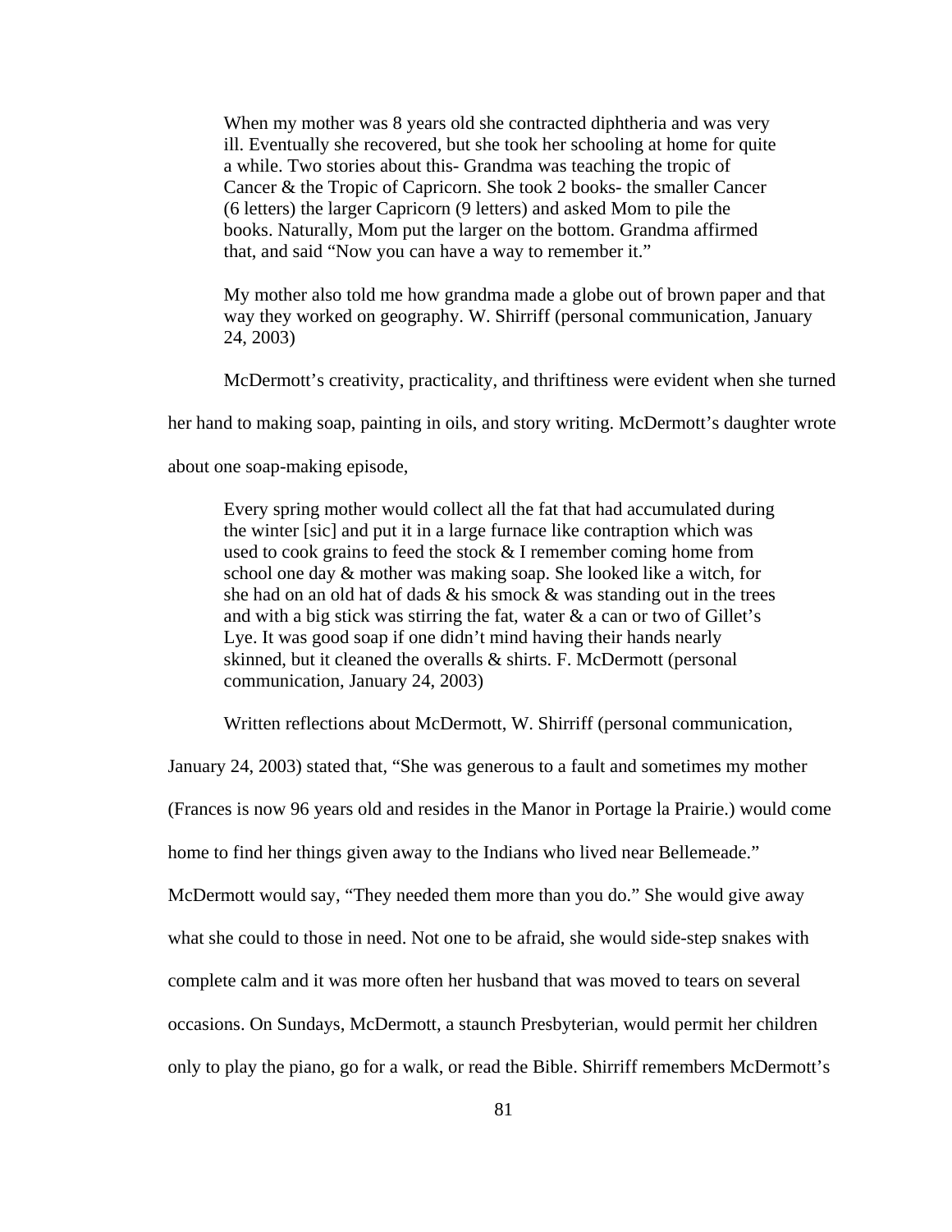> When my mother was 8 years old she contracted diphtheria and was very ill. Eventually she recovered, but she took her schooling at home for quite a while. Two stories about this- Grandma was teaching the tropic of Cancer & the Tropic of Capricorn. She took 2 books- the smaller Cancer (6 letters) the larger Capricorn (9 letters) and asked Mom to pile the books. Naturally, Mom put the larger on the bottom. Grandma affirmed that, and said "Now you can have a way to remember it."
>
> My mother also told me how grandma made a globe out of brown paper and that way they worked on geography. W. Shirriff (personal communication, January 24, 2003)

McDermott's creativity, practicality, and thriftiness were evident when she turned her hand to making soap, painting in oils, and story writing. McDermott's daughter wrote about one soap-making episode,

> Every spring mother would collect all the fat that had accumulated during the winter [sic] and put it in a large furnace like contraption which was used to cook grains to feed the stock & I remember coming home from school one day & mother was making soap. She looked like a witch, for she had on an old hat of dads & his smock & was standing out in the trees and with a big stick was stirring the fat, water & a can or two of Gillet's Lye. It was good soap if one didn't mind having their hands nearly skinned, but it cleaned the overalls & shirts. F. McDermott (personal communication, January 24, 2003)

Written reflections about McDermott, W. Shirriff (personal communication, January 24, 2003) stated that, "She was generous to a fault and sometimes my mother (Frances is now 96 years old and resides in the Manor in Portage la Prairie.) would come home to find her things given away to the Indians who lived near Bellemeade." McDermott would say, "They needed them more than you do." She would give away what she could to those in need. Not one to be afraid, she would side-step snakes with complete calm and it was more often her husband that was moved to tears on several occasions. On Sundays, McDermott, a staunch Presbyterian, would permit her children only to play the piano, go for a walk, or read the Bible. Shirriff remembers McDermott's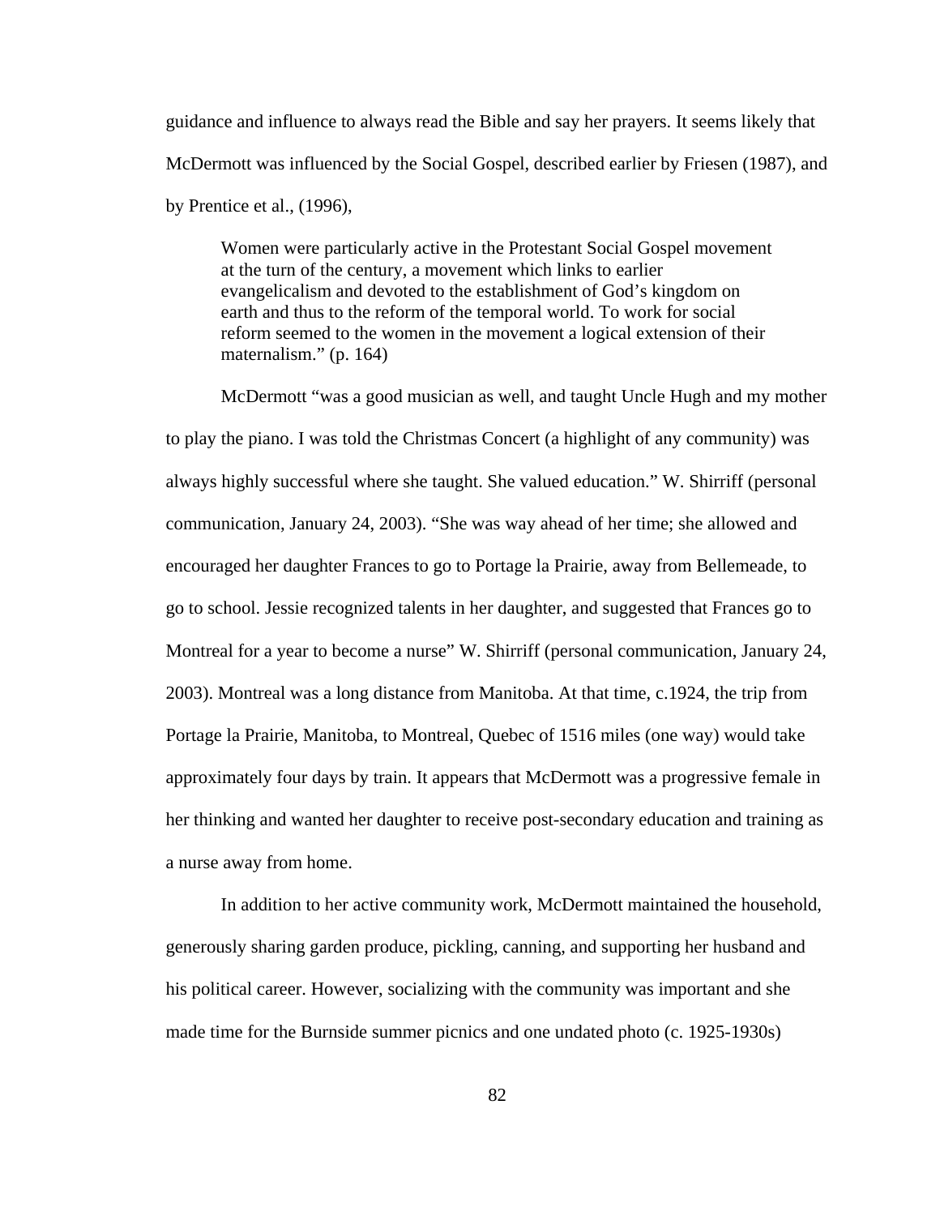guidance and influence to always read the Bible and say her prayers. It seems likely that McDermott was influenced by the Social Gospel, described earlier by Friesen (1987), and by Prentice et al., (1996),

> Women were particularly active in the Protestant Social Gospel movement at the turn of the century, a movement which links to earlier evangelicalism and devoted to the establishment of God's kingdom on earth and thus to the reform of the temporal world. To work for social reform seemed to the women in the movement a logical extension of their maternalism." (p. 164)

McDermott "was a good musician as well, and taught Uncle Hugh and my mother to play the piano. I was told the Christmas Concert (a highlight of any community) was always highly successful where she taught. She valued education." W. Shirriff (personal communication, January 24, 2003). "She was way ahead of her time; she allowed and encouraged her daughter Frances to go to Portage la Prairie, away from Bellemeade, to go to school. Jessie recognized talents in her daughter, and suggested that Frances go to Montreal for a year to become a nurse" W. Shirriff (personal communication, January 24, 2003). Montreal was a long distance from Manitoba. At that time, c.1924, the trip from Portage la Prairie, Manitoba, to Montreal, Quebec of 1516 miles (one way) would take approximately four days by train. It appears that McDermott was a progressive female in her thinking and wanted her daughter to receive post-secondary education and training as a nurse away from home.

In addition to her active community work, McDermott maintained the household, generously sharing garden produce, pickling, canning, and supporting her husband and his political career. However, socializing with the community was important and she made time for the Burnside summer picnics and one undated photo (c. 1925-1930s)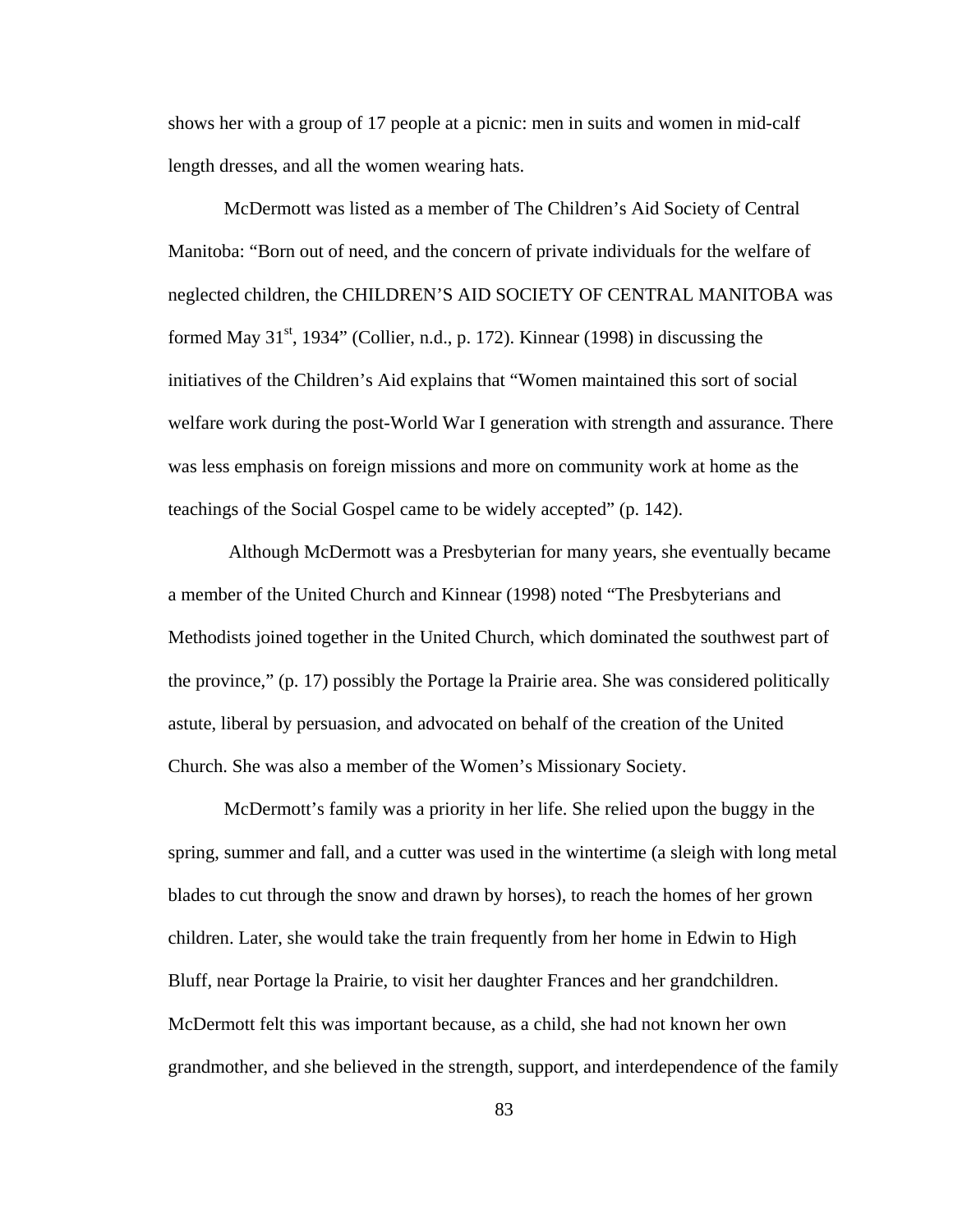shows her with a group of 17 people at a picnic: men in suits and women in mid-calf length dresses, and all the women wearing hats.

McDermott was listed as a member of The Children's Aid Society of Central Manitoba: "Born out of need, and the concern of private individuals for the welfare of neglected children, the CHILDREN'S AID SOCIETY OF CENTRAL MANITOBA was formed May 31st, 1934" (Collier, n.d., p. 172). Kinnear (1998) in discussing the initiatives of the Children's Aid explains that "Women maintained this sort of social welfare work during the post-World War I generation with strength and assurance. There was less emphasis on foreign missions and more on community work at home as the teachings of the Social Gospel came to be widely accepted" (p. 142).

Although McDermott was a Presbyterian for many years, she eventually became a member of the United Church and Kinnear (1998) noted "The Presbyterians and Methodists joined together in the United Church, which dominated the southwest part of the province," (p. 17) possibly the Portage la Prairie area. She was considered politically astute, liberal by persuasion, and advocated on behalf of the creation of the United Church. She was also a member of the Women's Missionary Society.

McDermott's family was a priority in her life. She relied upon the buggy in the spring, summer and fall, and a cutter was used in the wintertime (a sleigh with long metal blades to cut through the snow and drawn by horses), to reach the homes of her grown children. Later, she would take the train frequently from her home in Edwin to High Bluff, near Portage la Prairie, to visit her daughter Frances and her grandchildren. McDermott felt this was important because, as a child, she had not known her own grandmother, and she believed in the strength, support, and interdependence of the family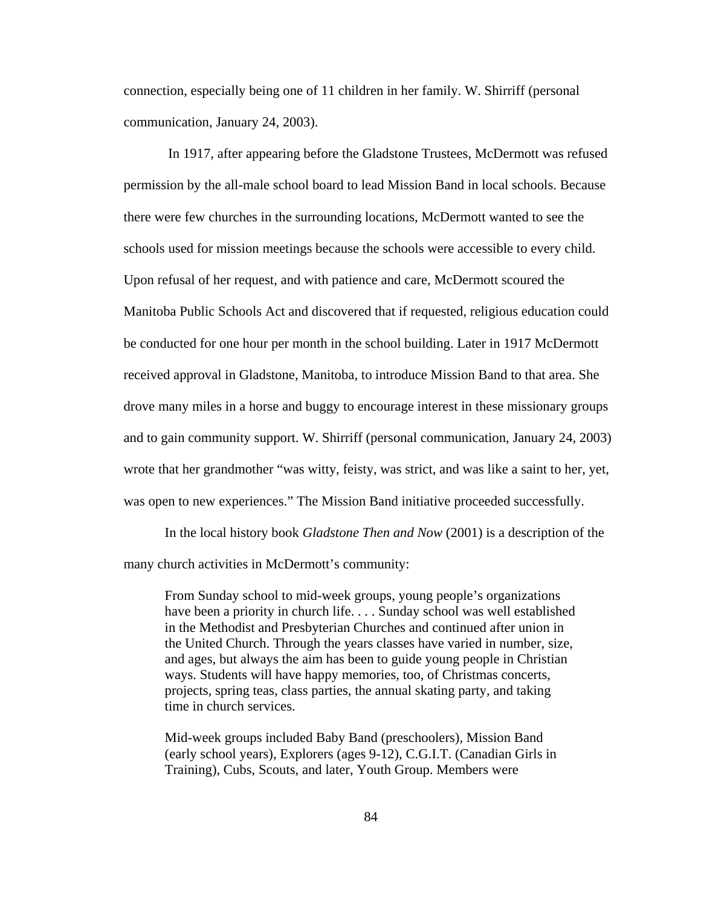connection, especially being one of 11 children in her family. W. Shirriff (personal communication, January 24, 2003).

In 1917, after appearing before the Gladstone Trustees, McDermott was refused permission by the all-male school board to lead Mission Band in local schools. Because there were few churches in the surrounding locations, McDermott wanted to see the schools used for mission meetings because the schools were accessible to every child. Upon refusal of her request, and with patience and care, McDermott scoured the Manitoba Public Schools Act and discovered that if requested, religious education could be conducted for one hour per month in the school building. Later in 1917 McDermott received approval in Gladstone, Manitoba, to introduce Mission Band to that area. She drove many miles in a horse and buggy to encourage interest in these missionary groups and to gain community support. W. Shirriff (personal communication, January 24, 2003) wrote that her grandmother "was witty, feisty, was strict, and was like a saint to her, yet, was open to new experiences." The Mission Band initiative proceeded successfully.

In the local history book *Gladstone Then and Now* (2001) is a description of the many church activities in McDermott's community:

> From Sunday school to mid-week groups, young people's organizations have been a priority in church life. . . . Sunday school was well established in the Methodist and Presbyterian Churches and continued after union in the United Church. Through the years classes have varied in number, size, and ages, but always the aim has been to guide young people in Christian ways. Students will have happy memories, too, of Christmas concerts, projects, spring teas, class parties, the annual skating party, and taking time in church services.
>
> Mid-week groups included Baby Band (preschoolers), Mission Band (early school years), Explorers (ages 9-12), C.G.I.T. (Canadian Girls in Training), Cubs, Scouts, and later, Youth Group. Members were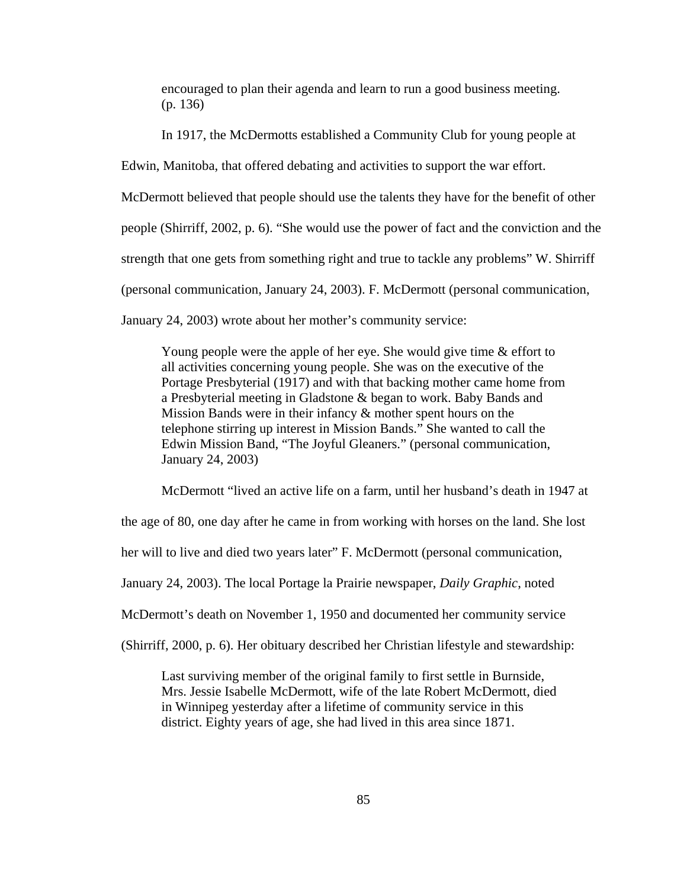> encouraged to plan their agenda and learn to run a good business meeting. (p. 136)

In 1917, the McDermotts established a Community Club for young people at Edwin, Manitoba, that offered debating and activities to support the war effort. McDermott believed that people should use the talents they have for the benefit of other people (Shirriff, 2002, p. 6). "She would use the power of fact and the conviction and the strength that one gets from something right and true to tackle any problems" W. Shirriff (personal communication, January 24, 2003). F. McDermott (personal communication, January 24, 2003) wrote about her mother's community service:

> Young people were the apple of her eye. She would give time & effort to all activities concerning young people. She was on the executive of the Portage Presbyterial (1917) and with that backing mother came home from a Presbyterial meeting in Gladstone & began to work. Baby Bands and Mission Bands were in their infancy & mother spent hours on the telephone stirring up interest in Mission Bands." She wanted to call the Edwin Mission Band, "The Joyful Gleaners." (personal communication, January 24, 2003)

McDermott "lived an active life on a farm, until her husband's death in 1947 at the age of 80, one day after he came in from working with horses on the land. She lost her will to live and died two years later" F. McDermott (personal communication, January 24, 2003). The local Portage la Prairie newspaper, *Daily Graphic*, noted McDermott's death on November 1, 1950 and documented her community service (Shirriff, 2000, p. 6). Her obituary described her Christian lifestyle and stewardship:

> Last surviving member of the original family to first settle in Burnside, Mrs. Jessie Isabelle McDermott, wife of the late Robert McDermott, died in Winnipeg yesterday after a lifetime of community service in this district. Eighty years of age, she had lived in this area since 1871.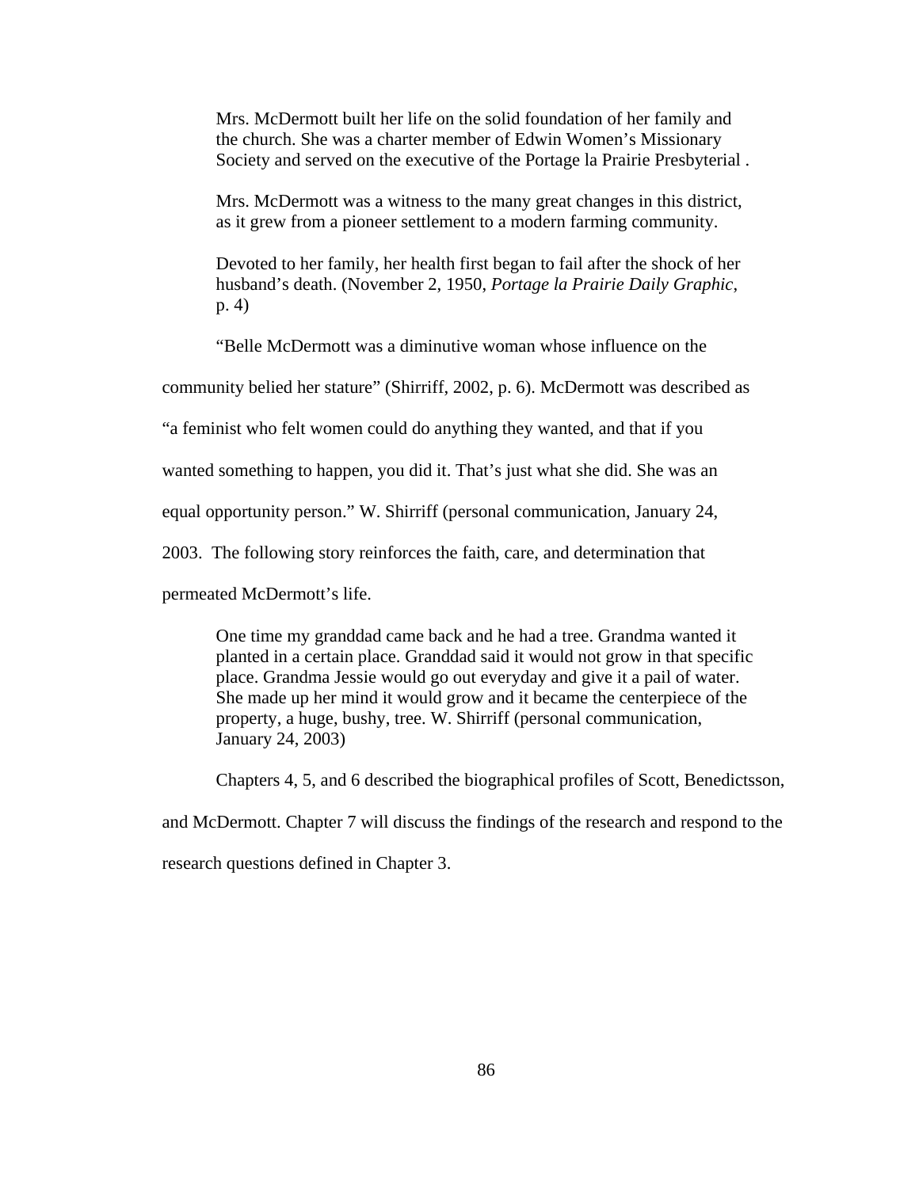> Mrs. McDermott built her life on the solid foundation of her family and the church. She was a charter member of Edwin Women's Missionary Society and served on the executive of the Portage la Prairie Presbyterial .
>
> Mrs. McDermott was a witness to the many great changes in this district, as it grew from a pioneer settlement to a modern farming community.
>
> Devoted to her family, her health first began to fail after the shock of her husband's death. (November 2, 1950, *Portage la Prairie Daily Graphic*, p. 4)

"Belle McDermott was a diminutive woman whose influence on the community belied her stature" (Shirriff, 2002, p. 6). McDermott was described as "a feminist who felt women could do anything they wanted, and that if you wanted something to happen, you did it. That's just what she did. She was an equal opportunity person." W. Shirriff (personal communication, January 24, 2003. The following story reinforces the faith, care, and determination that permeated McDermott's life.

> One time my granddad came back and he had a tree. Grandma wanted it planted in a certain place. Granddad said it would not grow in that specific place. Grandma Jessie would go out everyday and give it a pail of water. She made up her mind it would grow and it became the centerpiece of the property, a huge, bushy, tree. W. Shirriff (personal communication, January 24, 2003)

Chapters 4, 5, and 6 described the biographical profiles of Scott, Benedictsson, and McDermott. Chapter 7 will discuss the findings of the research and respond to the research questions defined in Chapter 3.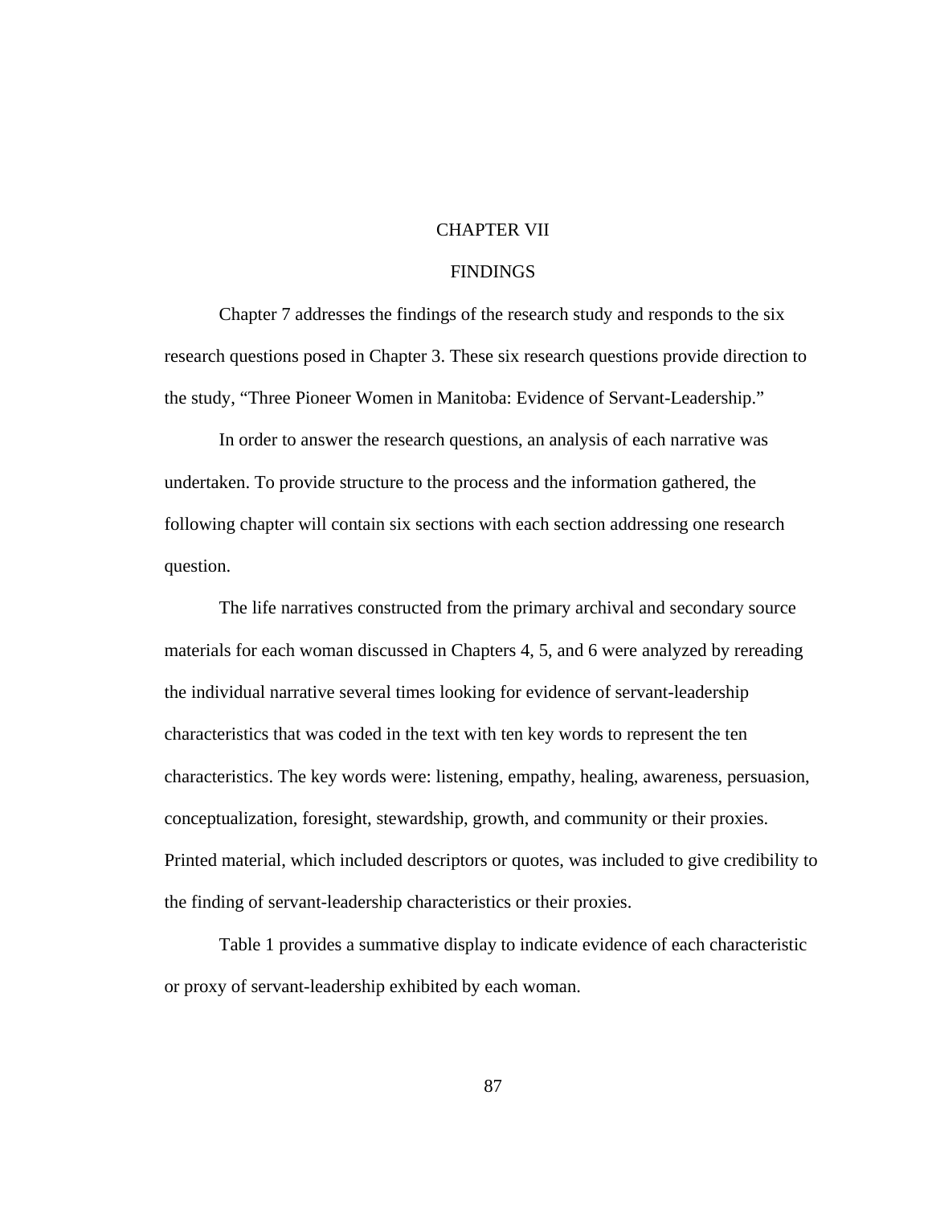# CHAPTER VII

## FINDINGS

Chapter 7 addresses the findings of the research study and responds to the six research questions posed in Chapter 3. These six research questions provide direction to the study, "Three Pioneer Women in Manitoba: Evidence of Servant-Leadership."

In order to answer the research questions, an analysis of each narrative was undertaken. To provide structure to the process and the information gathered, the following chapter will contain six sections with each section addressing one research question.

The life narratives constructed from the primary archival and secondary source materials for each woman discussed in Chapters 4, 5, and 6 were analyzed by rereading the individual narrative several times looking for evidence of servant-leadership characteristics that was coded in the text with ten key words to represent the ten characteristics. The key words were: listening, empathy, healing, awareness, persuasion, conceptualization, foresight, stewardship, growth, and community or their proxies. Printed material, which included descriptors or quotes, was included to give credibility to the finding of servant-leadership characteristics or their proxies.

Table 1 provides a summative display to indicate evidence of each characteristic or proxy of servant-leadership exhibited by each woman.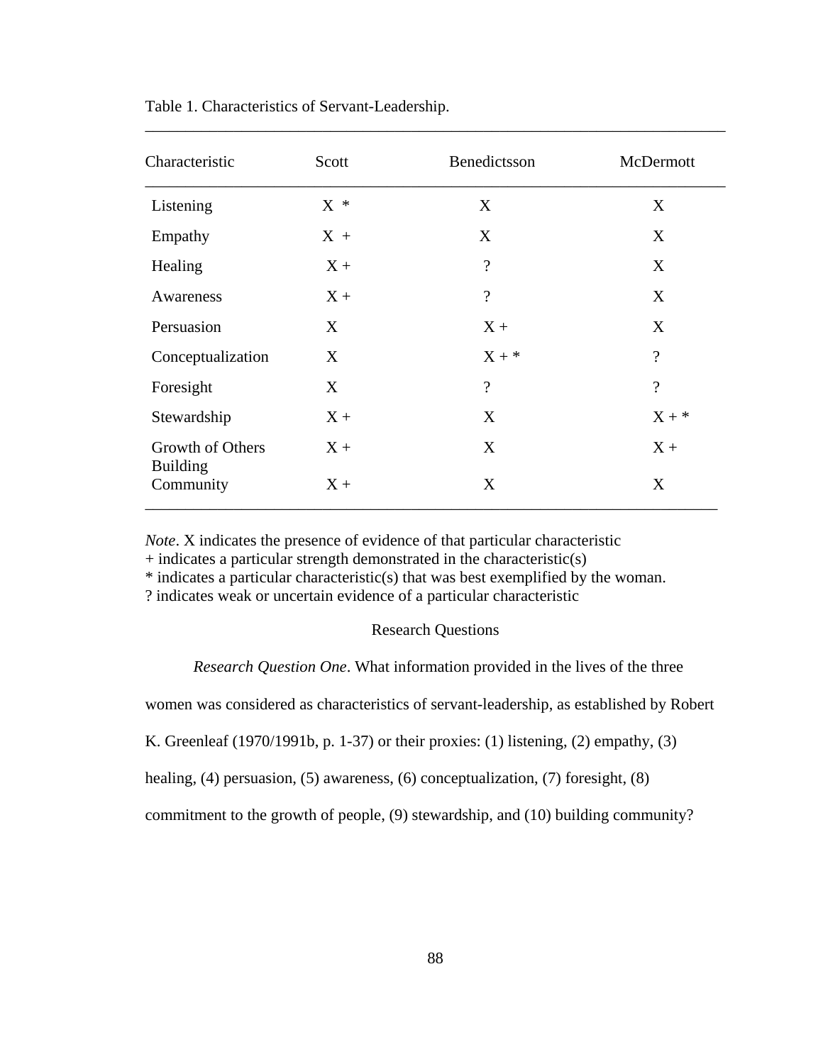Table 1. Characteristics of Servant-Leadership.

| Characteristic | Scott | Benedictsson | McDermott |
|---|---|---|---|
| Listening | X * | X | X |
| Empathy | X + | X | X |
| Healing | X + | ? | X |
| Awareness | X + | ? | X |
| Persuasion | X | X + | X |
| Conceptualization | X | X + * | ? |
| Foresight | X | ? | ? |
| Stewardship | X + | X | X + * |
| Growth of Others | X + | X | X + |
| Building Community | X + | X | X |

*Note*. X indicates the presence of evidence of that particular characteristic
+ indicates a particular strength demonstrated in the characteristic(s)
* indicates a particular characteristic(s) that was best exemplified by the woman.
? indicates weak or uncertain evidence of a particular characteristic

## Research Questions

*Research Question One*. What information provided in the lives of the three women was considered as characteristics of servant-leadership, as established by Robert K. Greenleaf (1970/1991b, p. 1-37) or their proxies: (1) listening, (2) empathy, (3) healing, (4) persuasion, (5) awareness, (6) conceptualization, (7) foresight, (8) commitment to the growth of people, (9) stewardship, and (10) building community?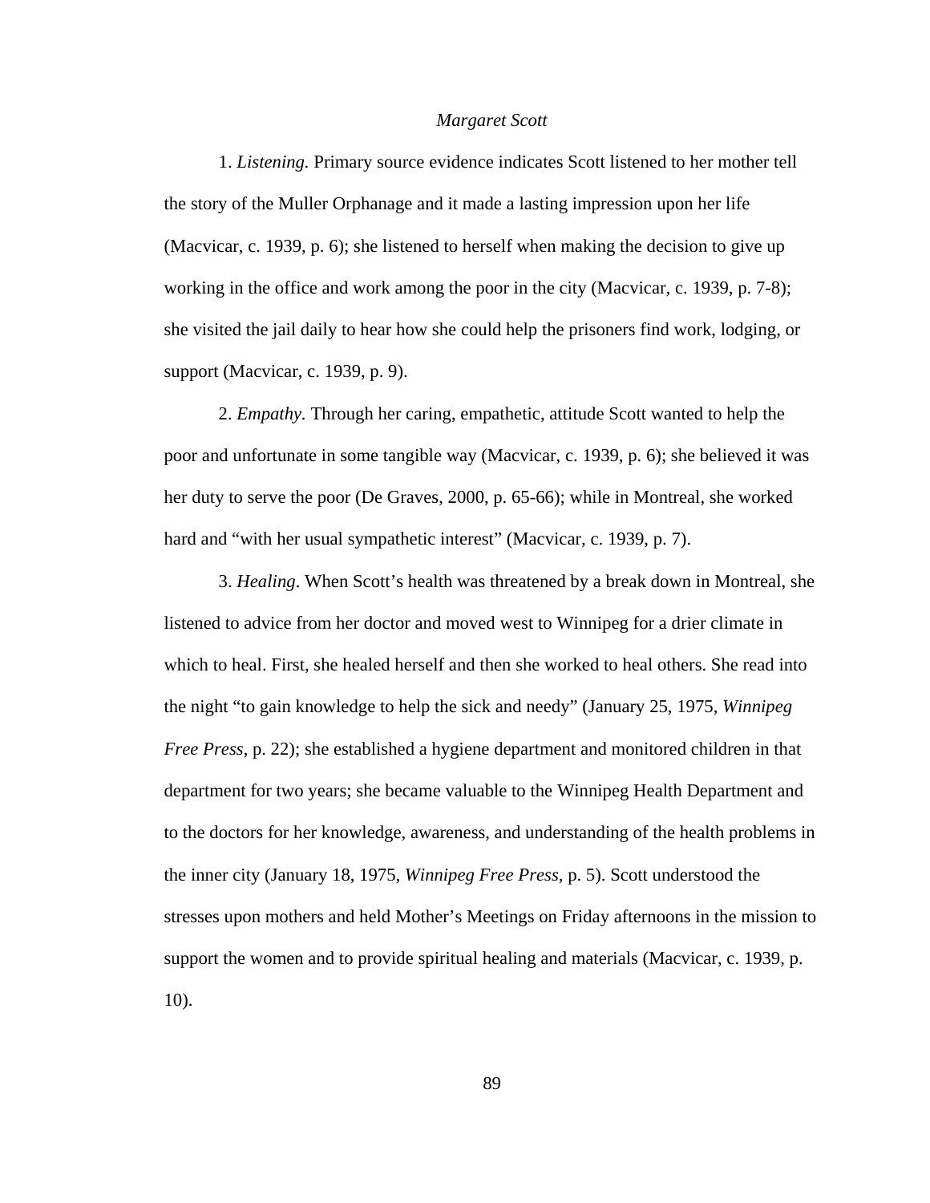*Margaret Scott*

1. *Listening.* Primary source evidence indicates Scott listened to her mother tell the story of the Muller Orphanage and it made a lasting impression upon her life (Macvicar, c. 1939, p. 6); she listened to herself when making the decision to give up working in the office and work among the poor in the city (Macvicar, c. 1939, p. 7-8); she visited the jail daily to hear how she could help the prisoners find work, lodging, or support (Macvicar, c. 1939, p. 9).

2. *Empathy.* Through her caring, empathetic, attitude Scott wanted to help the poor and unfortunate in some tangible way (Macvicar, c. 1939, p. 6); she believed it was her duty to serve the poor (De Graves, 2000, p. 65-66); while in Montreal, she worked hard and "with her usual sympathetic interest" (Macvicar, c. 1939, p. 7).

3. *Healing*. When Scott's health was threatened by a break down in Montreal, she listened to advice from her doctor and moved west to Winnipeg for a drier climate in which to heal. First, she healed herself and then she worked to heal others. She read into the night "to gain knowledge to help the sick and needy" (January 25, 1975, *Winnipeg Free Press*, p. 22); she established a hygiene department and monitored children in that department for two years; she became valuable to the Winnipeg Health Department and to the doctors for her knowledge, awareness, and understanding of the health problems in the inner city (January 18, 1975, *Winnipeg Free Press*, p. 5). Scott understood the stresses upon mothers and held Mother's Meetings on Friday afternoons in the mission to support the women and to provide spiritual healing and materials (Macvicar, c. 1939, p. 10).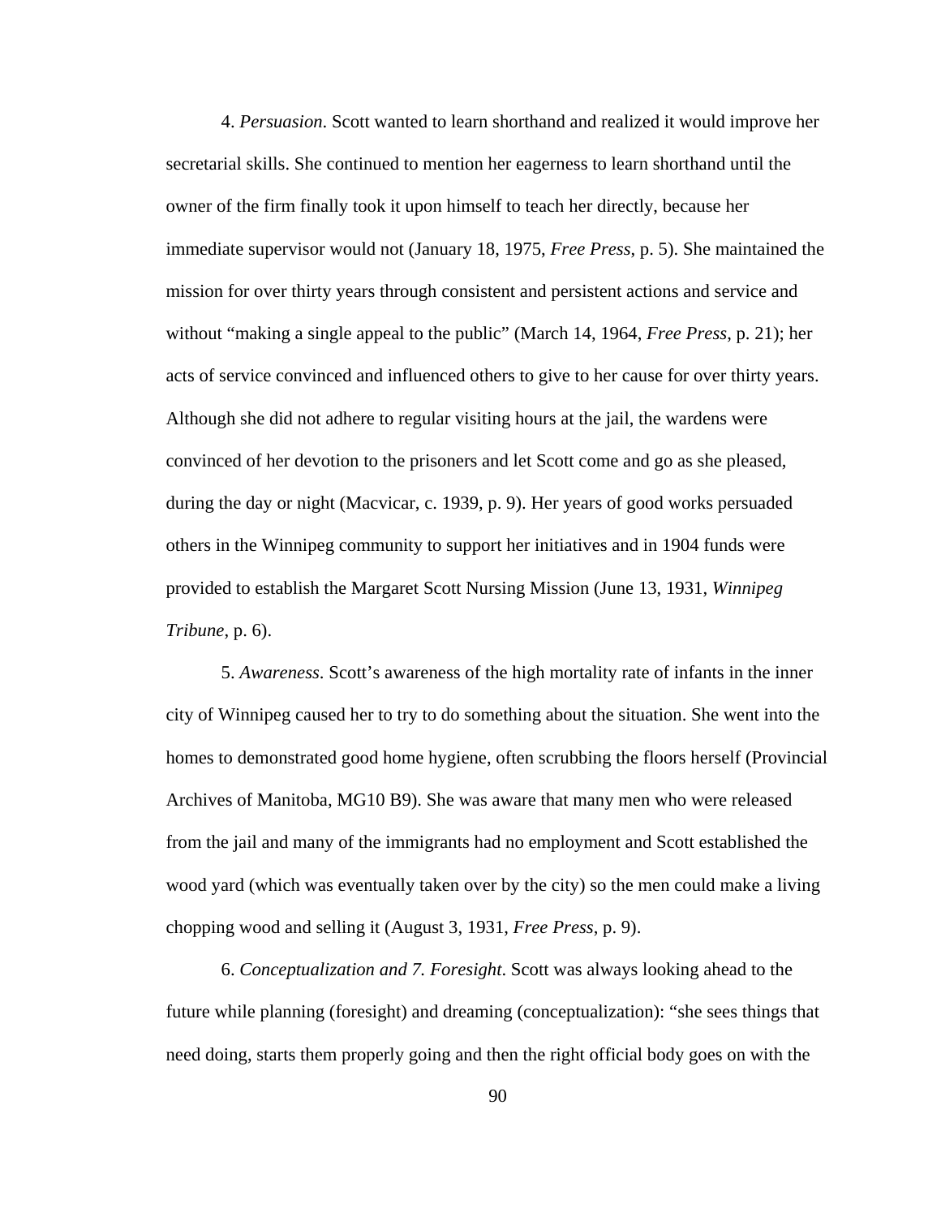4. *Persuasion*. Scott wanted to learn shorthand and realized it would improve her secretarial skills. She continued to mention her eagerness to learn shorthand until the owner of the firm finally took it upon himself to teach her directly, because her immediate supervisor would not (January 18, 1975, *Free Press*, p. 5). She maintained the mission for over thirty years through consistent and persistent actions and service and without "making a single appeal to the public" (March 14, 1964, *Free Press*, p. 21); her acts of service convinced and influenced others to give to her cause for over thirty years. Although she did not adhere to regular visiting hours at the jail, the wardens were convinced of her devotion to the prisoners and let Scott come and go as she pleased, during the day or night (Macvicar, c. 1939, p. 9). Her years of good works persuaded others in the Winnipeg community to support her initiatives and in 1904 funds were provided to establish the Margaret Scott Nursing Mission (June 13, 1931, *Winnipeg Tribune*, p. 6).

5. *Awareness*. Scott's awareness of the high mortality rate of infants in the inner city of Winnipeg caused her to try to do something about the situation. She went into the homes to demonstrated good home hygiene, often scrubbing the floors herself (Provincial Archives of Manitoba, MG10 B9). She was aware that many men who were released from the jail and many of the immigrants had no employment and Scott established the wood yard (which was eventually taken over by the city) so the men could make a living chopping wood and selling it (August 3, 1931, *Free Press*, p. 9).

6. *Conceptualization and 7. Foresight*. Scott was always looking ahead to the future while planning (foresight) and dreaming (conceptualization): "she sees things that need doing, starts them properly going and then the right official body goes on with the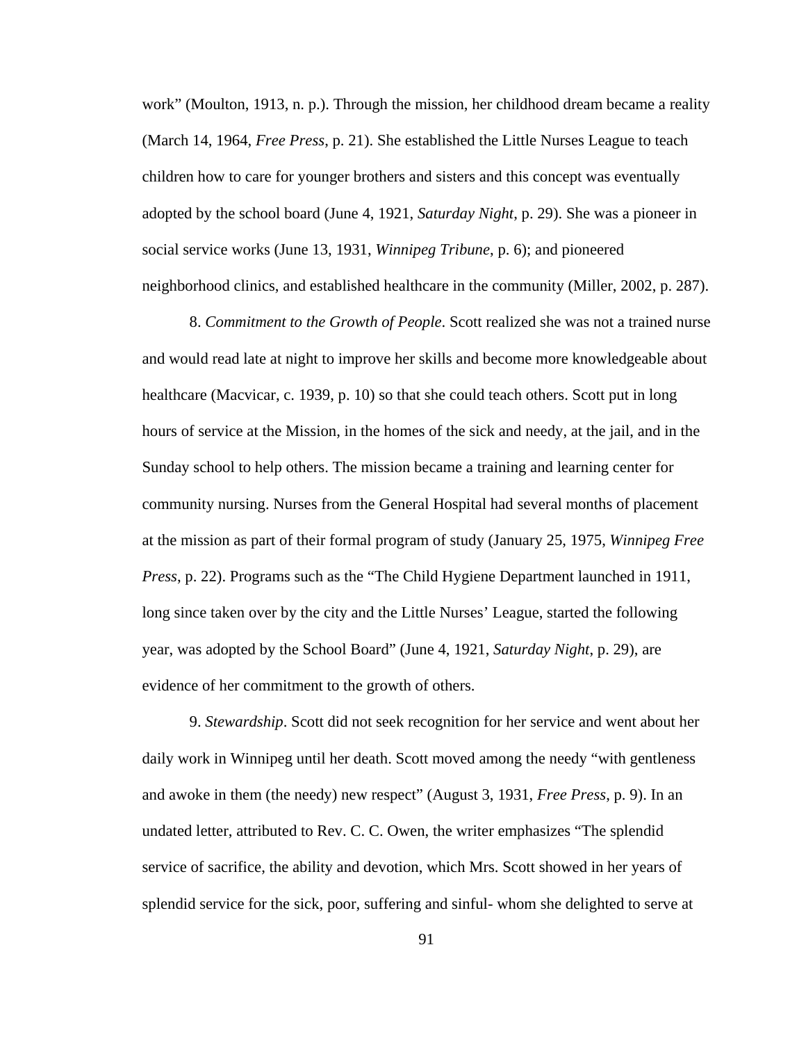work" (Moulton, 1913, n. p.). Through the mission, her childhood dream became a reality (March 14, 1964, *Free Press*, p. 21). She established the Little Nurses League to teach children how to care for younger brothers and sisters and this concept was eventually adopted by the school board (June 4, 1921, *Saturday Night*, p. 29). She was a pioneer in social service works (June 13, 1931, *Winnipeg Tribune*, p. 6); and pioneered neighborhood clinics, and established healthcare in the community (Miller, 2002, p. 287).

8. *Commitment to the Growth of People*. Scott realized she was not a trained nurse and would read late at night to improve her skills and become more knowledgeable about healthcare (Macvicar, c. 1939, p. 10) so that she could teach others. Scott put in long hours of service at the Mission, in the homes of the sick and needy, at the jail, and in the Sunday school to help others. The mission became a training and learning center for community nursing. Nurses from the General Hospital had several months of placement at the mission as part of their formal program of study (January 25, 1975, *Winnipeg Free Press*, p. 22). Programs such as the "The Child Hygiene Department launched in 1911, long since taken over by the city and the Little Nurses' League, started the following year, was adopted by the School Board" (June 4, 1921, *Saturday Night*, p. 29), are evidence of her commitment to the growth of others.

9. *Stewardship*. Scott did not seek recognition for her service and went about her daily work in Winnipeg until her death. Scott moved among the needy "with gentleness and awoke in them (the needy) new respect" (August 3, 1931, *Free Press*, p. 9). In an undated letter, attributed to Rev. C. C. Owen, the writer emphasizes "The splendid service of sacrifice, the ability and devotion, which Mrs. Scott showed in her years of splendid service for the sick, poor, suffering and sinful- whom she delighted to serve at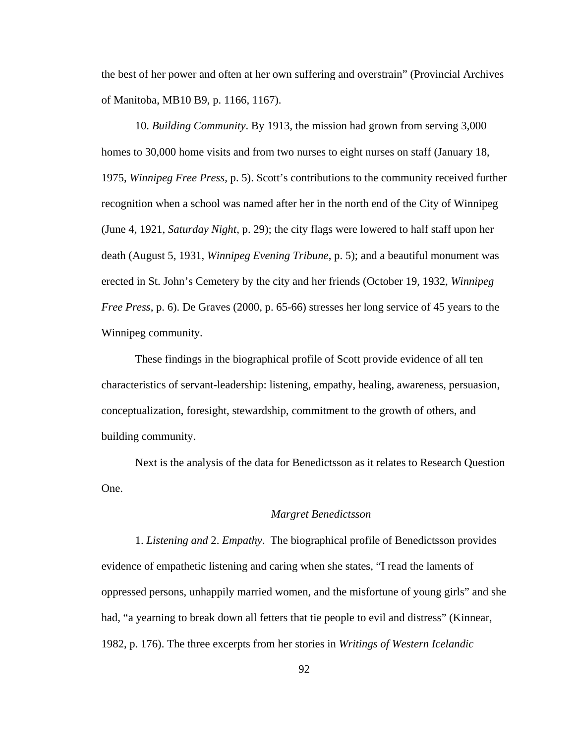the best of her power and often at her own suffering and overstrain" (Provincial Archives of Manitoba, MB10 B9, p. 1166, 1167).

10. *Building Community*. By 1913, the mission had grown from serving 3,000 homes to 30,000 home visits and from two nurses to eight nurses on staff (January 18, 1975, *Winnipeg Free Press*, p. 5). Scott's contributions to the community received further recognition when a school was named after her in the north end of the City of Winnipeg (June 4, 1921, *Saturday Night*, p. 29); the city flags were lowered to half staff upon her death (August 5, 1931, *Winnipeg Evening Tribune*, p. 5); and a beautiful monument was erected in St. John's Cemetery by the city and her friends (October 19, 1932, *Winnipeg Free Press*, p. 6). De Graves (2000, p. 65-66) stresses her long service of 45 years to the Winnipeg community.

These findings in the biographical profile of Scott provide evidence of all ten characteristics of servant-leadership: listening, empathy, healing, awareness, persuasion, conceptualization, foresight, stewardship, commitment to the growth of others, and building community.

Next is the analysis of the data for Benedictsson as it relates to Research Question One.

### *Margret Benedictsson*

1. *Listening and* 2. *Empathy*. The biographical profile of Benedictsson provides evidence of empathetic listening and caring when she states, "I read the laments of oppressed persons, unhappily married women, and the misfortune of young girls" and she had, "a yearning to break down all fetters that tie people to evil and distress" (Kinnear, 1982, p. 176). The three excerpts from her stories in *Writings of Western Icelandic*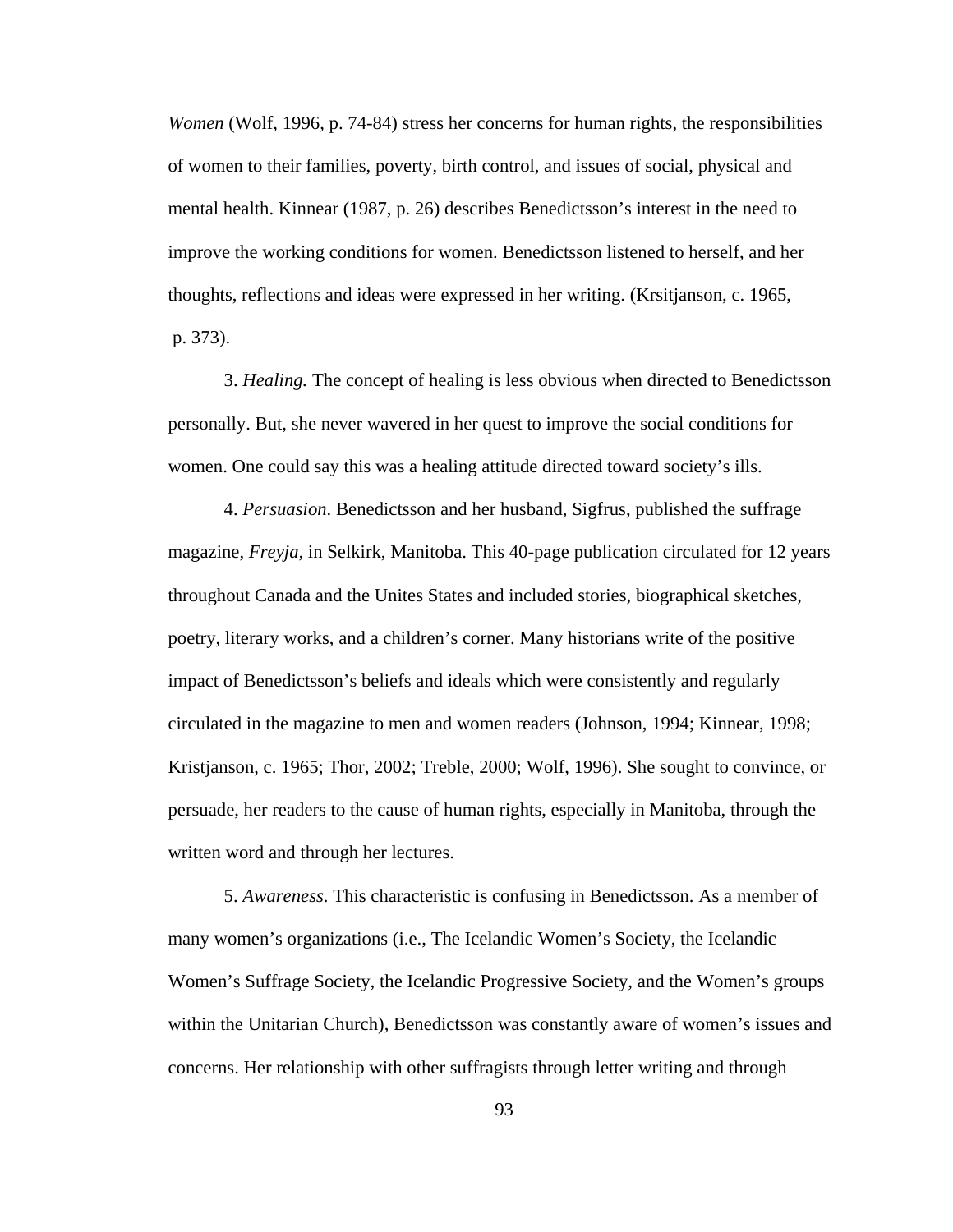*Women* (Wolf, 1996, p. 74-84) stress her concerns for human rights, the responsibilities of women to their families, poverty, birth control, and issues of social, physical and mental health. Kinnear (1987, p. 26) describes Benedictsson's interest in the need to improve the working conditions for women. Benedictsson listened to herself, and her thoughts, reflections and ideas were expressed in her writing. (Krsitjanson, c. 1965, p. 373).

3. *Healing.* The concept of healing is less obvious when directed to Benedictsson personally. But, she never wavered in her quest to improve the social conditions for women. One could say this was a healing attitude directed toward society's ills.

4. *Persuasion*. Benedictsson and her husband, Sigfrus, published the suffrage magazine, *Freyja*, in Selkirk, Manitoba. This 40-page publication circulated for 12 years throughout Canada and the Unites States and included stories, biographical sketches, poetry, literary works, and a children's corner. Many historians write of the positive impact of Benedictsson's beliefs and ideals which were consistently and regularly circulated in the magazine to men and women readers (Johnson, 1994; Kinnear, 1998; Kristjanson, c. 1965; Thor, 2002; Treble, 2000; Wolf, 1996). She sought to convince, or persuade, her readers to the cause of human rights, especially in Manitoba, through the written word and through her lectures.

5. *Awareness*. This characteristic is confusing in Benedictsson. As a member of many women's organizations (i.e., The Icelandic Women's Society, the Icelandic Women's Suffrage Society, the Icelandic Progressive Society, and the Women's groups within the Unitarian Church), Benedictsson was constantly aware of women's issues and concerns. Her relationship with other suffragists through letter writing and through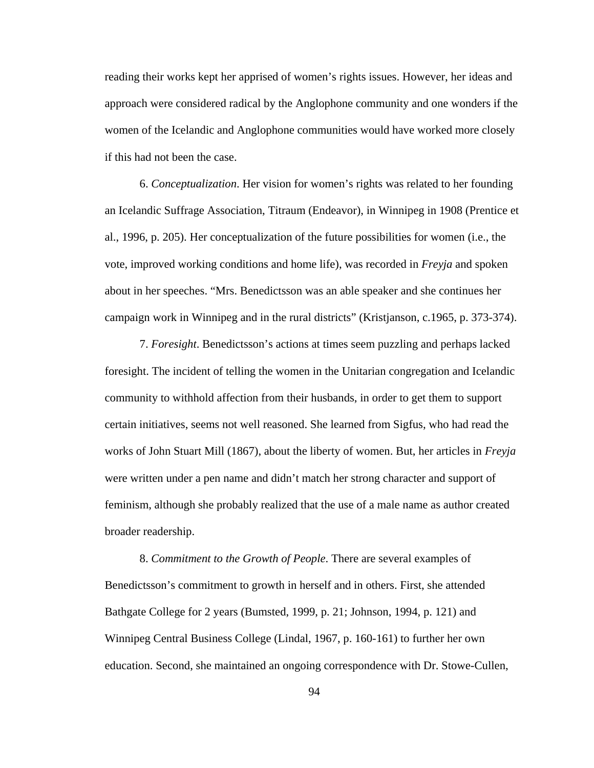reading their works kept her apprised of women's rights issues. However, her ideas and approach were considered radical by the Anglophone community and one wonders if the women of the Icelandic and Anglophone communities would have worked more closely if this had not been the case.

6. *Conceptualization*. Her vision for women's rights was related to her founding an Icelandic Suffrage Association, Titraum (Endeavor), in Winnipeg in 1908 (Prentice et al., 1996, p. 205). Her conceptualization of the future possibilities for women (i.e., the vote, improved working conditions and home life), was recorded in *Freyja* and spoken about in her speeches. "Mrs. Benedictsson was an able speaker and she continues her campaign work in Winnipeg and in the rural districts" (Kristjanson, c.1965, p. 373-374).

7. *Foresight*. Benedictsson's actions at times seem puzzling and perhaps lacked foresight. The incident of telling the women in the Unitarian congregation and Icelandic community to withhold affection from their husbands, in order to get them to support certain initiatives, seems not well reasoned. She learned from Sigfus, who had read the works of John Stuart Mill (1867), about the liberty of women. But, her articles in *Freyja* were written under a pen name and didn't match her strong character and support of feminism, although she probably realized that the use of a male name as author created broader readership.

8. *Commitment to the Growth of People*. There are several examples of Benedictsson's commitment to growth in herself and in others. First, she attended Bathgate College for 2 years (Bumsted, 1999, p. 21; Johnson, 1994, p. 121) and Winnipeg Central Business College (Lindal, 1967, p. 160-161) to further her own education. Second, she maintained an ongoing correspondence with Dr. Stowe-Cullen,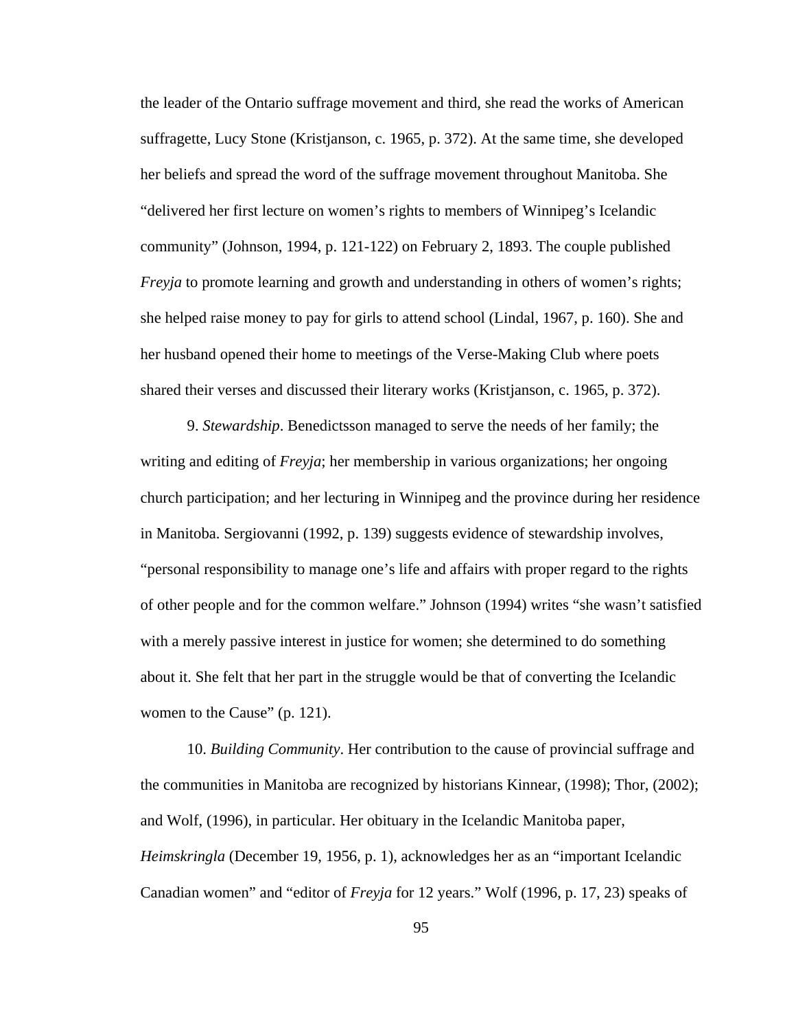the leader of the Ontario suffrage movement and third, she read the works of American suffragette, Lucy Stone (Kristjanson, c. 1965, p. 372). At the same time, she developed her beliefs and spread the word of the suffrage movement throughout Manitoba. She "delivered her first lecture on women's rights to members of Winnipeg's Icelandic community" (Johnson, 1994, p. 121-122) on February 2, 1893. The couple published *Freyja* to promote learning and growth and understanding in others of women's rights; she helped raise money to pay for girls to attend school (Lindal, 1967, p. 160). She and her husband opened their home to meetings of the Verse-Making Club where poets shared their verses and discussed their literary works (Kristjanson, c. 1965, p. 372).

9. *Stewardship*. Benedictsson managed to serve the needs of her family; the writing and editing of *Freyja*; her membership in various organizations; her ongoing church participation; and her lecturing in Winnipeg and the province during her residence in Manitoba. Sergiovanni (1992, p. 139) suggests evidence of stewardship involves, "personal responsibility to manage one's life and affairs with proper regard to the rights of other people and for the common welfare." Johnson (1994) writes "she wasn't satisfied with a merely passive interest in justice for women; she determined to do something about it. She felt that her part in the struggle would be that of converting the Icelandic women to the Cause" (p. 121).

10. *Building Community*. Her contribution to the cause of provincial suffrage and the communities in Manitoba are recognized by historians Kinnear, (1998); Thor, (2002); and Wolf, (1996), in particular. Her obituary in the Icelandic Manitoba paper, *Heimskringla* (December 19, 1956, p. 1), acknowledges her as an "important Icelandic Canadian women" and "editor of *Freyja* for 12 years." Wolf (1996, p. 17, 23) speaks of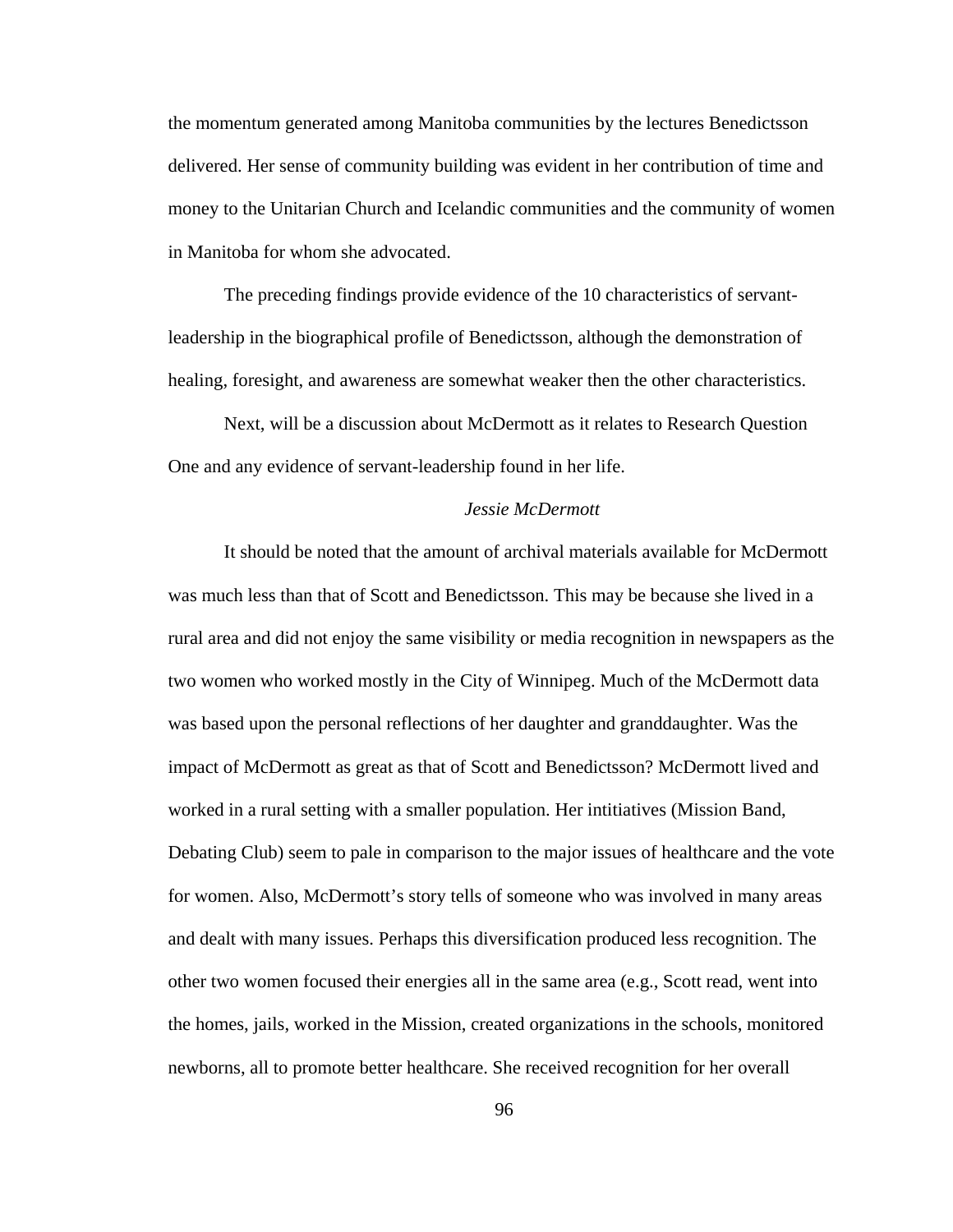the momentum generated among Manitoba communities by the lectures Benedictsson delivered. Her sense of community building was evident in her contribution of time and money to the Unitarian Church and Icelandic communities and the community of women in Manitoba for whom she advocated.

The preceding findings provide evidence of the 10 characteristics of servant-leadership in the biographical profile of Benedictsson, although the demonstration of healing, foresight, and awareness are somewhat weaker then the other characteristics.

Next, will be a discussion about McDermott as it relates to Research Question One and any evidence of servant-leadership found in her life.

*Jessie McDermott*

It should be noted that the amount of archival materials available for McDermott was much less than that of Scott and Benedictsson. This may be because she lived in a rural area and did not enjoy the same visibility or media recognition in newspapers as the two women who worked mostly in the City of Winnipeg. Much of the McDermott data was based upon the personal reflections of her daughter and granddaughter. Was the impact of McDermott as great as that of Scott and Benedictsson? McDermott lived and worked in a rural setting with a smaller population. Her intitiatives (Mission Band, Debating Club) seem to pale in comparison to the major issues of healthcare and the vote for women. Also, McDermott's story tells of someone who was involved in many areas and dealt with many issues. Perhaps this diversification produced less recognition. The other two women focused their energies all in the same area (e.g., Scott read, went into the homes, jails, worked in the Mission, created organizations in the schools, monitored newborns, all to promote better healthcare. She received recognition for her overall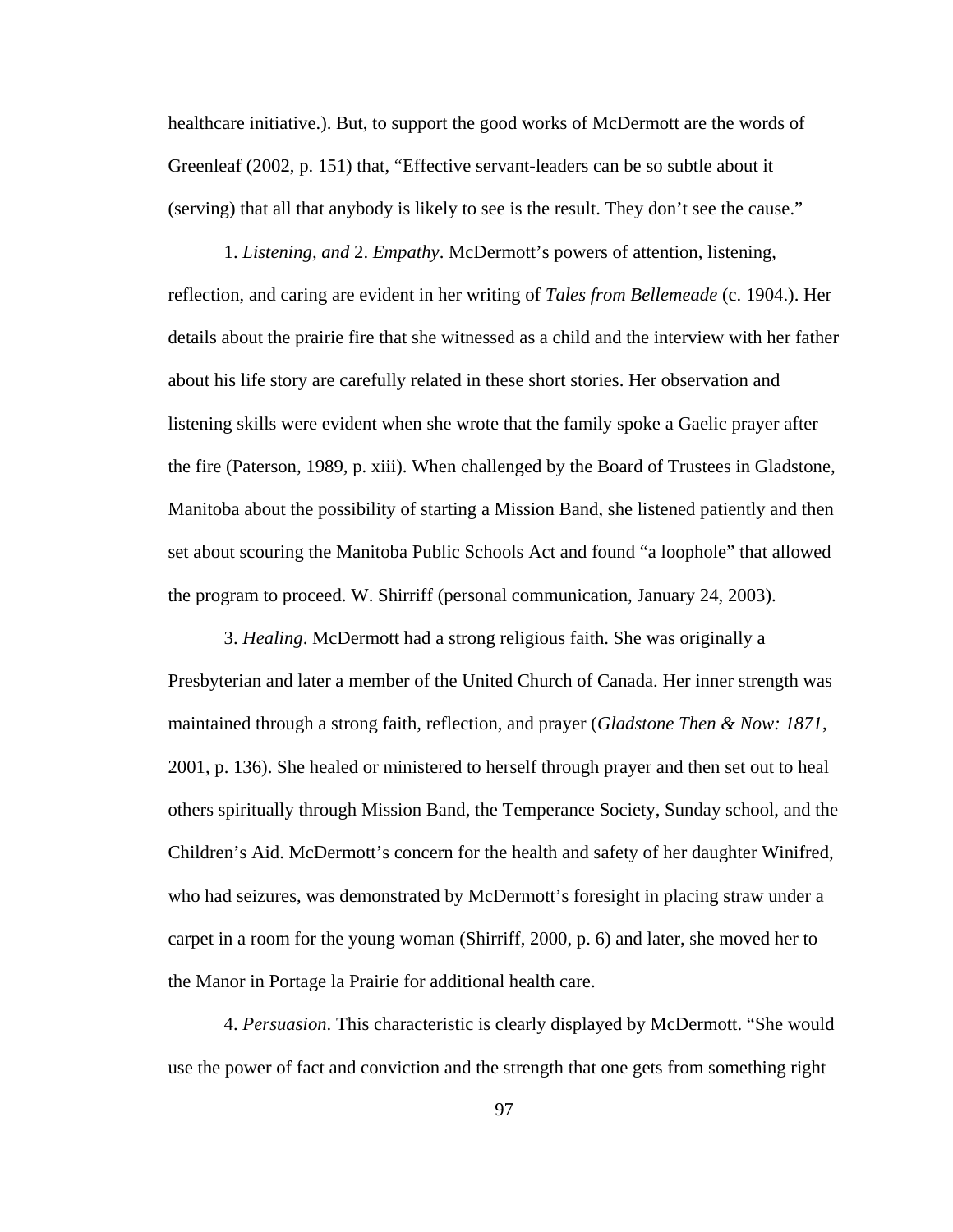healthcare initiative.). But, to support the good works of McDermott are the words of Greenleaf (2002, p. 151) that, “Effective servant-leaders can be so subtle about it (serving) that all that anybody is likely to see is the result. They don’t see the cause.”

1. *Listening, and* 2. *Empathy*. McDermott’s powers of attention, listening, reflection, and caring are evident in her writing of *Tales from Bellemeade* (c. 1904.). Her details about the prairie fire that she witnessed as a child and the interview with her father about his life story are carefully related in these short stories. Her observation and listening skills were evident when she wrote that the family spoke a Gaelic prayer after the fire (Paterson, 1989, p. xiii). When challenged by the Board of Trustees in Gladstone, Manitoba about the possibility of starting a Mission Band, she listened patiently and then set about scouring the Manitoba Public Schools Act and found “a loophole” that allowed the program to proceed. W. Shirriff (personal communication, January 24, 2003).

3. *Healing*. McDermott had a strong religious faith. She was originally a Presbyterian and later a member of the United Church of Canada. Her inner strength was maintained through a strong faith, reflection, and prayer (*Gladstone Then & Now: 1871*, 2001, p. 136). She healed or ministered to herself through prayer and then set out to heal others spiritually through Mission Band, the Temperance Society, Sunday school, and the Children’s Aid. McDermott’s concern for the health and safety of her daughter Winifred, who had seizures, was demonstrated by McDermott’s foresight in placing straw under a carpet in a room for the young woman (Shirriff, 2000, p. 6) and later, she moved her to the Manor in Portage la Prairie for additional health care.

4. *Persuasion*. This characteristic is clearly displayed by McDermott. “She would use the power of fact and conviction and the strength that one gets from something right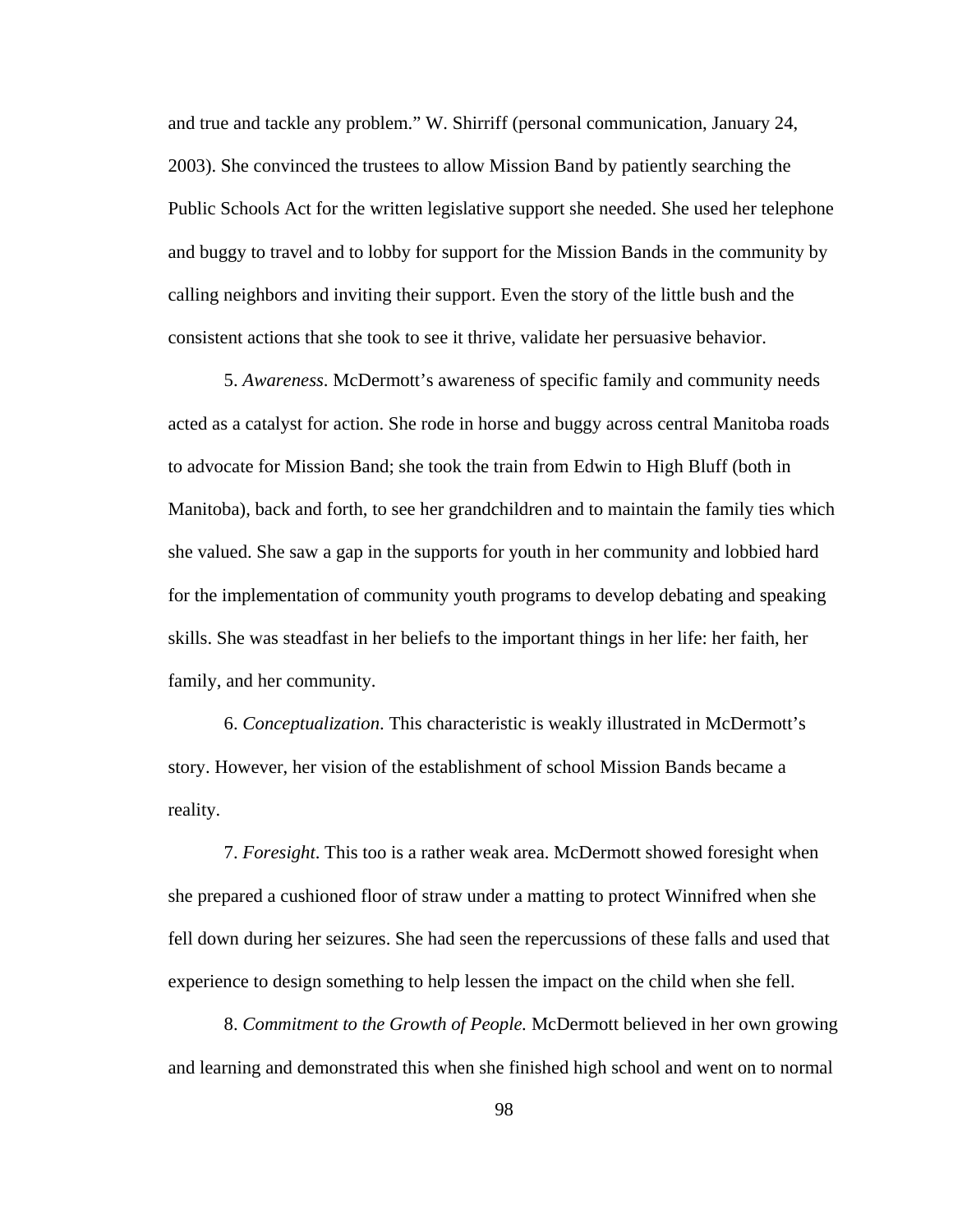and true and tackle any problem." W. Shirriff (personal communication, January 24, 2003). She convinced the trustees to allow Mission Band by patiently searching the Public Schools Act for the written legislative support she needed. She used her telephone and buggy to travel and to lobby for support for the Mission Bands in the community by calling neighbors and inviting their support. Even the story of the little bush and the consistent actions that she took to see it thrive, validate her persuasive behavior.

5. *Awareness*. McDermott's awareness of specific family and community needs acted as a catalyst for action. She rode in horse and buggy across central Manitoba roads to advocate for Mission Band; she took the train from Edwin to High Bluff (both in Manitoba), back and forth, to see her grandchildren and to maintain the family ties which she valued. She saw a gap in the supports for youth in her community and lobbied hard for the implementation of community youth programs to develop debating and speaking skills. She was steadfast in her beliefs to the important things in her life: her faith, her family, and her community.

6. *Conceptualization*. This characteristic is weakly illustrated in McDermott's story. However, her vision of the establishment of school Mission Bands became a reality.

7. *Foresight*. This too is a rather weak area. McDermott showed foresight when she prepared a cushioned floor of straw under a matting to protect Winnifred when she fell down during her seizures. She had seen the repercussions of these falls and used that experience to design something to help lessen the impact on the child when she fell.

8. *Commitment to the Growth of People.* McDermott believed in her own growing and learning and demonstrated this when she finished high school and went on to normal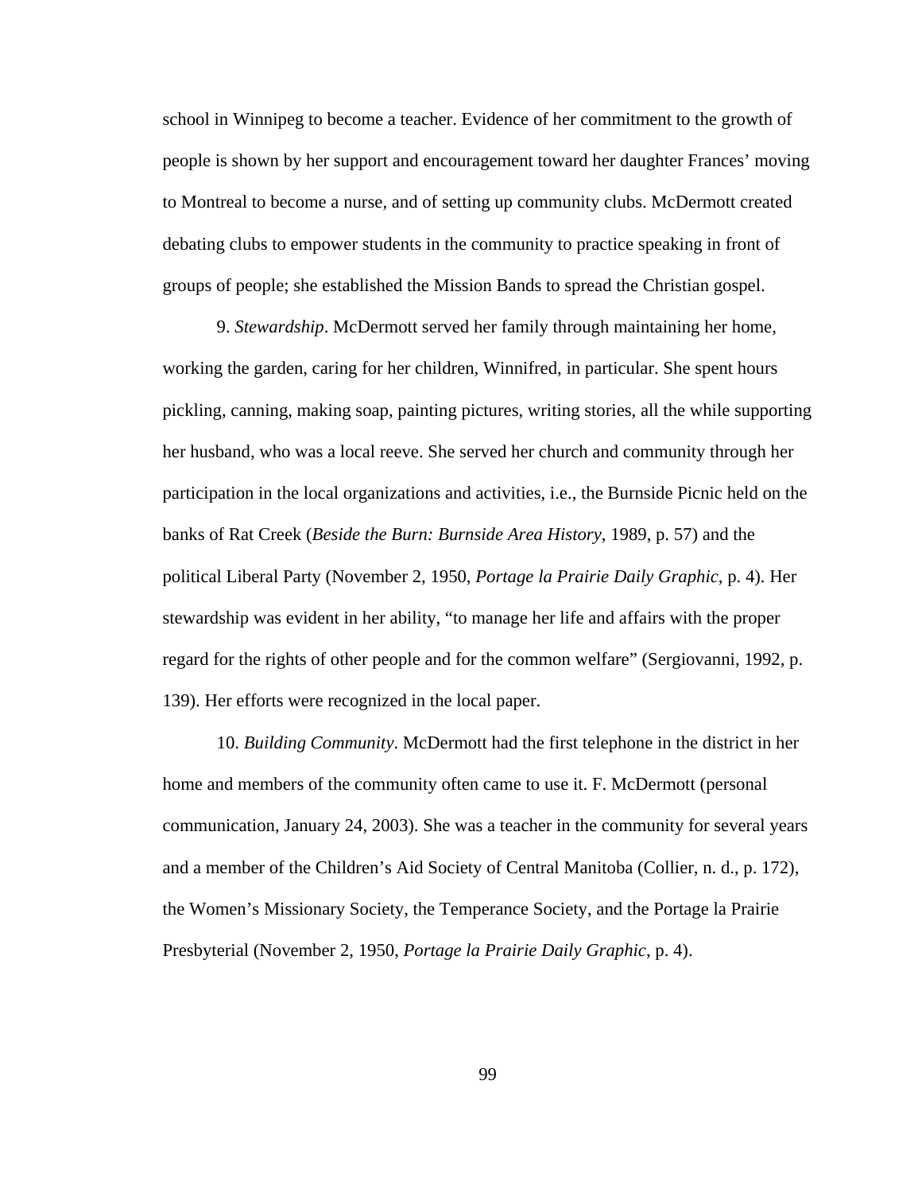school in Winnipeg to become a teacher. Evidence of her commitment to the growth of people is shown by her support and encouragement toward her daughter Frances' moving to Montreal to become a nurse, and of setting up community clubs. McDermott created debating clubs to empower students in the community to practice speaking in front of groups of people; she established the Mission Bands to spread the Christian gospel.

9. *Stewardship*. McDermott served her family through maintaining her home, working the garden, caring for her children, Winnifred, in particular. She spent hours pickling, canning, making soap, painting pictures, writing stories, all the while supporting her husband, who was a local reeve. She served her church and community through her participation in the local organizations and activities, i.e., the Burnside Picnic held on the banks of Rat Creek (*Beside the Burn: Burnside Area History*, 1989, p. 57) and the political Liberal Party (November 2, 1950, *Portage la Prairie Daily Graphic*, p. 4). Her stewardship was evident in her ability, "to manage her life and affairs with the proper regard for the rights of other people and for the common welfare" (Sergiovanni, 1992, p. 139). Her efforts were recognized in the local paper.

10. *Building Community*. McDermott had the first telephone in the district in her home and members of the community often came to use it. F. McDermott (personal communication, January 24, 2003). She was a teacher in the community for several years and a member of the Children's Aid Society of Central Manitoba (Collier, n. d., p. 172), the Women's Missionary Society, the Temperance Society, and the Portage la Prairie Presbyterial (November 2, 1950, *Portage la Prairie Daily Graphic*, p. 4).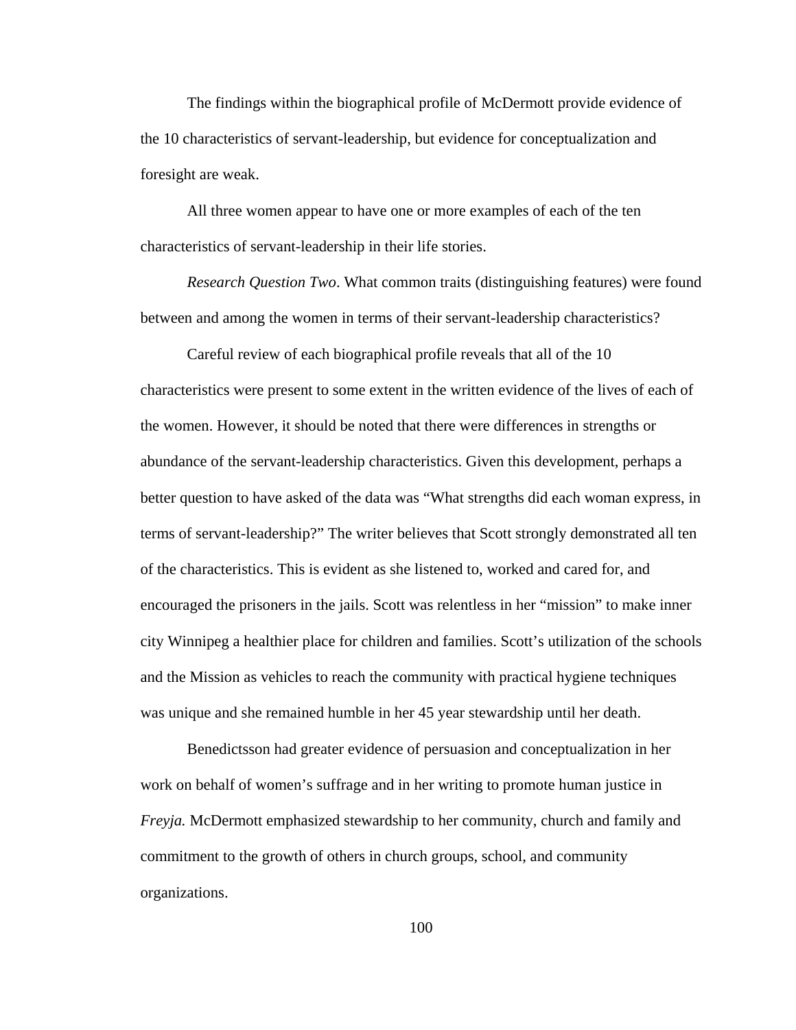The findings within the biographical profile of McDermott provide evidence of the 10 characteristics of servant-leadership, but evidence for conceptualization and foresight are weak.

All three women appear to have one or more examples of each of the ten characteristics of servant-leadership in their life stories.

*Research Question Two*. What common traits (distinguishing features) were found between and among the women in terms of their servant-leadership characteristics?

Careful review of each biographical profile reveals that all of the 10 characteristics were present to some extent in the written evidence of the lives of each of the women. However, it should be noted that there were differences in strengths or abundance of the servant-leadership characteristics. Given this development, perhaps a better question to have asked of the data was "What strengths did each woman express, in terms of servant-leadership?" The writer believes that Scott strongly demonstrated all ten of the characteristics. This is evident as she listened to, worked and cared for, and encouraged the prisoners in the jails. Scott was relentless in her "mission" to make inner city Winnipeg a healthier place for children and families. Scott's utilization of the schools and the Mission as vehicles to reach the community with practical hygiene techniques was unique and she remained humble in her 45 year stewardship until her death.

Benedictsson had greater evidence of persuasion and conceptualization in her work on behalf of women's suffrage and in her writing to promote human justice in *Freyja.* McDermott emphasized stewardship to her community, church and family and commitment to the growth of others in church groups, school, and community organizations.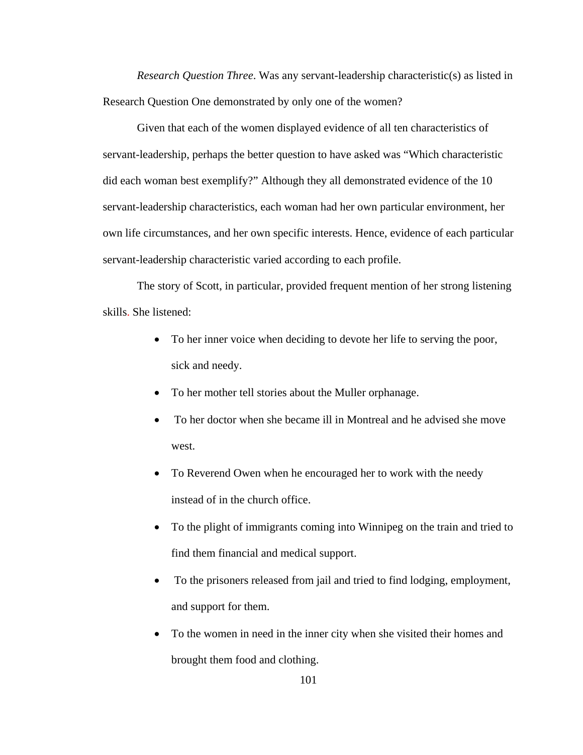*Research Question Three*. Was any servant-leadership characteristic(s) as listed in Research Question One demonstrated by only one of the women?

Given that each of the women displayed evidence of all ten characteristics of servant-leadership, perhaps the better question to have asked was "Which characteristic did each woman best exemplify?" Although they all demonstrated evidence of the 10 servant-leadership characteristics, each woman had her own particular environment, her own life circumstances, and her own specific interests. Hence, evidence of each particular servant-leadership characteristic varied according to each profile.

The story of Scott, in particular, provided frequent mention of her strong listening skills. She listened:

- To her inner voice when deciding to devote her life to serving the poor, sick and needy.
- To her mother tell stories about the Muller orphanage.
- To her doctor when she became ill in Montreal and he advised she move west.
- To Reverend Owen when he encouraged her to work with the needy instead of in the church office.
- To the plight of immigrants coming into Winnipeg on the train and tried to find them financial and medical support.
- To the prisoners released from jail and tried to find lodging, employment, and support for them.
- To the women in need in the inner city when she visited their homes and brought them food and clothing.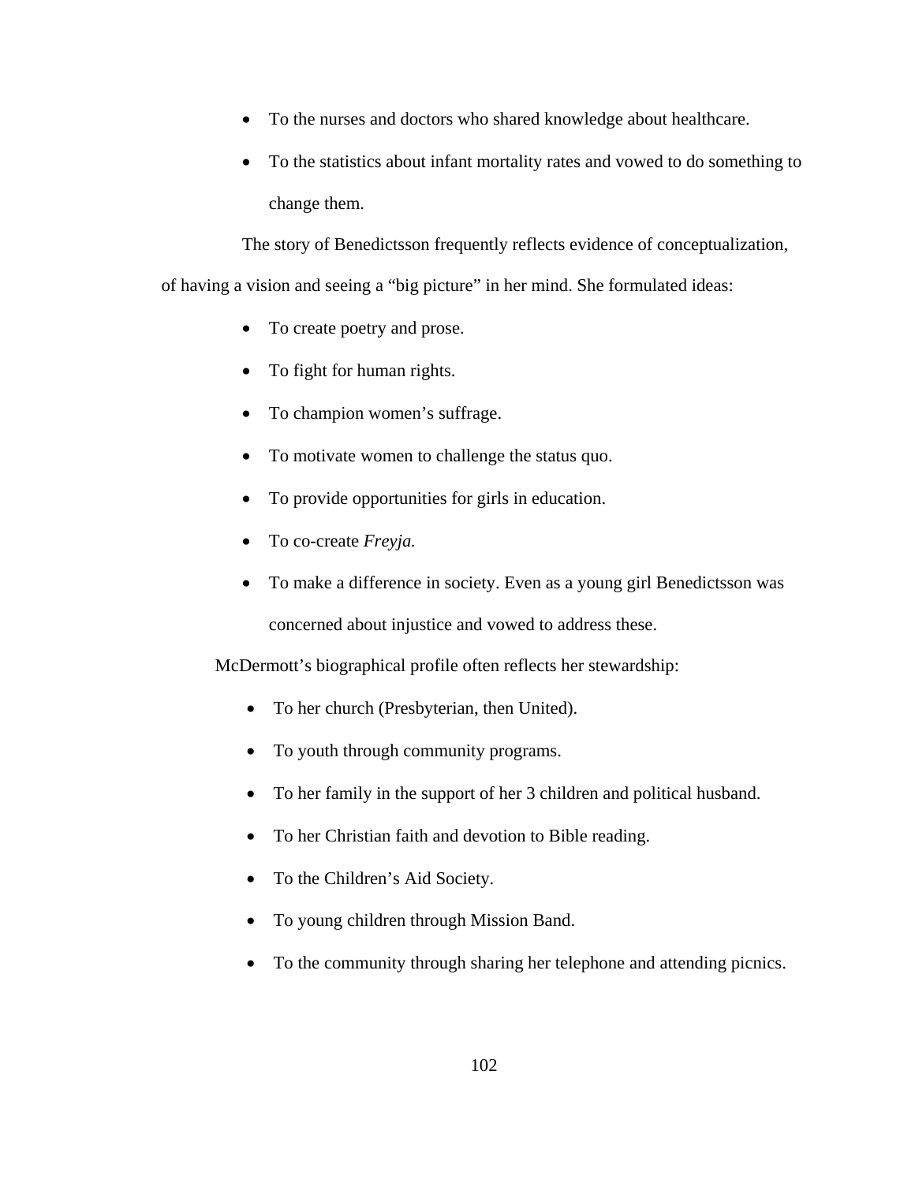- To the nurses and doctors who shared knowledge about healthcare.
- To the statistics about infant mortality rates and vowed to do something to change them.

The story of Benedictsson frequently reflects evidence of conceptualization, of having a vision and seeing a "big picture" in her mind. She formulated ideas:

- To create poetry and prose.
- To fight for human rights.
- To champion women's suffrage.
- To motivate women to challenge the status quo.
- To provide opportunities for girls in education.
- To co-create *Freyja.*
- To make a difference in society. Even as a young girl Benedictsson was concerned about injustice and vowed to address these.

McDermott's biographical profile often reflects her stewardship:

- To her church (Presbyterian, then United).
- To youth through community programs.
- To her family in the support of her 3 children and political husband.
- To her Christian faith and devotion to Bible reading.
- To the Children's Aid Society.
- To young children through Mission Band.
- To the community through sharing her telephone and attending picnics.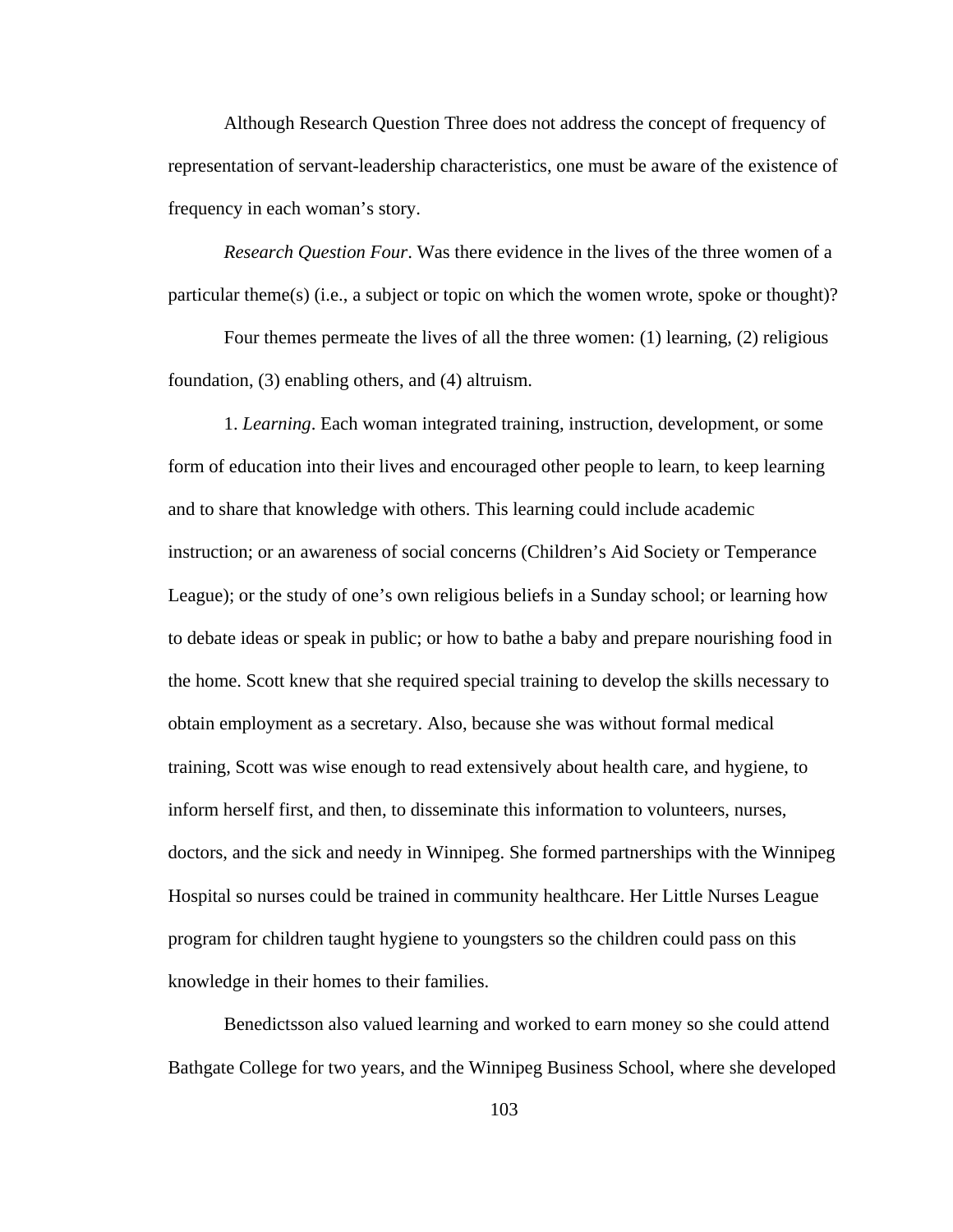Although Research Question Three does not address the concept of frequency of representation of servant-leadership characteristics, one must be aware of the existence of frequency in each woman's story.

*Research Question Four*. Was there evidence in the lives of the three women of a particular theme(s) (i.e., a subject or topic on which the women wrote, spoke or thought)?

Four themes permeate the lives of all the three women: (1) learning, (2) religious foundation, (3) enabling others, and (4) altruism.

1. *Learning*. Each woman integrated training, instruction, development, or some form of education into their lives and encouraged other people to learn, to keep learning and to share that knowledge with others. This learning could include academic instruction; or an awareness of social concerns (Children's Aid Society or Temperance League); or the study of one's own religious beliefs in a Sunday school; or learning how to debate ideas or speak in public; or how to bathe a baby and prepare nourishing food in the home. Scott knew that she required special training to develop the skills necessary to obtain employment as a secretary. Also, because she was without formal medical training, Scott was wise enough to read extensively about health care, and hygiene, to inform herself first, and then, to disseminate this information to volunteers, nurses, doctors, and the sick and needy in Winnipeg. She formed partnerships with the Winnipeg Hospital so nurses could be trained in community healthcare. Her Little Nurses League program for children taught hygiene to youngsters so the children could pass on this knowledge in their homes to their families.

Benedictsson also valued learning and worked to earn money so she could attend Bathgate College for two years, and the Winnipeg Business School, where she developed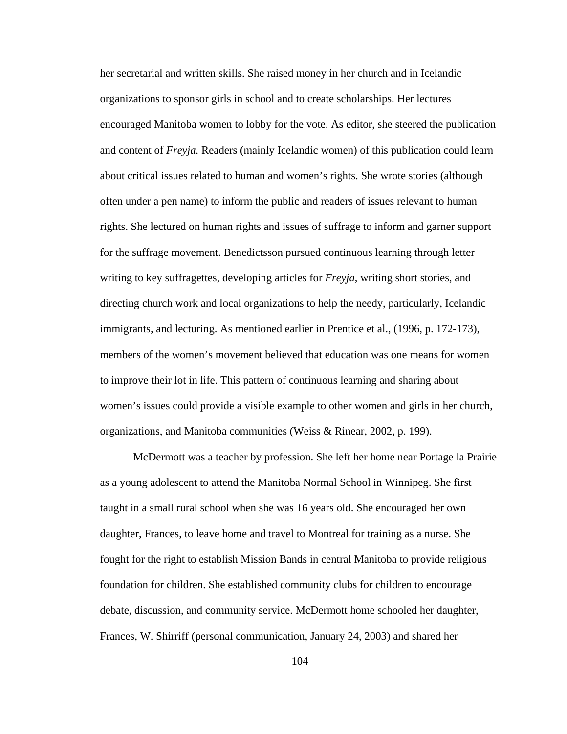her secretarial and written skills. She raised money in her church and in Icelandic organizations to sponsor girls in school and to create scholarships. Her lectures encouraged Manitoba women to lobby for the vote. As editor, she steered the publication and content of *Freyja.* Readers (mainly Icelandic women) of this publication could learn about critical issues related to human and women's rights. She wrote stories (although often under a pen name) to inform the public and readers of issues relevant to human rights. She lectured on human rights and issues of suffrage to inform and garner support for the suffrage movement. Benedictsson pursued continuous learning through letter writing to key suffragettes, developing articles for *Freyja*, writing short stories, and directing church work and local organizations to help the needy, particularly, Icelandic immigrants, and lecturing. As mentioned earlier in Prentice et al., (1996, p. 172-173), members of the women's movement believed that education was one means for women to improve their lot in life. This pattern of continuous learning and sharing about women's issues could provide a visible example to other women and girls in her church, organizations, and Manitoba communities (Weiss & Rinear, 2002, p. 199).

McDermott was a teacher by profession. She left her home near Portage la Prairie as a young adolescent to attend the Manitoba Normal School in Winnipeg. She first taught in a small rural school when she was 16 years old. She encouraged her own daughter, Frances, to leave home and travel to Montreal for training as a nurse. She fought for the right to establish Mission Bands in central Manitoba to provide religious foundation for children. She established community clubs for children to encourage debate, discussion, and community service. McDermott home schooled her daughter, Frances, W. Shirriff (personal communication, January 24, 2003) and shared her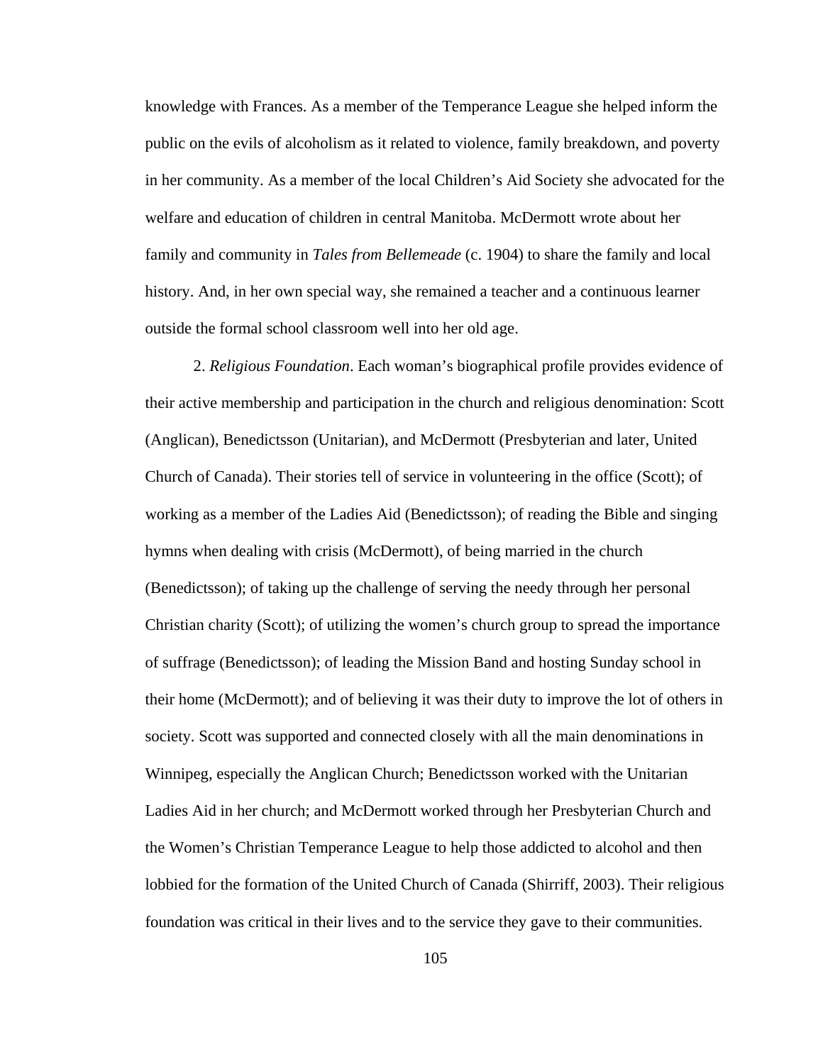knowledge with Frances. As a member of the Temperance League she helped inform the public on the evils of alcoholism as it related to violence, family breakdown, and poverty in her community. As a member of the local Children's Aid Society she advocated for the welfare and education of children in central Manitoba. McDermott wrote about her family and community in *Tales from Bellemeade* (c. 1904) to share the family and local history. And, in her own special way, she remained a teacher and a continuous learner outside the formal school classroom well into her old age.

2. *Religious Foundation*. Each woman's biographical profile provides evidence of their active membership and participation in the church and religious denomination: Scott (Anglican), Benedictsson (Unitarian), and McDermott (Presbyterian and later, United Church of Canada). Their stories tell of service in volunteering in the office (Scott); of working as a member of the Ladies Aid (Benedictsson); of reading the Bible and singing hymns when dealing with crisis (McDermott), of being married in the church (Benedictsson); of taking up the challenge of serving the needy through her personal Christian charity (Scott); of utilizing the women's church group to spread the importance of suffrage (Benedictsson); of leading the Mission Band and hosting Sunday school in their home (McDermott); and of believing it was their duty to improve the lot of others in society. Scott was supported and connected closely with all the main denominations in Winnipeg, especially the Anglican Church; Benedictsson worked with the Unitarian Ladies Aid in her church; and McDermott worked through her Presbyterian Church and the Women's Christian Temperance League to help those addicted to alcohol and then lobbied for the formation of the United Church of Canada (Shirriff, 2003). Their religious foundation was critical in their lives and to the service they gave to their communities.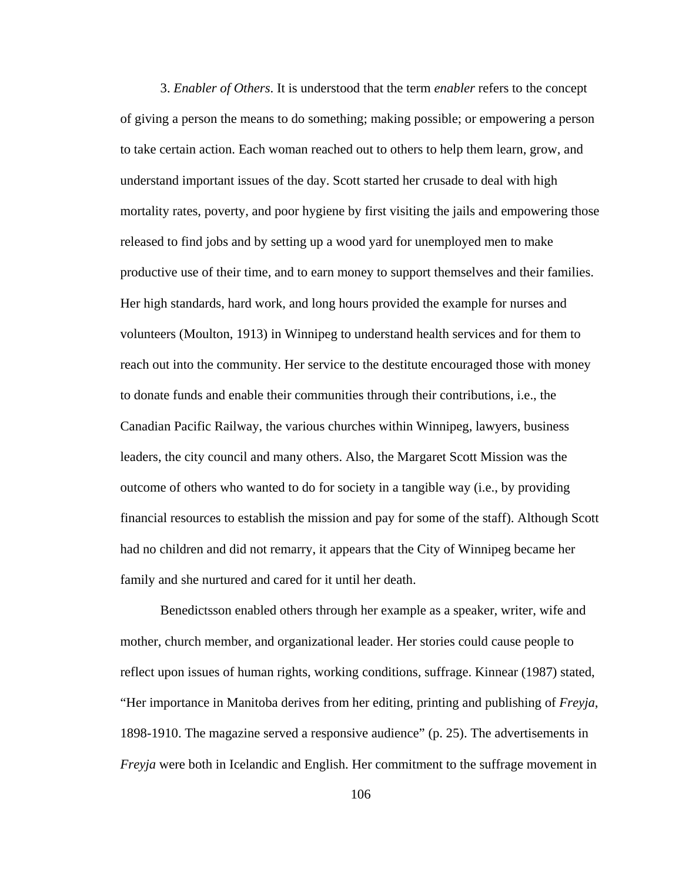3. *Enabler of Others*. It is understood that the term *enabler* refers to the concept of giving a person the means to do something; making possible; or empowering a person to take certain action. Each woman reached out to others to help them learn, grow, and understand important issues of the day. Scott started her crusade to deal with high mortality rates, poverty, and poor hygiene by first visiting the jails and empowering those released to find jobs and by setting up a wood yard for unemployed men to make productive use of their time, and to earn money to support themselves and their families. Her high standards, hard work, and long hours provided the example for nurses and volunteers (Moulton, 1913) in Winnipeg to understand health services and for them to reach out into the community. Her service to the destitute encouraged those with money to donate funds and enable their communities through their contributions, i.e., the Canadian Pacific Railway, the various churches within Winnipeg, lawyers, business leaders, the city council and many others. Also, the Margaret Scott Mission was the outcome of others who wanted to do for society in a tangible way (i.e., by providing financial resources to establish the mission and pay for some of the staff). Although Scott had no children and did not remarry, it appears that the City of Winnipeg became her family and she nurtured and cared for it until her death.

Benedictsson enabled others through her example as a speaker, writer, wife and mother, church member, and organizational leader. Her stories could cause people to reflect upon issues of human rights, working conditions, suffrage. Kinnear (1987) stated, "Her importance in Manitoba derives from her editing, printing and publishing of *Freyja*, 1898-1910. The magazine served a responsive audience" (p. 25). The advertisements in *Freyja* were both in Icelandic and English. Her commitment to the suffrage movement in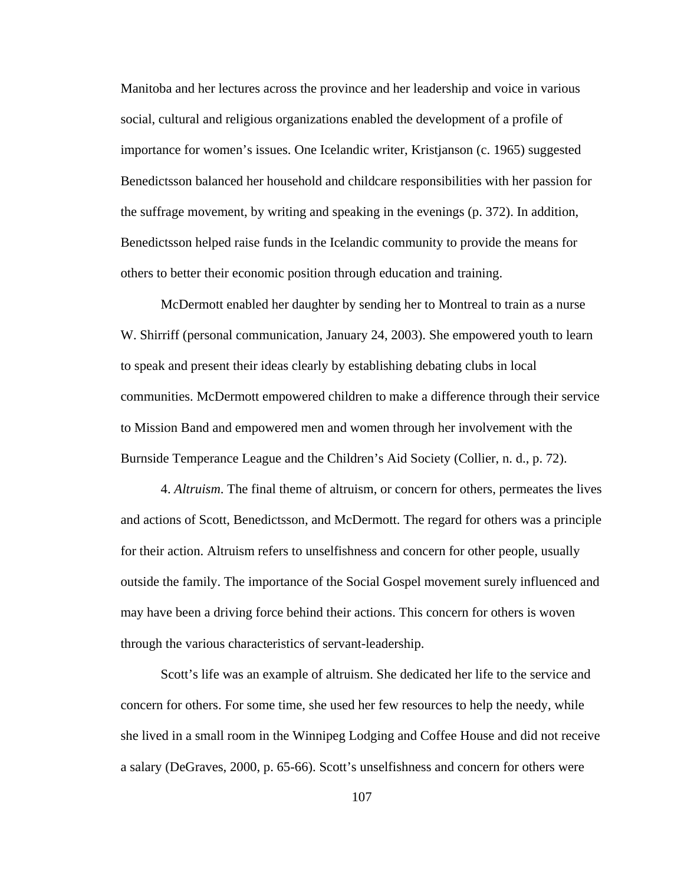Manitoba and her lectures across the province and her leadership and voice in various social, cultural and religious organizations enabled the development of a profile of importance for women's issues. One Icelandic writer, Kristjanson (c. 1965) suggested Benedictsson balanced her household and childcare responsibilities with her passion for the suffrage movement, by writing and speaking in the evenings (p. 372). In addition, Benedictsson helped raise funds in the Icelandic community to provide the means for others to better their economic position through education and training.

McDermott enabled her daughter by sending her to Montreal to train as a nurse W. Shirriff (personal communication, January 24, 2003). She empowered youth to learn to speak and present their ideas clearly by establishing debating clubs in local communities. McDermott empowered children to make a difference through their service to Mission Band and empowered men and women through her involvement with the Burnside Temperance League and the Children's Aid Society (Collier, n. d., p. 72).

4. *Altruism*. The final theme of altruism, or concern for others, permeates the lives and actions of Scott, Benedictsson, and McDermott. The regard for others was a principle for their action. Altruism refers to unselfishness and concern for other people, usually outside the family. The importance of the Social Gospel movement surely influenced and may have been a driving force behind their actions. This concern for others is woven through the various characteristics of servant-leadership.

Scott's life was an example of altruism. She dedicated her life to the service and concern for others. For some time, she used her few resources to help the needy, while she lived in a small room in the Winnipeg Lodging and Coffee House and did not receive a salary (DeGraves, 2000, p. 65-66). Scott's unselfishness and concern for others were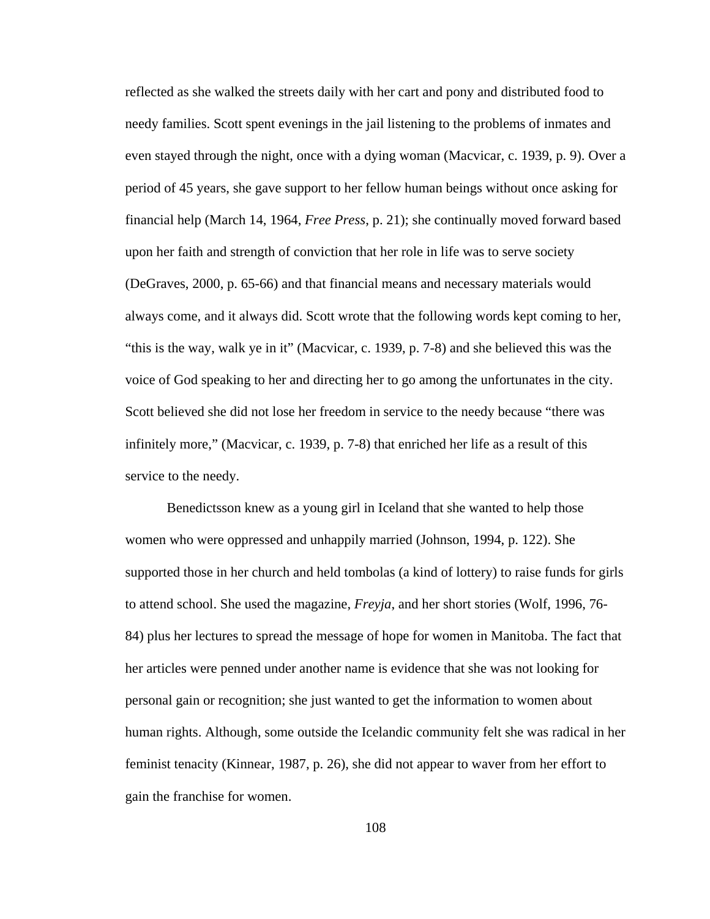reflected as she walked the streets daily with her cart and pony and distributed food to needy families. Scott spent evenings in the jail listening to the problems of inmates and even stayed through the night, once with a dying woman (Macvicar, c. 1939, p. 9). Over a period of 45 years, she gave support to her fellow human beings without once asking for financial help (March 14, 1964, *Free Press*, p. 21); she continually moved forward based upon her faith and strength of conviction that her role in life was to serve society (DeGraves, 2000, p. 65-66) and that financial means and necessary materials would always come, and it always did. Scott wrote that the following words kept coming to her, "this is the way, walk ye in it" (Macvicar, c. 1939, p. 7-8) and she believed this was the voice of God speaking to her and directing her to go among the unfortunates in the city. Scott believed she did not lose her freedom in service to the needy because "there was infinitely more," (Macvicar, c. 1939, p. 7-8) that enriched her life as a result of this service to the needy.

Benedictsson knew as a young girl in Iceland that she wanted to help those women who were oppressed and unhappily married (Johnson, 1994, p. 122). She supported those in her church and held tombolas (a kind of lottery) to raise funds for girls to attend school. She used the magazine, *Freyja*, and her short stories (Wolf, 1996, 76-84) plus her lectures to spread the message of hope for women in Manitoba. The fact that her articles were penned under another name is evidence that she was not looking for personal gain or recognition; she just wanted to get the information to women about human rights. Although, some outside the Icelandic community felt she was radical in her feminist tenacity (Kinnear, 1987, p. 26), she did not appear to waver from her effort to gain the franchise for women.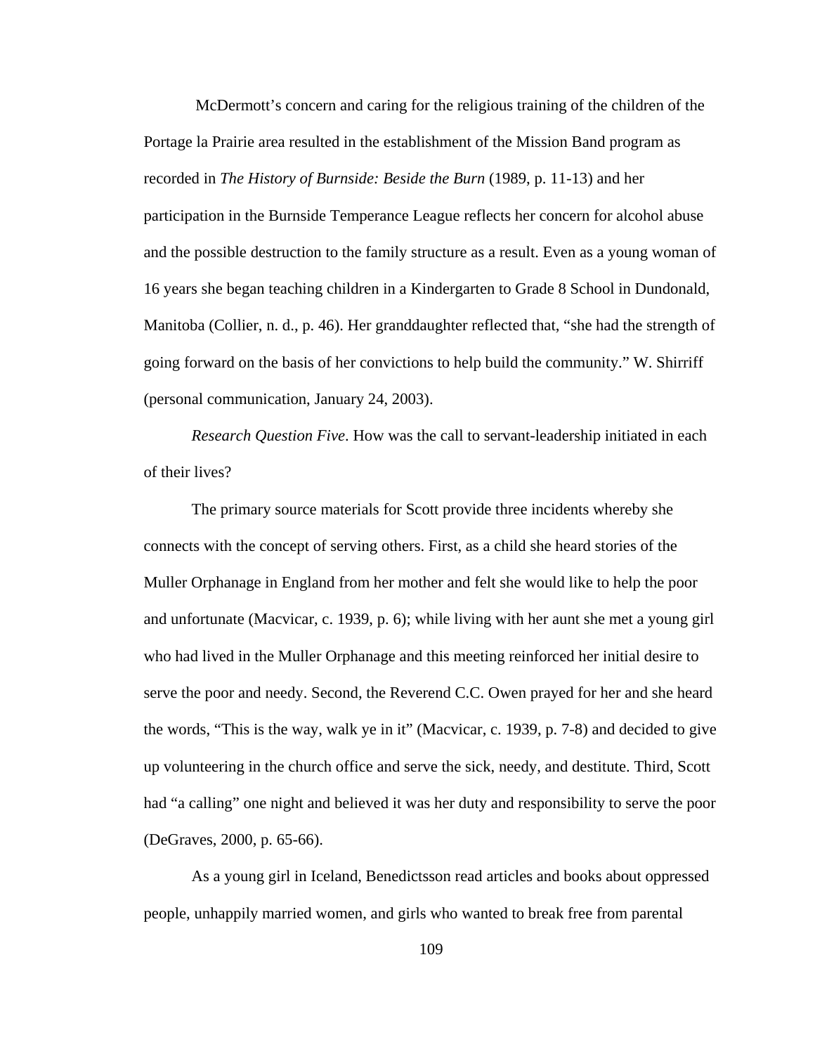McDermott's concern and caring for the religious training of the children of the Portage la Prairie area resulted in the establishment of the Mission Band program as recorded in *The History of Burnside: Beside the Burn* (1989, p. 11-13) and her participation in the Burnside Temperance League reflects her concern for alcohol abuse and the possible destruction to the family structure as a result. Even as a young woman of 16 years she began teaching children in a Kindergarten to Grade 8 School in Dundonald, Manitoba (Collier, n. d., p. 46). Her granddaughter reflected that, "she had the strength of going forward on the basis of her convictions to help build the community." W. Shirriff (personal communication, January 24, 2003).

*Research Question Five*. How was the call to servant-leadership initiated in each of their lives?

The primary source materials for Scott provide three incidents whereby she connects with the concept of serving others. First, as a child she heard stories of the Muller Orphanage in England from her mother and felt she would like to help the poor and unfortunate (Macvicar, c. 1939, p. 6); while living with her aunt she met a young girl who had lived in the Muller Orphanage and this meeting reinforced her initial desire to serve the poor and needy. Second, the Reverend C.C. Owen prayed for her and she heard the words, "This is the way, walk ye in it" (Macvicar, c. 1939, p. 7-8) and decided to give up volunteering in the church office and serve the sick, needy, and destitute. Third, Scott had "a calling" one night and believed it was her duty and responsibility to serve the poor (DeGraves, 2000, p. 65-66).

As a young girl in Iceland, Benedictsson read articles and books about oppressed people, unhappily married women, and girls who wanted to break free from parental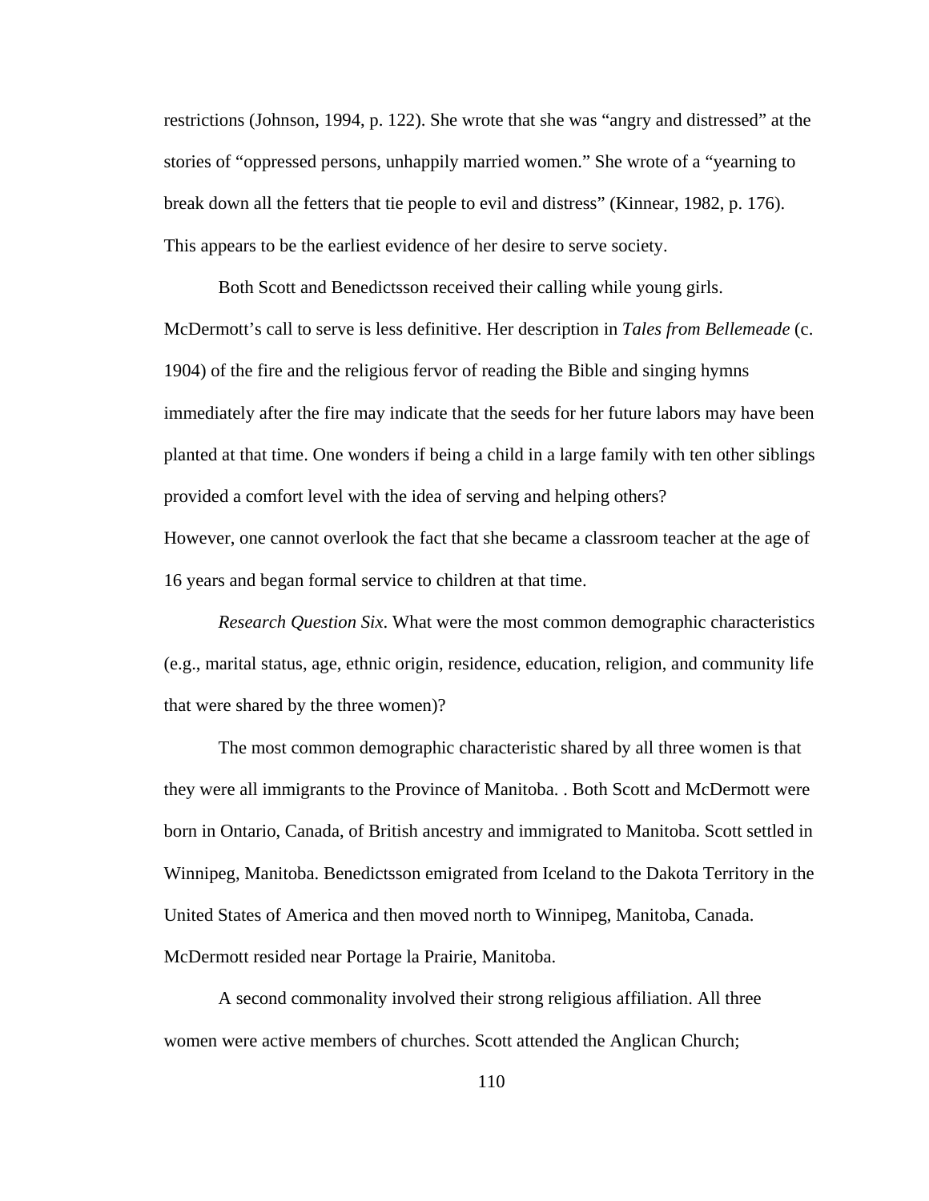restrictions (Johnson, 1994, p. 122). She wrote that she was "angry and distressed" at the stories of "oppressed persons, unhappily married women." She wrote of a "yearning to break down all the fetters that tie people to evil and distress" (Kinnear, 1982, p. 176). This appears to be the earliest evidence of her desire to serve society.

Both Scott and Benedictsson received their calling while young girls. McDermott's call to serve is less definitive. Her description in *Tales from Bellemeade* (c. 1904) of the fire and the religious fervor of reading the Bible and singing hymns immediately after the fire may indicate that the seeds for her future labors may have been planted at that time. One wonders if being a child in a large family with ten other siblings provided a comfort level with the idea of serving and helping others?
However, one cannot overlook the fact that she became a classroom teacher at the age of 16 years and began formal service to children at that time.

*Research Question Six*. What were the most common demographic characteristics (e.g., marital status, age, ethnic origin, residence, education, religion, and community life that were shared by the three women)?

The most common demographic characteristic shared by all three women is that they were all immigrants to the Province of Manitoba. . Both Scott and McDermott were born in Ontario, Canada, of British ancestry and immigrated to Manitoba. Scott settled in Winnipeg, Manitoba. Benedictsson emigrated from Iceland to the Dakota Territory in the United States of America and then moved north to Winnipeg, Manitoba, Canada. McDermott resided near Portage la Prairie, Manitoba.

A second commonality involved their strong religious affiliation. All three women were active members of churches. Scott attended the Anglican Church;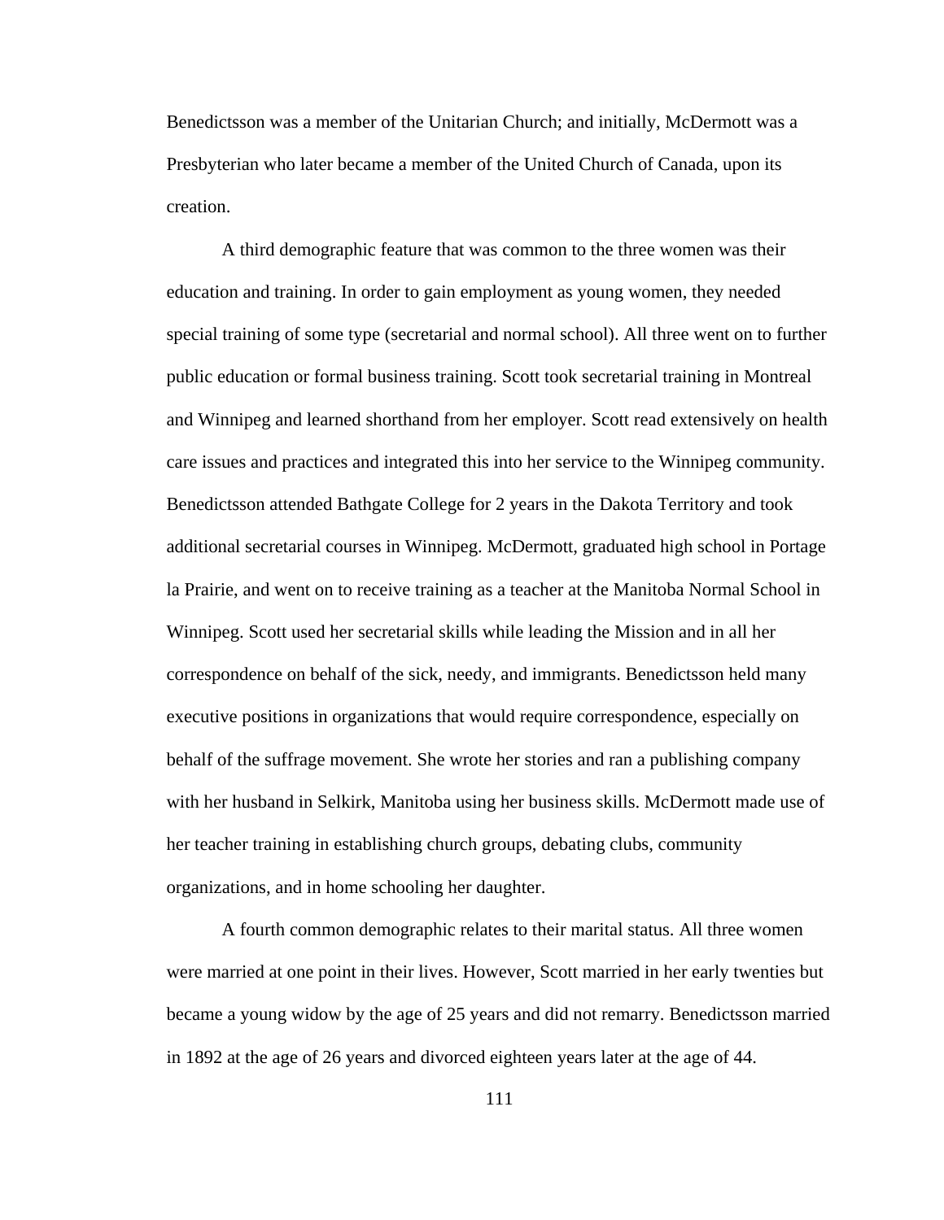Benedictsson was a member of the Unitarian Church; and initially, McDermott was a Presbyterian who later became a member of the United Church of Canada, upon its creation.

A third demographic feature that was common to the three women was their education and training. In order to gain employment as young women, they needed special training of some type (secretarial and normal school). All three went on to further public education or formal business training. Scott took secretarial training in Montreal and Winnipeg and learned shorthand from her employer. Scott read extensively on health care issues and practices and integrated this into her service to the Winnipeg community. Benedictsson attended Bathgate College for 2 years in the Dakota Territory and took additional secretarial courses in Winnipeg. McDermott, graduated high school in Portage la Prairie, and went on to receive training as a teacher at the Manitoba Normal School in Winnipeg. Scott used her secretarial skills while leading the Mission and in all her correspondence on behalf of the sick, needy, and immigrants. Benedictsson held many executive positions in organizations that would require correspondence, especially on behalf of the suffrage movement. She wrote her stories and ran a publishing company with her husband in Selkirk, Manitoba using her business skills. McDermott made use of her teacher training in establishing church groups, debating clubs, community organizations, and in home schooling her daughter.

A fourth common demographic relates to their marital status. All three women were married at one point in their lives. However, Scott married in her early twenties but became a young widow by the age of 25 years and did not remarry. Benedictsson married in 1892 at the age of 26 years and divorced eighteen years later at the age of 44.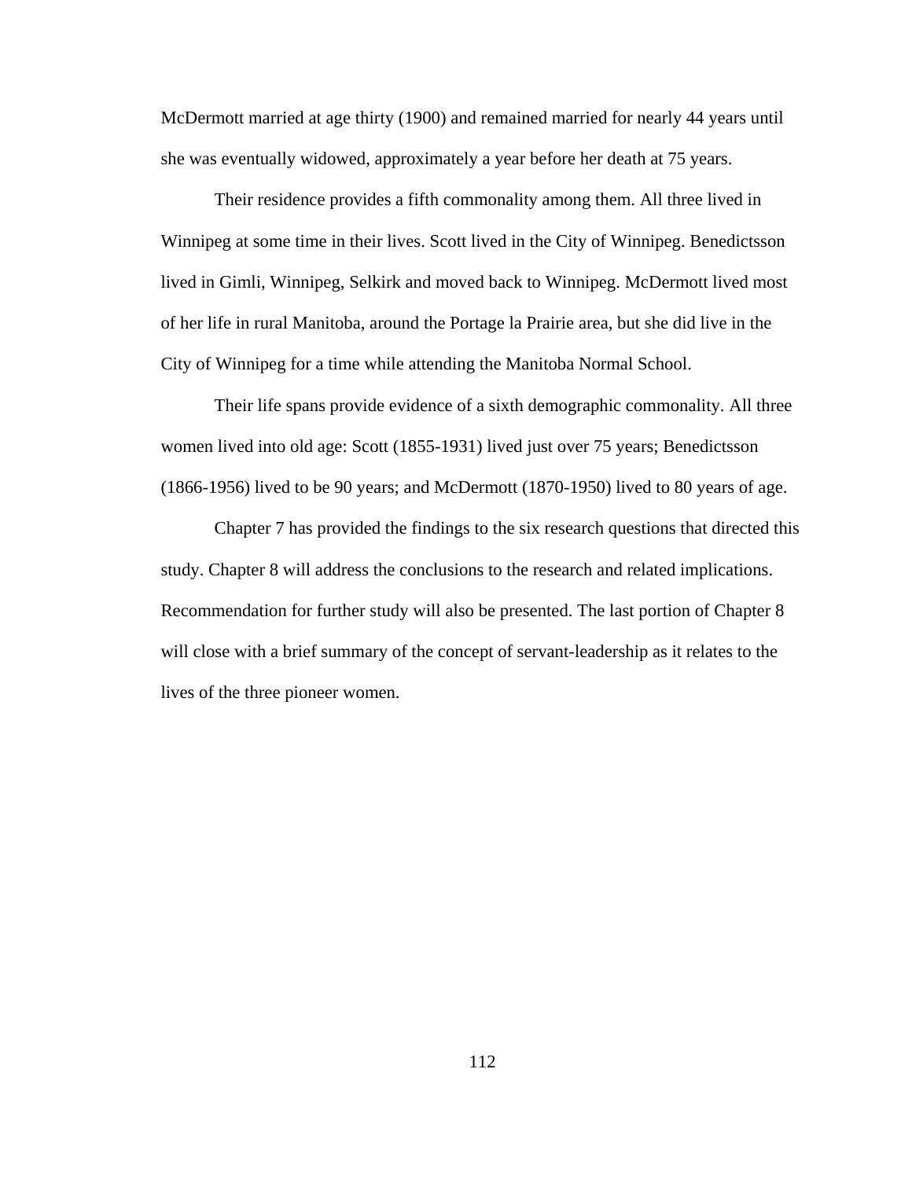McDermott married at age thirty (1900) and remained married for nearly 44 years until she was eventually widowed, approximately a year before her death at 75 years.

Their residence provides a fifth commonality among them. All three lived in Winnipeg at some time in their lives. Scott lived in the City of Winnipeg. Benedictsson lived in Gimli, Winnipeg, Selkirk and moved back to Winnipeg. McDermott lived most of her life in rural Manitoba, around the Portage la Prairie area, but she did live in the City of Winnipeg for a time while attending the Manitoba Normal School.

Their life spans provide evidence of a sixth demographic commonality. All three women lived into old age: Scott (1855-1931) lived just over 75 years; Benedictsson (1866-1956) lived to be 90 years; and McDermott (1870-1950) lived to 80 years of age.

Chapter 7 has provided the findings to the six research questions that directed this study. Chapter 8 will address the conclusions to the research and related implications. Recommendation for further study will also be presented. The last portion of Chapter 8 will close with a brief summary of the concept of servant-leadership as it relates to the lives of the three pioneer women.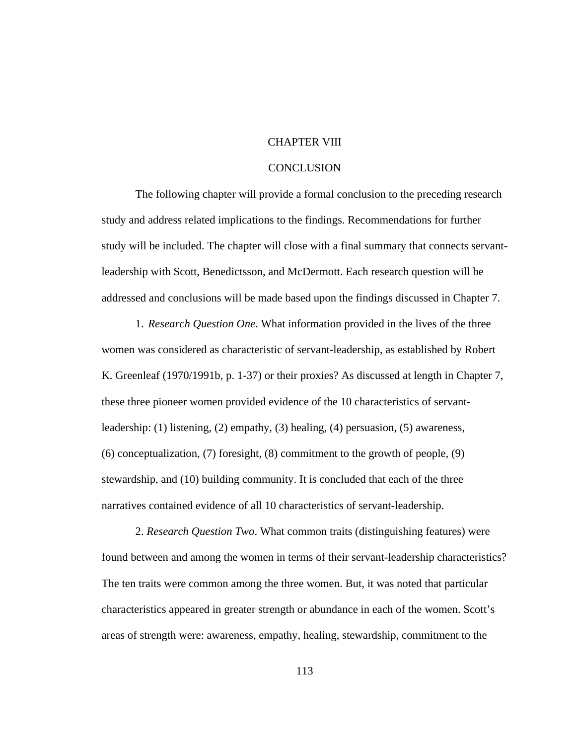# CHAPTER VIII

# CONCLUSION

The following chapter will provide a formal conclusion to the preceding research study and address related implications to the findings. Recommendations for further study will be included. The chapter will close with a final summary that connects servant-leadership with Scott, Benedictsson, and McDermott. Each research question will be addressed and conclusions will be made based upon the findings discussed in Chapter 7.

1. *Research Question One*. What information provided in the lives of the three women was considered as characteristic of servant-leadership, as established by Robert K. Greenleaf (1970/1991b, p. 1-37) or their proxies? As discussed at length in Chapter 7, these three pioneer women provided evidence of the 10 characteristics of servant-leadership: (1) listening, (2) empathy, (3) healing, (4) persuasion, (5) awareness, (6) conceptualization, (7) foresight, (8) commitment to the growth of people, (9) stewardship, and (10) building community. It is concluded that each of the three narratives contained evidence of all 10 characteristics of servant-leadership.

2. *Research Question Two*. What common traits (distinguishing features) were found between and among the women in terms of their servant-leadership characteristics? The ten traits were common among the three women. But, it was noted that particular characteristics appeared in greater strength or abundance in each of the women. Scott's areas of strength were: awareness, empathy, healing, stewardship, commitment to the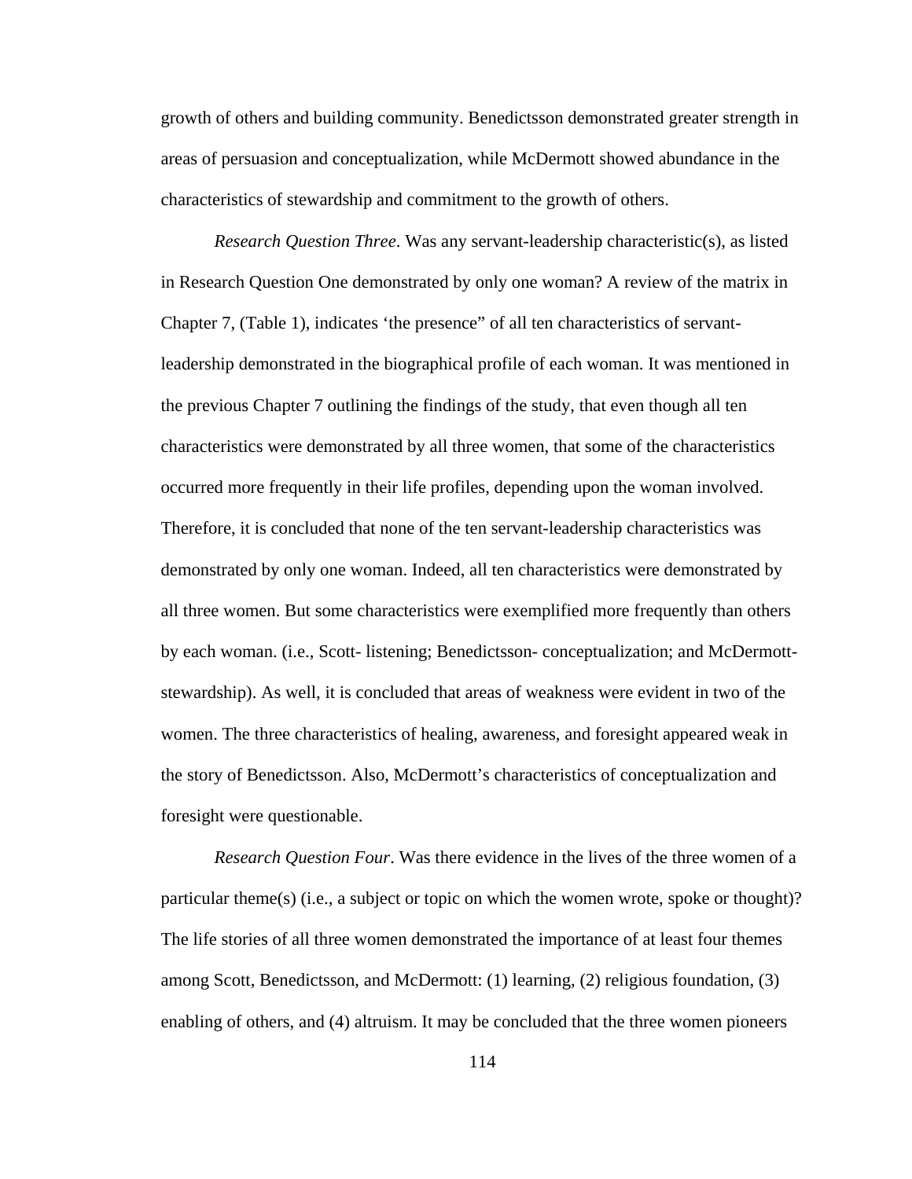growth of others and building community. Benedictsson demonstrated greater strength in areas of persuasion and conceptualization, while McDermott showed abundance in the characteristics of stewardship and commitment to the growth of others.

*Research Question Three*. Was any servant-leadership characteristic(s), as listed in Research Question One demonstrated by only one woman? A review of the matrix in Chapter 7, (Table 1), indicates 'the presence" of all ten characteristics of servant-leadership demonstrated in the biographical profile of each woman. It was mentioned in the previous Chapter 7 outlining the findings of the study, that even though all ten characteristics were demonstrated by all three women, that some of the characteristics occurred more frequently in their life profiles, depending upon the woman involved. Therefore, it is concluded that none of the ten servant-leadership characteristics was demonstrated by only one woman. Indeed, all ten characteristics were demonstrated by all three women. But some characteristics were exemplified more frequently than others by each woman. (i.e., Scott- listening; Benedictsson- conceptualization; and McDermott- stewardship). As well, it is concluded that areas of weakness were evident in two of the women. The three characteristics of healing, awareness, and foresight appeared weak in the story of Benedictsson. Also, McDermott's characteristics of conceptualization and foresight were questionable.

*Research Question Four*. Was there evidence in the lives of the three women of a particular theme(s) (i.e., a subject or topic on which the women wrote, spoke or thought)? The life stories of all three women demonstrated the importance of at least four themes among Scott, Benedictsson, and McDermott: (1) learning, (2) religious foundation, (3) enabling of others, and (4) altruism. It may be concluded that the three women pioneers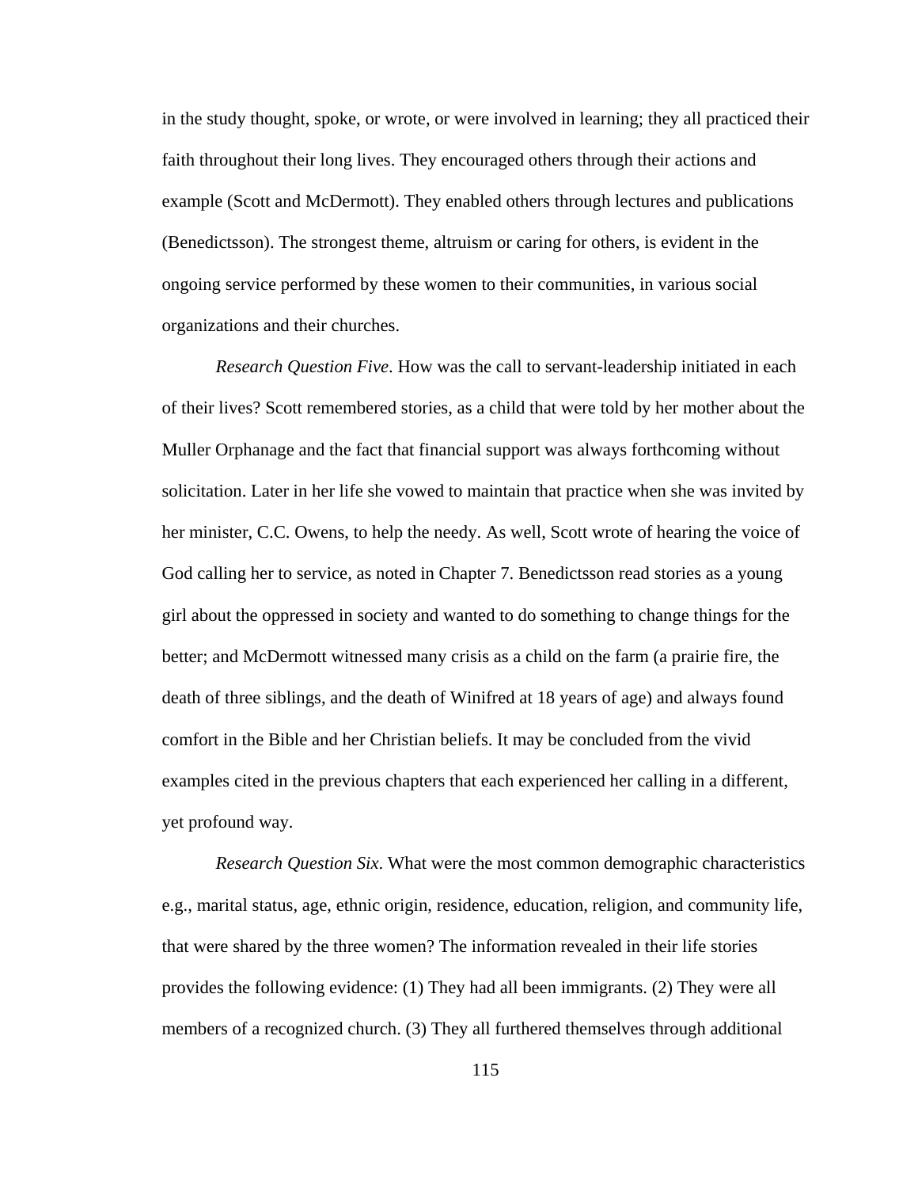in the study thought, spoke, or wrote, or were involved in learning; they all practiced their faith throughout their long lives. They encouraged others through their actions and example (Scott and McDermott). They enabled others through lectures and publications (Benedictsson). The strongest theme, altruism or caring for others, is evident in the ongoing service performed by these women to their communities, in various social organizations and their churches.

*Research Question Five*. How was the call to servant-leadership initiated in each of their lives? Scott remembered stories, as a child that were told by her mother about the Muller Orphanage and the fact that financial support was always forthcoming without solicitation. Later in her life she vowed to maintain that practice when she was invited by her minister, C.C. Owens, to help the needy. As well, Scott wrote of hearing the voice of God calling her to service, as noted in Chapter 7. Benedictsson read stories as a young girl about the oppressed in society and wanted to do something to change things for the better; and McDermott witnessed many crisis as a child on the farm (a prairie fire, the death of three siblings, and the death of Winifred at 18 years of age) and always found comfort in the Bible and her Christian beliefs. It may be concluded from the vivid examples cited in the previous chapters that each experienced her calling in a different, yet profound way.

*Research Question Six*. What were the most common demographic characteristics e.g., marital status, age, ethnic origin, residence, education, religion, and community life, that were shared by the three women? The information revealed in their life stories provides the following evidence: (1) They had all been immigrants. (2) They were all members of a recognized church. (3) They all furthered themselves through additional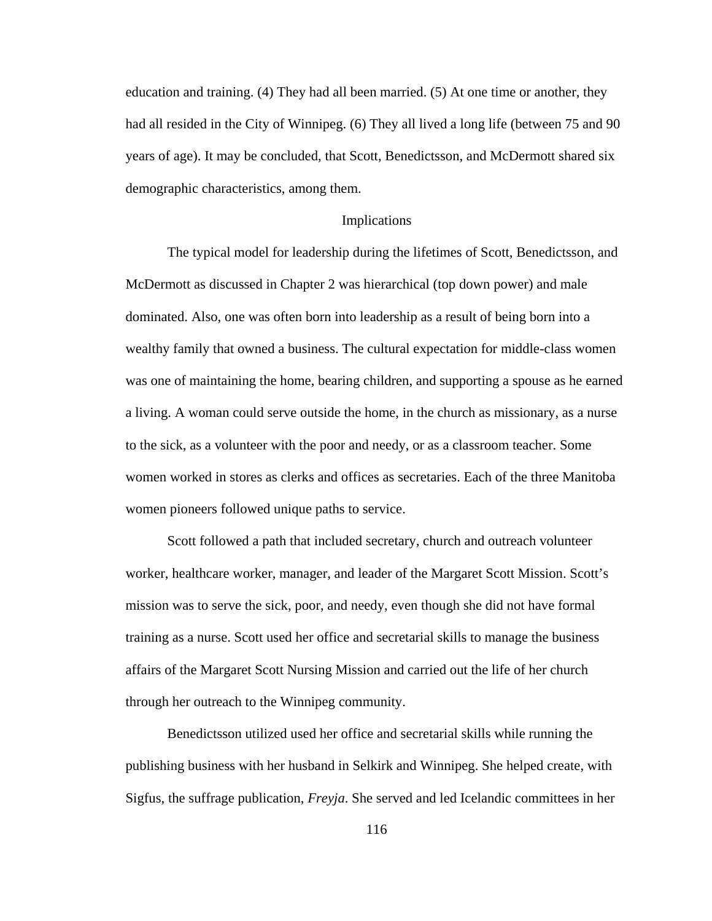education and training. (4) They had all been married. (5) At one time or another, they had all resided in the City of Winnipeg. (6) They all lived a long life (between 75 and 90 years of age). It may be concluded, that Scott, Benedictsson, and McDermott shared six demographic characteristics, among them.

## Implications

The typical model for leadership during the lifetimes of Scott, Benedictsson, and McDermott as discussed in Chapter 2 was hierarchical (top down power) and male dominated. Also, one was often born into leadership as a result of being born into a wealthy family that owned a business. The cultural expectation for middle-class women was one of maintaining the home, bearing children, and supporting a spouse as he earned a living. A woman could serve outside the home, in the church as missionary, as a nurse to the sick, as a volunteer with the poor and needy, or as a classroom teacher. Some women worked in stores as clerks and offices as secretaries. Each of the three Manitoba women pioneers followed unique paths to service.

Scott followed a path that included secretary, church and outreach volunteer worker, healthcare worker, manager, and leader of the Margaret Scott Mission. Scott's mission was to serve the sick, poor, and needy, even though she did not have formal training as a nurse. Scott used her office and secretarial skills to manage the business affairs of the Margaret Scott Nursing Mission and carried out the life of her church through her outreach to the Winnipeg community.

Benedictsson utilized used her office and secretarial skills while running the publishing business with her husband in Selkirk and Winnipeg. She helped create, with Sigfus, the suffrage publication, *Freyja*. She served and led Icelandic committees in her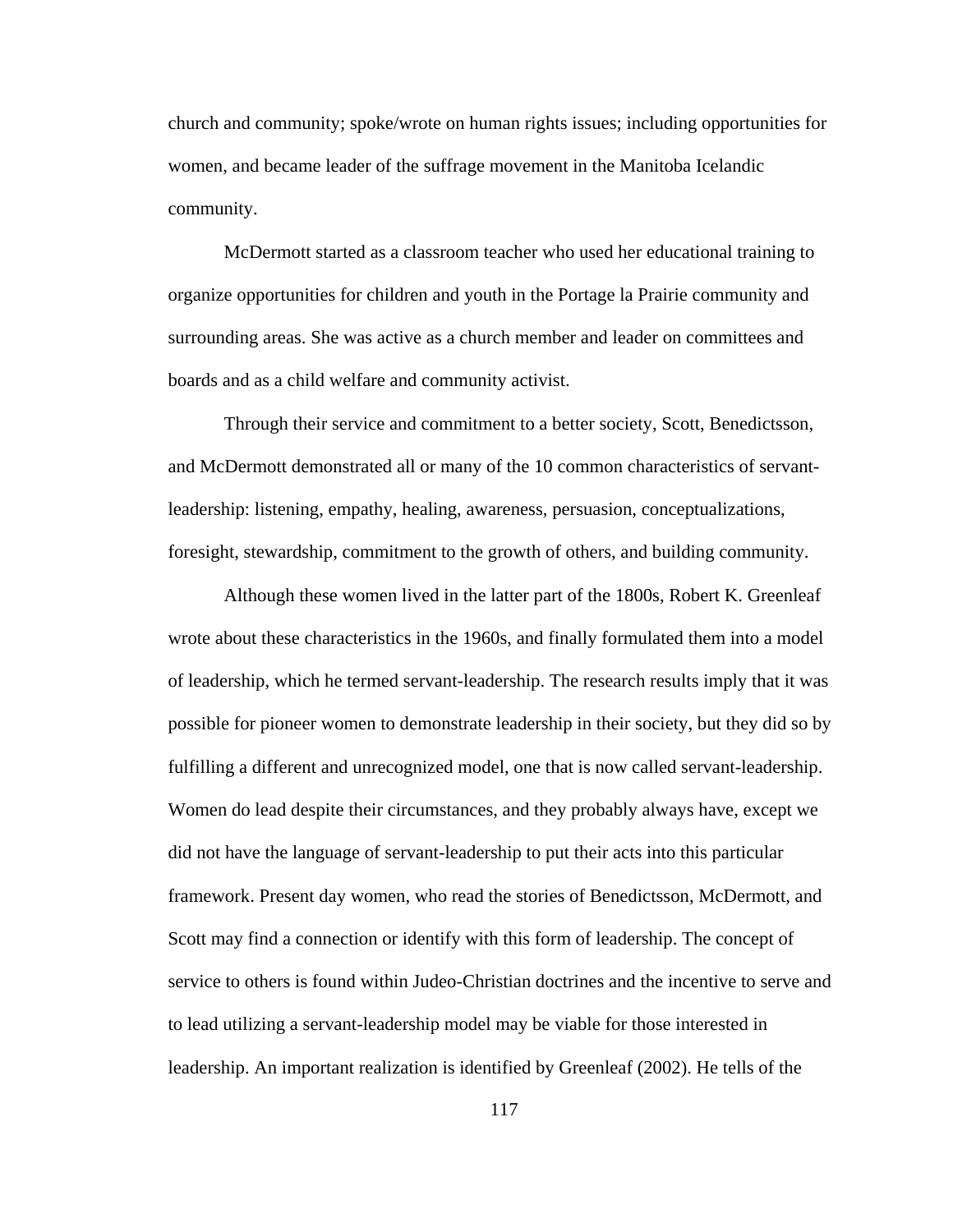church and community; spoke/wrote on human rights issues; including opportunities for women, and became leader of the suffrage movement in the Manitoba Icelandic community.

McDermott started as a classroom teacher who used her educational training to organize opportunities for children and youth in the Portage la Prairie community and surrounding areas. She was active as a church member and leader on committees and boards and as a child welfare and community activist.

Through their service and commitment to a better society, Scott, Benedictsson, and McDermott demonstrated all or many of the 10 common characteristics of servant-leadership: listening, empathy, healing, awareness, persuasion, conceptualizations, foresight, stewardship, commitment to the growth of others, and building community.

Although these women lived in the latter part of the 1800s, Robert K. Greenleaf wrote about these characteristics in the 1960s, and finally formulated them into a model of leadership, which he termed servant-leadership. The research results imply that it was possible for pioneer women to demonstrate leadership in their society, but they did so by fulfilling a different and unrecognized model, one that is now called servant-leadership. Women do lead despite their circumstances, and they probably always have, except we did not have the language of servant-leadership to put their acts into this particular framework. Present day women, who read the stories of Benedictsson, McDermott, and Scott may find a connection or identify with this form of leadership. The concept of service to others is found within Judeo-Christian doctrines and the incentive to serve and to lead utilizing a servant-leadership model may be viable for those interested in leadership. An important realization is identified by Greenleaf (2002). He tells of the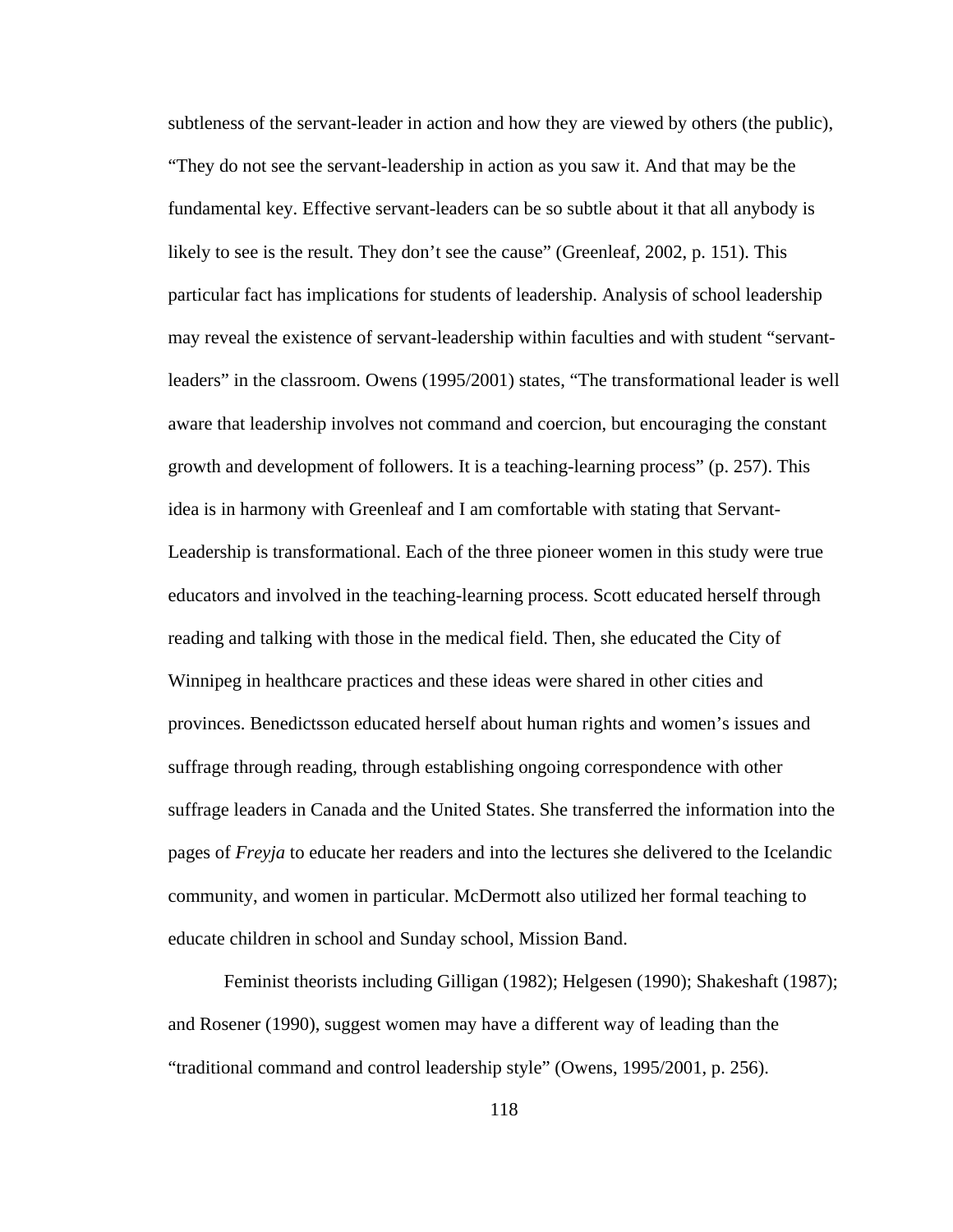subtleness of the servant-leader in action and how they are viewed by others (the public), "They do not see the servant-leadership in action as you saw it. And that may be the fundamental key. Effective servant-leaders can be so subtle about it that all anybody is likely to see is the result. They don't see the cause" (Greenleaf, 2002, p. 151). This particular fact has implications for students of leadership. Analysis of school leadership may reveal the existence of servant-leadership within faculties and with student "servant-leaders" in the classroom. Owens (1995/2001) states, "The transformational leader is well aware that leadership involves not command and coercion, but encouraging the constant growth and development of followers. It is a teaching-learning process" (p. 257). This idea is in harmony with Greenleaf and I am comfortable with stating that Servant-Leadership is transformational. Each of the three pioneer women in this study were true educators and involved in the teaching-learning process. Scott educated herself through reading and talking with those in the medical field. Then, she educated the City of Winnipeg in healthcare practices and these ideas were shared in other cities and provinces. Benedictsson educated herself about human rights and women's issues and suffrage through reading, through establishing ongoing correspondence with other suffrage leaders in Canada and the United States. She transferred the information into the pages of *Freyja* to educate her readers and into the lectures she delivered to the Icelandic community, and women in particular. McDermott also utilized her formal teaching to educate children in school and Sunday school, Mission Band.

Feminist theorists including Gilligan (1982); Helgesen (1990); Shakeshaft (1987); and Rosener (1990), suggest women may have a different way of leading than the "traditional command and control leadership style" (Owens, 1995/2001, p. 256).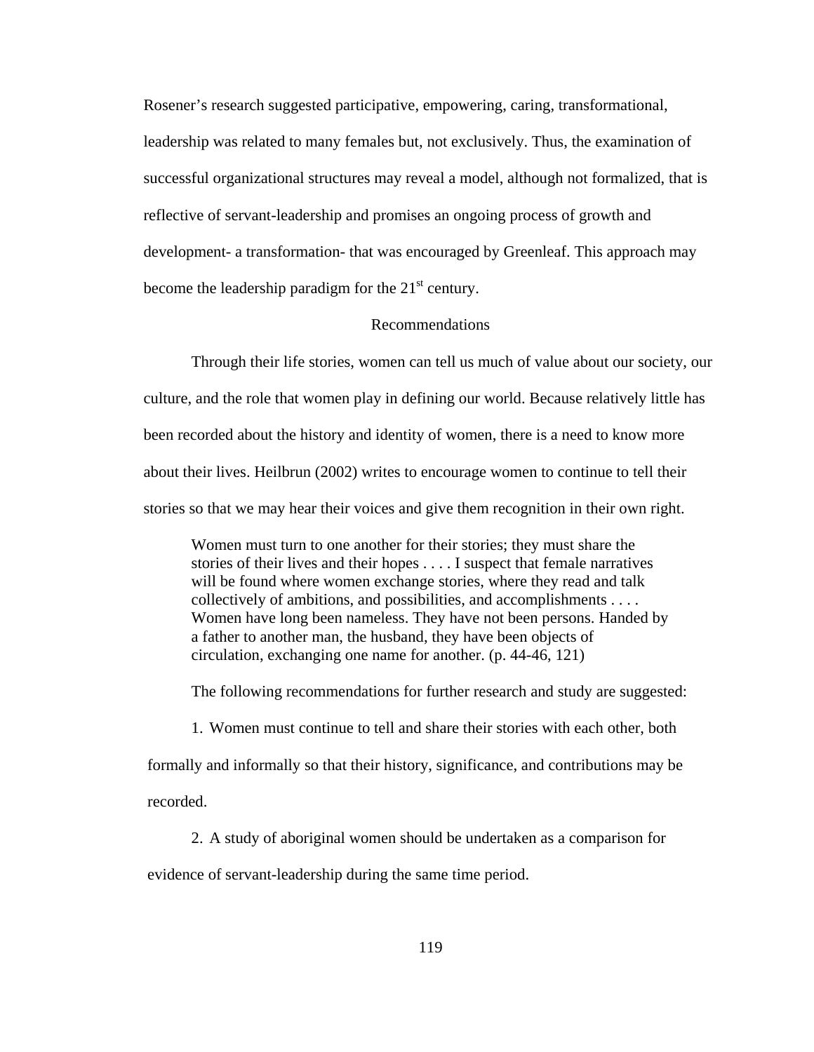Rosener's research suggested participative, empowering, caring, transformational, leadership was related to many females but, not exclusively. Thus, the examination of successful organizational structures may reveal a model, although not formalized, that is reflective of servant-leadership and promises an ongoing process of growth and development- a transformation- that was encouraged by Greenleaf. This approach may become the leadership paradigm for the 21st century.

## Recommendations

Through their life stories, women can tell us much of value about our society, our culture, and the role that women play in defining our world. Because relatively little has been recorded about the history and identity of women, there is a need to know more about their lives. Heilbrun (2002) writes to encourage women to continue to tell their stories so that we may hear their voices and give them recognition in their own right.

> Women must turn to one another for their stories; they must share the stories of their lives and their hopes . . . . I suspect that female narratives will be found where women exchange stories, where they read and talk collectively of ambitions, and possibilities, and accomplishments . . . . Women have long been nameless. They have not been persons. Handed by a father to another man, the husband, they have been objects of circulation, exchanging one name for another. (p. 44-46, 121)

The following recommendations for further research and study are suggested:

1. Women must continue to tell and share their stories with each other, both formally and informally so that their history, significance, and contributions may be recorded.

2. A study of aboriginal women should be undertaken as a comparison for evidence of servant-leadership during the same time period.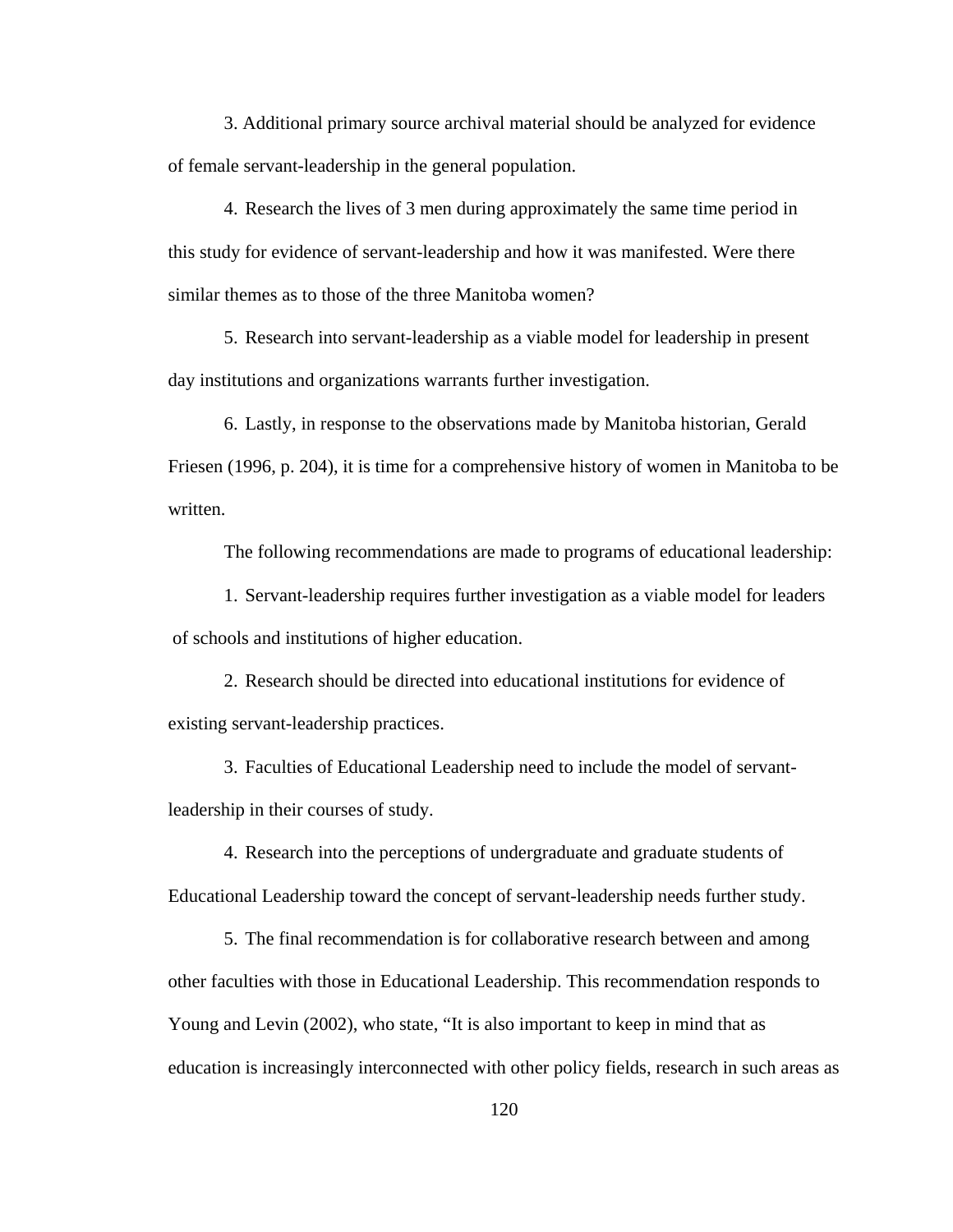3. Additional primary source archival material should be analyzed for evidence of female servant-leadership in the general population.

4. Research the lives of 3 men during approximately the same time period in this study for evidence of servant-leadership and how it was manifested. Were there similar themes as to those of the three Manitoba women?

5. Research into servant-leadership as a viable model for leadership in present day institutions and organizations warrants further investigation.

6. Lastly, in response to the observations made by Manitoba historian, Gerald Friesen (1996, p. 204), it is time for a comprehensive history of women in Manitoba to be written.

The following recommendations are made to programs of educational leadership:

1. Servant-leadership requires further investigation as a viable model for leaders of schools and institutions of higher education.

2. Research should be directed into educational institutions for evidence of existing servant-leadership practices.

3. Faculties of Educational Leadership need to include the model of servant-leadership in their courses of study.

4. Research into the perceptions of undergraduate and graduate students of Educational Leadership toward the concept of servant-leadership needs further study.

5. The final recommendation is for collaborative research between and among other faculties with those in Educational Leadership. This recommendation responds to Young and Levin (2002), who state, “It is also important to keep in mind that as education is increasingly interconnected with other policy fields, research in such areas as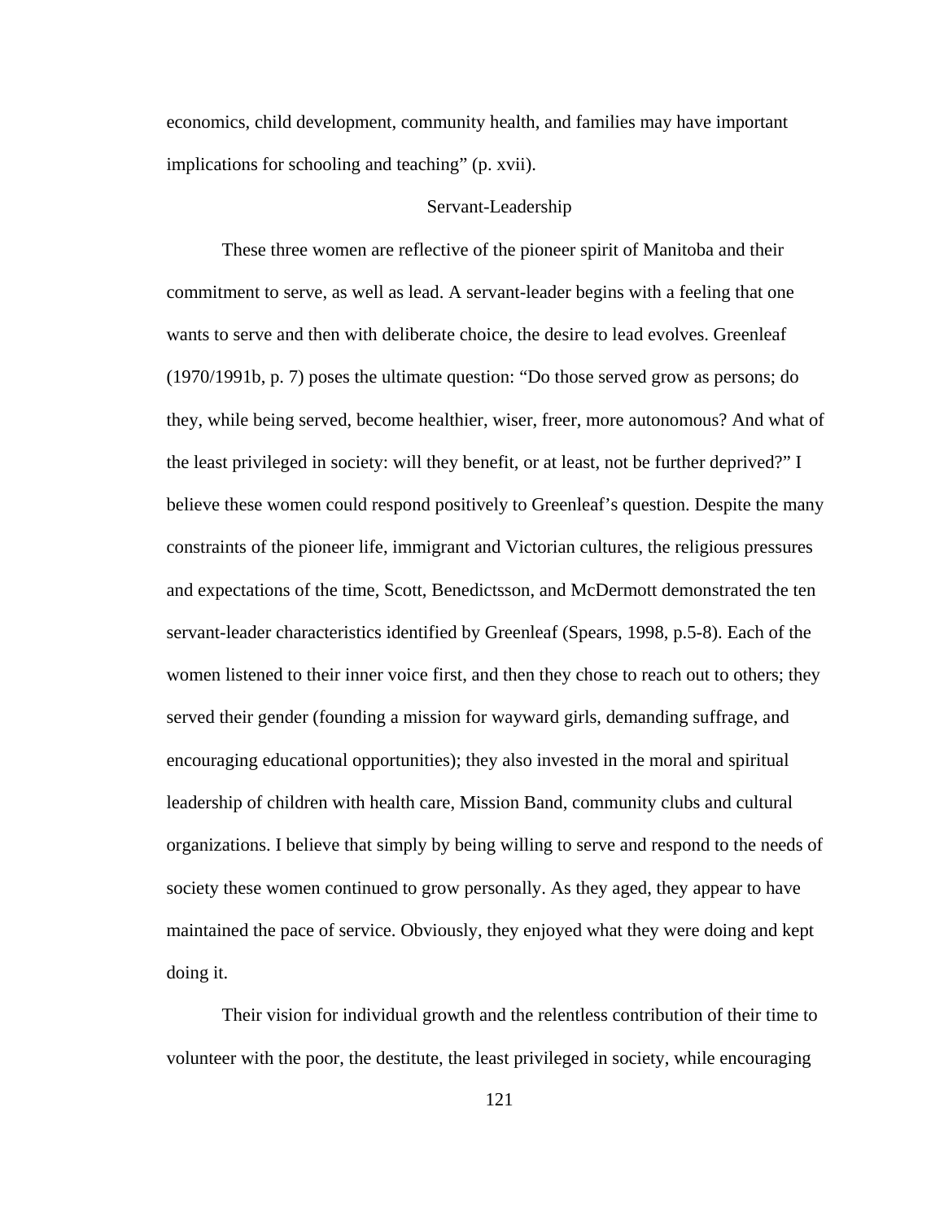economics, child development, community health, and families may have important implications for schooling and teaching" (p. xvii).

## Servant-Leadership

These three women are reflective of the pioneer spirit of Manitoba and their commitment to serve, as well as lead. A servant-leader begins with a feeling that one wants to serve and then with deliberate choice, the desire to lead evolves. Greenleaf (1970/1991b, p. 7) poses the ultimate question: "Do those served grow as persons; do they, while being served, become healthier, wiser, freer, more autonomous? And what of the least privileged in society: will they benefit, or at least, not be further deprived?" I believe these women could respond positively to Greenleaf's question. Despite the many constraints of the pioneer life, immigrant and Victorian cultures, the religious pressures and expectations of the time, Scott, Benedictsson, and McDermott demonstrated the ten servant-leader characteristics identified by Greenleaf (Spears, 1998, p.5-8). Each of the women listened to their inner voice first, and then they chose to reach out to others; they served their gender (founding a mission for wayward girls, demanding suffrage, and encouraging educational opportunities); they also invested in the moral and spiritual leadership of children with health care, Mission Band, community clubs and cultural organizations. I believe that simply by being willing to serve and respond to the needs of society these women continued to grow personally. As they aged, they appear to have maintained the pace of service. Obviously, they enjoyed what they were doing and kept doing it.

Their vision for individual growth and the relentless contribution of their time to volunteer with the poor, the destitute, the least privileged in society, while encouraging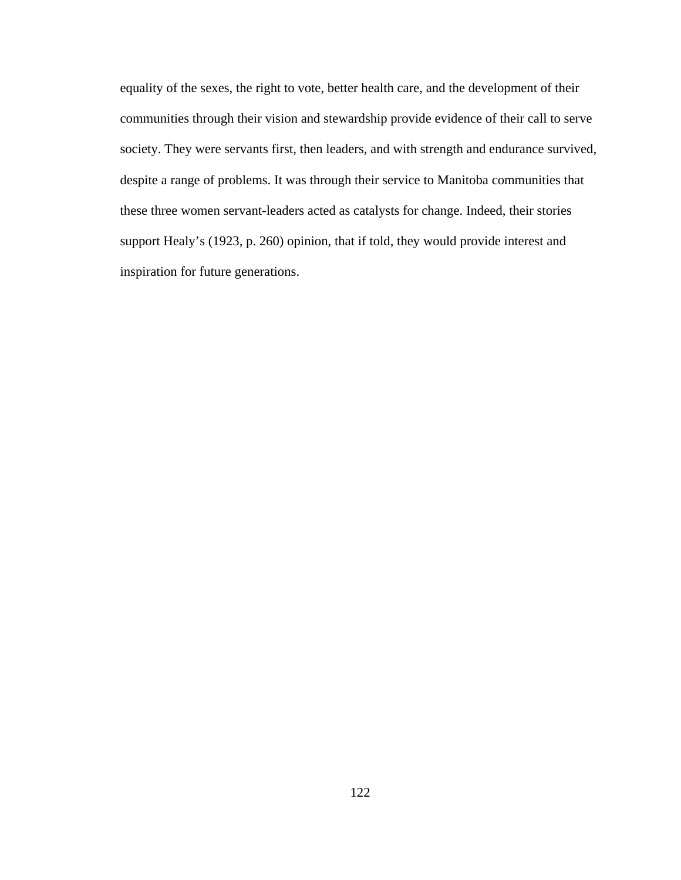equality of the sexes, the right to vote, better health care, and the development of their communities through their vision and stewardship provide evidence of their call to serve society. They were servants first, then leaders, and with strength and endurance survived, despite a range of problems. It was through their service to Manitoba communities that these three women servant-leaders acted as catalysts for change. Indeed, their stories support Healy's (1923, p. 260) opinion, that if told, they would provide interest and inspiration for future generations.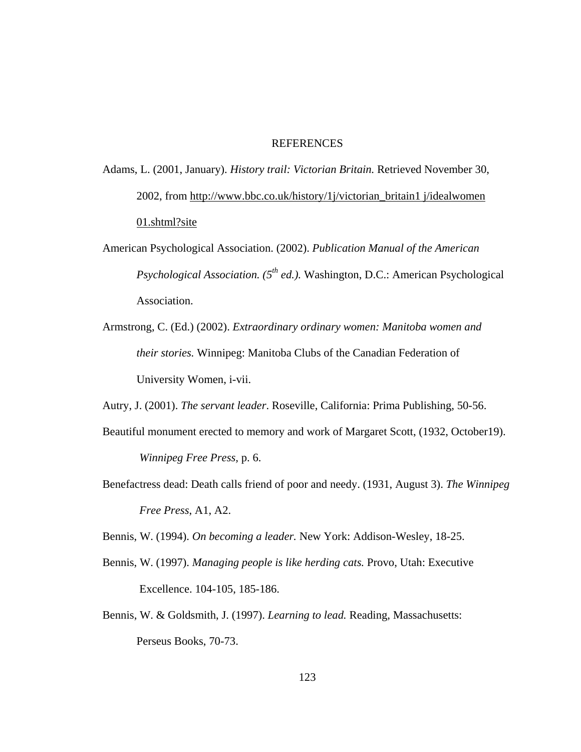# REFERENCES

Adams, L. (2001, January). *History trail: Victorian Britain.* Retrieved November 30, 2002, from http://www.bbc.co.uk/history/1j/victorian_britain1 j/idealwomen 01.shtml?site

American Psychological Association. (2002). *Publication Manual of the American Psychological Association. (5th ed.).* Washington, D.C.: American Psychological Association.

Armstrong, C. (Ed.) (2002). *Extraordinary ordinary women: Manitoba women and their stories.* Winnipeg: Manitoba Clubs of the Canadian Federation of University Women, i-vii.

Autry, J. (2001). *The servant leader*. Roseville, California: Prima Publishing, 50-56.

Beautiful monument erected to memory and work of Margaret Scott, (1932, October19). *Winnipeg Free Press*, p. 6.

Benefactress dead: Death calls friend of poor and needy. (1931, August 3). *The Winnipeg Free Press*, A1, A2.

Bennis, W. (1994). *On becoming a leader.* New York: Addison-Wesley, 18-25.

Bennis, W. (1997). *Managing people is like herding cats.* Provo, Utah: Executive Excellence. 104-105, 185-186.

Bennis, W. & Goldsmith, J. (1997). *Learning to lead.* Reading, Massachusetts: Perseus Books, 70-73.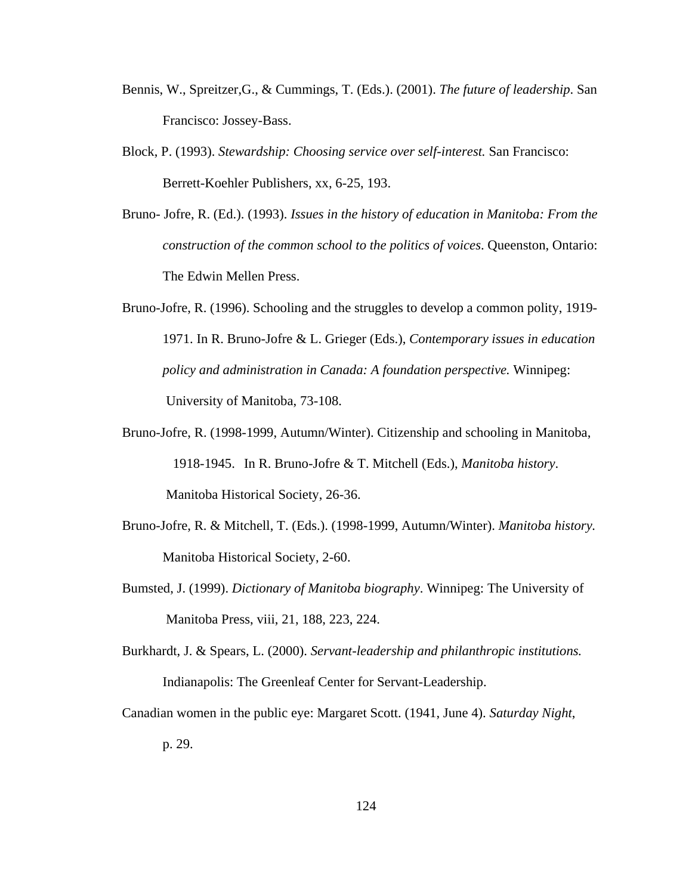Bennis, W., Spreitzer,G., & Cummings, T. (Eds.). (2001). *The future of leadership*. San Francisco: Jossey-Bass.

Block, P. (1993). *Stewardship: Choosing service over self-interest.* San Francisco: Berrett-Koehler Publishers, xx, 6-25, 193.

Bruno- Jofre, R. (Ed.). (1993). *Issues in the history of education in Manitoba: From the construction of the common school to the politics of voices*. Queenston, Ontario: The Edwin Mellen Press.

Bruno-Jofre, R. (1996). Schooling and the struggles to develop a common polity, 1919-1971. In R. Bruno-Jofre & L. Grieger (Eds.), *Contemporary issues in education policy and administration in Canada: A foundation perspective.* Winnipeg: University of Manitoba, 73-108.

Bruno-Jofre, R. (1998-1999, Autumn/Winter). Citizenship and schooling in Manitoba, 1918-1945. In R. Bruno-Jofre & T. Mitchell (Eds.), *Manitoba history*. Manitoba Historical Society, 26-36.

Bruno-Jofre, R. & Mitchell, T. (Eds.). (1998-1999, Autumn/Winter). *Manitoba history.* Manitoba Historical Society, 2-60.

Bumsted, J. (1999). *Dictionary of Manitoba biography*. Winnipeg: The University of Manitoba Press, viii, 21, 188, 223, 224.

Burkhardt, J. & Spears, L. (2000). *Servant-leadership and philanthropic institutions.* Indianapolis: The Greenleaf Center for Servant-Leadership.

Canadian women in the public eye: Margaret Scott. (1941, June 4). *Saturday Night*, p. 29.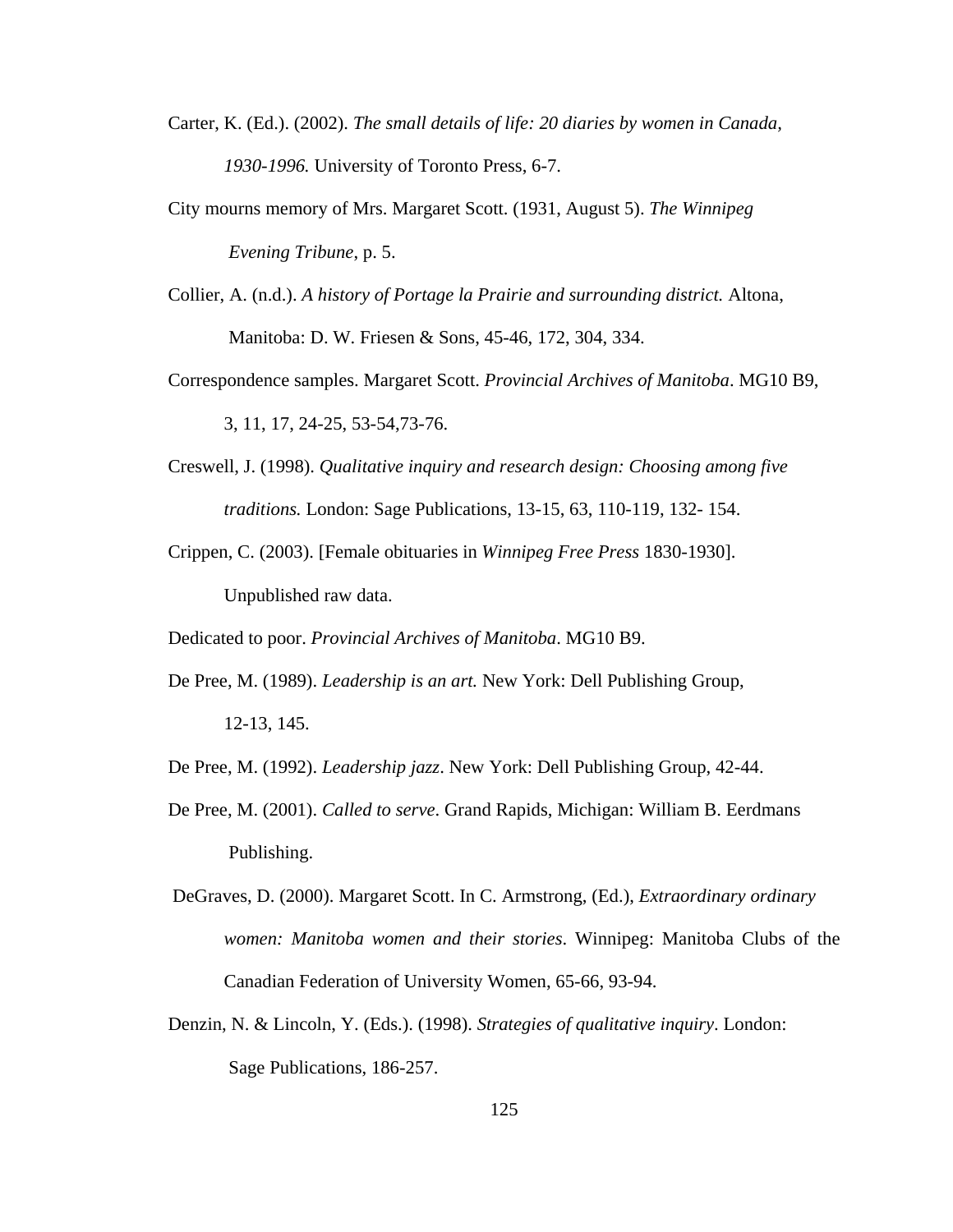Carter, K. (Ed.). (2002). *The small details of life: 20 diaries by women in Canada, 1930-1996.* University of Toronto Press, 6-7.

City mourns memory of Mrs. Margaret Scott. (1931, August 5). *The Winnipeg Evening Tribune*, p. 5.

Collier, A. (n.d.). *A history of Portage la Prairie and surrounding district.* Altona, Manitoba: D. W. Friesen & Sons, 45-46, 172, 304, 334.

Correspondence samples. Margaret Scott. *Provincial Archives of Manitoba*. MG10 B9, 3, 11, 17, 24-25, 53-54,73-76.

Creswell, J. (1998). *Qualitative inquiry and research design: Choosing among five traditions.* London: Sage Publications, 13-15, 63, 110-119, 132- 154.

Crippen, C. (2003). [Female obituaries in *Winnipeg Free Press* 1830-1930]. Unpublished raw data.

Dedicated to poor. *Provincial Archives of Manitoba*. MG10 B9.

De Pree, M. (1989). *Leadership is an art.* New York: Dell Publishing Group, 12-13, 145.

De Pree, M. (1992). *Leadership jazz*. New York: Dell Publishing Group, 42-44.

De Pree, M. (2001). *Called to serve*. Grand Rapids, Michigan: William B. Eerdmans Publishing.

DeGraves, D. (2000). Margaret Scott. In C. Armstrong, (Ed.), *Extraordinary ordinary women: Manitoba women and their stories*. Winnipeg: Manitoba Clubs of the Canadian Federation of University Women, 65-66, 93-94.

Denzin, N. & Lincoln, Y. (Eds.). (1998). *Strategies of qualitative inquiry*. London: Sage Publications, 186-257.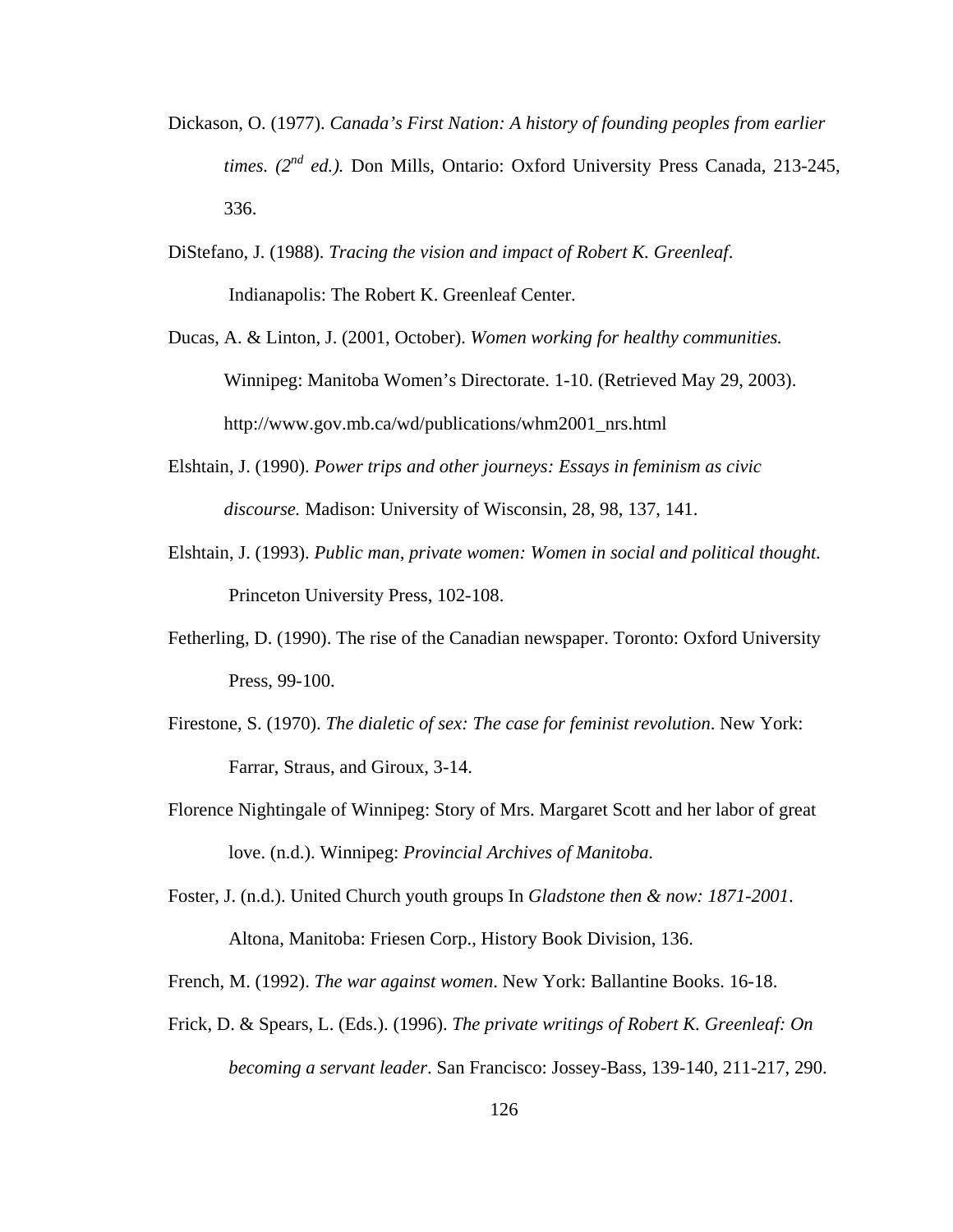Dickason, O. (1977). *Canada's First Nation: A history of founding peoples from earlier times. (2nd ed.).* Don Mills, Ontario: Oxford University Press Canada, 213-245, 336.

DiStefano, J. (1988). *Tracing the vision and impact of Robert K. Greenleaf.* Indianapolis: The Robert K. Greenleaf Center.

Ducas, A. & Linton, J. (2001, October). *Women working for healthy communities.* Winnipeg: Manitoba Women's Directorate. 1-10. (Retrieved May 29, 2003). http://www.gov.mb.ca/wd/publications/whm2001_nrs.html

Elshtain, J. (1990). *Power trips and other journeys: Essays in feminism as civic discourse.* Madison: University of Wisconsin, 28, 98, 137, 141.

Elshtain, J. (1993). *Public man, private women: Women in social and political thought.* Princeton University Press, 102-108.

Fetherling, D. (1990). The rise of the Canadian newspaper. Toronto: Oxford University Press, 99-100.

Firestone, S. (1970). *The dialetic of sex: The case for feminist revolution*. New York: Farrar, Straus, and Giroux, 3-14.

Florence Nightingale of Winnipeg: Story of Mrs. Margaret Scott and her labor of great love. (n.d.). Winnipeg: *Provincial Archives of Manitoba.*

Foster, J. (n.d.). United Church youth groups In *Gladstone then & now: 1871-2001*. Altona, Manitoba: Friesen Corp., History Book Division, 136.

French, M. (1992). *The war against women*. New York: Ballantine Books. 16-18.

Frick, D. & Spears, L. (Eds.). (1996). *The private writings of Robert K. Greenleaf: On becoming a servant leader*. San Francisco: Jossey-Bass, 139-140, 211-217, 290.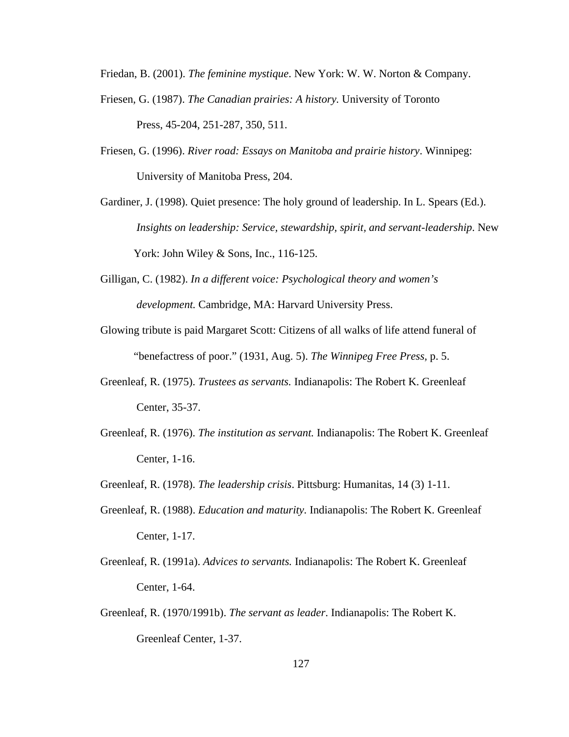Friedan, B. (2001). *The feminine mystique*. New York: W. W. Norton & Company.

Friesen, G. (1987). *The Canadian prairies: A history.* University of Toronto Press, 45-204, 251-287, 350, 511.

Friesen, G. (1996). *River road: Essays on Manitoba and prairie history*. Winnipeg: University of Manitoba Press, 204.

Gardiner, J. (1998). Quiet presence: The holy ground of leadership. In L. Spears (Ed.). *Insights on leadership: Service, stewardship, spirit, and servant-leadership*. New York: John Wiley & Sons, Inc., 116-125.

Gilligan, C. (1982). *In a different voice: Psychological theory and women's development.* Cambridge, MA: Harvard University Press.

Glowing tribute is paid Margaret Scott: Citizens of all walks of life attend funeral of "benefactress of poor." (1931, Aug. 5). *The Winnipeg Free Press,* p. 5.

Greenleaf, R. (1975). *Trustees as servants.* Indianapolis: The Robert K. Greenleaf Center, 35-37.

Greenleaf, R. (1976). *The institution as servant.* Indianapolis: The Robert K. Greenleaf Center, 1-16.

Greenleaf, R. (1978). *The leadership crisis*. Pittsburg: Humanitas, 14 (3) 1-11.

Greenleaf, R. (1988). *Education and maturity.* Indianapolis: The Robert K. Greenleaf Center, 1-17.

Greenleaf, R. (1991a). *Advices to servants.* Indianapolis: The Robert K. Greenleaf Center, 1-64.

Greenleaf, R. (1970/1991b). *The servant as leader*. Indianapolis: The Robert K. Greenleaf Center, 1-37.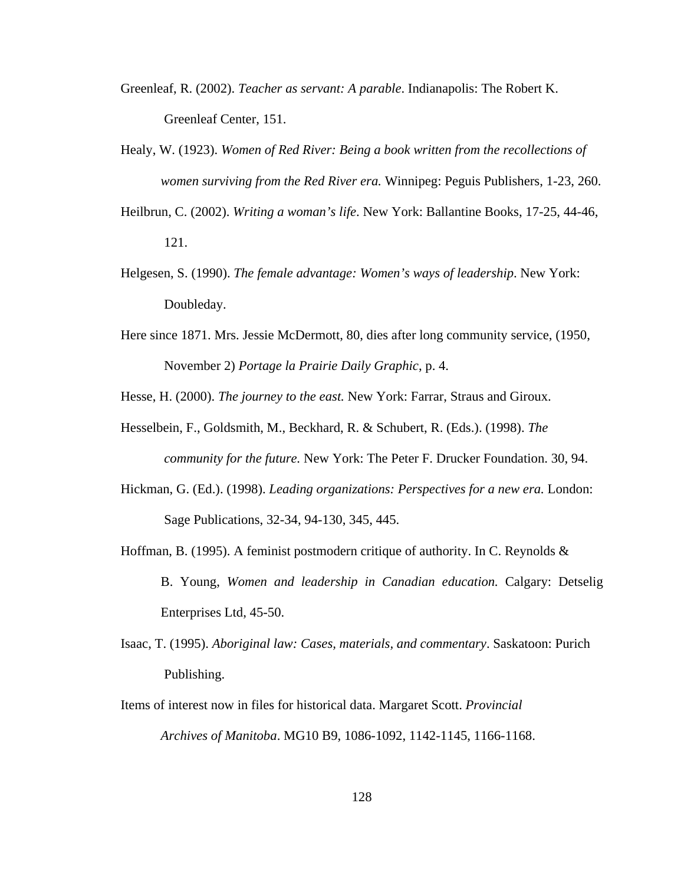Greenleaf, R. (2002). *Teacher as servant: A parable*. Indianapolis: The Robert K. Greenleaf Center, 151.

Healy, W. (1923). *Women of Red River: Being a book written from the recollections of women surviving from the Red River era.* Winnipeg: Peguis Publishers, 1-23, 260.

Heilbrun, C. (2002). *Writing a woman's life*. New York: Ballantine Books, 17-25, 44-46, 121.

Helgesen, S. (1990). *The female advantage: Women's ways of leadership*. New York: Doubleday.

Here since 1871. Mrs. Jessie McDermott, 80, dies after long community service, (1950, November 2) *Portage la Prairie Daily Graphic*, p. 4.

Hesse, H. (2000). *The journey to the east.* New York: Farrar, Straus and Giroux.

Hesselbein, F., Goldsmith, M., Beckhard, R. & Schubert, R. (Eds.). (1998). *The community for the future.* New York: The Peter F. Drucker Foundation. 30, 94.

Hickman, G. (Ed.). (1998). *Leading organizations: Perspectives for a new era.* London: Sage Publications, 32-34, 94-130, 345, 445.

Hoffman, B. (1995). A feminist postmodern critique of authority. In C. Reynolds & B. Young, *Women and leadership in Canadian education.* Calgary: Detselig Enterprises Ltd, 45-50.

Isaac, T. (1995). *Aboriginal law: Cases, materials, and commentary*. Saskatoon: Purich Publishing.

Items of interest now in files for historical data. Margaret Scott. *Provincial Archives of Manitoba*. MG10 B9, 1086-1092, 1142-1145, 1166-1168.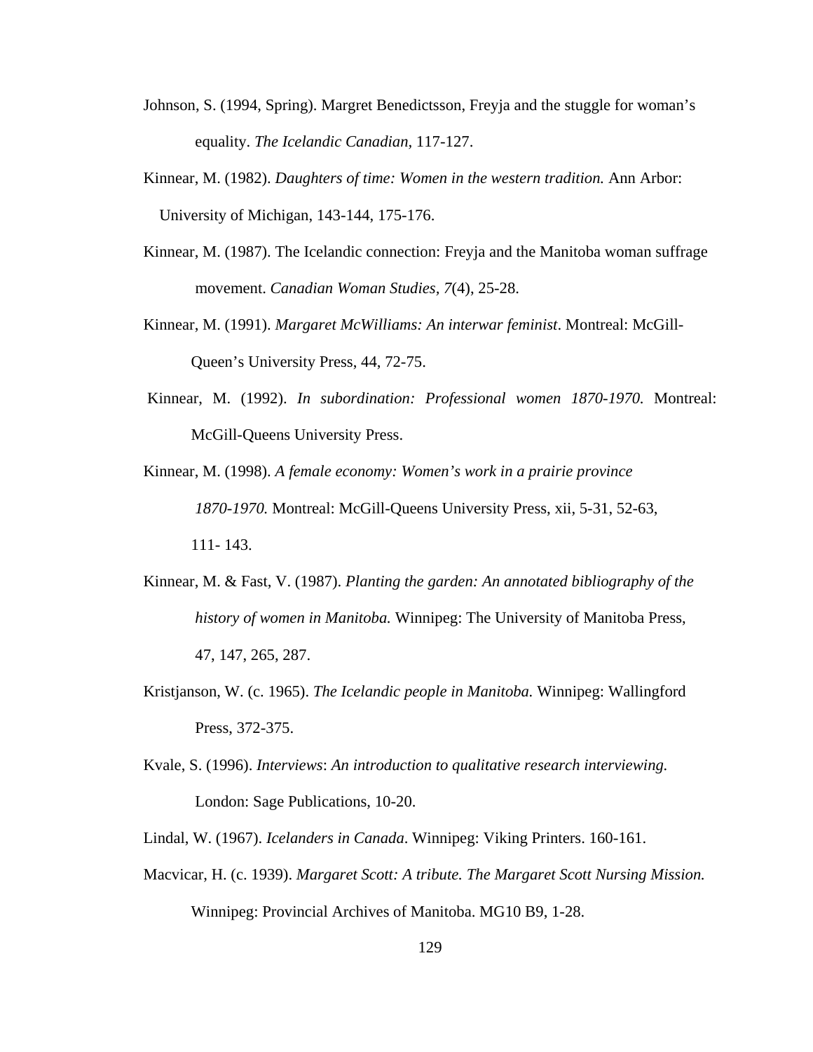Johnson, S. (1994, Spring). Margret Benedictsson, Freyja and the stuggle for woman's equality. *The Icelandic Canadian*, 117-127.

Kinnear, M. (1982). *Daughters of time: Women in the western tradition.* Ann Arbor: University of Michigan, 143-144, 175-176.

Kinnear, M. (1987). The Icelandic connection: Freyja and the Manitoba woman suffrage movement. *Canadian Woman Studies, 7*(4), 25-28.

Kinnear, M. (1991). *Margaret McWilliams: An interwar feminist*. Montreal: McGill-Queen's University Press, 44, 72-75.

Kinnear, M. (1992). *In subordination: Professional women 1870-1970.* Montreal: McGill-Queens University Press.

Kinnear, M. (1998). *A female economy: Women's work in a prairie province 1870-1970.* Montreal: McGill-Queens University Press, xii, 5-31, 52-63, 111- 143.

Kinnear, M. & Fast, V. (1987). *Planting the garden: An annotated bibliography of the history of women in Manitoba.* Winnipeg: The University of Manitoba Press, 47, 147, 265, 287.

Kristjanson, W. (c. 1965). *The Icelandic people in Manitoba.* Winnipeg: Wallingford Press, 372-375.

Kvale, S. (1996). *Interviews*: *An introduction to qualitative research interviewing.* London: Sage Publications, 10-20.

Lindal, W. (1967). *Icelanders in Canada*. Winnipeg: Viking Printers. 160-161.

Macvicar, H. (c. 1939). *Margaret Scott: A tribute. The Margaret Scott Nursing Mission.* Winnipeg: Provincial Archives of Manitoba. MG10 B9, 1-28.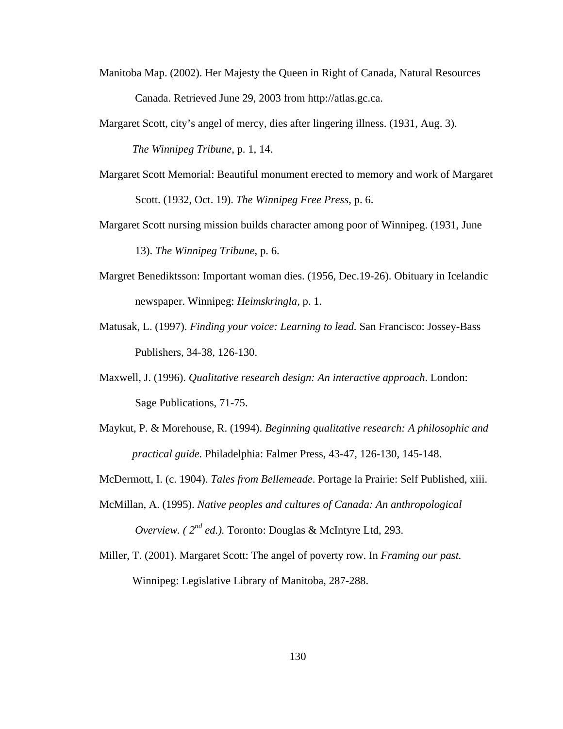Manitoba Map. (2002). Her Majesty the Queen in Right of Canada, Natural Resources Canada. Retrieved June 29, 2003 from http://atlas.gc.ca.

Margaret Scott, city's angel of mercy, dies after lingering illness. (1931, Aug. 3). *The Winnipeg Tribune*, p. 1, 14.

Margaret Scott Memorial: Beautiful monument erected to memory and work of Margaret Scott. (1932, Oct. 19). *The Winnipeg Free Press*, p. 6.

Margaret Scott nursing mission builds character among poor of Winnipeg. (1931, June 13). *The Winnipeg Tribune*, p. 6.

Margret Benediktsson: Important woman dies. (1956, Dec.19-26). Obituary in Icelandic newspaper. Winnipeg: *Heimskringla*, p. 1.

Matusak, L. (1997). *Finding your voice: Learning to lead.* San Francisco: Jossey-Bass Publishers, 34-38, 126-130.

Maxwell, J. (1996). *Qualitative research design: An interactive approach*. London: Sage Publications, 71-75.

Maykut, P. & Morehouse, R. (1994). *Beginning qualitative research: A philosophic and practical guide.* Philadelphia: Falmer Press, 43-47, 126-130, 145-148.

McDermott, I. (c. 1904). *Tales from Bellemeade*. Portage la Prairie: Self Published, xiii.

McMillan, A. (1995). *Native peoples and cultures of Canada: An anthropological Overview. ( 2nd ed.).* Toronto: Douglas & McIntyre Ltd, 293.

Miller, T. (2001). Margaret Scott: The angel of poverty row. In *Framing our past.* Winnipeg: Legislative Library of Manitoba, 287-288.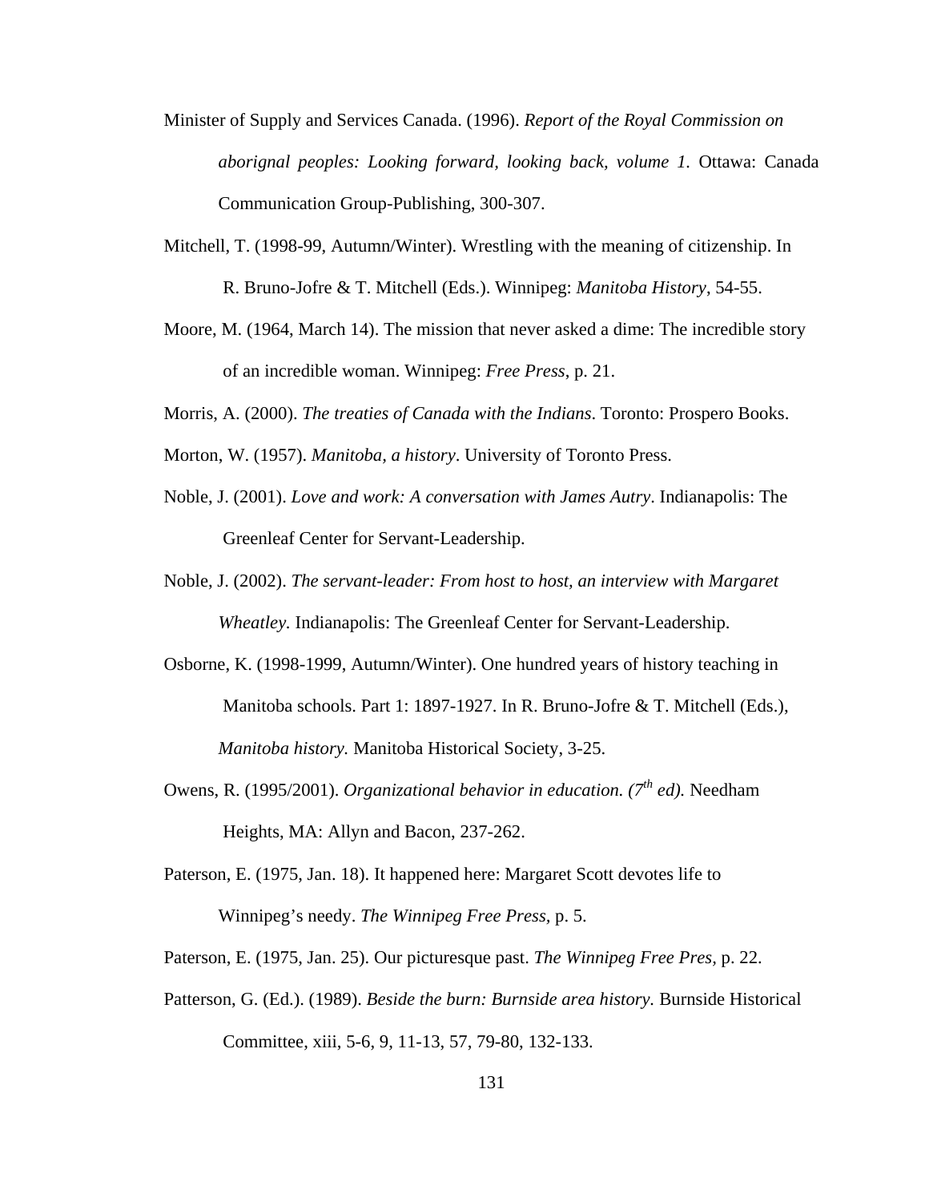Minister of Supply and Services Canada. (1996). *Report of the Royal Commission on aborignal peoples: Looking forward, looking back, volume 1.* Ottawa: Canada Communication Group-Publishing, 300-307.

Mitchell, T. (1998-99, Autumn/Winter). Wrestling with the meaning of citizenship. In R. Bruno-Jofre & T. Mitchell (Eds.). Winnipeg: *Manitoba History*, 54-55.

Moore, M. (1964, March 14). The mission that never asked a dime: The incredible story of an incredible woman. Winnipeg: *Free Press*, p. 21.

Morris, A. (2000). *The treaties of Canada with the Indians*. Toronto: Prospero Books.

Morton, W. (1957). *Manitoba, a history*. University of Toronto Press.

Noble, J. (2001). *Love and work: A conversation with James Autry*. Indianapolis: The Greenleaf Center for Servant-Leadership.

Noble, J. (2002). *The servant-leader: From host to host, an interview with Margaret Wheatley.* Indianapolis: The Greenleaf Center for Servant-Leadership.

Osborne, K. (1998-1999, Autumn/Winter). One hundred years of history teaching in Manitoba schools. Part 1: 1897-1927. In R. Bruno-Jofre & T. Mitchell (Eds.), *Manitoba history.* Manitoba Historical Society, 3-25.

Owens, R. (1995/2001). *Organizational behavior in education. (7th ed).* Needham Heights, MA: Allyn and Bacon, 237-262.

Paterson, E. (1975, Jan. 18). It happened here: Margaret Scott devotes life to Winnipeg's needy. *The Winnipeg Free Press*, p. 5.

Paterson, E. (1975, Jan. 25). Our picturesque past. *The Winnipeg Free Pres*, p. 22.

Patterson, G. (Ed.). (1989). *Beside the burn: Burnside area history.* Burnside Historical Committee, xiii, 5-6, 9, 11-13, 57, 79-80, 132-133.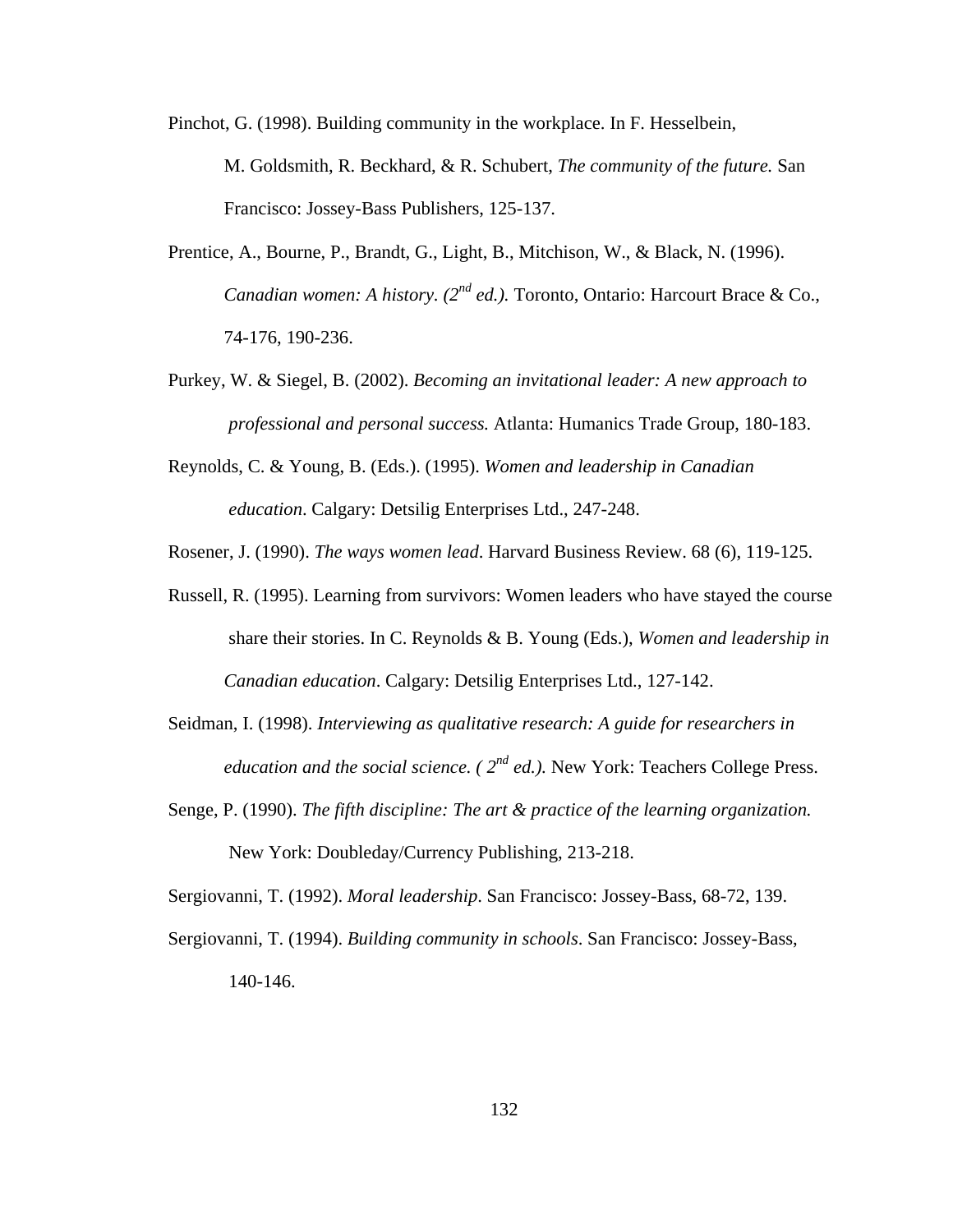Pinchot, G. (1998). Building community in the workplace. In F. Hesselbein, M. Goldsmith, R. Beckhard, & R. Schubert, *The community of the future.* San Francisco: Jossey-Bass Publishers, 125-137.

Prentice, A., Bourne, P., Brandt, G., Light, B., Mitchison, W., & Black, N. (1996). *Canadian women: A history. (2nd ed.).* Toronto, Ontario: Harcourt Brace & Co., 74-176, 190-236.

Purkey, W. & Siegel, B. (2002). *Becoming an invitational leader: A new approach to professional and personal success.* Atlanta: Humanics Trade Group, 180-183.

Reynolds, C. & Young, B. (Eds.). (1995). *Women and leadership in Canadian education*. Calgary: Detsilig Enterprises Ltd., 247-248.

Rosener, J. (1990). *The ways women lead*. Harvard Business Review. 68 (6), 119-125.

Russell, R. (1995). Learning from survivors: Women leaders who have stayed the course share their stories. In C. Reynolds & B. Young (Eds.), *Women and leadership in Canadian education*. Calgary: Detsilig Enterprises Ltd., 127-142.

Seidman, I. (1998). *Interviewing as qualitative research: A guide for researchers in education and the social science. ( 2nd ed.).* New York: Teachers College Press.

Senge, P. (1990). *The fifth discipline: The art & practice of the learning organization.* New York: Doubleday/Currency Publishing, 213-218.

Sergiovanni, T. (1992). *Moral leadership*. San Francisco: Jossey-Bass, 68-72, 139.

Sergiovanni, T. (1994). *Building community in schools*. San Francisco: Jossey-Bass, 140-146.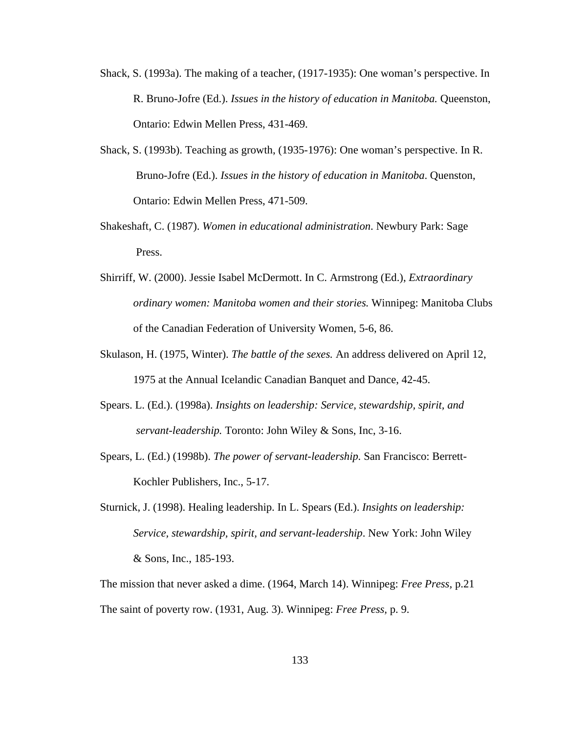Shack, S. (1993a). The making of a teacher, (1917-1935): One woman's perspective. In R. Bruno-Jofre (Ed.). *Issues in the history of education in Manitoba.* Queenston, Ontario: Edwin Mellen Press, 431-469.

Shack, S. (1993b). Teaching as growth, (1935-1976): One woman's perspective. In R. Bruno-Jofre (Ed.). *Issues in the history of education in Manitoba*. Quenston, Ontario: Edwin Mellen Press, 471-509.

Shakeshaft, C. (1987). *Women in educational administration*. Newbury Park: Sage Press.

Shirriff, W. (2000). Jessie Isabel McDermott. In C. Armstrong (Ed.), *Extraordinary ordinary women: Manitoba women and their stories.* Winnipeg: Manitoba Clubs of the Canadian Federation of University Women, 5-6, 86.

Skulason, H. (1975, Winter). *The battle of the sexes.* An address delivered on April 12, 1975 at the Annual Icelandic Canadian Banquet and Dance, 42-45.

Spears. L. (Ed.). (1998a). *Insights on leadership: Service, stewardship, spirit, and servant-leadership.* Toronto: John Wiley & Sons, Inc, 3-16.

Spears, L. (Ed.) (1998b). *The power of servant-leadership.* San Francisco: Berrett-Kochler Publishers, Inc., 5-17.

Sturnick, J. (1998). Healing leadership. In L. Spears (Ed.). *Insights on leadership: Service, stewardship, spirit, and servant-leadership*. New York: John Wiley & Sons, Inc., 185-193.

The mission that never asked a dime. (1964, March 14). Winnipeg: *Free Press,* p.21

The saint of poverty row. (1931, Aug. 3). Winnipeg: *Free Press,* p. 9.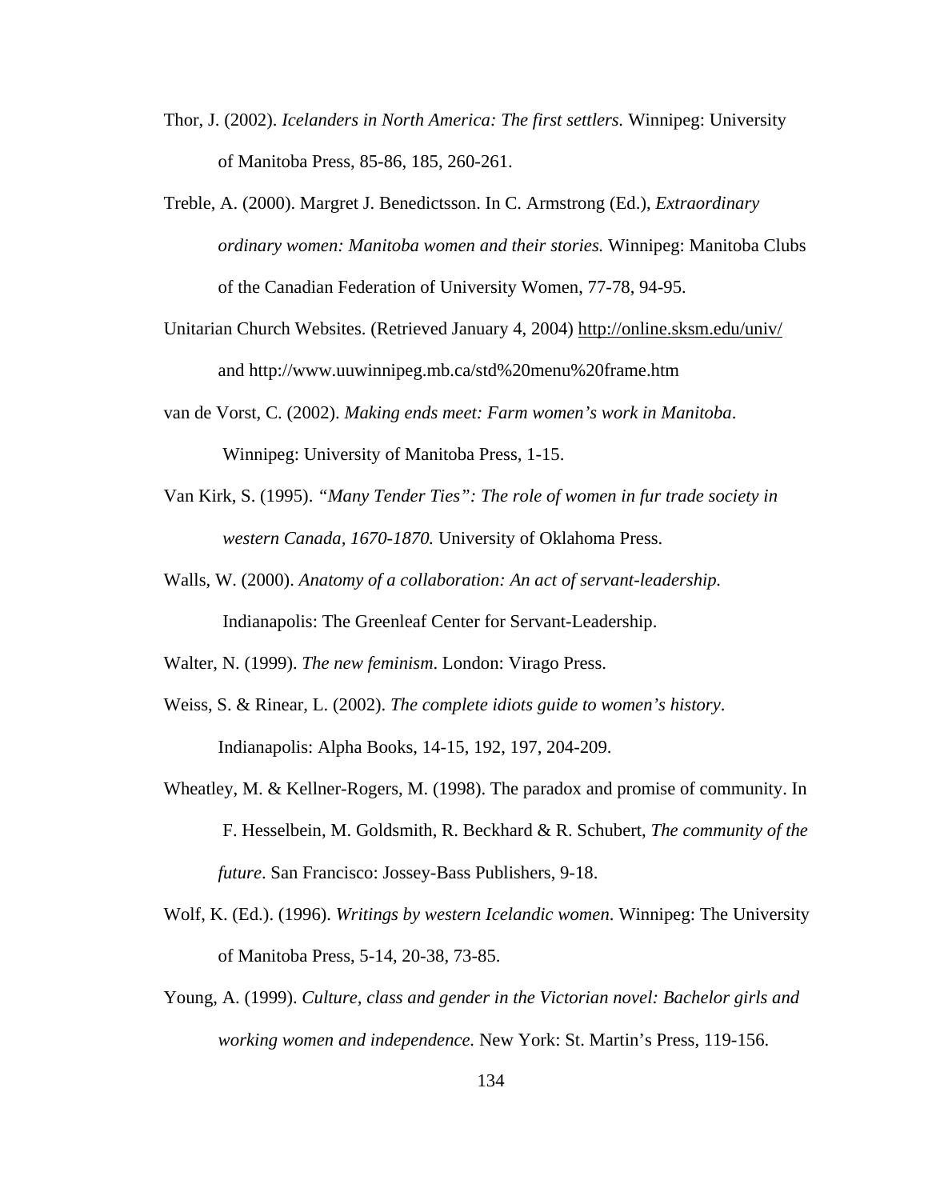Thor, J. (2002). *Icelanders in North America: The first settlers.* Winnipeg: University of Manitoba Press, 85-86, 185, 260-261.

Treble, A. (2000). Margret J. Benedictsson. In C. Armstrong (Ed.), *Extraordinary ordinary women: Manitoba women and their stories.* Winnipeg: Manitoba Clubs of the Canadian Federation of University Women, 77-78, 94-95.

Unitarian Church Websites. (Retrieved January 4, 2004) http://online.sksm.edu/univ/ and http://www.uuwinnipeg.mb.ca/std%20menu%20frame.htm

van de Vorst, C. (2002). *Making ends meet: Farm women's work in Manitoba*. Winnipeg: University of Manitoba Press, 1-15.

Van Kirk, S. (1995). *"Many Tender Ties": The role of women in fur trade society in western Canada, 1670-1870.* University of Oklahoma Press.

Walls, W. (2000). *Anatomy of a collaboration: An act of servant-leadership.* Indianapolis: The Greenleaf Center for Servant-Leadership.

Walter, N. (1999). *The new feminism*. London: Virago Press.

Weiss, S. & Rinear, L. (2002). *The complete idiots guide to women's history*. Indianapolis: Alpha Books, 14-15, 192, 197, 204-209.

Wheatley, M. & Kellner-Rogers, M. (1998). The paradox and promise of community. In F. Hesselbein, M. Goldsmith, R. Beckhard & R. Schubert, *The community of the future*. San Francisco: Jossey-Bass Publishers, 9-18.

Wolf, K. (Ed.). (1996). *Writings by western Icelandic women*. Winnipeg: The University of Manitoba Press, 5-14, 20-38, 73-85.

Young, A. (1999). *Culture, class and gender in the Victorian novel: Bachelor girls and working women and independence.* New York: St. Martin's Press, 119-156.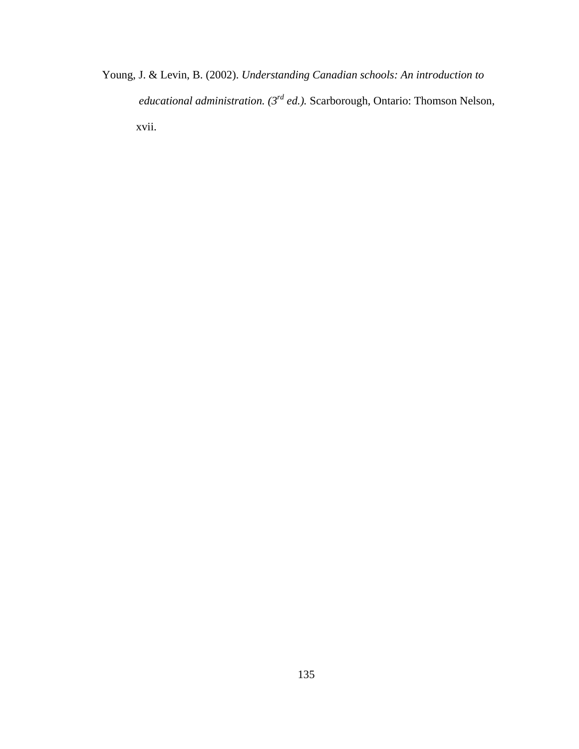Young, J. & Levin, B. (2002). *Understanding Canadian schools: An introduction to educational administration. (3rd ed.).* Scarborough, Ontario: Thomson Nelson, xvii.